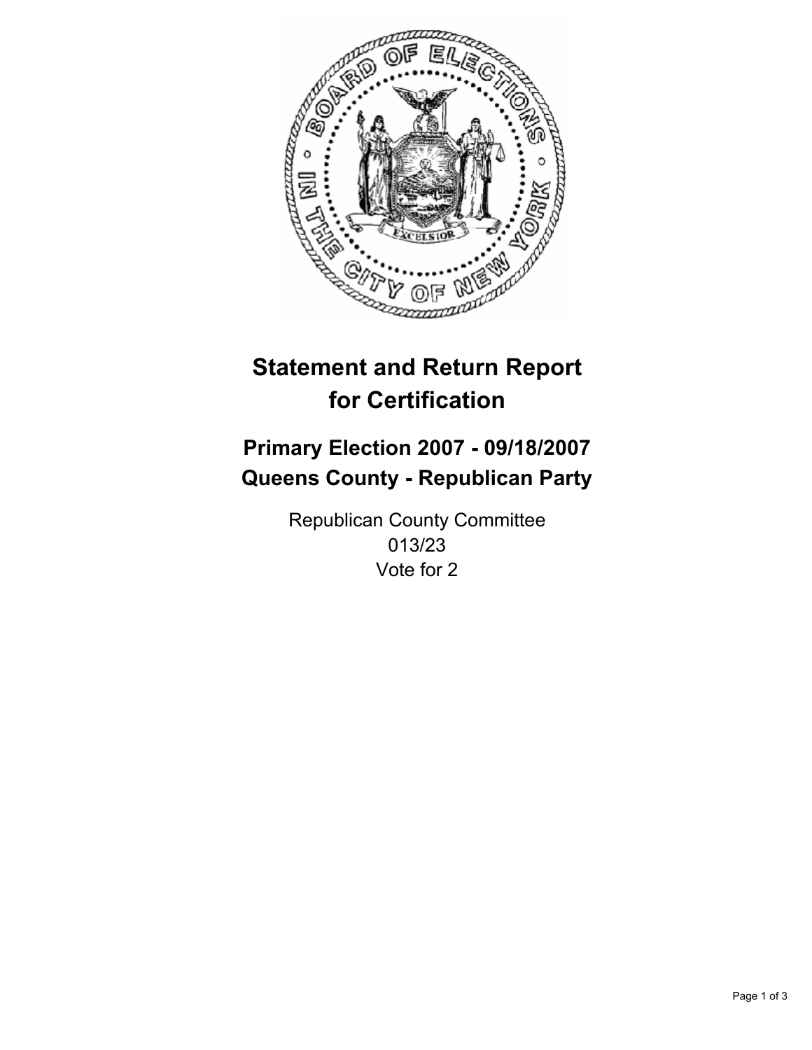# Statement and Return Report for Certification

## Primary Election 2007 - 09/18/2007
## Queens County - Republican Party

Republican County Committee
013/23
Vote for 2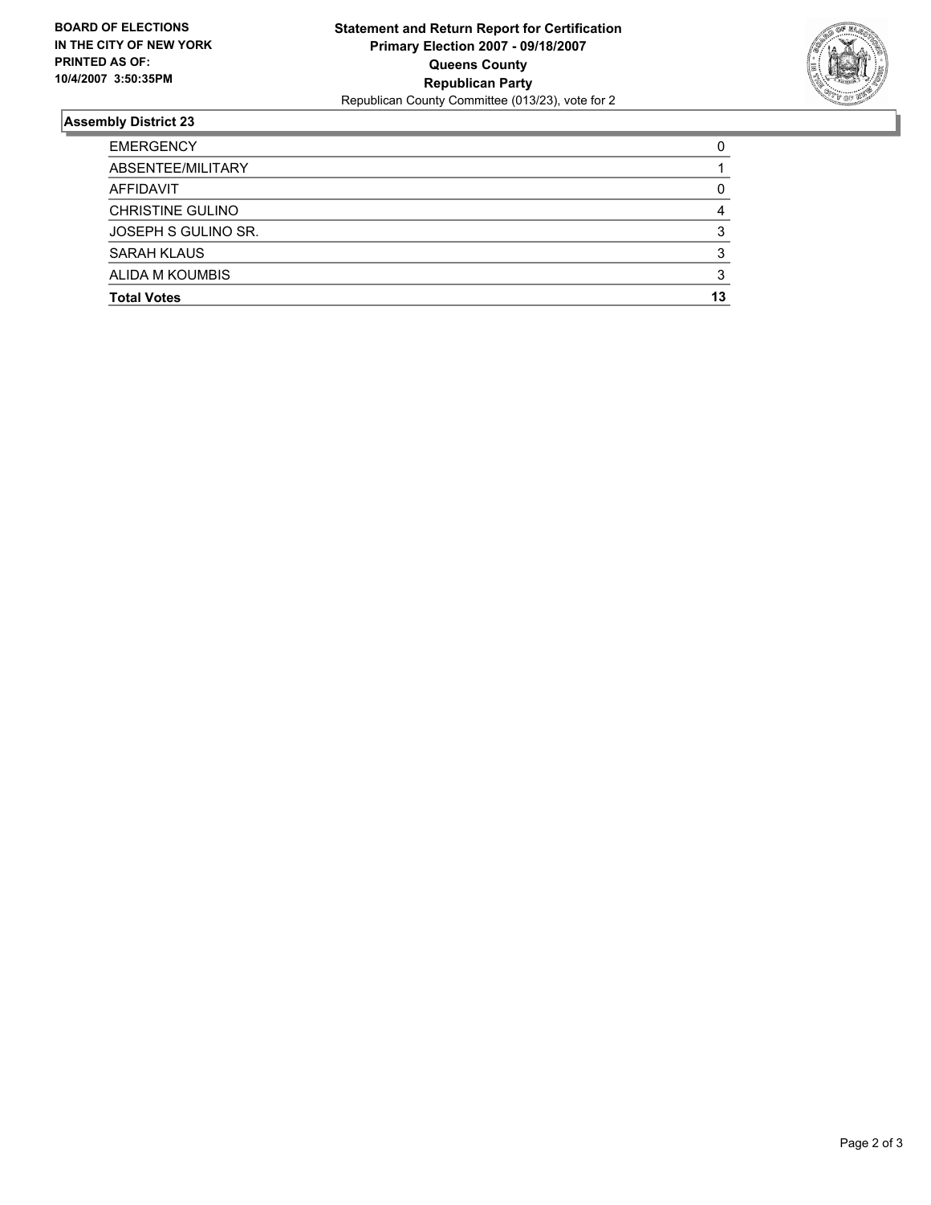**BOARD OF ELECTIONS IN THE CITY OF NEW YORK PRINTED AS OF: 10/4/2007 3:50:35PM**

**Statement and Return Report for Certification**
**Primary Election 2007 - 09/18/2007**
**Queens County**
**Republican Party**
Republican County Committee (013/23), vote for 2

### Assembly District 23

| | |
|---|---|
| EMERGENCY | 0 |
| ABSENTEE/MILITARY | 1 |
| AFFIDAVIT | 0 |
| CHRISTINE GULINO | 4 |
| JOSEPH S GULINO SR. | 3 |
| SARAH KLAUS | 3 |
| ALIDA M KOUMBIS | 3 |
| **Total Votes** | **13** |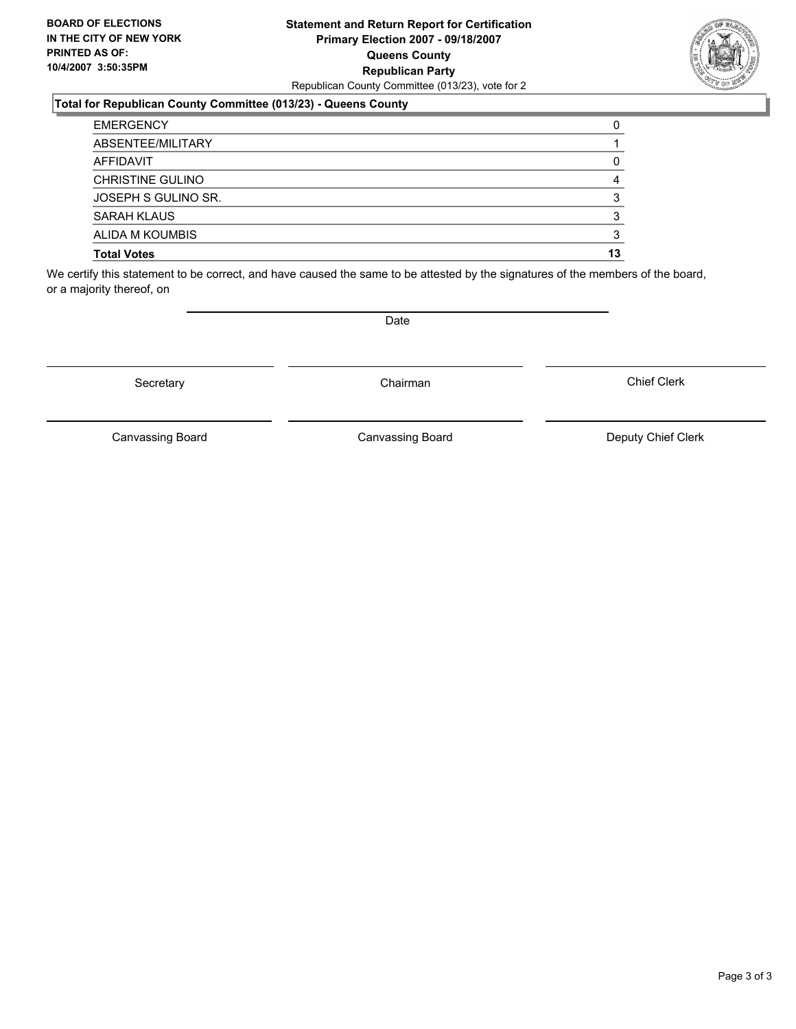**BOARD OF ELECTIONS IN THE CITY OF NEW YORK PRINTED AS OF: 10/4/2007 3:50:35PM**

**Statement and Return Report for Certification**
**Primary Election 2007 - 09/18/2007**
**Queens County**
**Republican Party**
Republican County Committee (013/23), vote for 2

**Total for Republican County Committee (013/23) - Queens County**

| | |
|---|---|
| EMERGENCY | 0 |
| ABSENTEE/MILITARY | 1 |
| AFFIDAVIT | 0 |
| CHRISTINE GULINO | 4 |
| JOSEPH S GULINO SR. | 3 |
| SARAH KLAUS | 3 |
| ALIDA M KOUMBIS | 3 |
| **Total Votes** | **13** |

We certify this statement to be correct, and have caused the same to be attested by the signatures of the members of the board, or a majority thereof, on

Date

Secretary | Chairman | Chief Clerk

Canvassing Board | Canvassing Board | Deputy Chief Clerk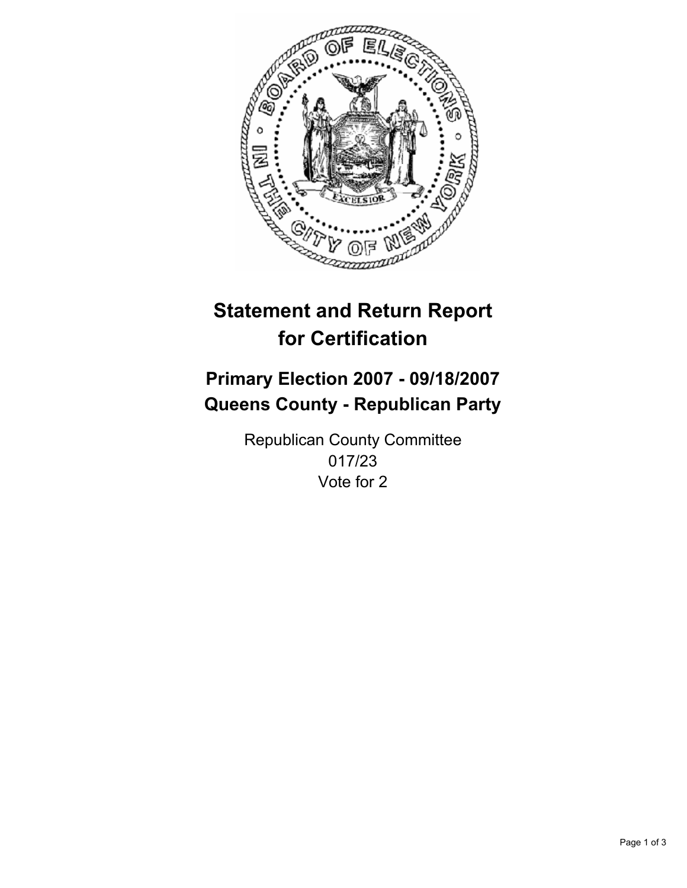# Statement and Return Report for Certification

## Primary Election 2007 - 09/18/2007
## Queens County - Republican Party

Republican County Committee
017/23
Vote for 2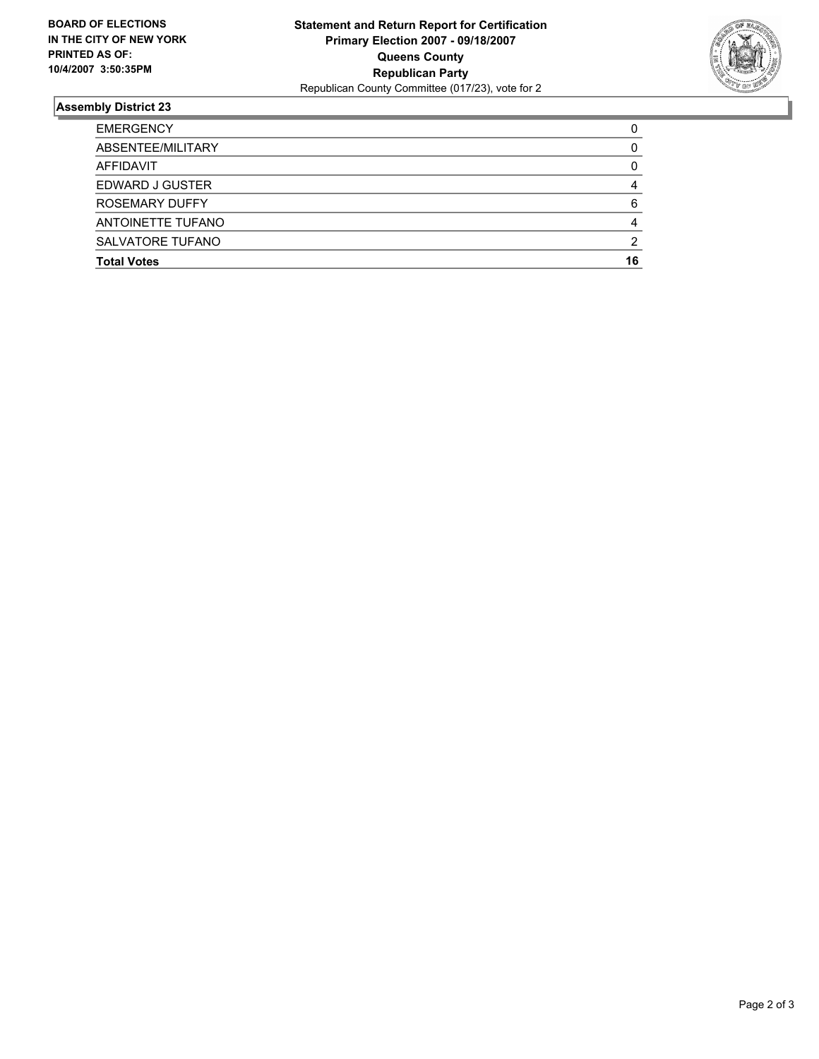**BOARD OF ELECTIONS IN THE CITY OF NEW YORK PRINTED AS OF: 10/4/2007 3:50:35PM**

**Statement and Return Report for Certification**
**Primary Election 2007 - 09/18/2007**
**Queens County**
**Republican Party**
Republican County Committee (017/23), vote for 2

## Assembly District 23

| | |
|---|---|
| EMERGENCY | 0 |
| ABSENTEE/MILITARY | 0 |
| AFFIDAVIT | 0 |
| EDWARD J GUSTER | 4 |
| ROSEMARY DUFFY | 6 |
| ANTOINETTE TUFANO | 4 |
| SALVATORE TUFANO | 2 |
| **Total Votes** | **16** |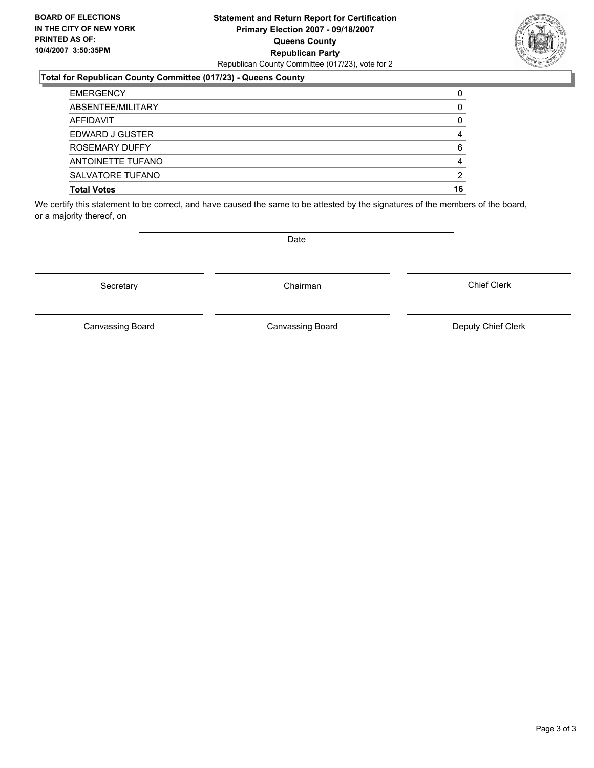**BOARD OF ELECTIONS IN THE CITY OF NEW YORK PRINTED AS OF: 10/4/2007 3:50:35PM**

**Statement and Return Report for Certification**
**Primary Election 2007 - 09/18/2007**
**Queens County**
**Republican Party**
Republican County Committee (017/23), vote for 2

**Total for Republican County Committee (017/23) - Queens County**

| | |
|---|---|
| EMERGENCY | 0 |
| ABSENTEE/MILITARY | 0 |
| AFFIDAVIT | 0 |
| EDWARD J GUSTER | 4 |
| ROSEMARY DUFFY | 6 |
| ANTOINETTE TUFANO | 4 |
| SALVATORE TUFANO | 2 |
| **Total Votes** | **16** |

We certify this statement to be correct, and have caused the same to be attested by the signatures of the members of the board, or a majority thereof, on

Date

Secretary | Chairman | Chief Clerk

Canvassing Board | Canvassing Board | Deputy Chief Clerk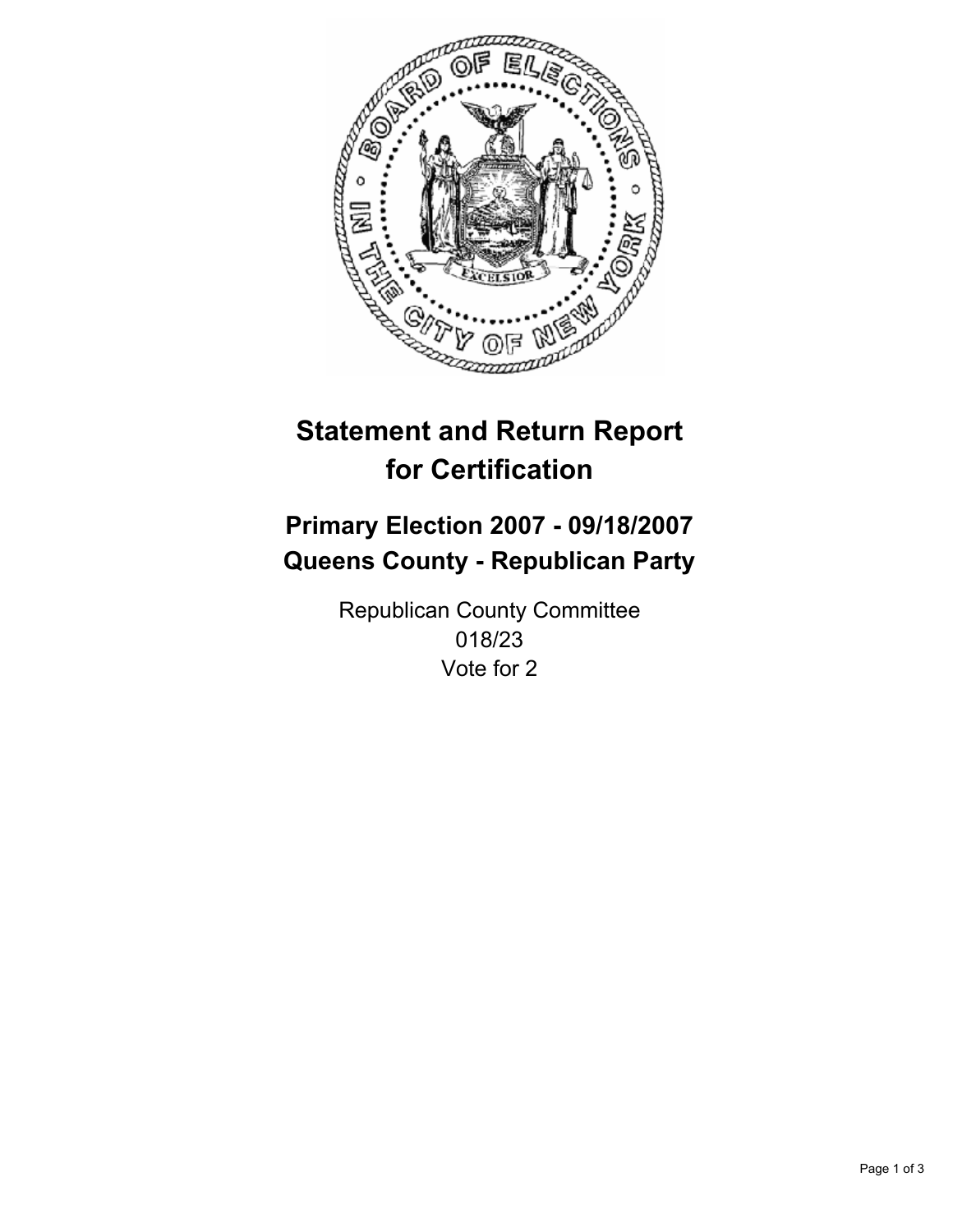# Statement and Return Report for Certification

## Primary Election 2007 - 09/18/2007
## Queens County - Republican Party

Republican County Committee
018/23
Vote for 2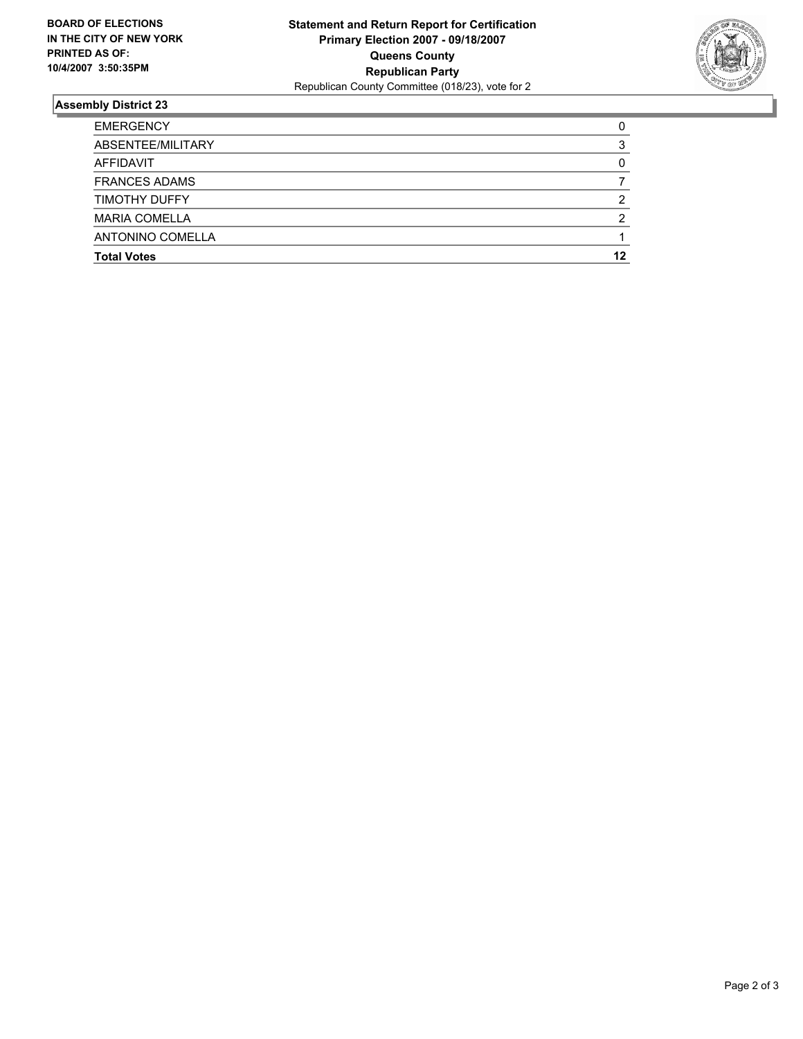**BOARD OF ELECTIONS IN THE CITY OF NEW YORK PRINTED AS OF: 10/4/2007 3:50:35PM**

**Statement and Return Report for Certification**
**Primary Election 2007 - 09/18/2007**
**Queens County**
**Republican Party**
Republican County Committee (018/23), vote for 2

### Assembly District 23

| | |
|---|---|
| EMERGENCY | 0 |
| ABSENTEE/MILITARY | 3 |
| AFFIDAVIT | 0 |
| FRANCES ADAMS | 7 |
| TIMOTHY DUFFY | 2 |
| MARIA COMELLA | 2 |
| ANTONINO COMELLA | 1 |
| **Total Votes** | **12** |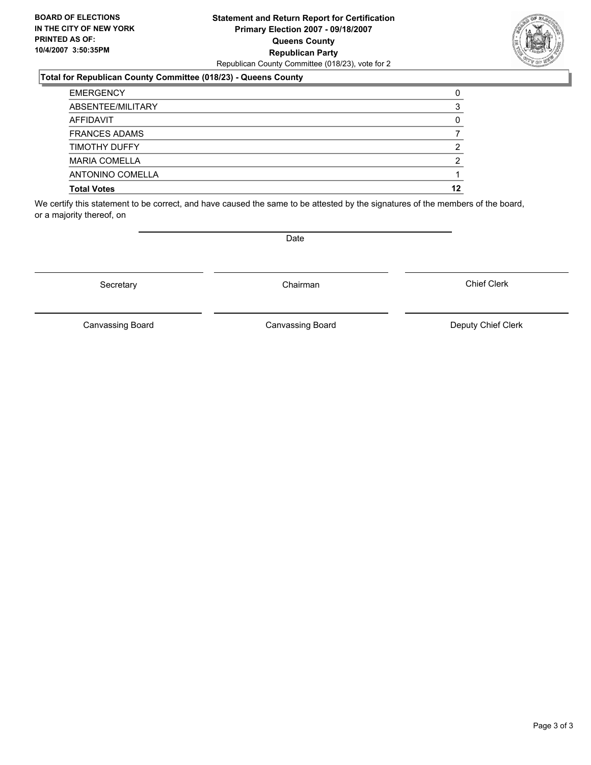**BOARD OF ELECTIONS IN THE CITY OF NEW YORK PRINTED AS OF: 10/4/2007 3:50:35PM**

**Statement and Return Report for Certification**
**Primary Election 2007 - 09/18/2007**
**Queens County**
**Republican Party**
Republican County Committee (018/23), vote for 2

**Total for Republican County Committee (018/23) - Queens County**

| | |
|---|---|
| EMERGENCY | 0 |
| ABSENTEE/MILITARY | 3 |
| AFFIDAVIT | 0 |
| FRANCES ADAMS | 7 |
| TIMOTHY DUFFY | 2 |
| MARIA COMELLA | 2 |
| ANTONINO COMELLA | 1 |
| **Total Votes** | **12** |

We certify this statement to be correct, and have caused the same to be attested by the signatures of the members of the board, or a majority thereof, on

Date

Secretary | Chairman | Chief Clerk

Canvassing Board | Canvassing Board | Deputy Chief Clerk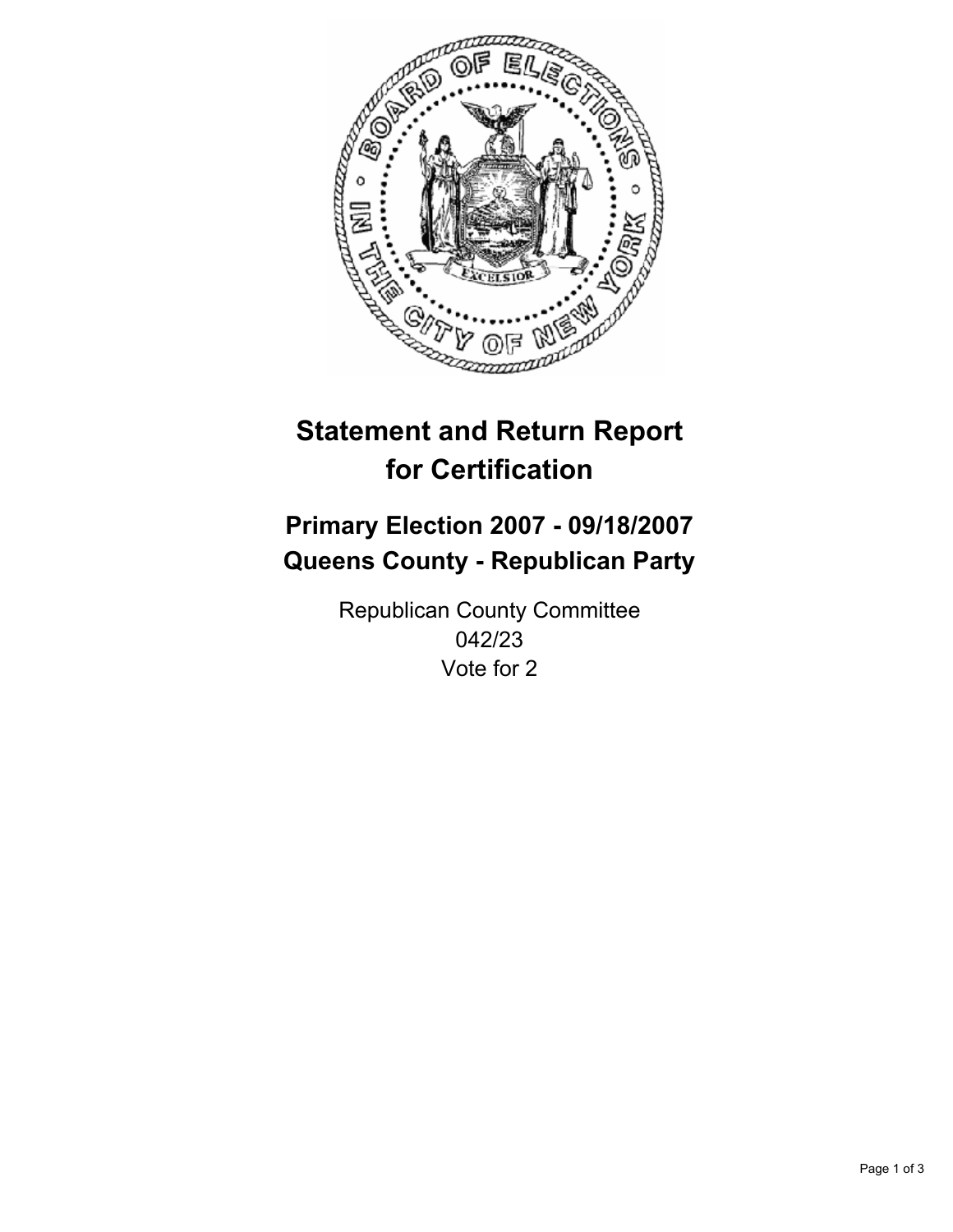# Statement and Return Report for Certification

## Primary Election 2007 - 09/18/2007
## Queens County - Republican Party

Republican County Committee
042/23
Vote for 2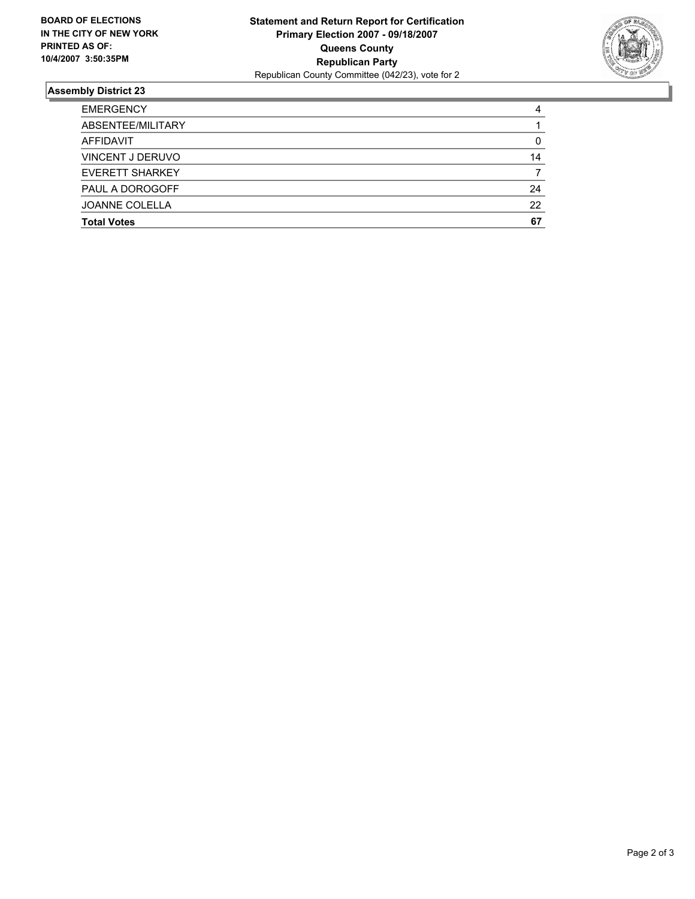**BOARD OF ELECTIONS IN THE CITY OF NEW YORK PRINTED AS OF: 10/4/2007 3:50:35PM**

**Statement and Return Report for Certification**
**Primary Election 2007 - 09/18/2007**
**Queens County**
**Republican Party**
Republican County Committee (042/23), vote for 2

## Assembly District 23

| | |
|---|---|
| EMERGENCY | 4 |
| ABSENTEE/MILITARY | 1 |
| AFFIDAVIT | 0 |
| VINCENT J DERUVO | 14 |
| EVERETT SHARKEY | 7 |
| PAUL A DOROGOFF | 24 |
| JOANNE COLELLA | 22 |
| **Total Votes** | **67** |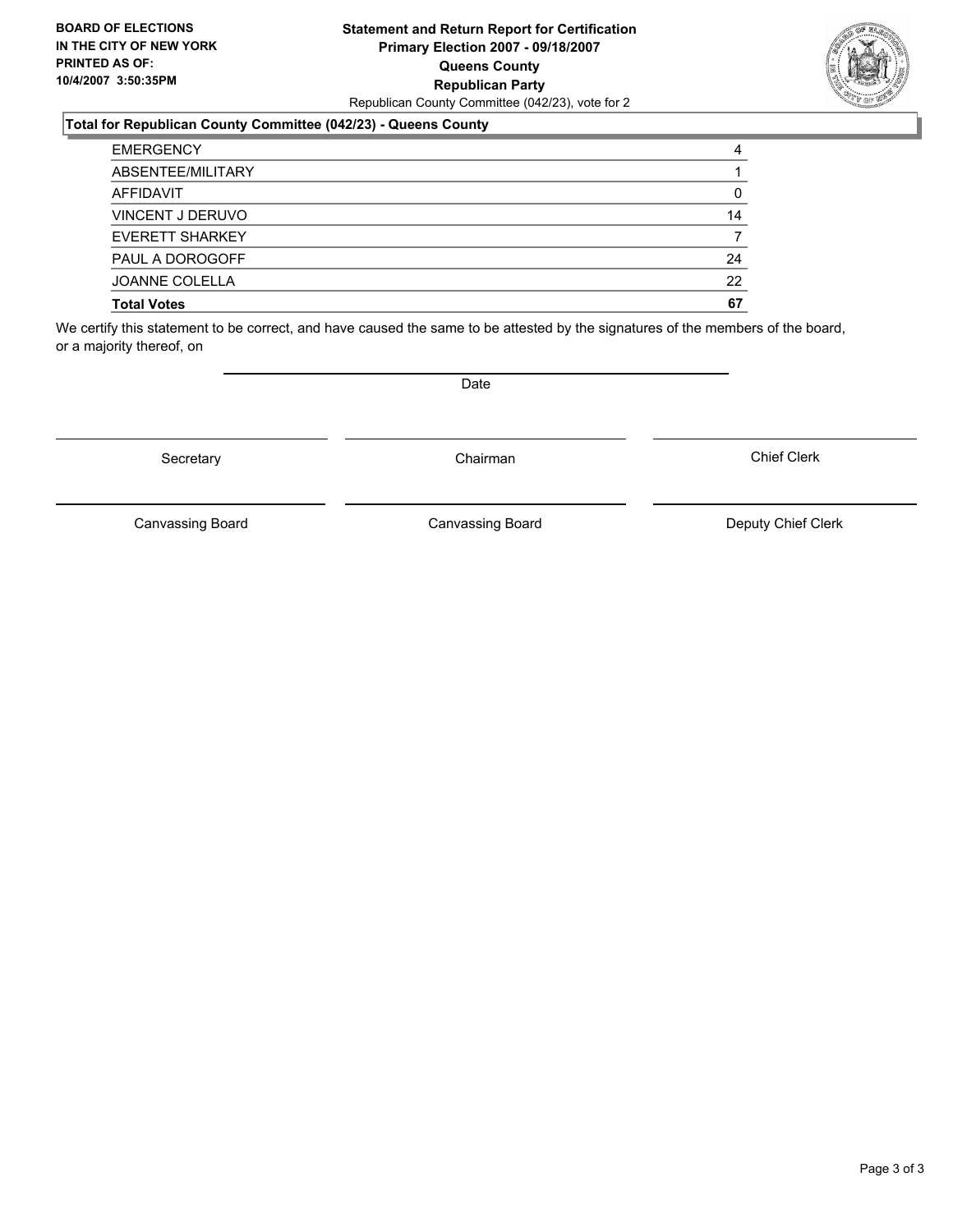**BOARD OF ELECTIONS IN THE CITY OF NEW YORK PRINTED AS OF: 10/4/2007 3:50:35PM**

**Statement and Return Report for Certification**
**Primary Election 2007 - 09/18/2007**
**Queens County**
**Republican Party**
Republican County Committee (042/23), vote for 2

### Total for Republican County Committee (042/23) - Queens County

| | |
|---|---|
| EMERGENCY | 4 |
| ABSENTEE/MILITARY | 1 |
| AFFIDAVIT | 0 |
| VINCENT J DERUVO | 14 |
| EVERETT SHARKEY | 7 |
| PAUL A DOROGOFF | 24 |
| JOANNE COLELLA | 22 |
| **Total Votes** | **67** |

We certify this statement to be correct, and have caused the same to be attested by the signatures of the members of the board, or a majority thereof, on

Date

Secretary | Chairman | Chief Clerk

Canvassing Board | Canvassing Board | Deputy Chief Clerk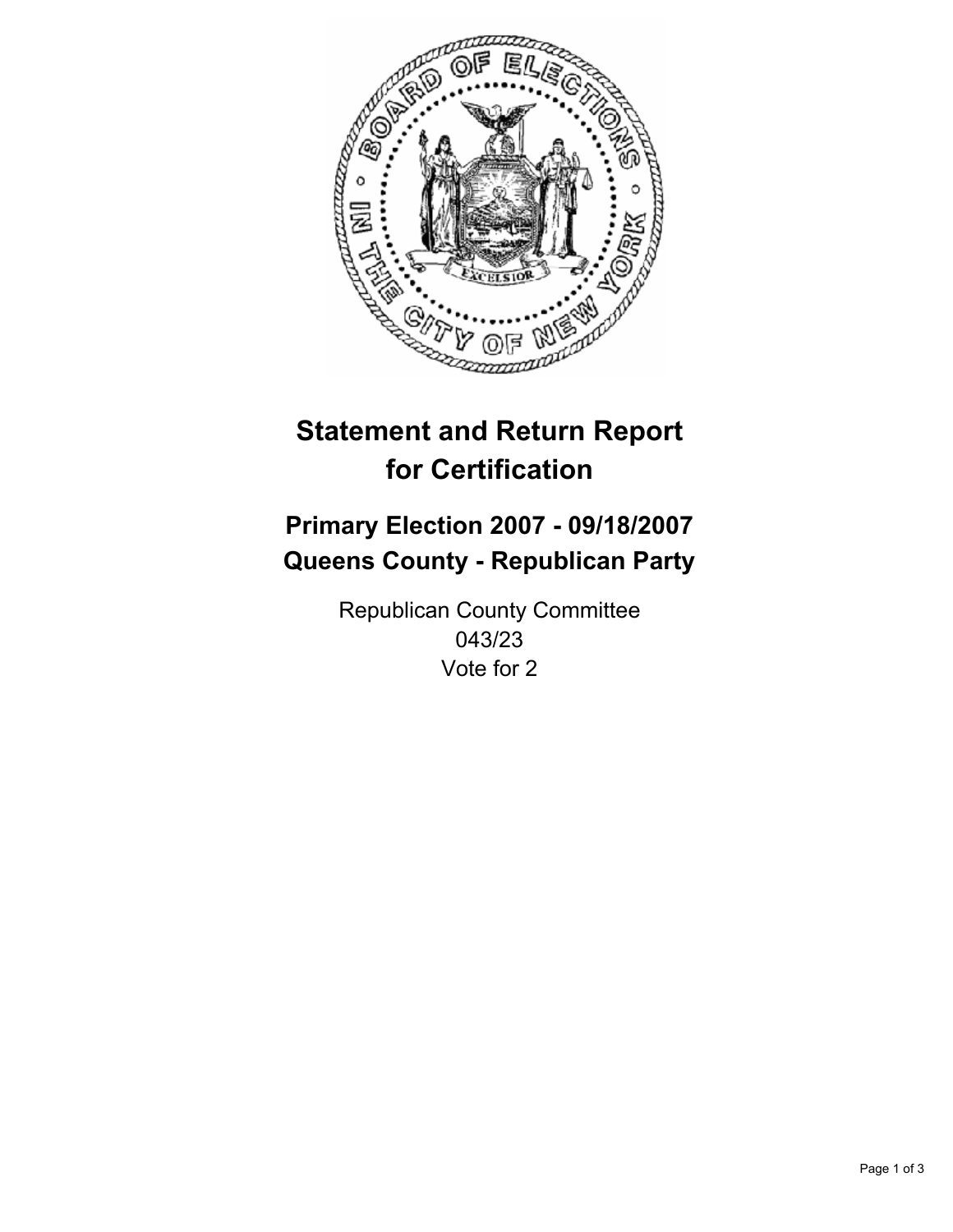# Statement and Return Report for Certification

## Primary Election 2007 - 09/18/2007
## Queens County - Republican Party

Republican County Committee
043/23
Vote for 2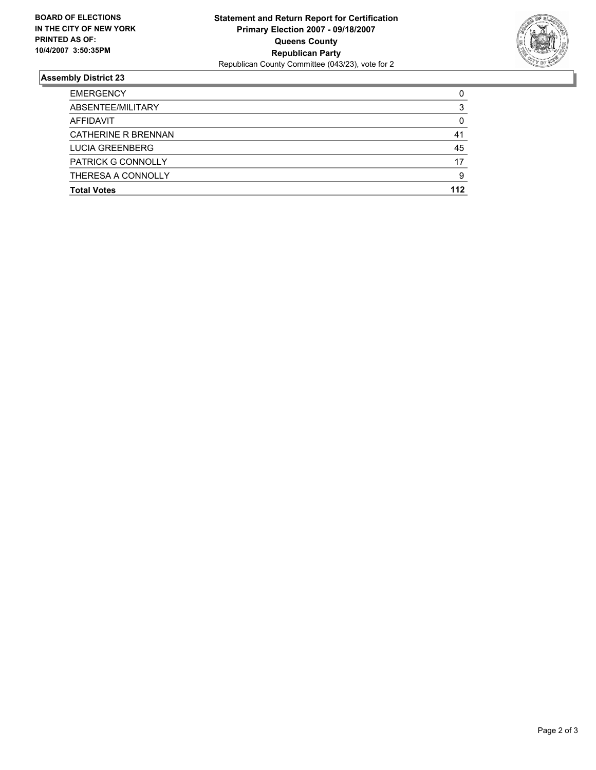**BOARD OF ELECTIONS IN THE CITY OF NEW YORK PRINTED AS OF: 10/4/2007 3:50:35PM**

# Statement and Return Report for Certification
## Primary Election 2007 - 09/18/2007
## Queens County
## Republican Party
Republican County Committee (043/23), vote for 2

### Assembly District 23

| | |
|---|---|
| EMERGENCY | 0 |
| ABSENTEE/MILITARY | 3 |
| AFFIDAVIT | 0 |
| CATHERINE R BRENNAN | 41 |
| LUCIA GREENBERG | 45 |
| PATRICK G CONNOLLY | 17 |
| THERESA A CONNOLLY | 9 |
| **Total Votes** | **112** |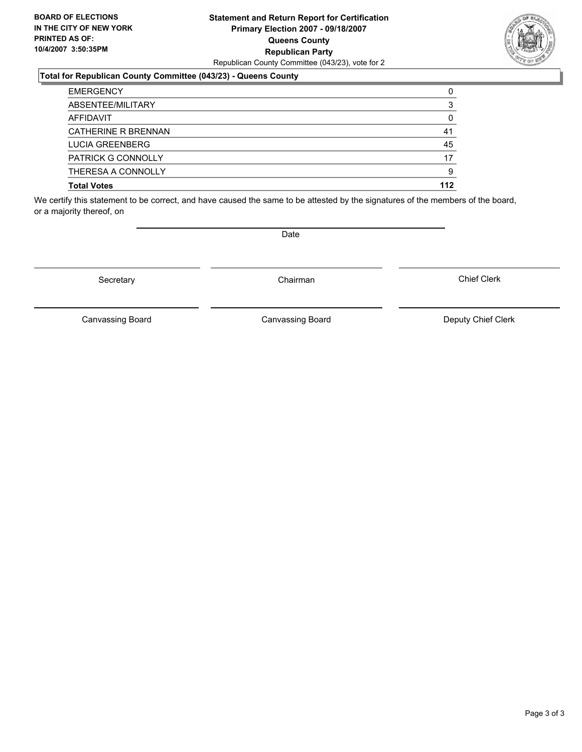**BOARD OF ELECTIONS IN THE CITY OF NEW YORK PRINTED AS OF: 10/4/2007 3:50:35PM**

**Statement and Return Report for Certification**
**Primary Election 2007 - 09/18/2007**
**Queens County**
**Republican Party**
Republican County Committee (043/23), vote for 2

**Total for Republican County Committee (043/23) - Queens County**

| | |
|---|---|
| EMERGENCY | 0 |
| ABSENTEE/MILITARY | 3 |
| AFFIDAVIT | 0 |
| CATHERINE R BRENNAN | 41 |
| LUCIA GREENBERG | 45 |
| PATRICK G CONNOLLY | 17 |
| THERESA A CONNOLLY | 9 |
| **Total Votes** | **112** |

We certify this statement to be correct, and have caused the same to be attested by the signatures of the members of the board, or a majority thereof, on

Date

Secretary | Chairman | Chief Clerk

Canvassing Board | Canvassing Board | Deputy Chief Clerk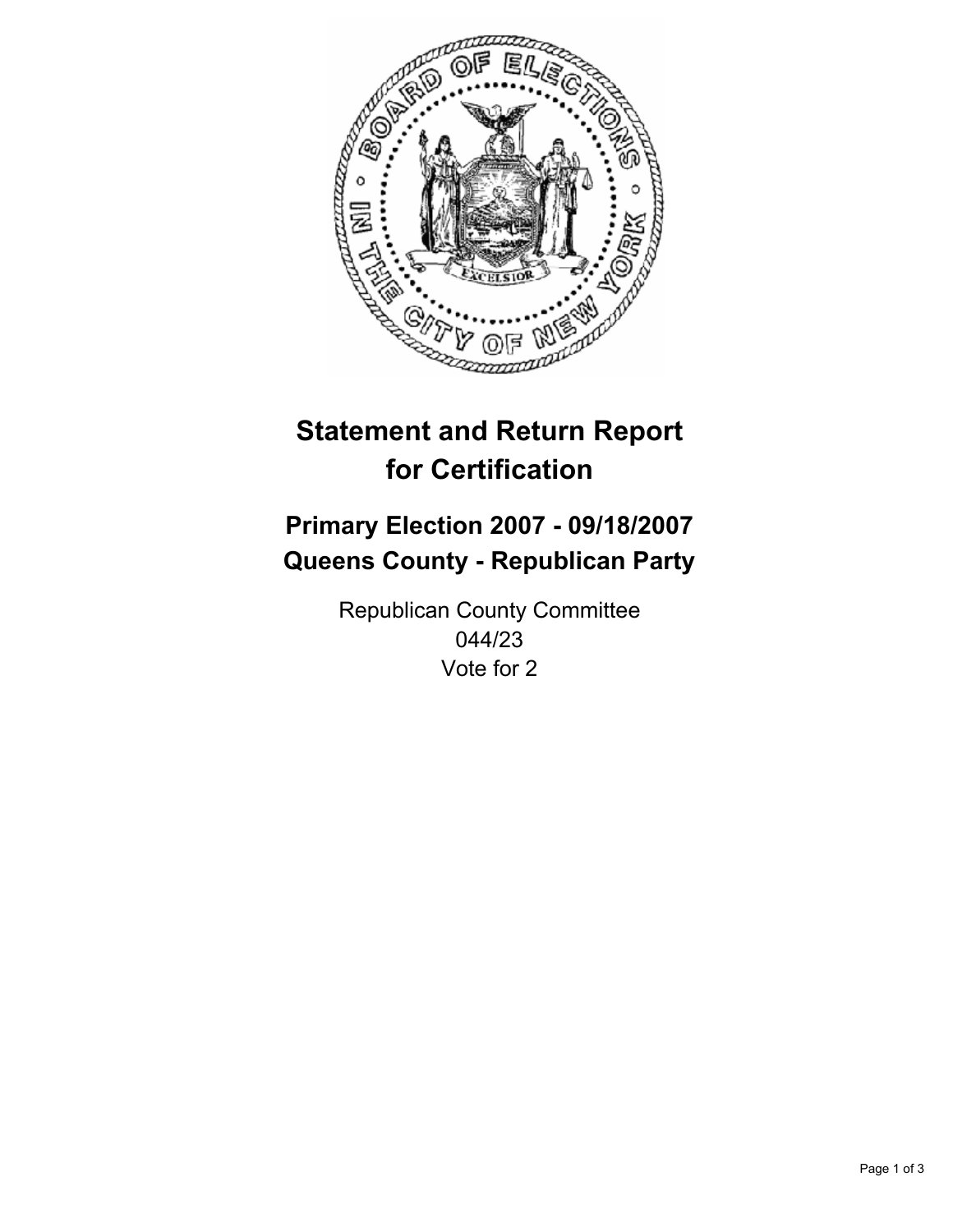# Statement and Return Report for Certification

## Primary Election 2007 - 09/18/2007
## Queens County - Republican Party

Republican County Committee
044/23
Vote for 2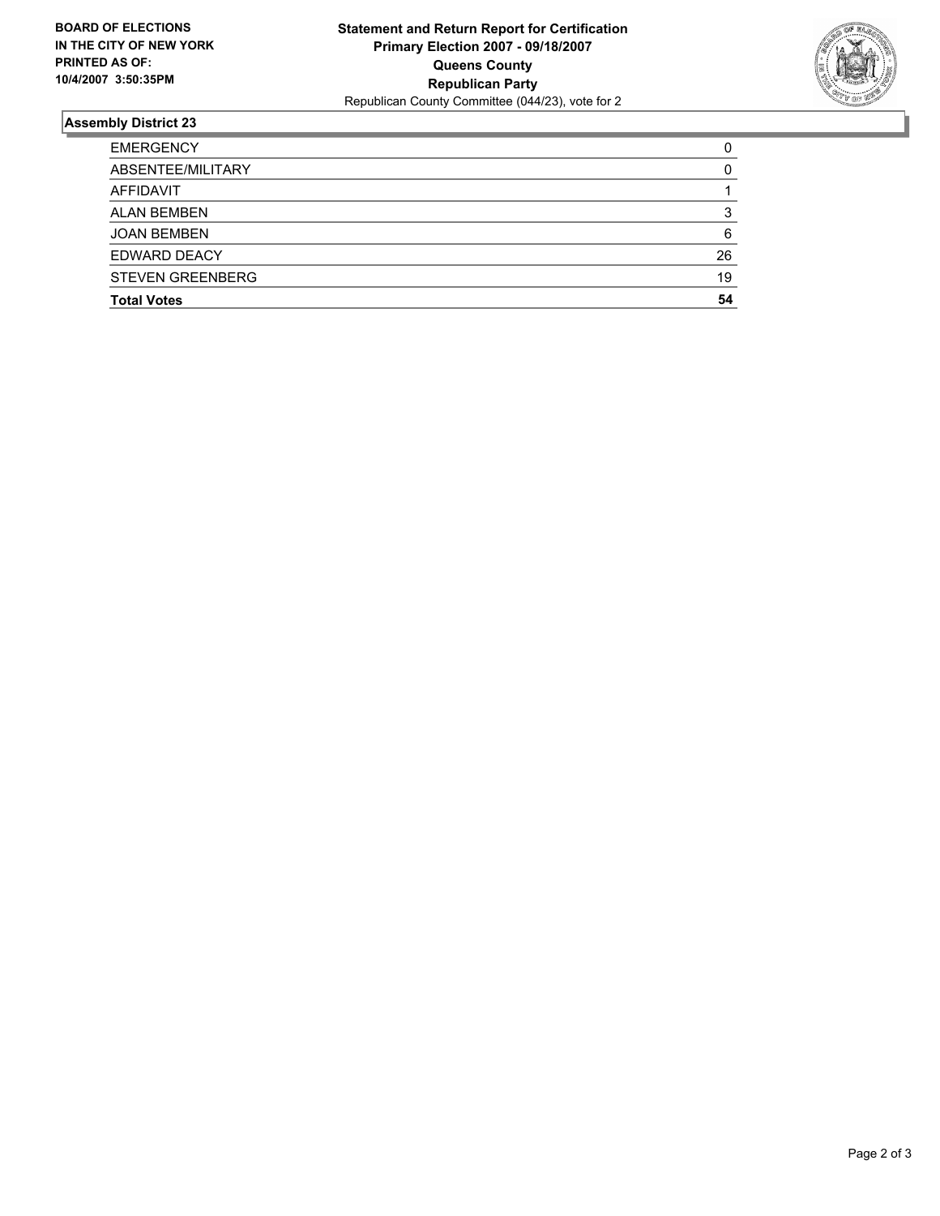**BOARD OF ELECTIONS IN THE CITY OF NEW YORK PRINTED AS OF: 10/4/2007 3:50:35PM**

**Statement and Return Report for Certification**
**Primary Election 2007 - 09/18/2007**
**Queens County**
**Republican Party**
Republican County Committee (044/23), vote for 2

## Assembly District 23

| | |
|---|---|
| EMERGENCY | 0 |
| ABSENTEE/MILITARY | 0 |
| AFFIDAVIT | 1 |
| ALAN BEMBEN | 3 |
| JOAN BEMBEN | 6 |
| EDWARD DEACY | 26 |
| STEVEN GREENBERG | 19 |
| **Total Votes** | **54** |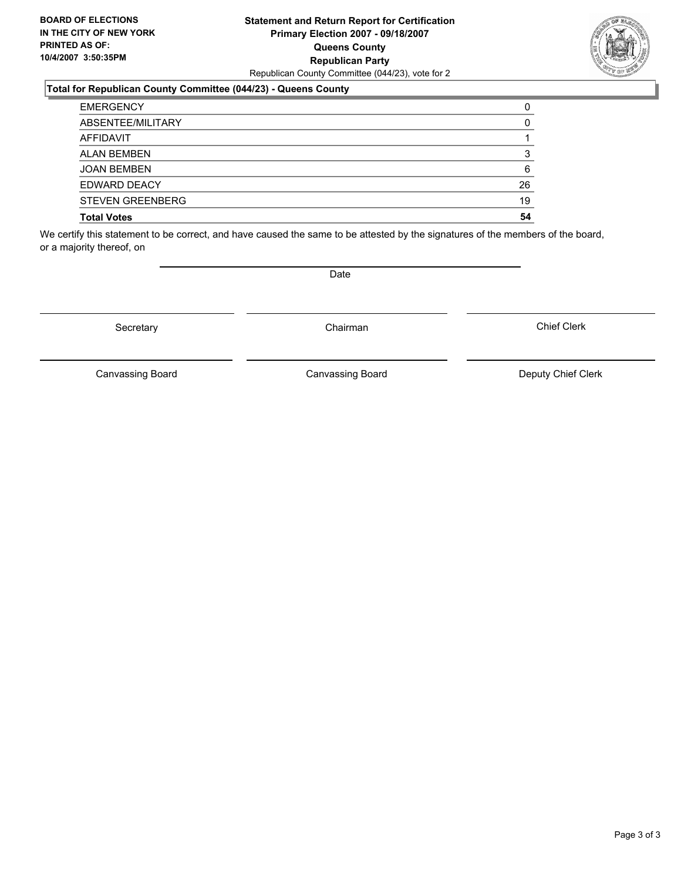**BOARD OF ELECTIONS IN THE CITY OF NEW YORK PRINTED AS OF: 10/4/2007 3:50:35PM**

**Statement and Return Report for Certification**
**Primary Election 2007 - 09/18/2007**
**Queens County**
**Republican Party**
Republican County Committee (044/23), vote for 2

**Total for Republican County Committee (044/23) - Queens County**

| | |
|---|---|
| EMERGENCY | 0 |
| ABSENTEE/MILITARY | 0 |
| AFFIDAVIT | 1 |
| ALAN BEMBEN | 3 |
| JOAN BEMBEN | 6 |
| EDWARD DEACY | 26 |
| STEVEN GREENBERG | 19 |
| **Total Votes** | **54** |

We certify this statement to be correct, and have caused the same to be attested by the signatures of the members of the board, or a majority thereof, on

Date

Secretary | Chairman | Chief Clerk

Canvassing Board | Canvassing Board | Deputy Chief Clerk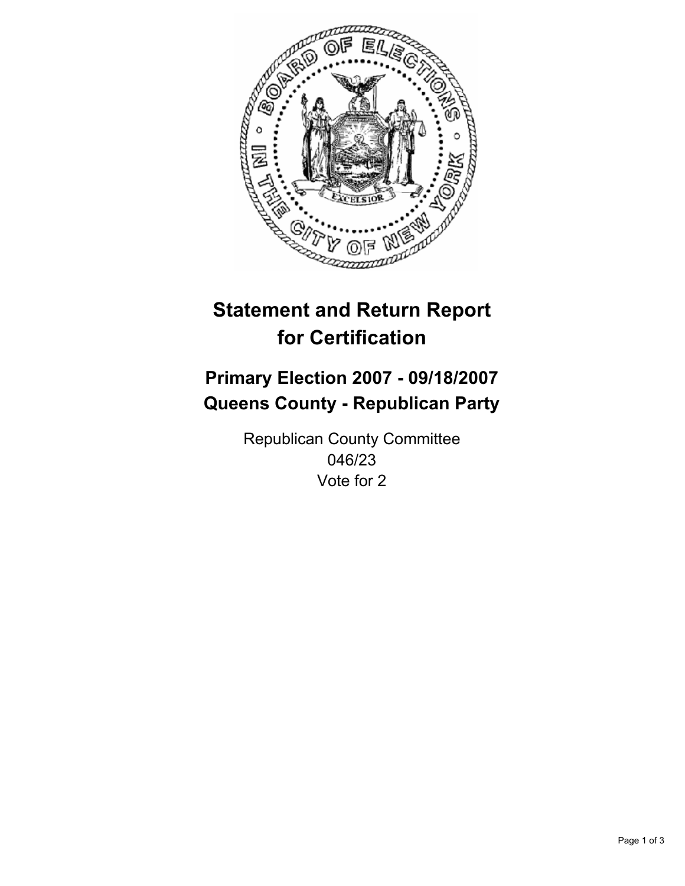# Statement and Return Report for Certification

## Primary Election 2007 - 09/18/2007
## Queens County - Republican Party

Republican County Committee
046/23
Vote for 2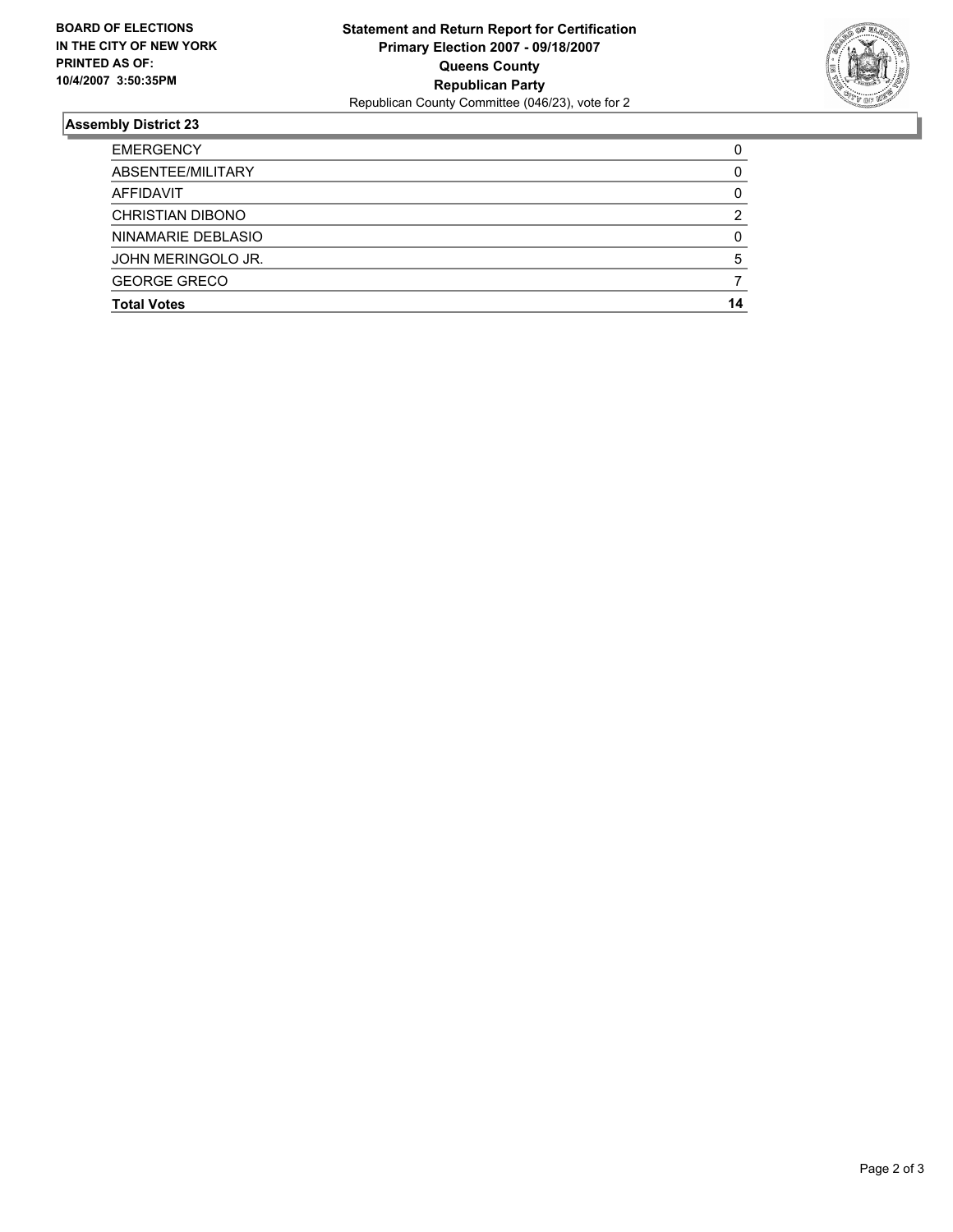**BOARD OF ELECTIONS IN THE CITY OF NEW YORK PRINTED AS OF: 10/4/2007 3:50:35PM**

**Statement and Return Report for Certification**
**Primary Election 2007 - 09/18/2007**
**Queens County**
**Republican Party**
Republican County Committee (046/23), vote for 2

## Assembly District 23

| | |
|---|---|
| EMERGENCY | 0 |
| ABSENTEE/MILITARY | 0 |
| AFFIDAVIT | 0 |
| CHRISTIAN DIBONO | 2 |
| NINAMARIE DEBLASIO | 0 |
| JOHN MERINGOLO JR. | 5 |
| GEORGE GRECO | 7 |
| **Total Votes** | **14** |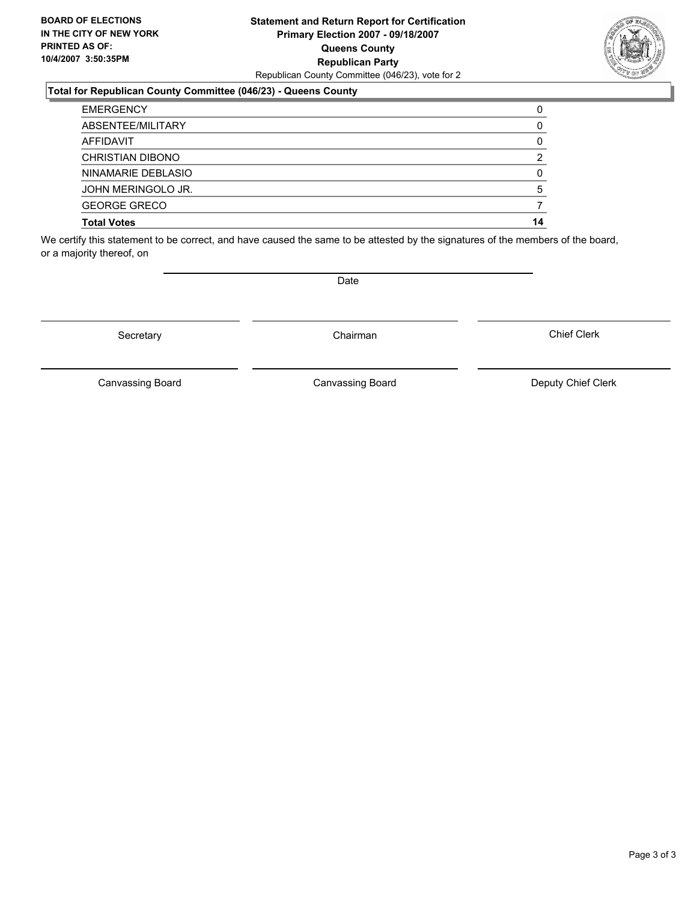**BOARD OF ELECTIONS IN THE CITY OF NEW YORK PRINTED AS OF: 10/4/2007 3:50:35PM**

**Statement and Return Report for Certification**
**Primary Election 2007 - 09/18/2007**
**Queens County**
**Republican Party**
Republican County Committee (046/23), vote for 2

**Total for Republican County Committee (046/23) - Queens County**

| | |
|---|---|
| EMERGENCY | 0 |
| ABSENTEE/MILITARY | 0 |
| AFFIDAVIT | 0 |
| CHRISTIAN DIBONO | 2 |
| NINAMARIE DEBLASIO | 0 |
| JOHN MERINGOLO JR. | 5 |
| GEORGE GRECO | 7 |
| **Total Votes** | **14** |

We certify this statement to be correct, and have caused the same to be attested by the signatures of the members of the board, or a majority thereof, on

Date

Secretary | Chairman | Chief Clerk

Canvassing Board | Canvassing Board | Deputy Chief Clerk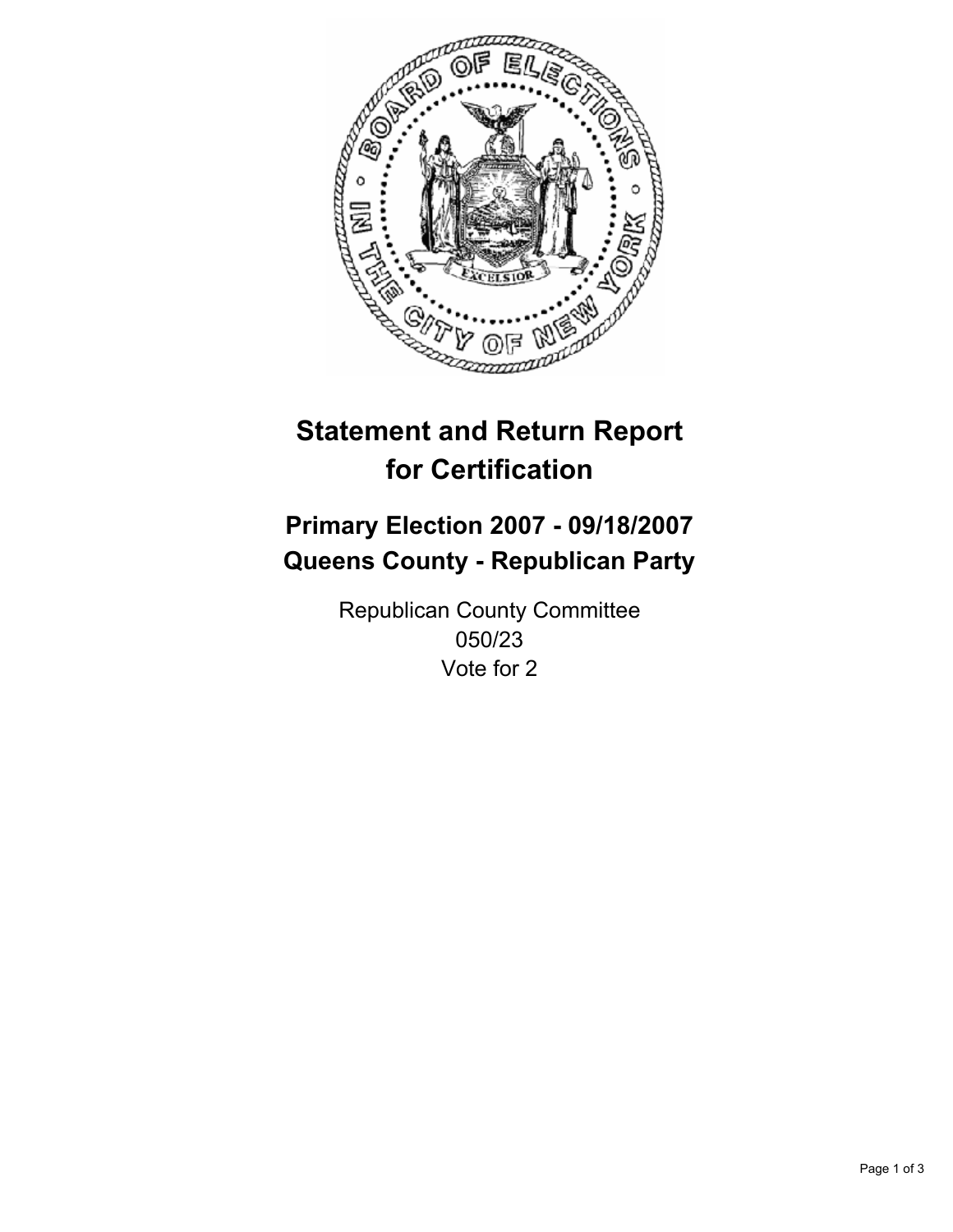# Statement and Return Report for Certification

## Primary Election 2007 - 09/18/2007
## Queens County - Republican Party

Republican County Committee
050/23
Vote for 2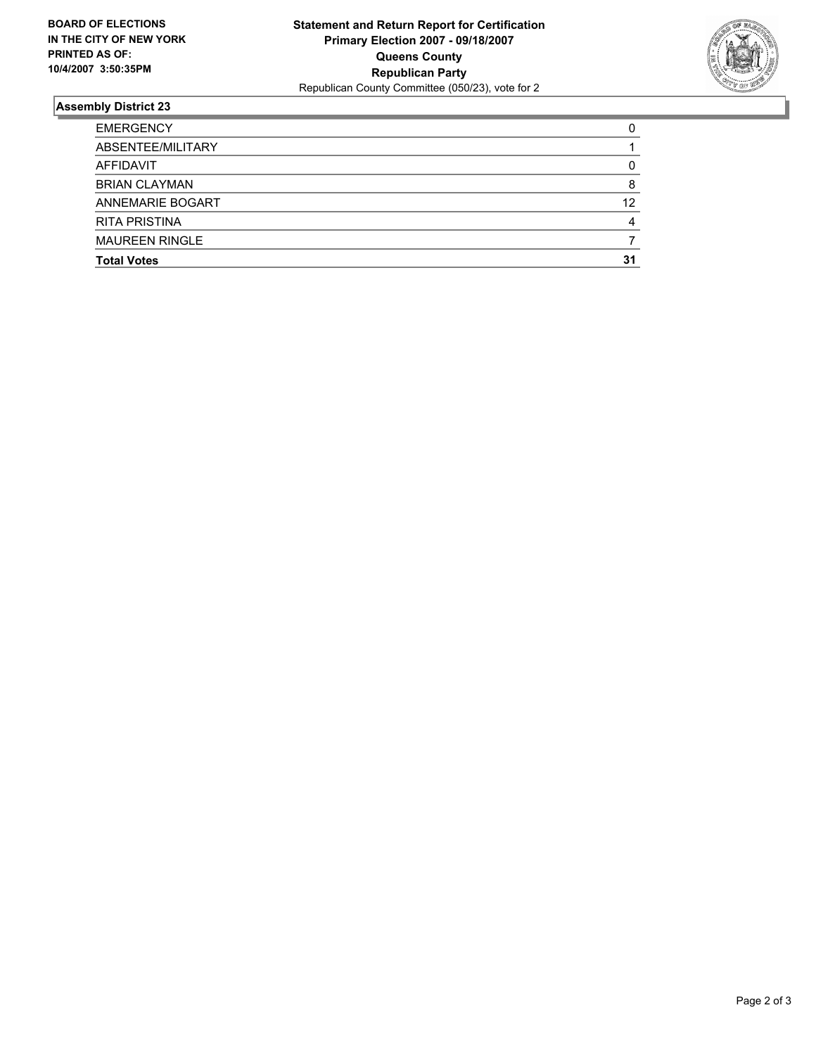**BOARD OF ELECTIONS IN THE CITY OF NEW YORK PRINTED AS OF: 10/4/2007 3:50:35PM**

**Statement and Return Report for Certification**
**Primary Election 2007 - 09/18/2007**
**Queens County**
**Republican Party**
Republican County Committee (050/23), vote for 2

## Assembly District 23

| | |
|---|---|
| EMERGENCY | 0 |
| ABSENTEE/MILITARY | 1 |
| AFFIDAVIT | 0 |
| BRIAN CLAYMAN | 8 |
| ANNEMARIE BOGART | 12 |
| RITA PRISTINA | 4 |
| MAUREEN RINGLE | 7 |
| **Total Votes** | **31** |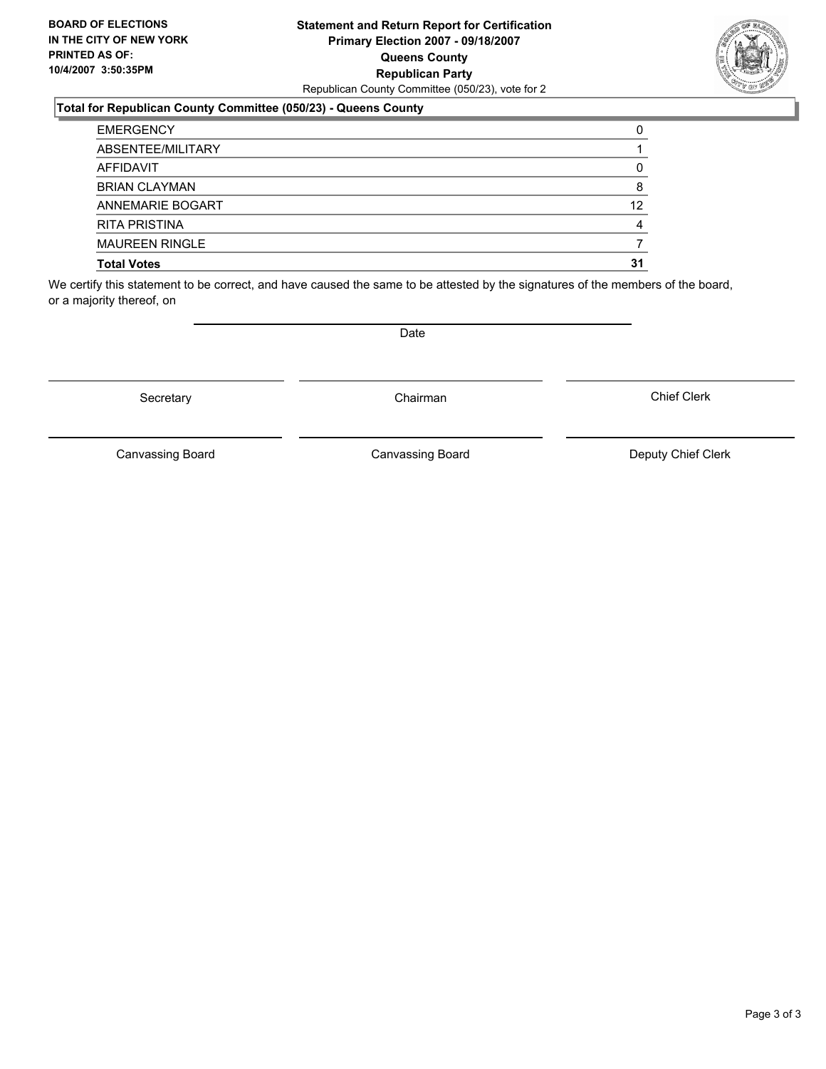**BOARD OF ELECTIONS IN THE CITY OF NEW YORK PRINTED AS OF: 10/4/2007 3:50:35PM**

**Statement and Return Report for Certification**
**Primary Election 2007 - 09/18/2007**
**Queens County**
**Republican Party**
Republican County Committee (050/23), vote for 2

**Total for Republican County Committee (050/23) - Queens County**

| | |
|---|---|
| EMERGENCY | 0 |
| ABSENTEE/MILITARY | 1 |
| AFFIDAVIT | 0 |
| BRIAN CLAYMAN | 8 |
| ANNEMARIE BOGART | 12 |
| RITA PRISTINA | 4 |
| MAUREEN RINGLE | 7 |
| **Total Votes** | **31** |

We certify this statement to be correct, and have caused the same to be attested by the signatures of the members of the board, or a majority thereof, on

Date

Secretary | Chairman | Chief Clerk

Canvassing Board | Canvassing Board | Deputy Chief Clerk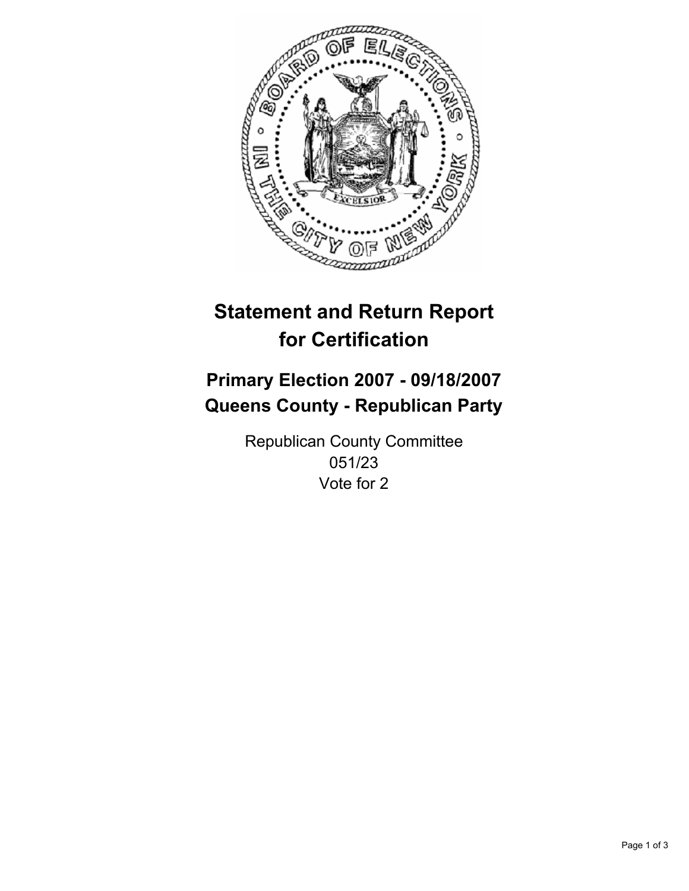# Statement and Return Report for Certification

## Primary Election 2007 - 09/18/2007
## Queens County - Republican Party

Republican County Committee
051/23
Vote for 2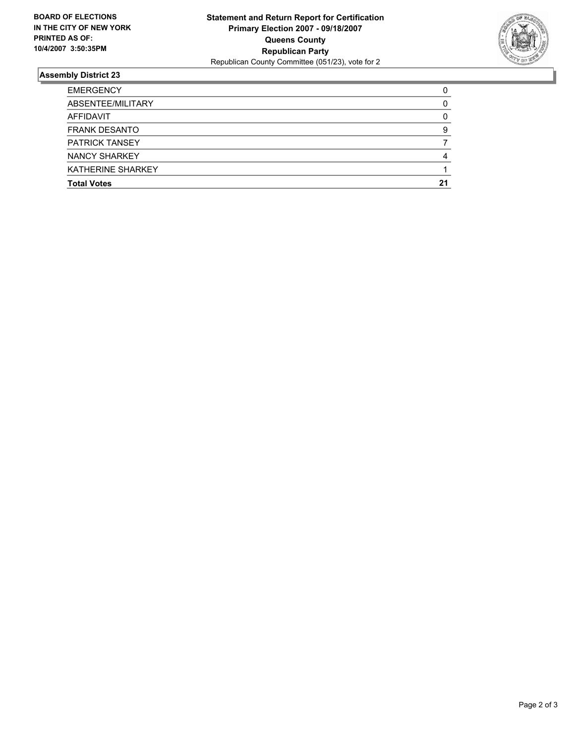**BOARD OF ELECTIONS IN THE CITY OF NEW YORK PRINTED AS OF: 10/4/2007 3:50:35PM**

# Statement and Return Report for Certification
## Primary Election 2007 - 09/18/2007
## Queens County
## Republican Party

Republican County Committee (051/23), vote for 2

### Assembly District 23

| | |
|---|---|
| EMERGENCY | 0 |
| ABSENTEE/MILITARY | 0 |
| AFFIDAVIT | 0 |
| FRANK DESANTO | 9 |
| PATRICK TANSEY | 7 |
| NANCY SHARKEY | 4 |
| KATHERINE SHARKEY | 1 |
| **Total Votes** | **21** |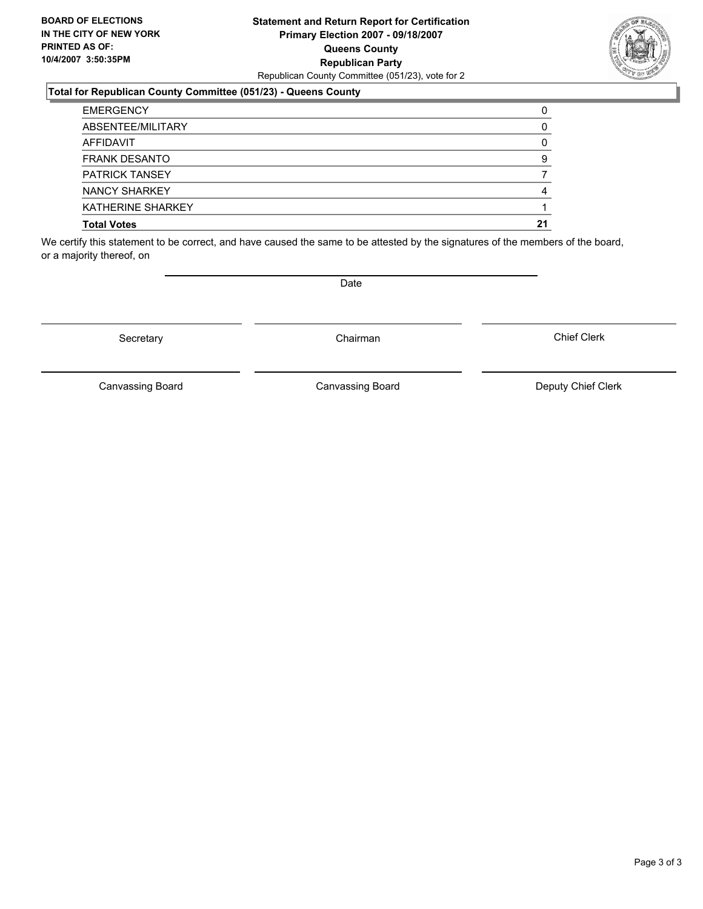**BOARD OF ELECTIONS**
**IN THE CITY OF NEW YORK**
**PRINTED AS OF:**
**10/4/2007 3:50:35PM**

**Statement and Return Report for Certification**
**Primary Election 2007 - 09/18/2007**
**Queens County**
**Republican Party**
Republican County Committee (051/23), vote for 2

**Total for Republican County Committee (051/23) - Queens County**

| | |
|---|---|
| EMERGENCY | 0 |
| ABSENTEE/MILITARY | 0 |
| AFFIDAVIT | 0 |
| FRANK DESANTO | 9 |
| PATRICK TANSEY | 7 |
| NANCY SHARKEY | 4 |
| KATHERINE SHARKEY | 1 |
| **Total Votes** | **21** |

We certify this statement to be correct, and have caused the same to be attested by the signatures of the members of the board, or a majority thereof, on

Date

Secretary | Chairman | Chief Clerk

Canvassing Board | Canvassing Board | Deputy Chief Clerk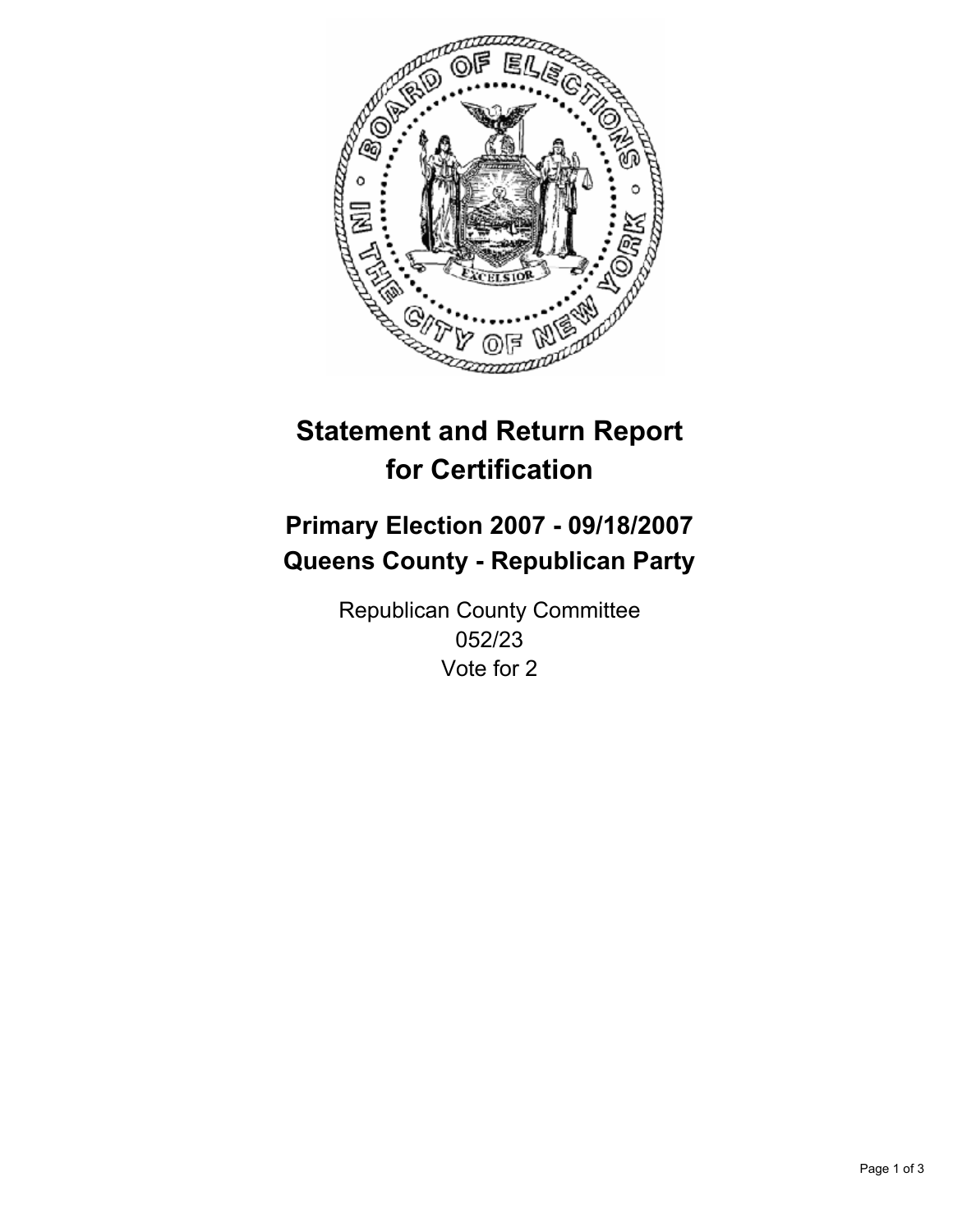# Statement and Return Report for Certification

## Primary Election 2007 - 09/18/2007
## Queens County - Republican Party

Republican County Committee
052/23
Vote for 2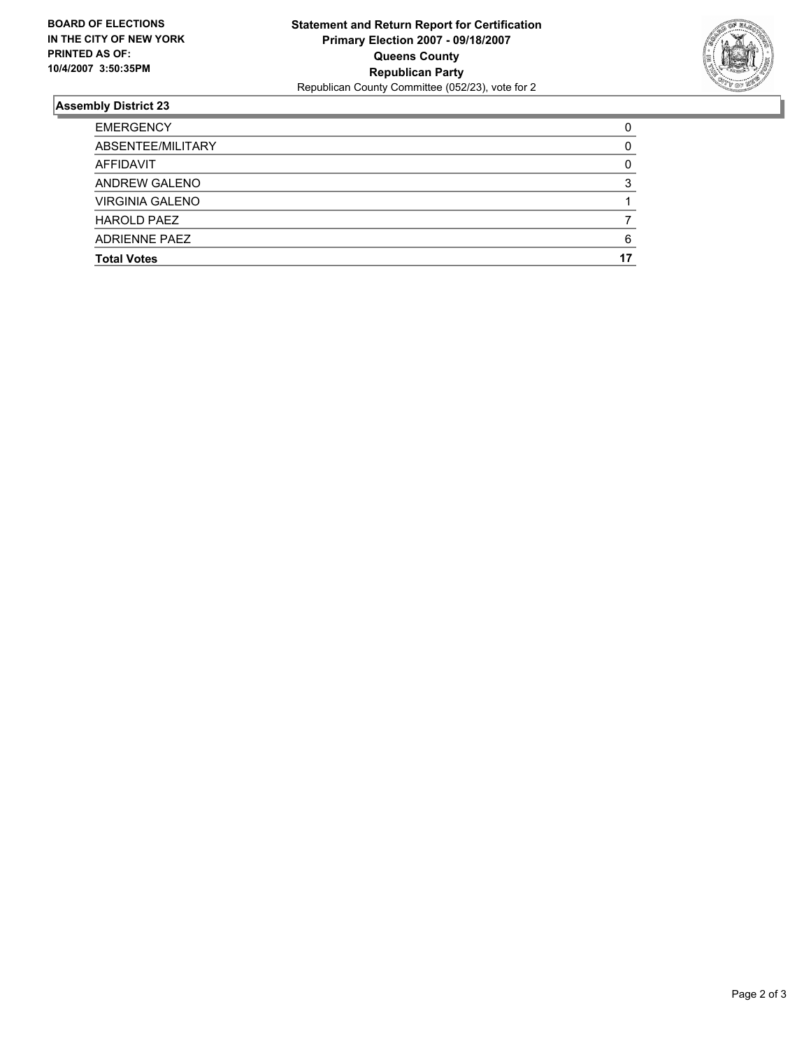**BOARD OF ELECTIONS IN THE CITY OF NEW YORK PRINTED AS OF: 10/4/2007 3:50:35PM**

**Statement and Return Report for Certification**
**Primary Election 2007 - 09/18/2007**
**Queens County**
**Republican Party**
Republican County Committee (052/23), vote for 2

### Assembly District 23

| | |
|---|---|
| EMERGENCY | 0 |
| ABSENTEE/MILITARY | 0 |
| AFFIDAVIT | 0 |
| ANDREW GALENO | 3 |
| VIRGINIA GALENO | 1 |
| HAROLD PAEZ | 7 |
| ADRIENNE PAEZ | 6 |
| **Total Votes** | **17** |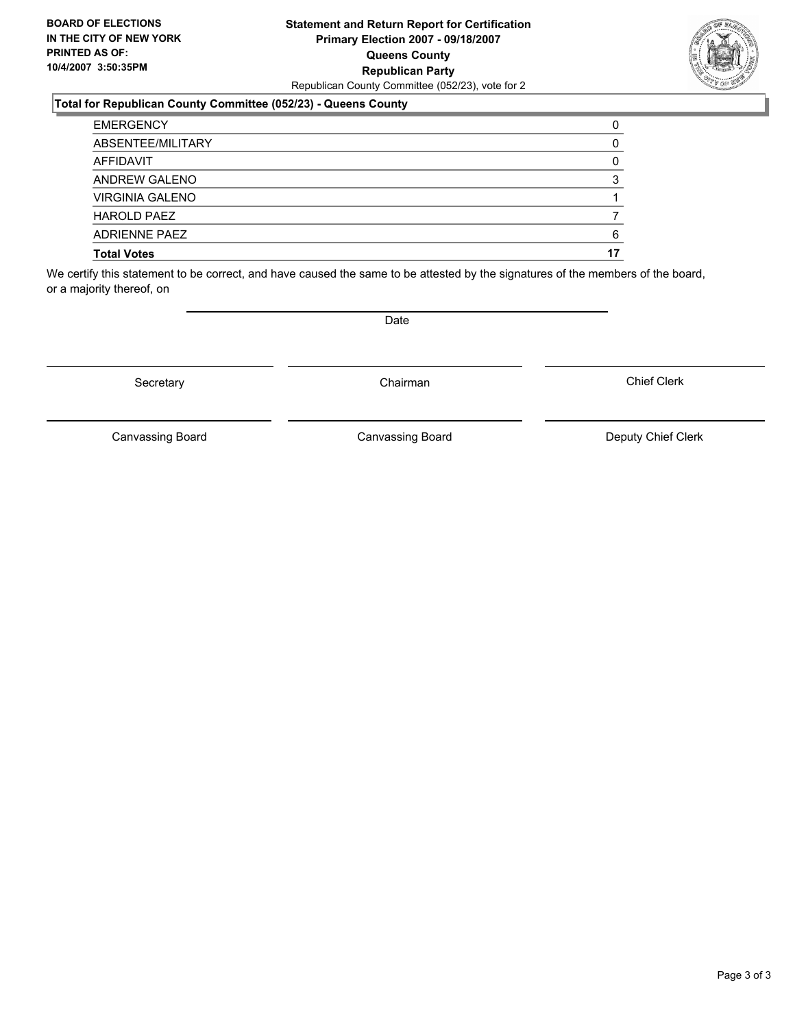**BOARD OF ELECTIONS IN THE CITY OF NEW YORK PRINTED AS OF: 10/4/2007 3:50:35PM**

**Statement and Return Report for Certification**
**Primary Election 2007 - 09/18/2007**
**Queens County**
**Republican Party**
Republican County Committee (052/23), vote for 2

**Total for Republican County Committee (052/23) - Queens County**

| | |
|---|---|
| EMERGENCY | 0 |
| ABSENTEE/MILITARY | 0 |
| AFFIDAVIT | 0 |
| ANDREW GALENO | 3 |
| VIRGINIA GALENO | 1 |
| HAROLD PAEZ | 7 |
| ADRIENNE PAEZ | 6 |
| **Total Votes** | **17** |

We certify this statement to be correct, and have caused the same to be attested by the signatures of the members of the board, or a majority thereof, on

Date

Secretary | Chairman | Chief Clerk

Canvassing Board | Canvassing Board | Deputy Chief Clerk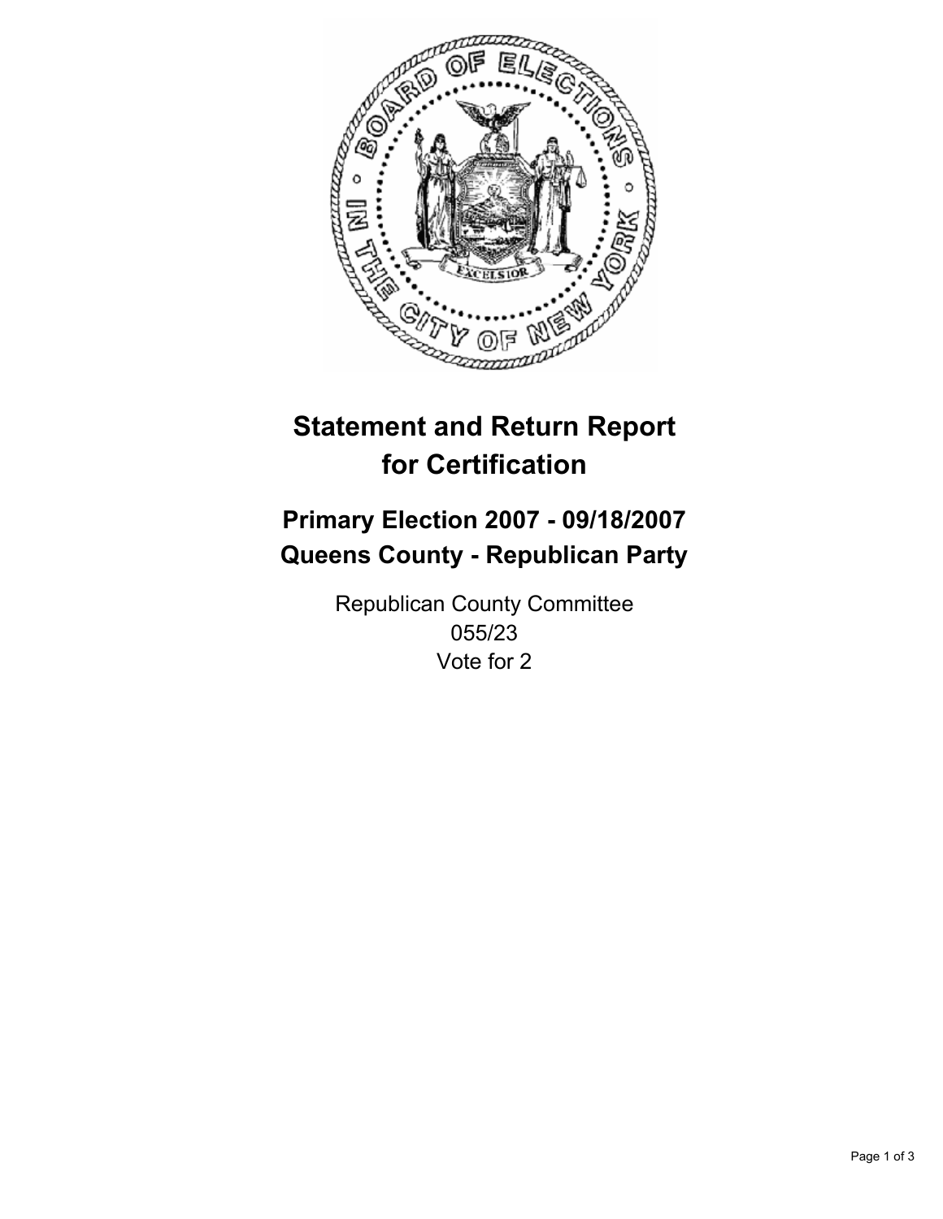# Statement and Return Report for Certification

## Primary Election 2007 - 09/18/2007
## Queens County - Republican Party

Republican County Committee
055/23
Vote for 2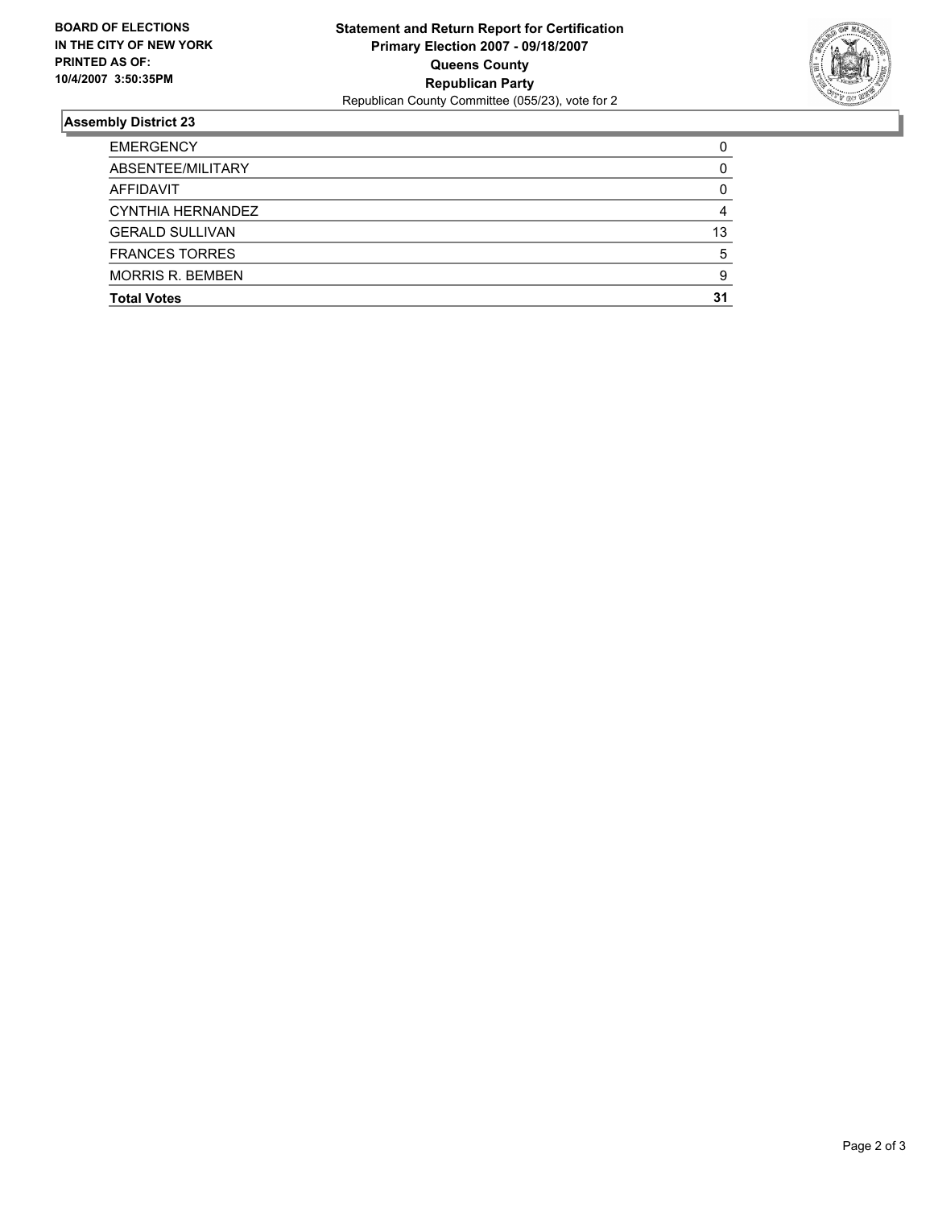**BOARD OF ELECTIONS IN THE CITY OF NEW YORK PRINTED AS OF: 10/4/2007 3:50:35PM**

**Statement and Return Report for Certification**
**Primary Election 2007 - 09/18/2007**
**Queens County**
**Republican Party**
Republican County Committee (055/23), vote for 2

## Assembly District 23

| | |
|---|---|
| EMERGENCY | 0 |
| ABSENTEE/MILITARY | 0 |
| AFFIDAVIT | 0 |
| CYNTHIA HERNANDEZ | 4 |
| GERALD SULLIVAN | 13 |
| FRANCES TORRES | 5 |
| MORRIS R. BEMBEN | 9 |
| **Total Votes** | **31** |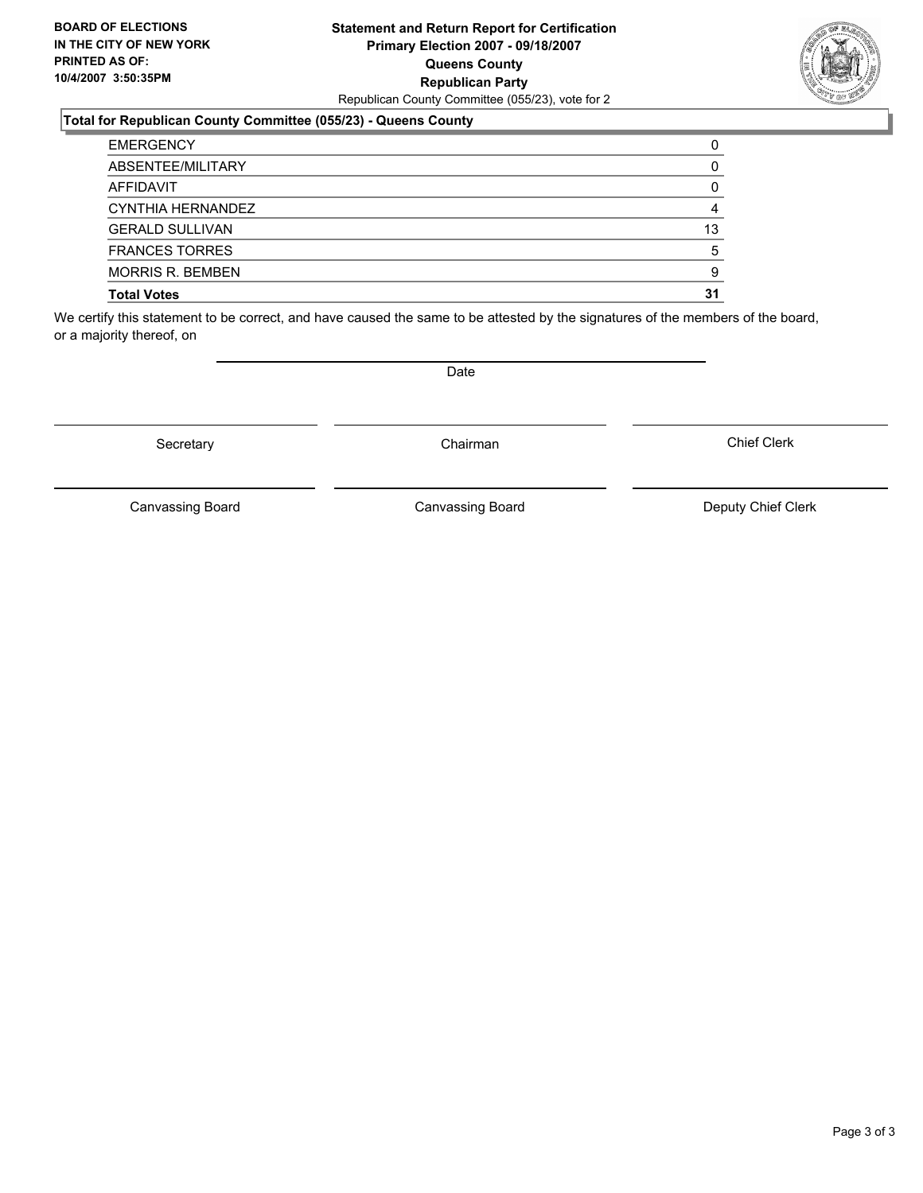**BOARD OF ELECTIONS IN THE CITY OF NEW YORK PRINTED AS OF: 10/4/2007 3:50:35PM**

**Statement and Return Report for Certification**
**Primary Election 2007 - 09/18/2007**
**Queens County**
**Republican Party**
Republican County Committee (055/23), vote for 2

**Total for Republican County Committee (055/23) - Queens County**

| | |
|---|---|
| EMERGENCY | 0 |
| ABSENTEE/MILITARY | 0 |
| AFFIDAVIT | 0 |
| CYNTHIA HERNANDEZ | 4 |
| GERALD SULLIVAN | 13 |
| FRANCES TORRES | 5 |
| MORRIS R. BEMBEN | 9 |
| **Total Votes** | **31** |

We certify this statement to be correct, and have caused the same to be attested by the signatures of the members of the board, or a majority thereof, on

Date

| | | |
|---|---|---|
| Secretary | Chairman | Chief Clerk |
| Canvassing Board | Canvassing Board | Deputy Chief Clerk |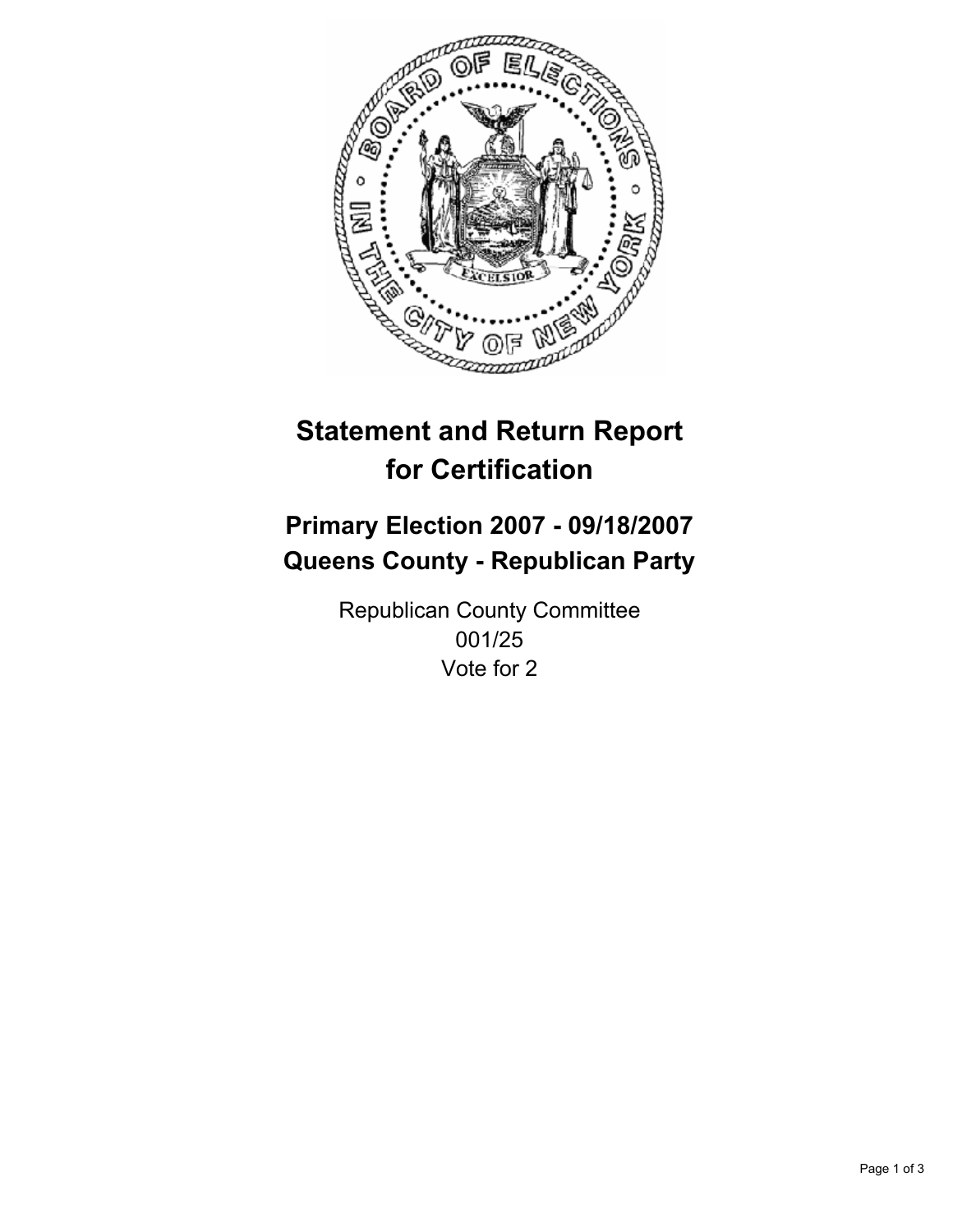# Statement and Return Report for Certification

## Primary Election 2007 - 09/18/2007
## Queens County - Republican Party

Republican County Committee
001/25
Vote for 2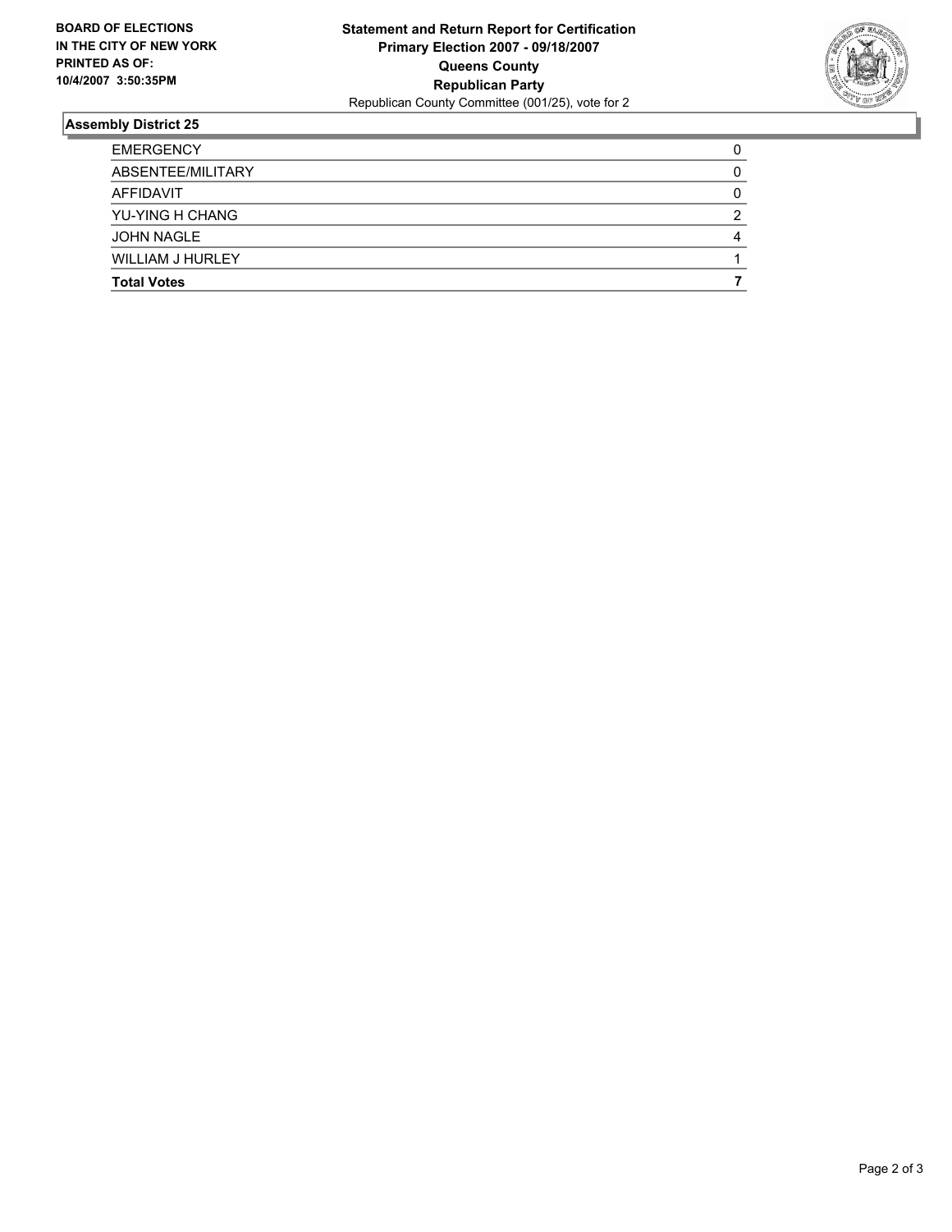**BOARD OF ELECTIONS IN THE CITY OF NEW YORK PRINTED AS OF: 10/4/2007 3:50:35PM**

**Statement and Return Report for Certification**
**Primary Election 2007 - 09/18/2007**
**Queens County**
**Republican Party**
Republican County Committee (001/25), vote for 2

## Assembly District 25

| | |
|---|---|
| EMERGENCY | 0 |
| ABSENTEE/MILITARY | 0 |
| AFFIDAVIT | 0 |
| YU-YING H CHANG | 2 |
| JOHN NAGLE | 4 |
| WILLIAM J HURLEY | 1 |
| **Total Votes** | **7** |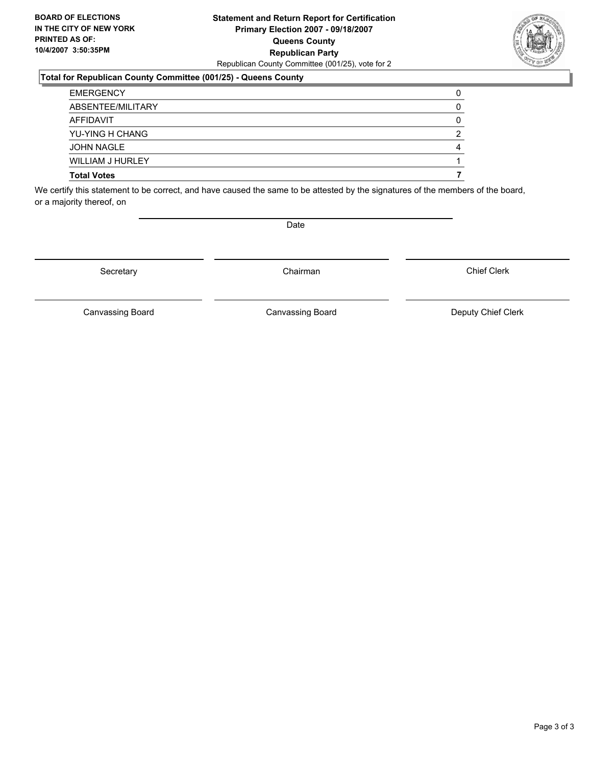**BOARD OF ELECTIONS IN THE CITY OF NEW YORK PRINTED AS OF: 10/4/2007 3:50:35PM**

**Statement and Return Report for Certification**
**Primary Election 2007 - 09/18/2007**
**Queens County**
**Republican Party**
Republican County Committee (001/25), vote for 2

**Total for Republican County Committee (001/25) - Queens County**

| | |
|---|---|
| EMERGENCY | 0 |
| ABSENTEE/MILITARY | 0 |
| AFFIDAVIT | 0 |
| YU-YING H CHANG | 2 |
| JOHN NAGLE | 4 |
| WILLIAM J HURLEY | 1 |
| **Total Votes** | **7** |

We certify this statement to be correct, and have caused the same to be attested by the signatures of the members of the board, or a majority thereof, on

Date

| | | |
|---|---|---|
| Secretary | Chairman | Chief Clerk |
| Canvassing Board | Canvassing Board | Deputy Chief Clerk |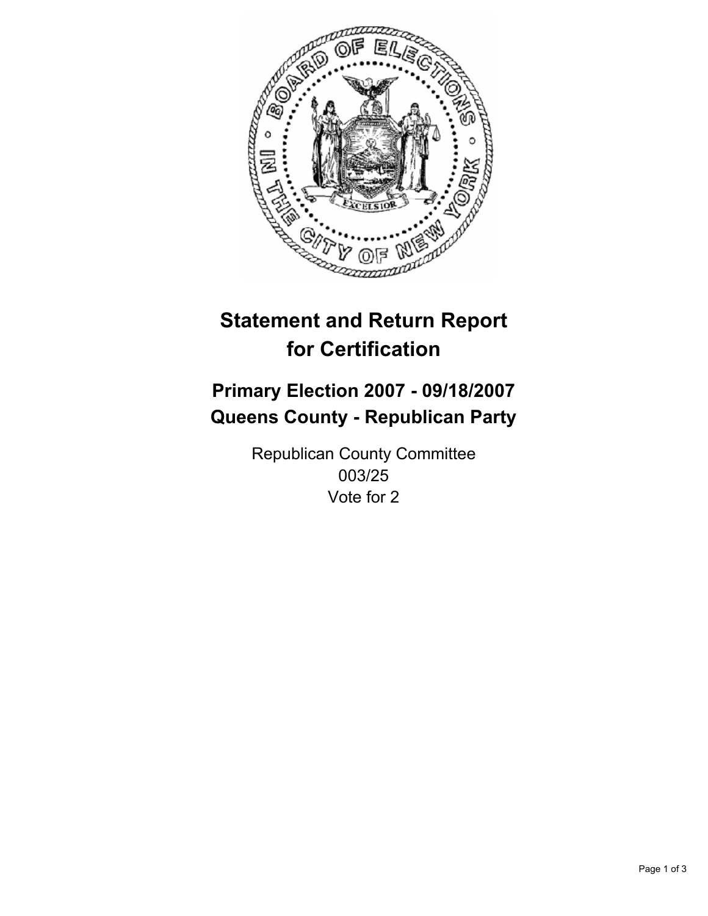# Statement and Return Report for Certification

## Primary Election 2007 - 09/18/2007
## Queens County - Republican Party

Republican County Committee
003/25
Vote for 2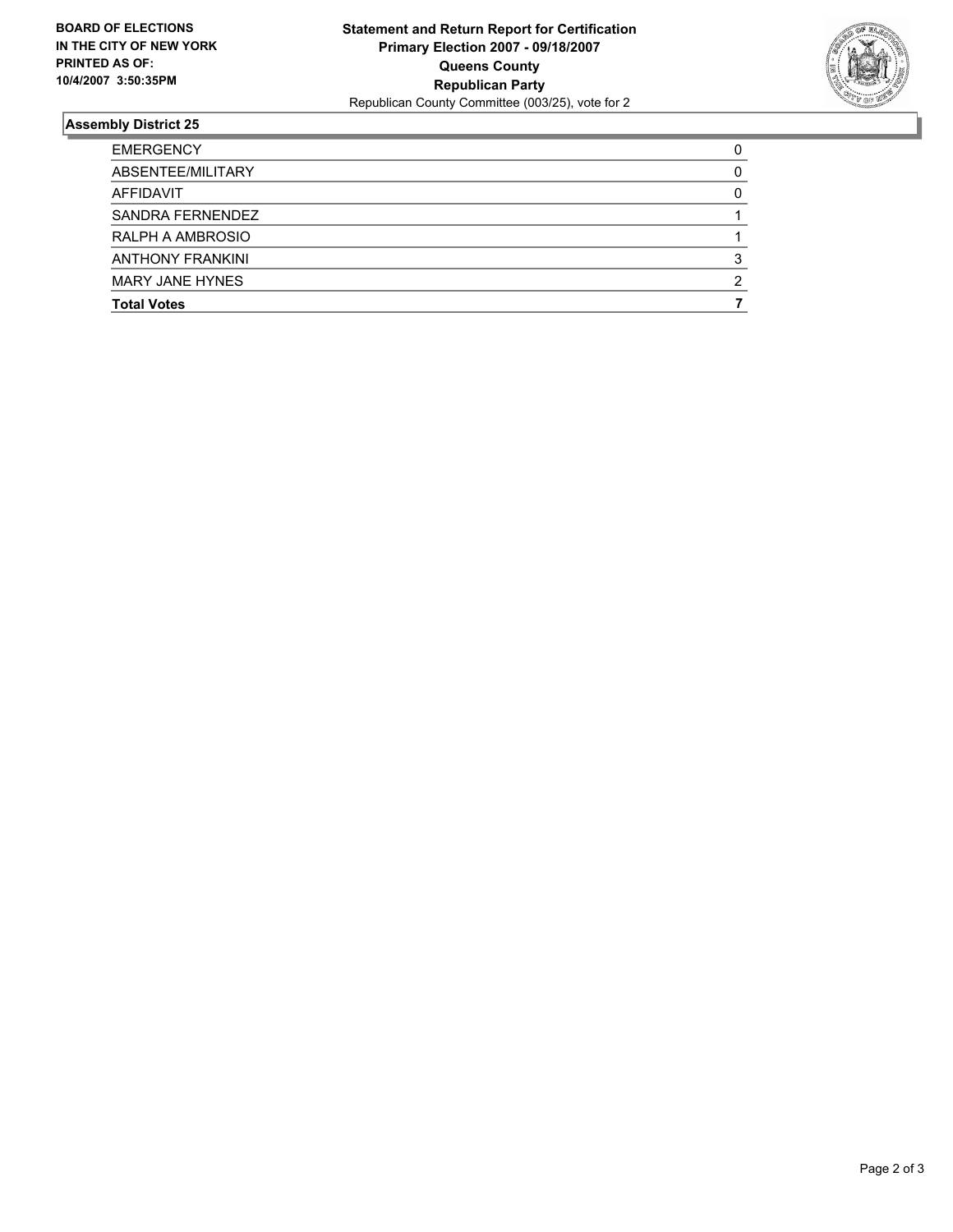**BOARD OF ELECTIONS IN THE CITY OF NEW YORK PRINTED AS OF: 10/4/2007 3:50:35PM**

**Statement and Return Report for Certification**
**Primary Election 2007 - 09/18/2007**
**Queens County**
**Republican Party**
Republican County Committee (003/25), vote for 2

## Assembly District 25

| | |
|---|---|
| EMERGENCY | 0 |
| ABSENTEE/MILITARY | 0 |
| AFFIDAVIT | 0 |
| SANDRA FERNENDEZ | 1 |
| RALPH A AMBROSIO | 1 |
| ANTHONY FRANKINI | 3 |
| MARY JANE HYNES | 2 |
| **Total Votes** | **7** |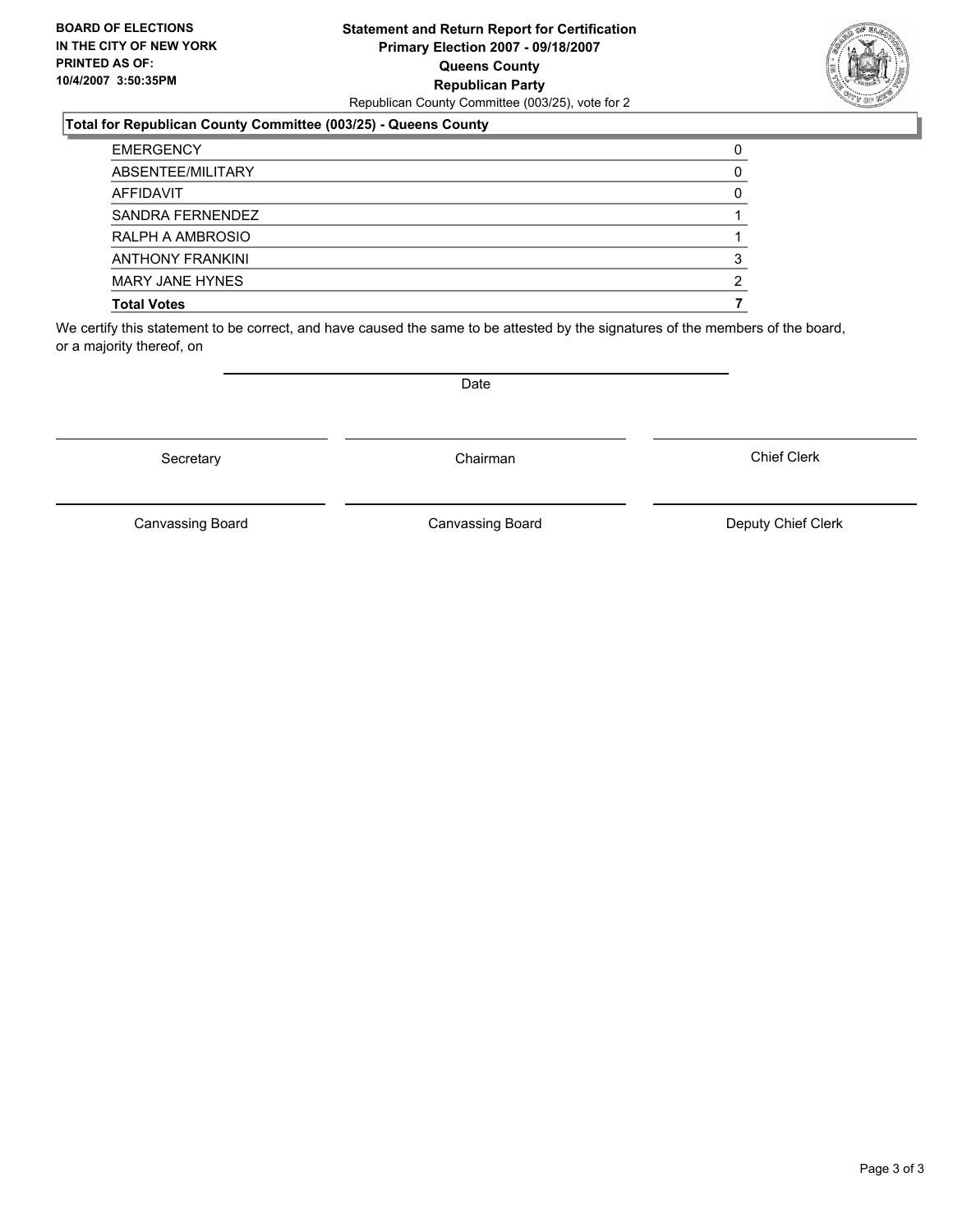**BOARD OF ELECTIONS IN THE CITY OF NEW YORK PRINTED AS OF: 10/4/2007 3:50:35PM**

# Statement and Return Report for Certification
## Primary Election 2007 - 09/18/2007
## Queens County
## Republican Party

Republican County Committee (003/25), vote for 2

### Total for Republican County Committee (003/25) - Queens County

| | |
|---|---|
| EMERGENCY | 0 |
| ABSENTEE/MILITARY | 0 |
| AFFIDAVIT | 0 |
| SANDRA FERNENDEZ | 1 |
| RALPH A AMBROSIO | 1 |
| ANTHONY FRANKINI | 3 |
| MARY JANE HYNES | 2 |
| **Total Votes** | **7** |

We certify this statement to be correct, and have caused the same to be attested by the signatures of the members of the board, or a majority thereof, on

Date

| | | |
|---|---|---|
| Secretary | Chairman | Chief Clerk |
| Canvassing Board | Canvassing Board | Deputy Chief Clerk |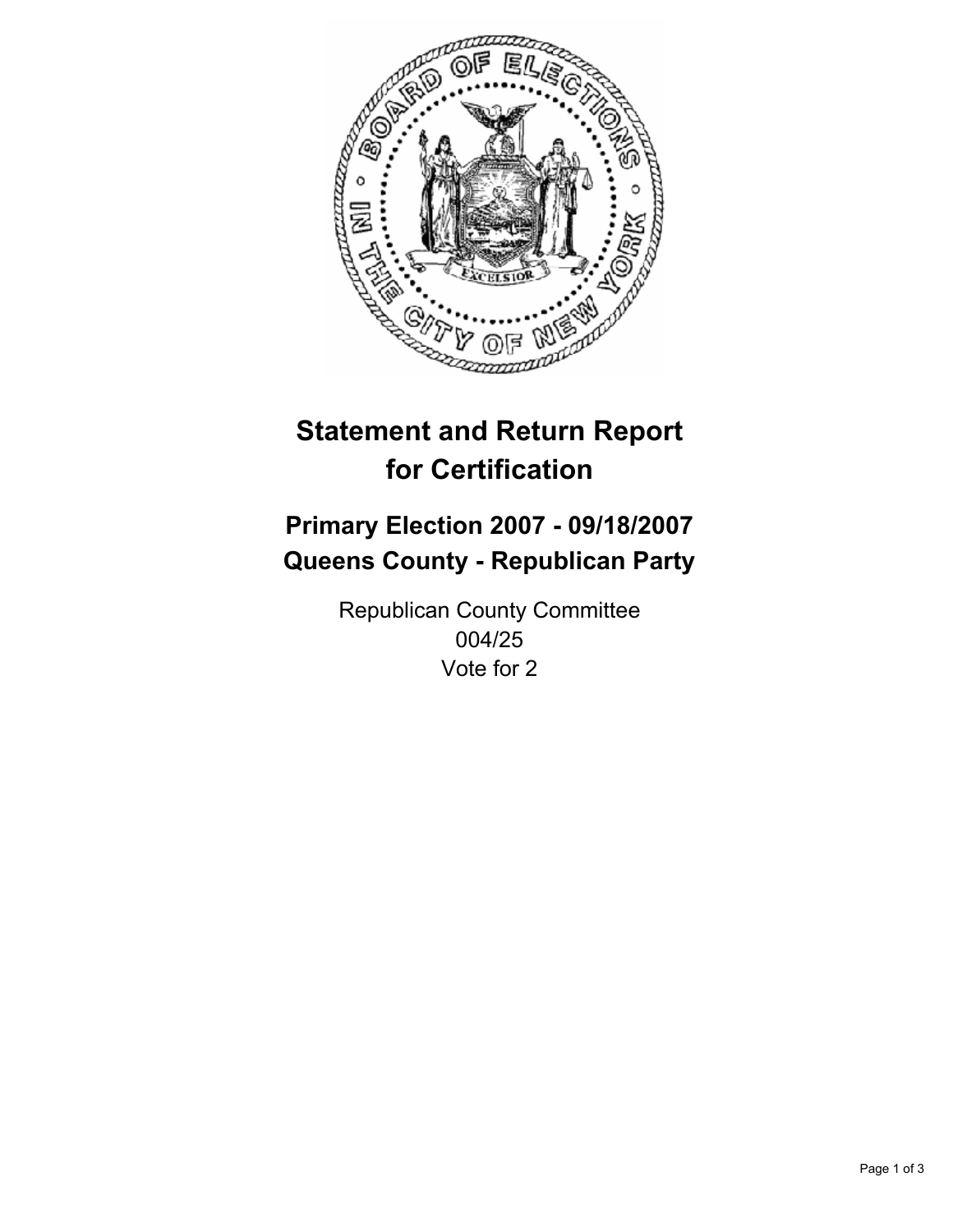# Statement and Return Report for Certification

## Primary Election 2007 - 09/18/2007
## Queens County - Republican Party

Republican County Committee
004/25
Vote for 2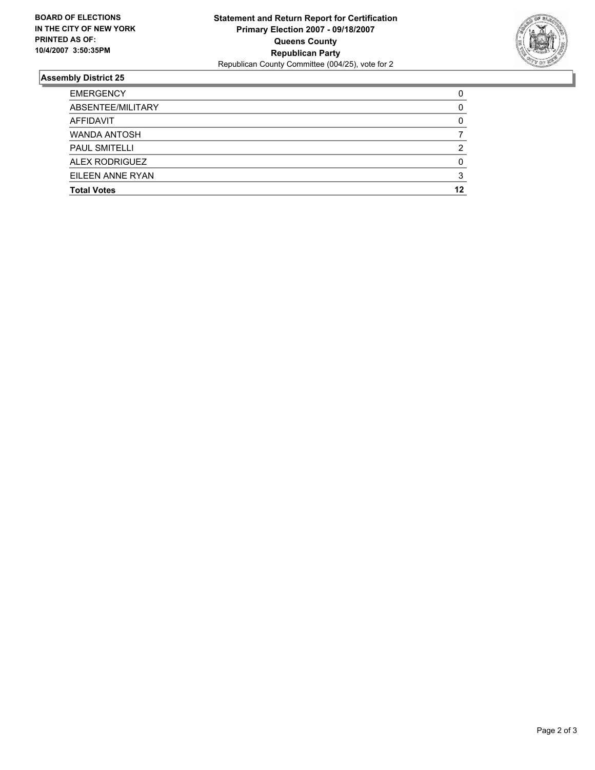**BOARD OF ELECTIONS IN THE CITY OF NEW YORK PRINTED AS OF: 10/4/2007 3:50:35PM**

# Statement and Return Report for Certification
## Primary Election 2007 - 09/18/2007
## Queens County
## Republican Party

Republican County Committee (004/25), vote for 2

### Assembly District 25

| | |
|---|---|
| EMERGENCY | 0 |
| ABSENTEE/MILITARY | 0 |
| AFFIDAVIT | 0 |
| WANDA ANTOSH | 7 |
| PAUL SMITELLI | 2 |
| ALEX RODRIGUEZ | 0 |
| EILEEN ANNE RYAN | 3 |
| **Total Votes** | **12** |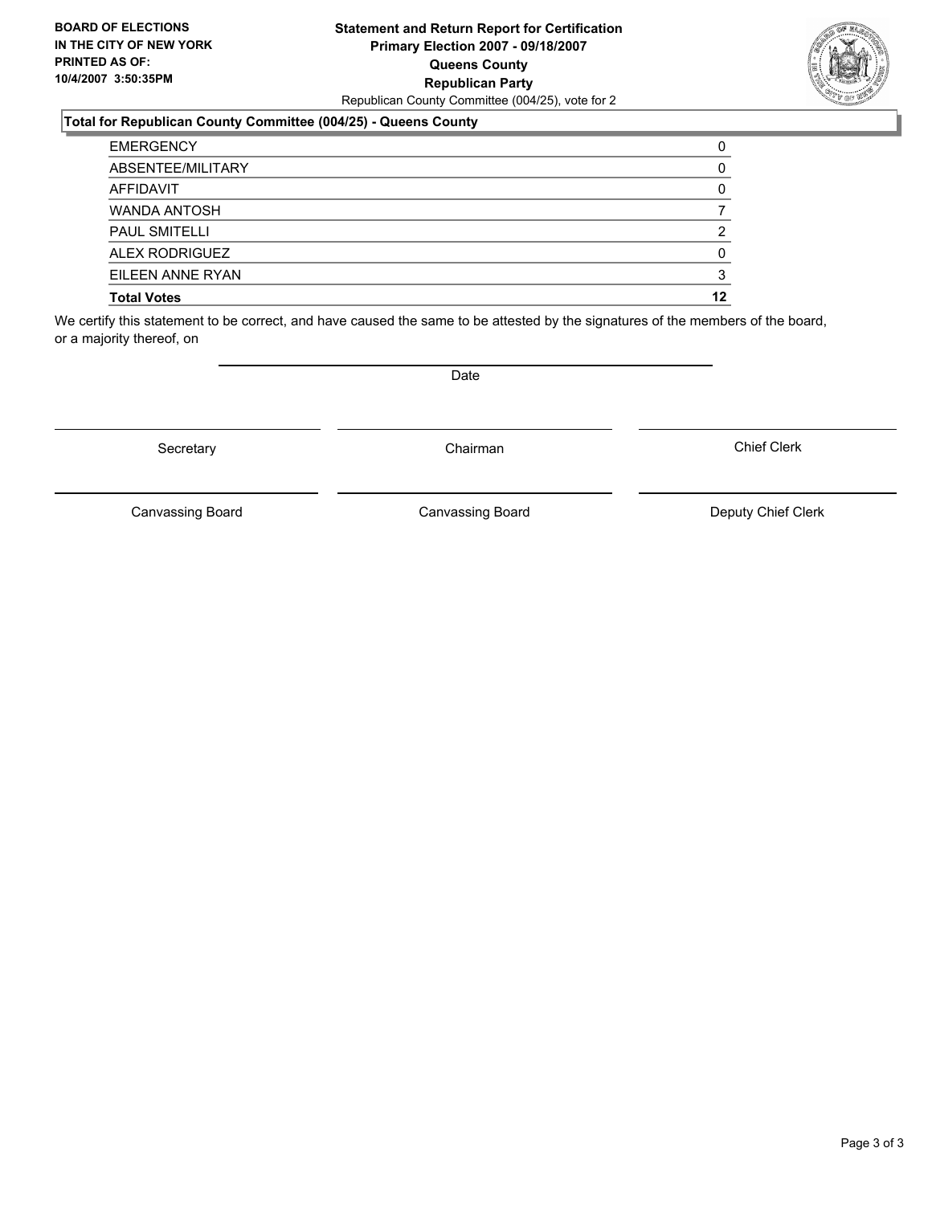**BOARD OF ELECTIONS IN THE CITY OF NEW YORK PRINTED AS OF: 10/4/2007 3:50:35PM**

**Statement and Return Report for Certification**
**Primary Election 2007 - 09/18/2007**
**Queens County**
**Republican Party**
Republican County Committee (004/25), vote for 2

### Total for Republican County Committee (004/25) - Queens County

| | |
|---|---|
| EMERGENCY | 0 |
| ABSENTEE/MILITARY | 0 |
| AFFIDAVIT | 0 |
| WANDA ANTOSH | 7 |
| PAUL SMITELLI | 2 |
| ALEX RODRIGUEZ | 0 |
| EILEEN ANNE RYAN | 3 |
| **Total Votes** | **12** |

We certify this statement to be correct, and have caused the same to be attested by the signatures of the members of the board, or a majority thereof, on

Date

Secretary | Chairman | Chief Clerk

Canvassing Board | Canvassing Board | Deputy Chief Clerk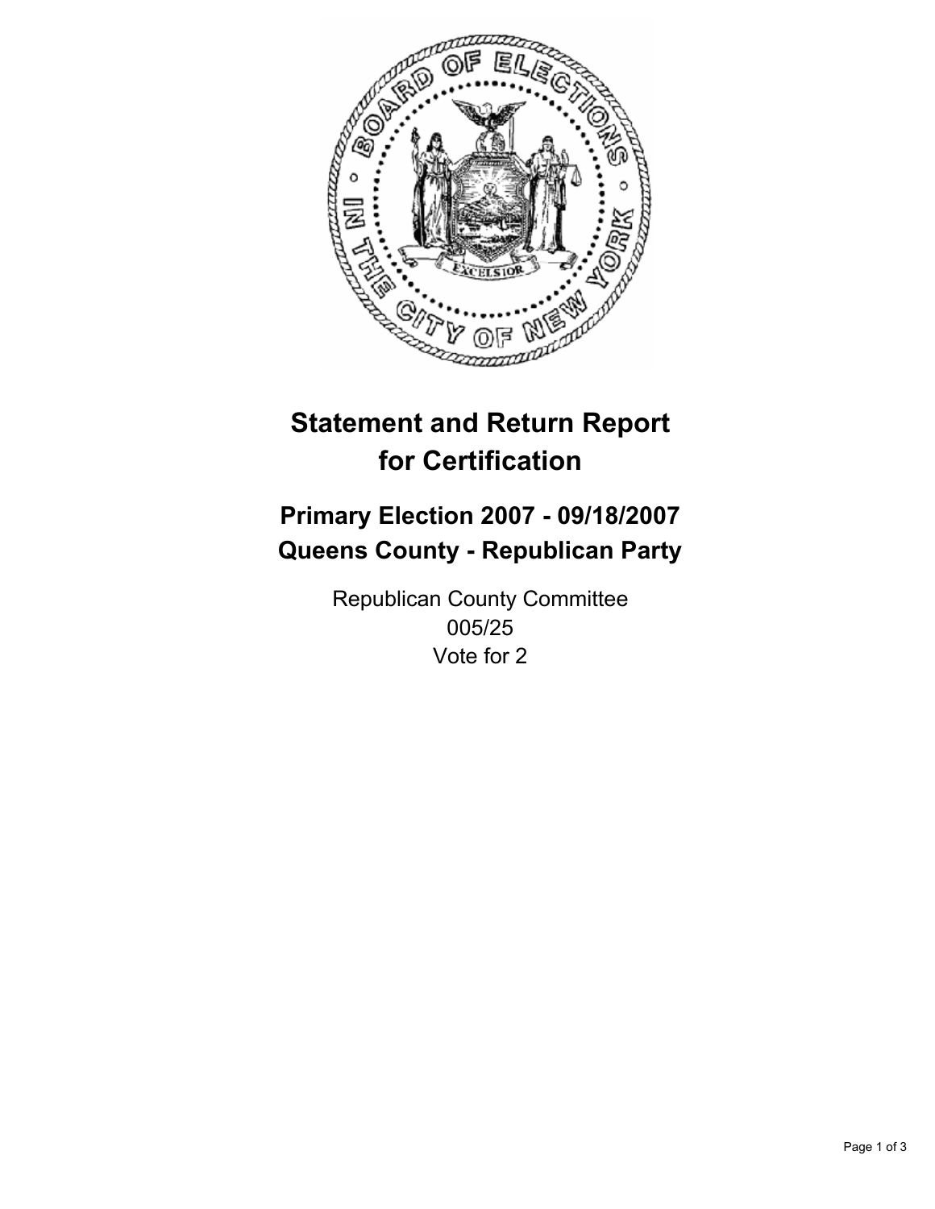# Statement and Return Report for Certification

## Primary Election 2007 - 09/18/2007
## Queens County - Republican Party

Republican County Committee
005/25
Vote for 2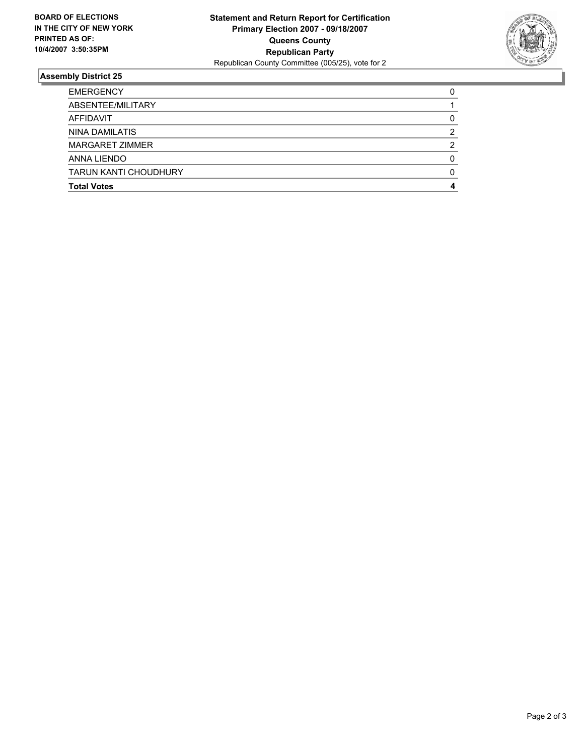**BOARD OF ELECTIONS IN THE CITY OF NEW YORK PRINTED AS OF: 10/4/2007 3:50:35PM**

**Statement and Return Report for Certification**
**Primary Election 2007 - 09/18/2007**
**Queens County**
**Republican Party**
Republican County Committee (005/25), vote for 2

## Assembly District 25

| | |
|---|---|
| EMERGENCY | 0 |
| ABSENTEE/MILITARY | 1 |
| AFFIDAVIT | 0 |
| NINA DAMILATIS | 2 |
| MARGARET ZIMMER | 2 |
| ANNA LIENDO | 0 |
| TARUN KANTI CHOUDHURY | 0 |
| **Total Votes** | **4** |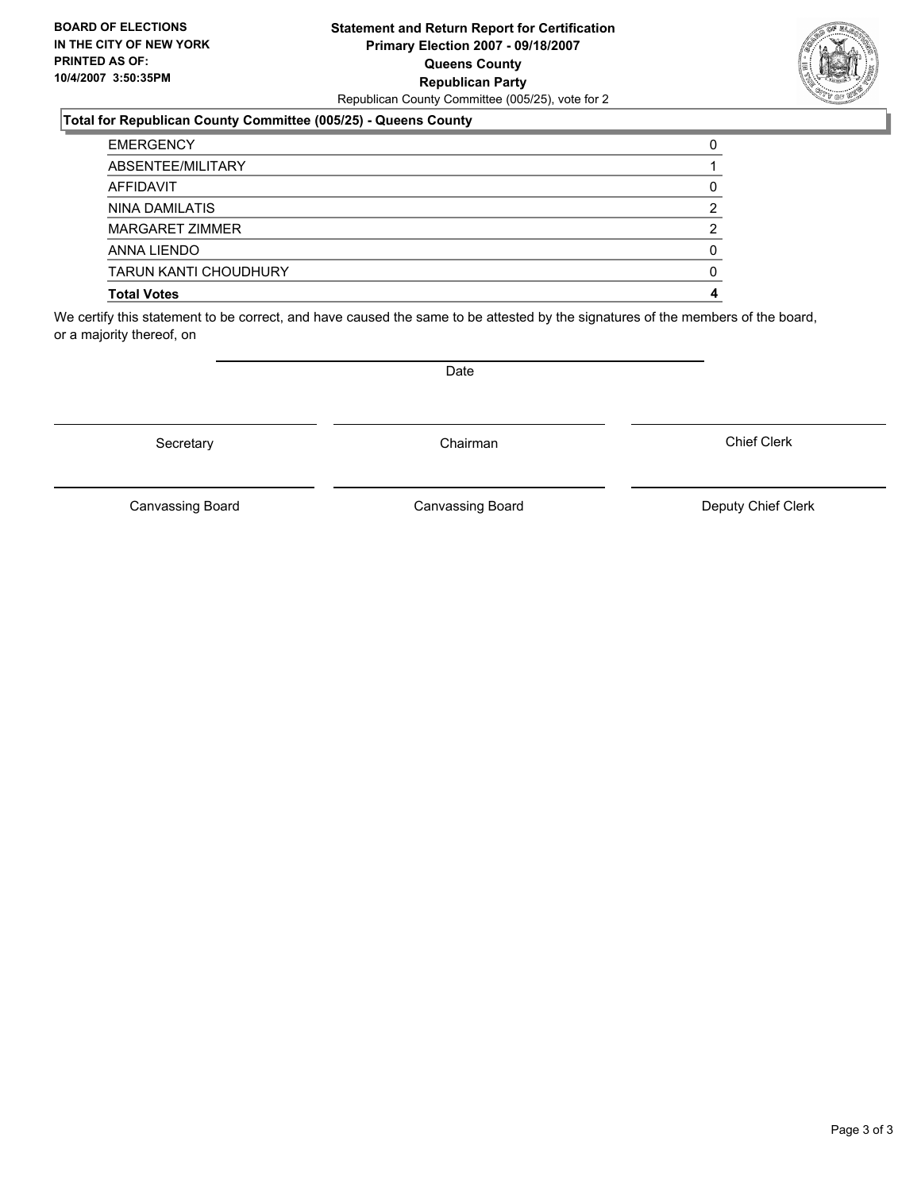**BOARD OF ELECTIONS IN THE CITY OF NEW YORK PRINTED AS OF: 10/4/2007 3:50:35PM**

**Statement and Return Report for Certification**
**Primary Election 2007 - 09/18/2007**
**Queens County**
**Republican Party**
Republican County Committee (005/25), vote for 2

**Total for Republican County Committee (005/25) - Queens County**

| | |
|---|---|
| EMERGENCY | 0 |
| ABSENTEE/MILITARY | 1 |
| AFFIDAVIT | 0 |
| NINA DAMILATIS | 2 |
| MARGARET ZIMMER | 2 |
| ANNA LIENDO | 0 |
| TARUN KANTI CHOUDHURY | 0 |
| **Total Votes** | **4** |

We certify this statement to be correct, and have caused the same to be attested by the signatures of the members of the board, or a majority thereof, on

Date

Secretary | Chairman | Chief Clerk

Canvassing Board | Canvassing Board | Deputy Chief Clerk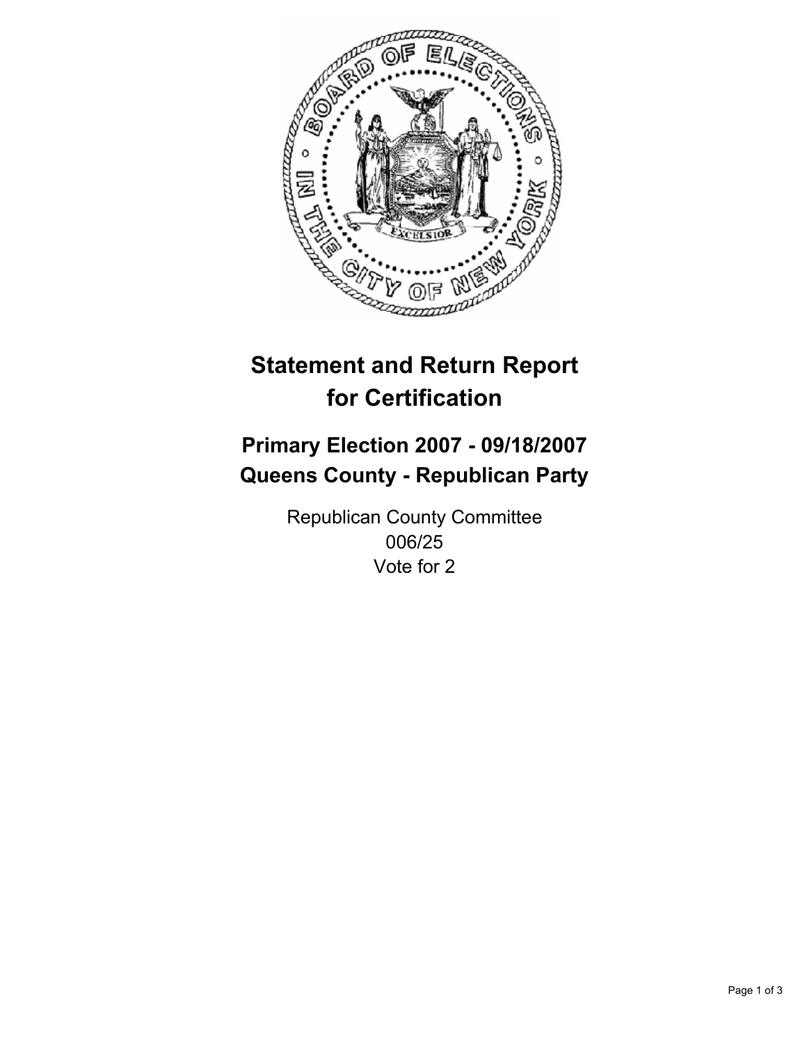# Statement and Return Report for Certification

## Primary Election 2007 - 09/18/2007
## Queens County - Republican Party

Republican County Committee
006/25
Vote for 2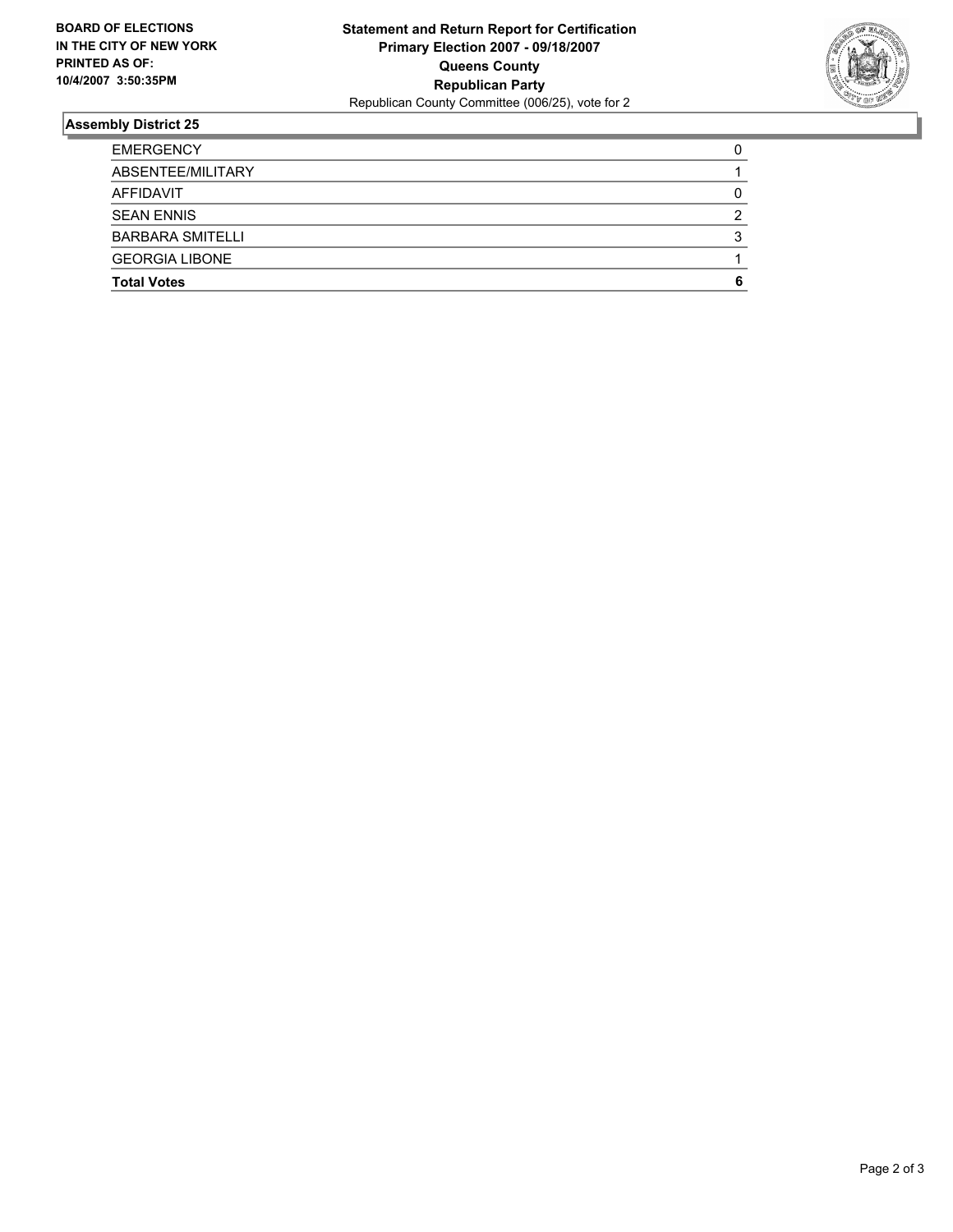**BOARD OF ELECTIONS IN THE CITY OF NEW YORK PRINTED AS OF: 10/4/2007 3:50:35PM**

**Statement and Return Report for Certification**
**Primary Election 2007 - 09/18/2007**
**Queens County**
**Republican Party**
Republican County Committee (006/25), vote for 2

## Assembly District 25

| | |
|---|---|
| EMERGENCY | 0 |
| ABSENTEE/MILITARY | 1 |
| AFFIDAVIT | 0 |
| SEAN ENNIS | 2 |
| BARBARA SMITELLI | 3 |
| GEORGIA LIBONE | 1 |
| **Total Votes** | **6** |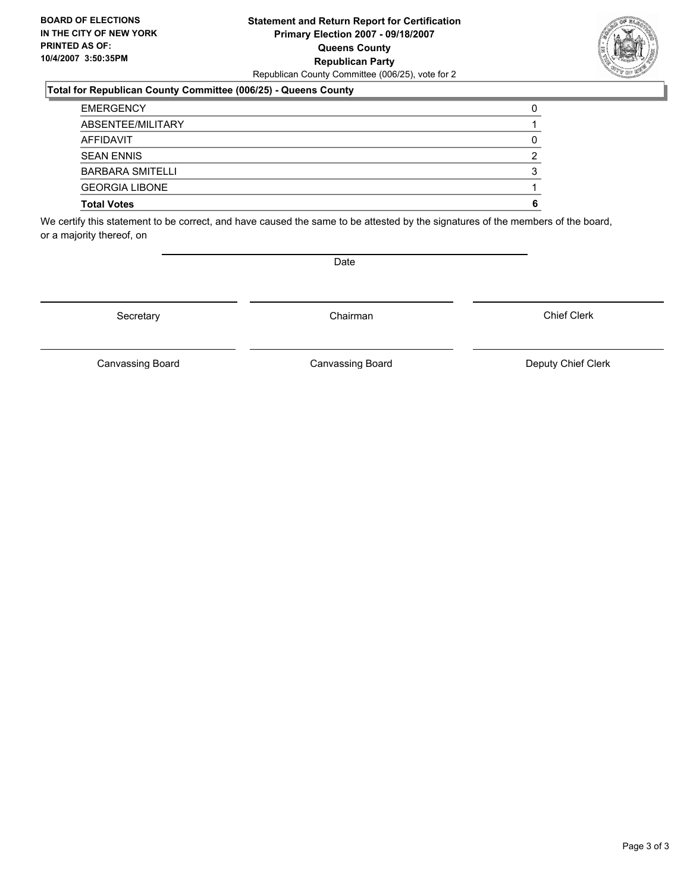**BOARD OF ELECTIONS IN THE CITY OF NEW YORK PRINTED AS OF: 10/4/2007 3:50:35PM**

**Statement and Return Report for Certification**
**Primary Election 2007 - 09/18/2007**
**Queens County**
**Republican Party**
Republican County Committee (006/25), vote for 2

**Total for Republican County Committee (006/25) - Queens County**

| | |
|---|---|
| EMERGENCY | 0 |
| ABSENTEE/MILITARY | 1 |
| AFFIDAVIT | 0 |
| SEAN ENNIS | 2 |
| BARBARA SMITELLI | 3 |
| GEORGIA LIBONE | 1 |
| **Total Votes** | **6** |

We certify this statement to be correct, and have caused the same to be attested by the signatures of the members of the board, or a majority thereof, on

Date

| | | |
|---|---|---|
| Secretary | Chairman | Chief Clerk |
| Canvassing Board | Canvassing Board | Deputy Chief Clerk |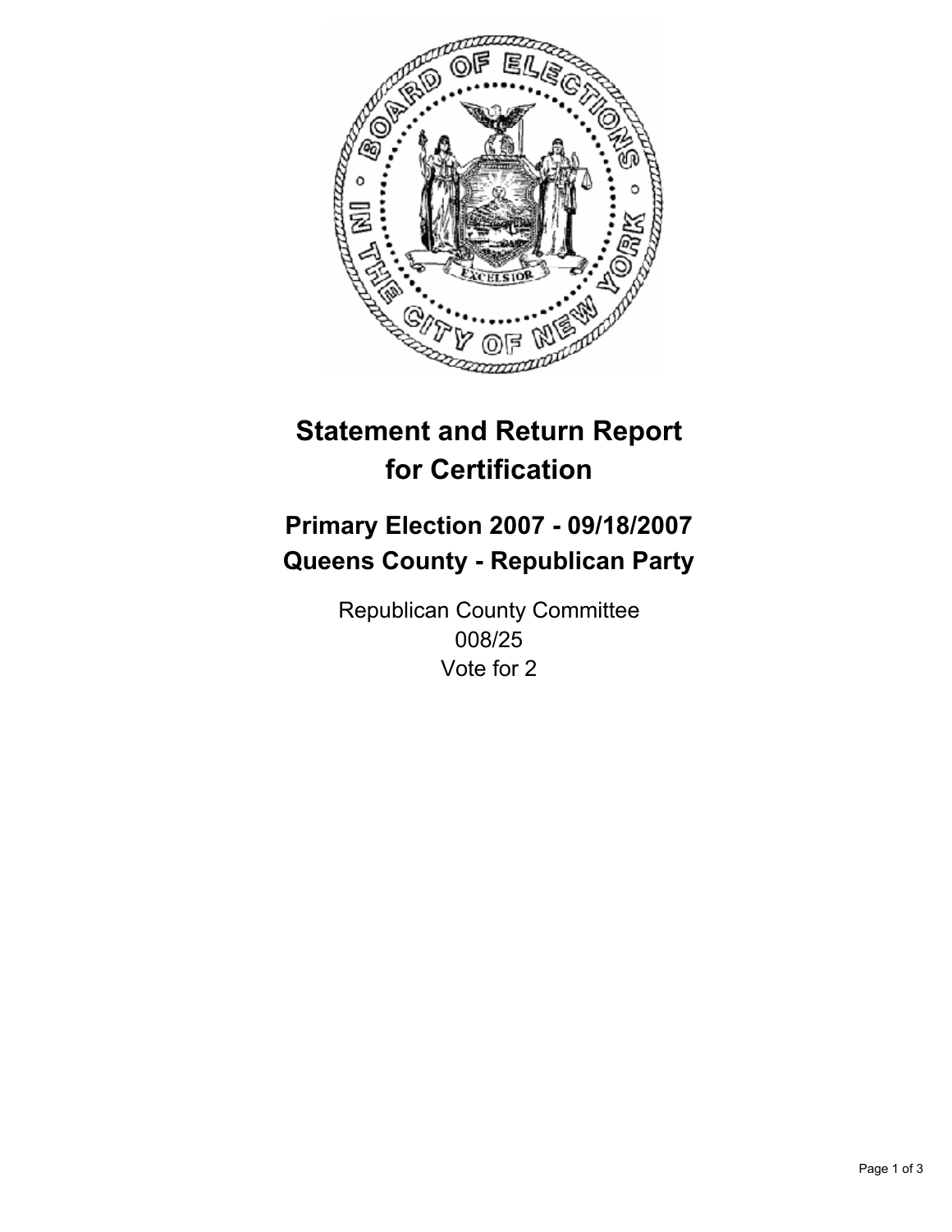# Statement and Return Report for Certification

## Primary Election 2007 - 09/18/2007
## Queens County - Republican Party

Republican County Committee
008/25
Vote for 2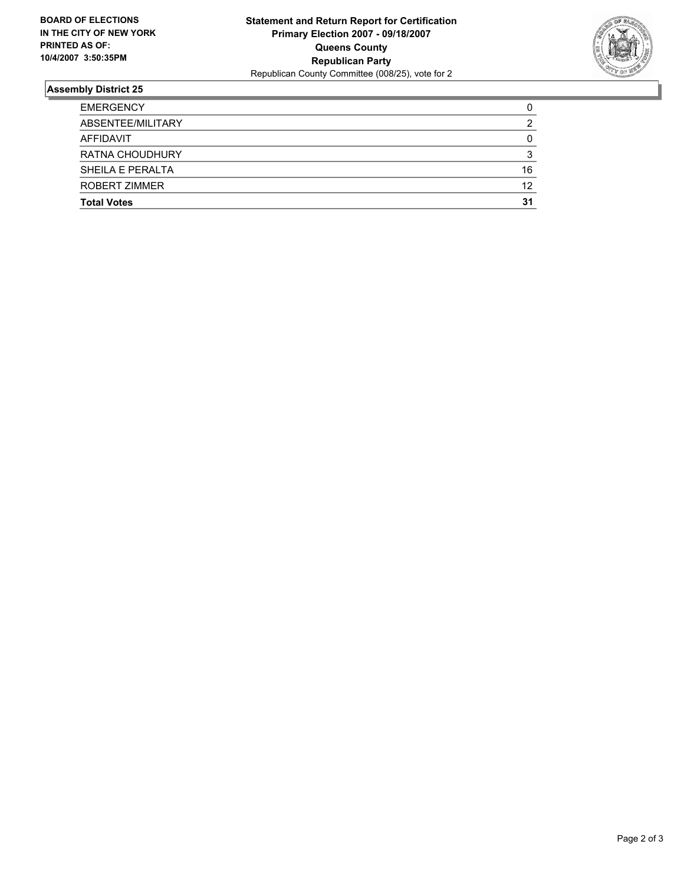**BOARD OF ELECTIONS IN THE CITY OF NEW YORK PRINTED AS OF: 10/4/2007 3:50:35PM**

**Statement and Return Report for Certification**
**Primary Election 2007 - 09/18/2007**
**Queens County**
**Republican Party**
Republican County Committee (008/25), vote for 2

**Assembly District 25**

| | |
|---|---|
| EMERGENCY | 0 |
| ABSENTEE/MILITARY | 2 |
| AFFIDAVIT | 0 |
| RATNA CHOUDHURY | 3 |
| SHEILA E PERALTA | 16 |
| ROBERT ZIMMER | 12 |
| **Total Votes** | **31** |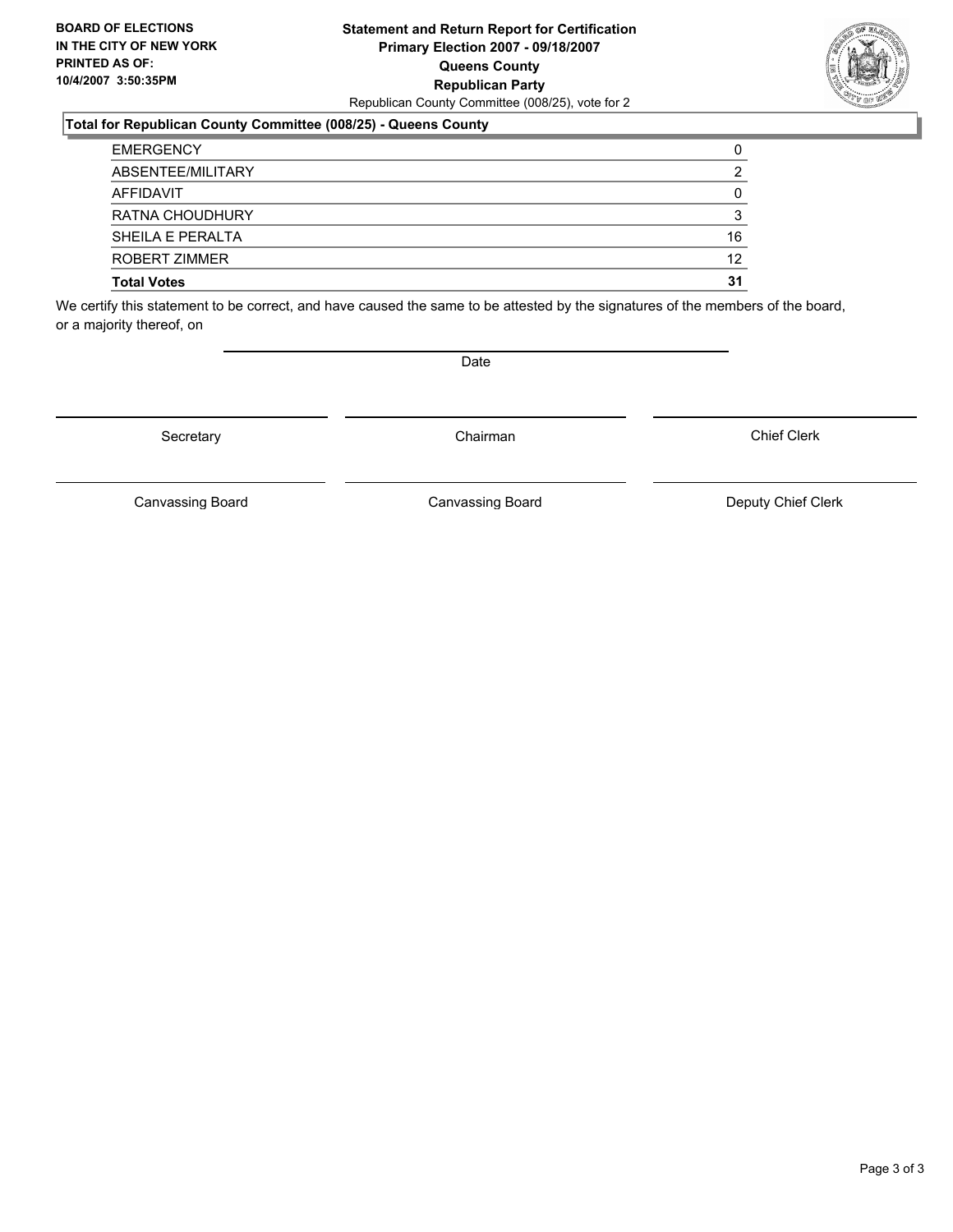**BOARD OF ELECTIONS IN THE CITY OF NEW YORK PRINTED AS OF: 10/4/2007 3:50:35PM**

**Statement and Return Report for Certification**
**Primary Election 2007 - 09/18/2007**
**Queens County**
**Republican Party**
Republican County Committee (008/25), vote for 2

**Total for Republican County Committee (008/25) - Queens County**

| | |
|---|---|
| EMERGENCY | 0 |
| ABSENTEE/MILITARY | 2 |
| AFFIDAVIT | 0 |
| RATNA CHOUDHURY | 3 |
| SHEILA E PERALTA | 16 |
| ROBERT ZIMMER | 12 |
| **Total Votes** | **31** |

We certify this statement to be correct, and have caused the same to be attested by the signatures of the members of the board, or a majority thereof, on

Date

Secretary | Chairman | Chief Clerk

Canvassing Board | Canvassing Board | Deputy Chief Clerk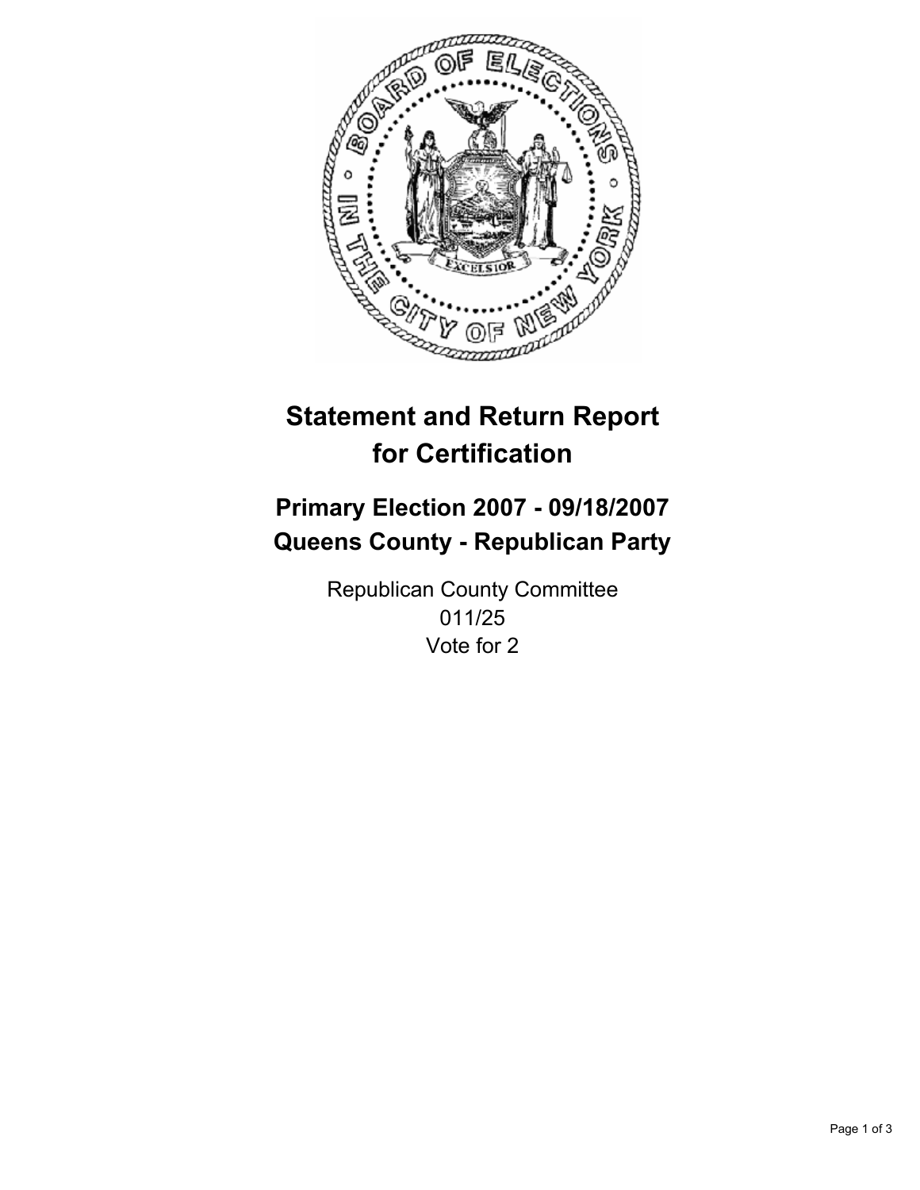# Statement and Return Report for Certification

## Primary Election 2007 - 09/18/2007
## Queens County - Republican Party

Republican County Committee
011/25
Vote for 2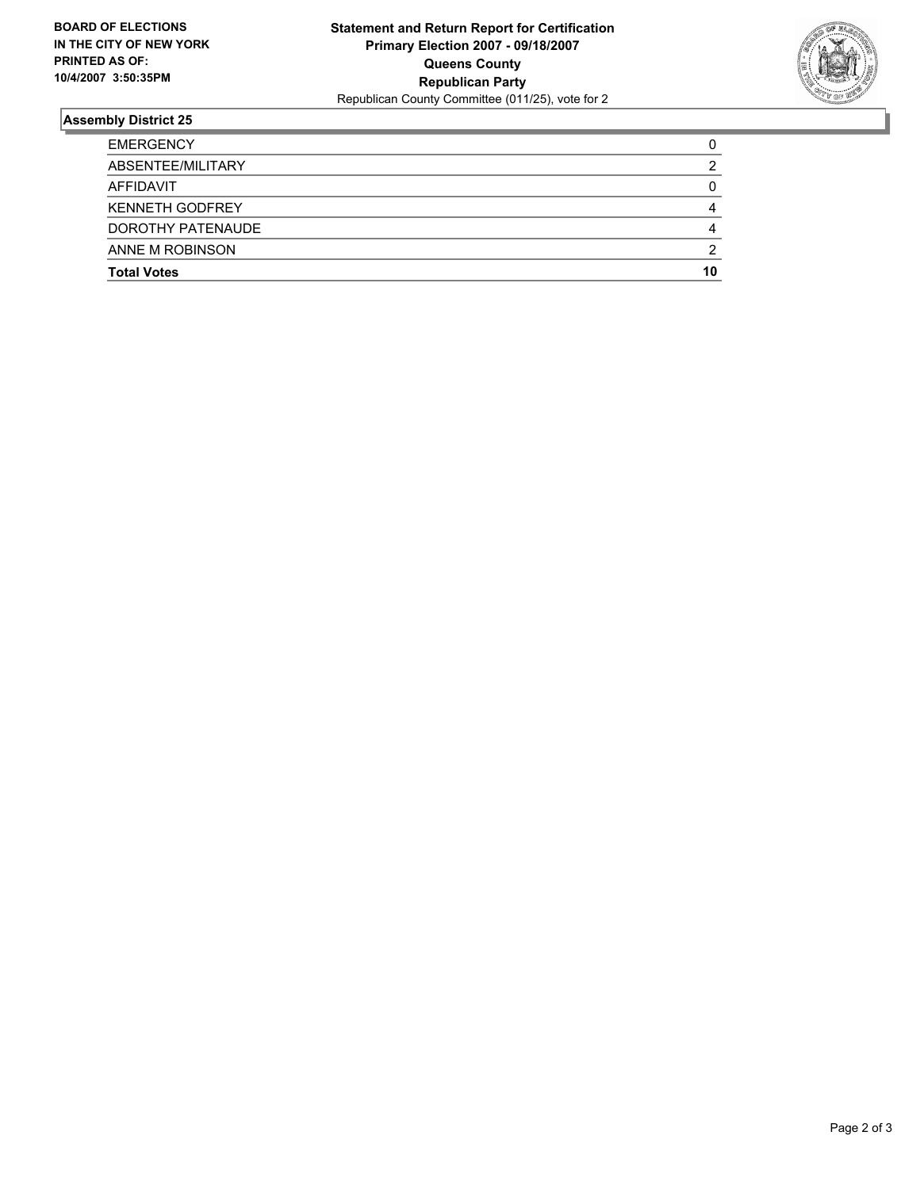**BOARD OF ELECTIONS IN THE CITY OF NEW YORK PRINTED AS OF: 10/4/2007 3:50:35PM**

**Statement and Return Report for Certification**
**Primary Election 2007 - 09/18/2007**
**Queens County**
**Republican Party**
Republican County Committee (011/25), vote for 2

## Assembly District 25

| | |
|---|---|
| EMERGENCY | 0 |
| ABSENTEE/MILITARY | 2 |
| AFFIDAVIT | 0 |
| KENNETH GODFREY | 4 |
| DOROTHY PATENAUDE | 4 |
| ANNE M ROBINSON | 2 |
| **Total Votes** | **10** |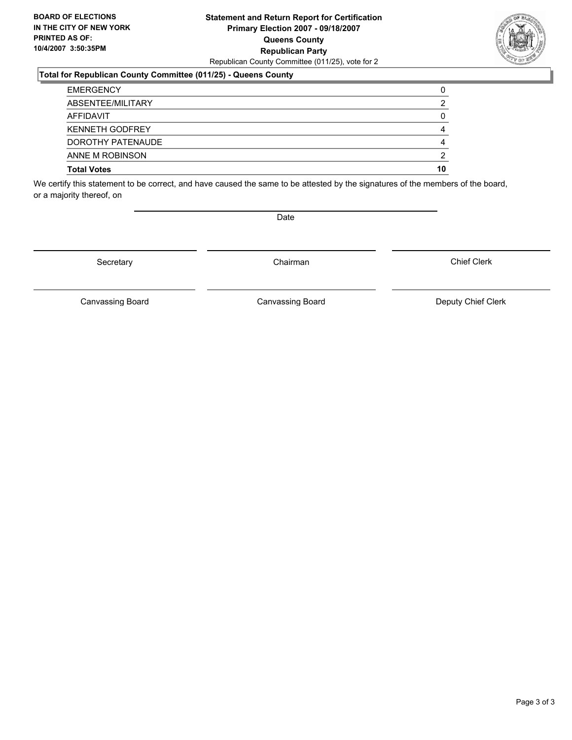**BOARD OF ELECTIONS IN THE CITY OF NEW YORK PRINTED AS OF: 10/4/2007 3:50:35PM**

**Statement and Return Report for Certification**
**Primary Election 2007 - 09/18/2007**
**Queens County**
**Republican Party**
Republican County Committee (011/25), vote for 2

**Total for Republican County Committee (011/25) - Queens County**

| | |
|---|---|
| EMERGENCY | 0 |
| ABSENTEE/MILITARY | 2 |
| AFFIDAVIT | 0 |
| KENNETH GODFREY | 4 |
| DOROTHY PATENAUDE | 4 |
| ANNE M ROBINSON | 2 |
| **Total Votes** | **10** |

We certify this statement to be correct, and have caused the same to be attested by the signatures of the members of the board, or a majority thereof, on

Date

Secretary

Chairman

Chief Clerk

Canvassing Board

Canvassing Board

Deputy Chief Clerk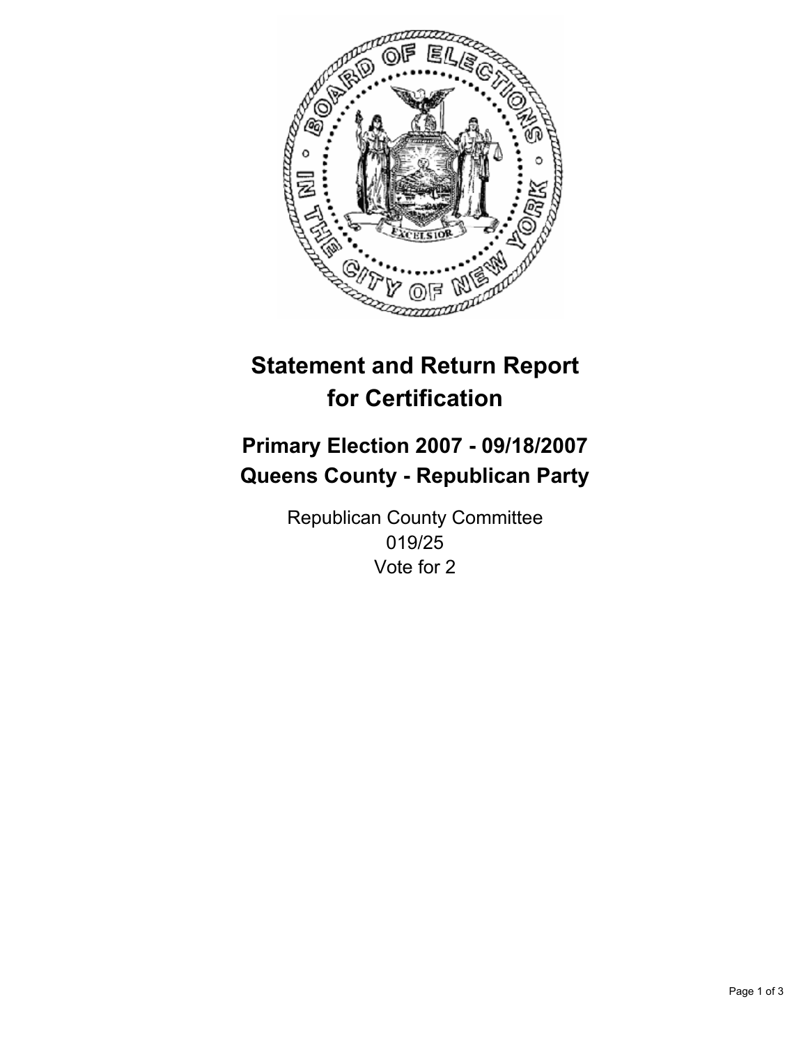# Statement and Return Report for Certification

## Primary Election 2007 - 09/18/2007
## Queens County - Republican Party

Republican County Committee
019/25
Vote for 2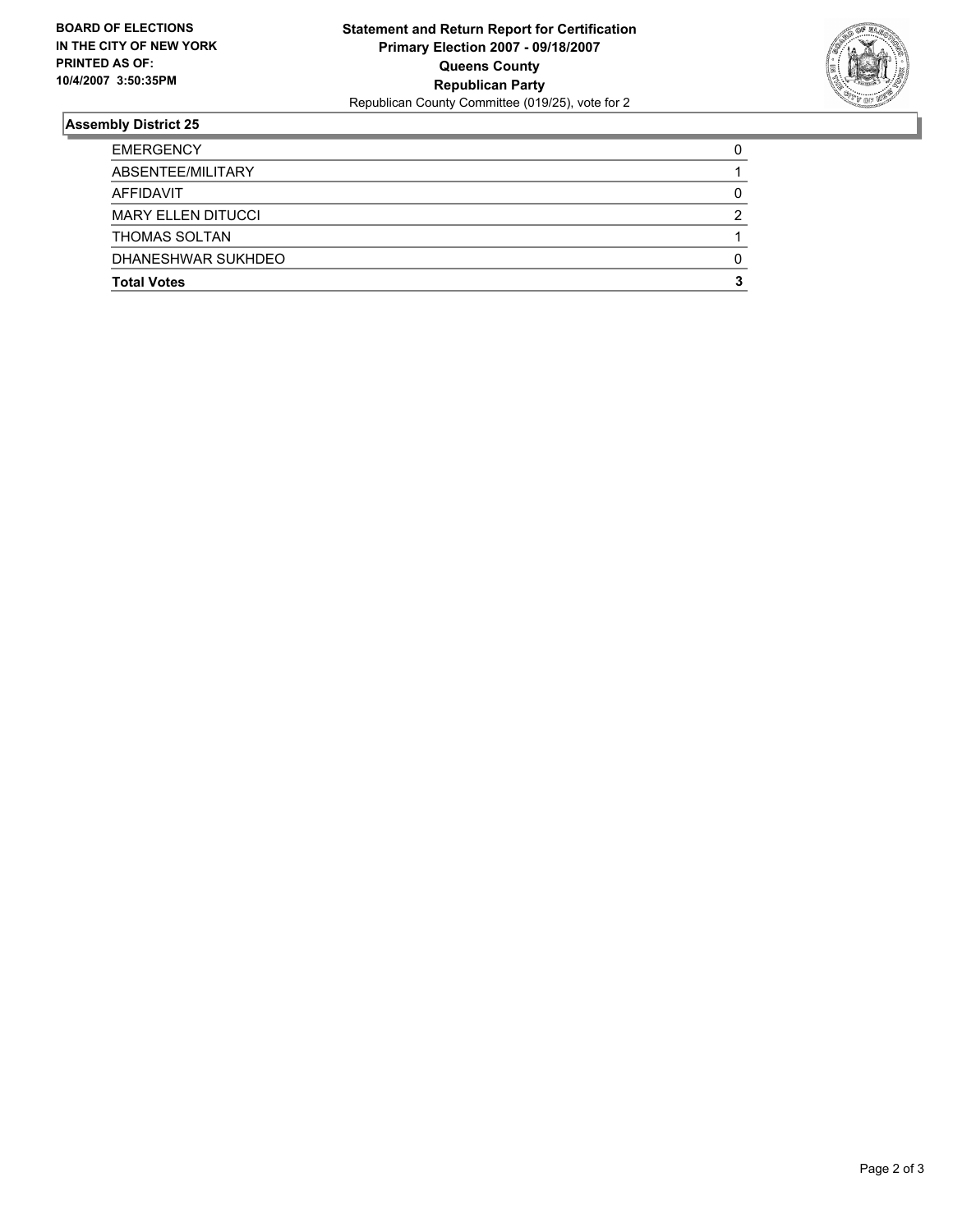**BOARD OF ELECTIONS IN THE CITY OF NEW YORK PRINTED AS OF: 10/4/2007 3:50:35PM**

**Statement and Return Report for Certification**
**Primary Election 2007 - 09/18/2007**
**Queens County**
**Republican Party**
Republican County Committee (019/25), vote for 2

## Assembly District 25

| | |
|---|---|
| EMERGENCY | 0 |
| ABSENTEE/MILITARY | 1 |
| AFFIDAVIT | 0 |
| MARY ELLEN DITUCCI | 2 |
| THOMAS SOLTAN | 1 |
| DHANESHWAR SUKHDEO | 0 |
| **Total Votes** | **3** |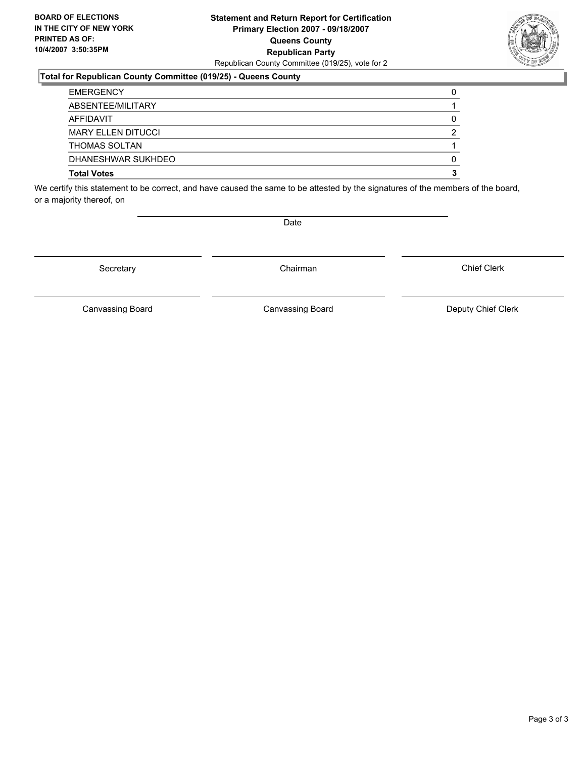**BOARD OF ELECTIONS IN THE CITY OF NEW YORK PRINTED AS OF: 10/4/2007 3:50:35PM**

**Statement and Return Report for Certification**
**Primary Election 2007 - 09/18/2007**
**Queens County**
**Republican Party**
Republican County Committee (019/25), vote for 2

**Total for Republican County Committee (019/25) - Queens County**

| | |
|---|---|
| EMERGENCY | 0 |
| ABSENTEE/MILITARY | 1 |
| AFFIDAVIT | 0 |
| MARY ELLEN DITUCCI | 2 |
| THOMAS SOLTAN | 1 |
| DHANESHWAR SUKHDEO | 0 |
| **Total Votes** | **3** |

We certify this statement to be correct, and have caused the same to be attested by the signatures of the members of the board, or a majority thereof, on

Date

Secretary | Chairman | Chief Clerk

Canvassing Board | Canvassing Board | Deputy Chief Clerk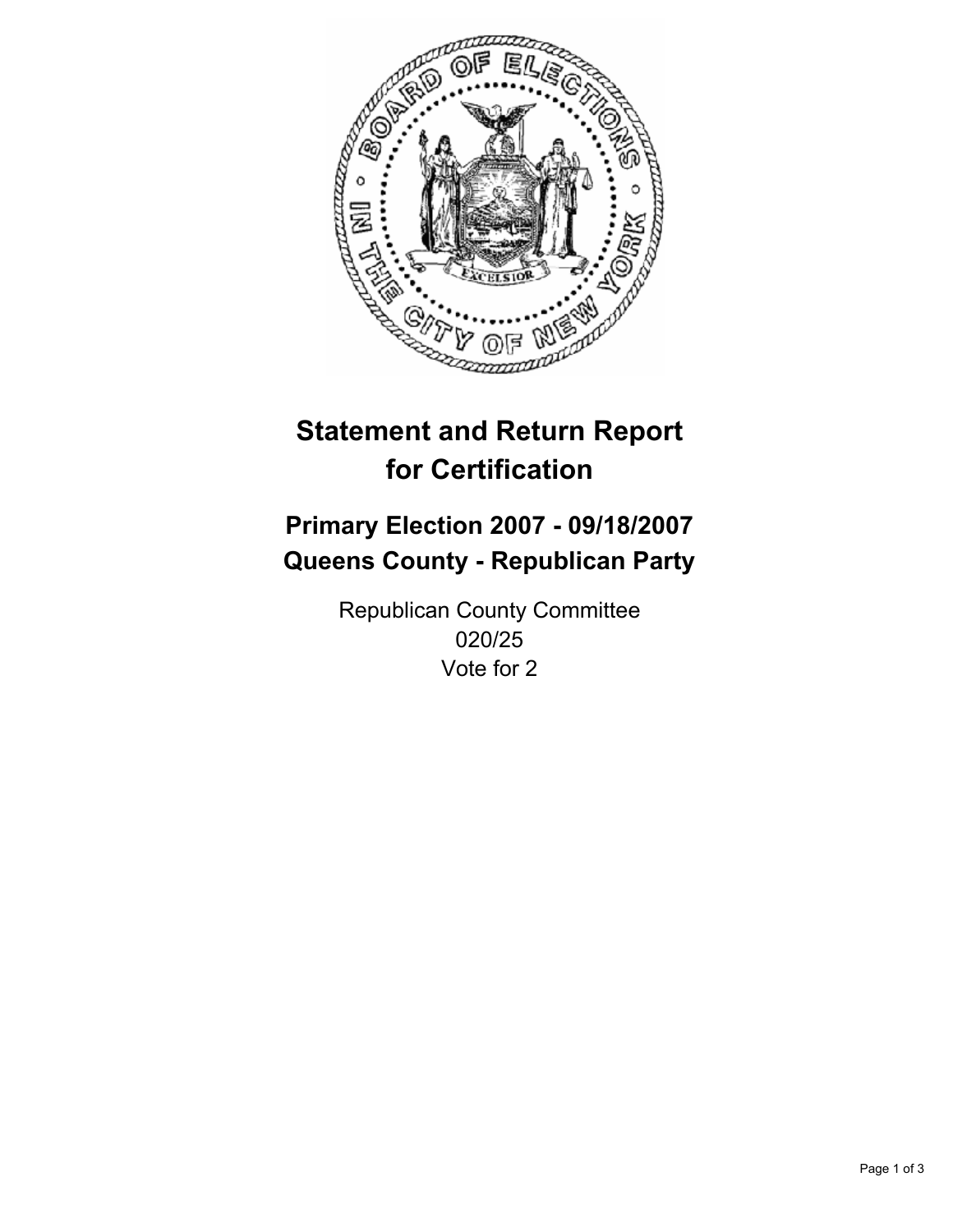# Statement and Return Report for Certification

## Primary Election 2007 - 09/18/2007
## Queens County - Republican Party

Republican County Committee
020/25
Vote for 2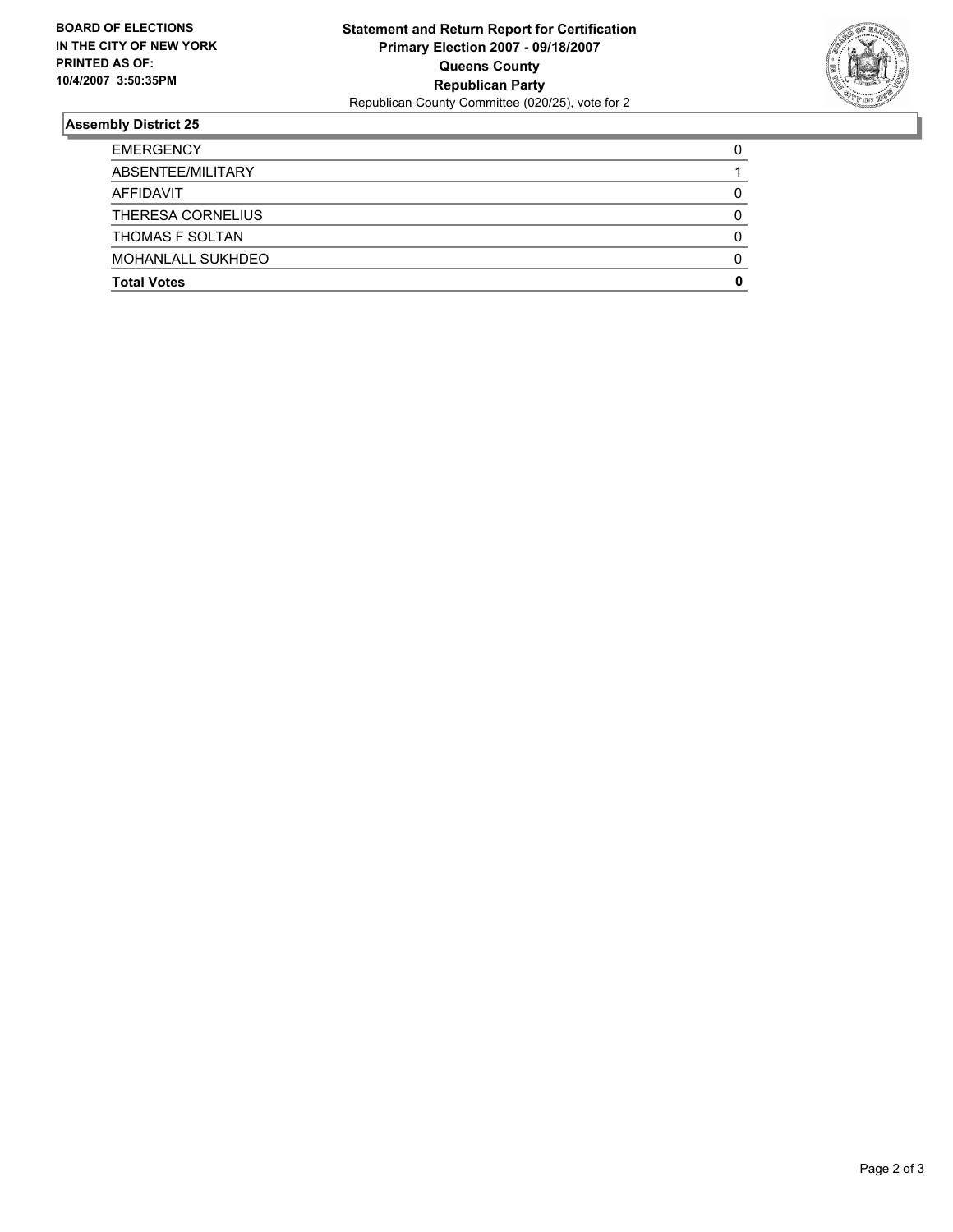**BOARD OF ELECTIONS IN THE CITY OF NEW YORK PRINTED AS OF: 10/4/2007 3:50:35PM**

**Statement and Return Report for Certification**
**Primary Election 2007 - 09/18/2007**
**Queens County**
**Republican Party**
Republican County Committee (020/25), vote for 2

## Assembly District 25

| | |
|---|---|
| EMERGENCY | 0 |
| ABSENTEE/MILITARY | 1 |
| AFFIDAVIT | 0 |
| THERESA CORNELIUS | 0 |
| THOMAS F SOLTAN | 0 |
| MOHANLALL SUKHDEO | 0 |
| **Total Votes** | **0** |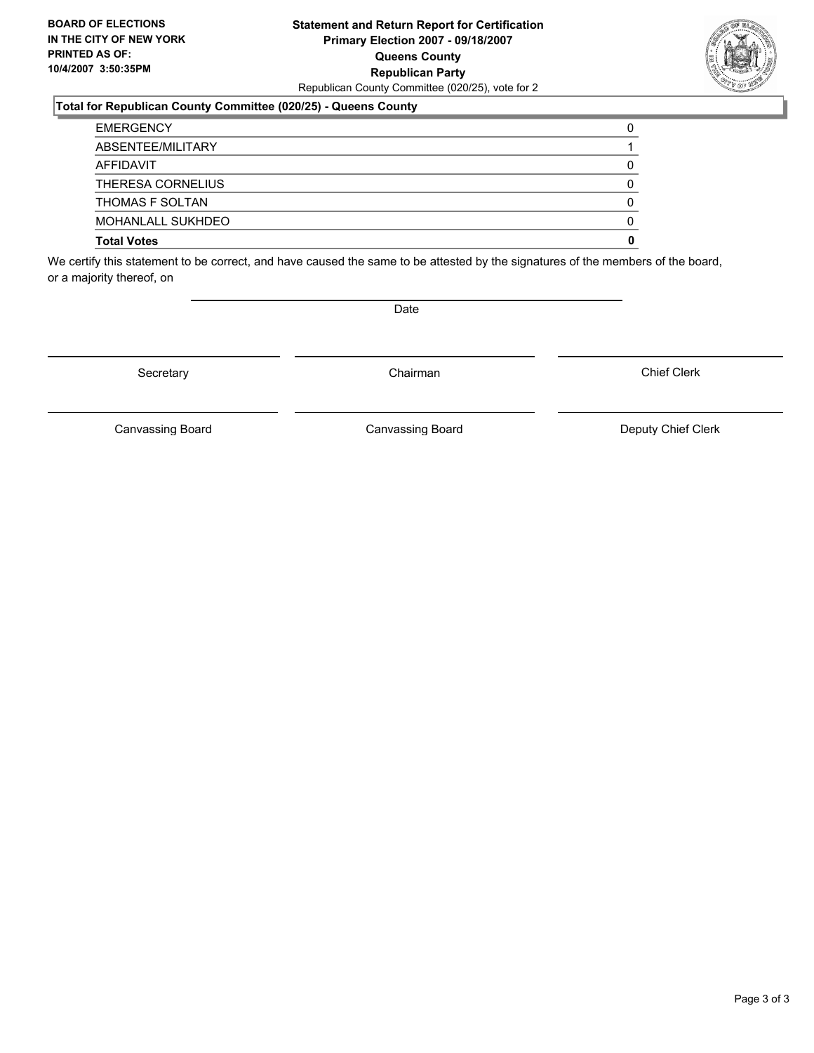**BOARD OF ELECTIONS IN THE CITY OF NEW YORK PRINTED AS OF: 10/4/2007 3:50:35PM**

# Statement and Return Report for Certification
## Primary Election 2007 - 09/18/2007
## Queens County
## Republican Party

Republican County Committee (020/25), vote for 2

### Total for Republican County Committee (020/25) - Queens County

| | |
|---|---|
| EMERGENCY | 0 |
| ABSENTEE/MILITARY | 1 |
| AFFIDAVIT | 0 |
| THERESA CORNELIUS | 0 |
| THOMAS F SOLTAN | 0 |
| MOHANLALL SUKHDEO | 0 |
| **Total Votes** | **0** |

We certify this statement to be correct, and have caused the same to be attested by the signatures of the members of the board, or a majority thereof, on

Date

| | | |
|---|---|---|
| Secretary | Chairman | Chief Clerk |
| Canvassing Board | Canvassing Board | Deputy Chief Clerk |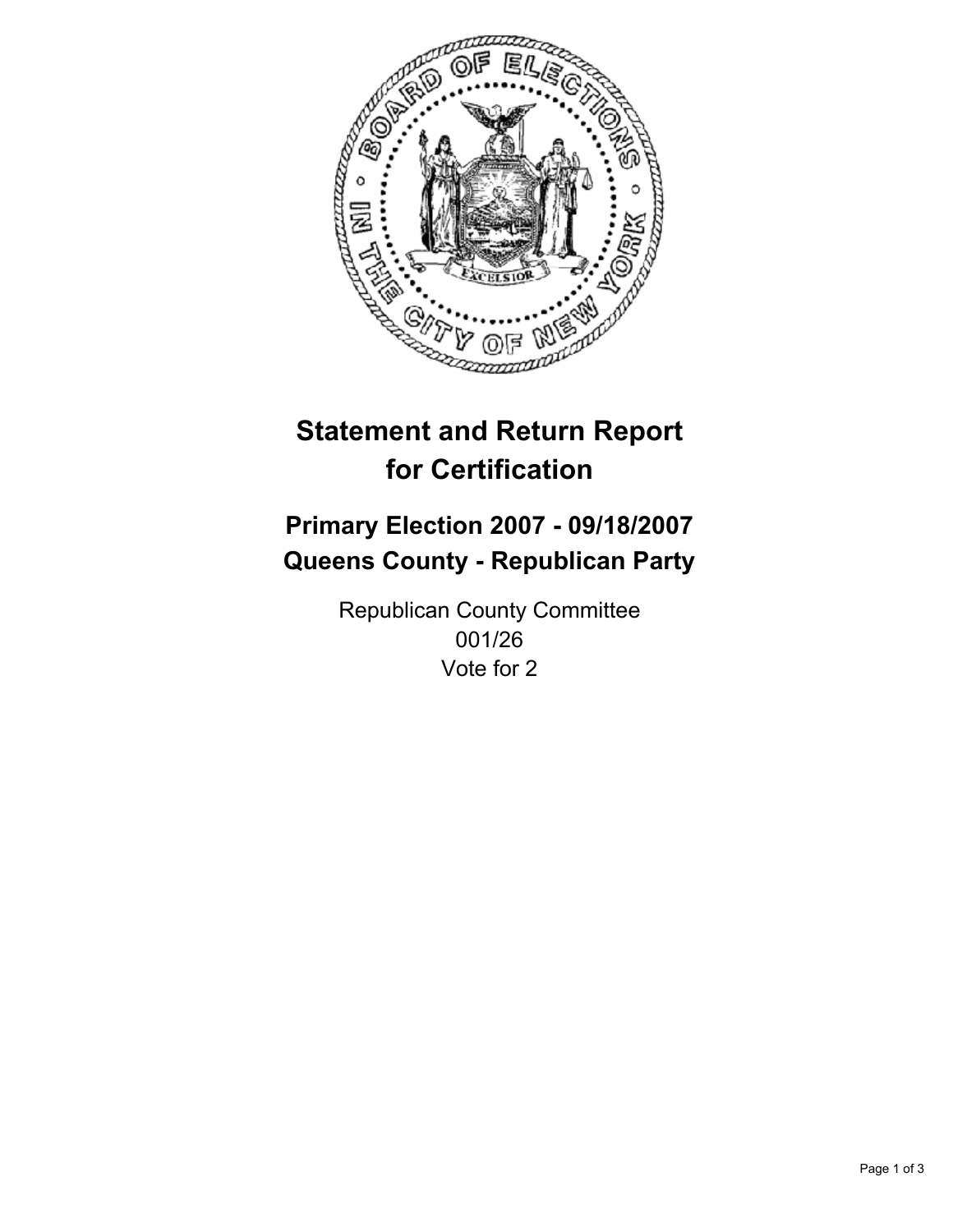# Statement and Return Report for Certification

## Primary Election 2007 - 09/18/2007
## Queens County - Republican Party

Republican County Committee
001/26
Vote for 2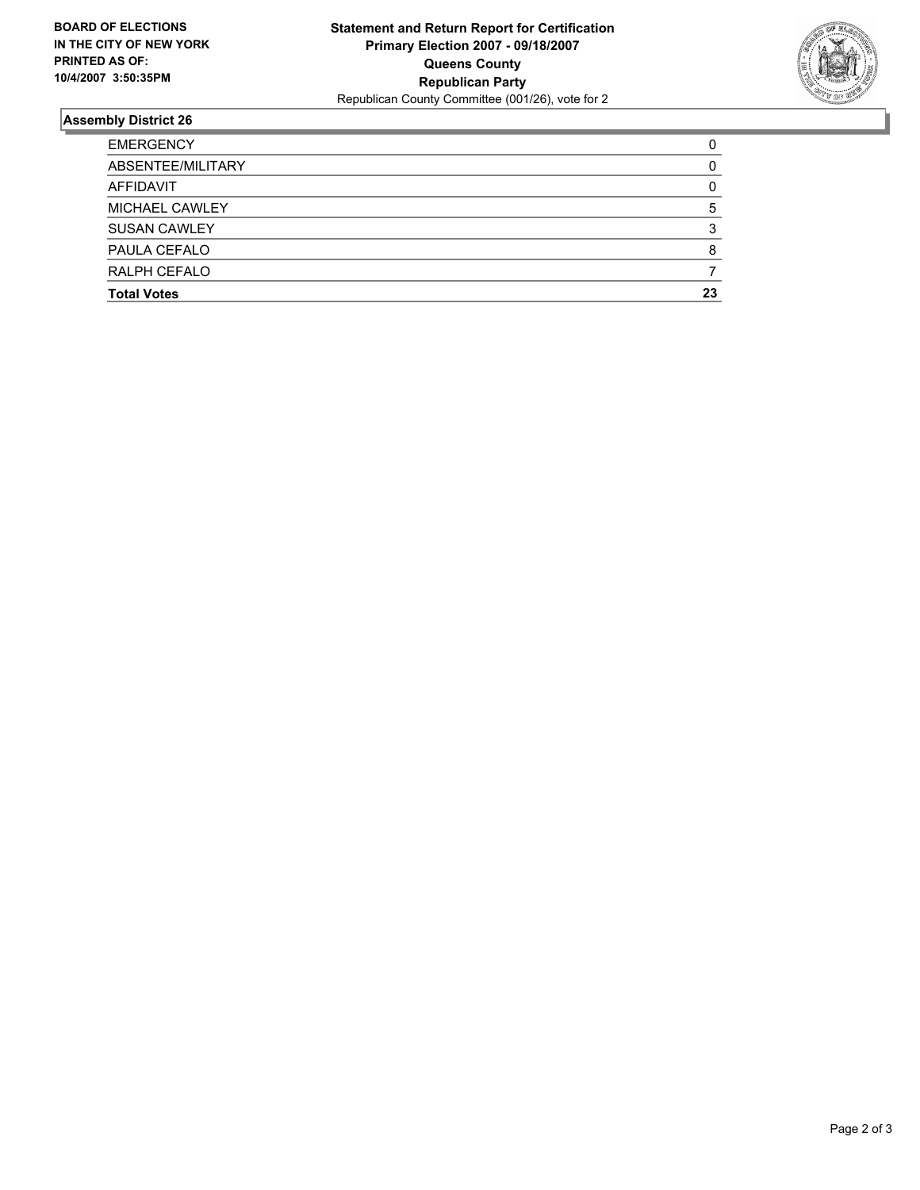**BOARD OF ELECTIONS IN THE CITY OF NEW YORK PRINTED AS OF: 10/4/2007 3:50:35PM**

**Statement and Return Report for Certification**
**Primary Election 2007 - 09/18/2007**
**Queens County**
**Republican Party**
Republican County Committee (001/26), vote for 2

## Assembly District 26

| | |
|---|---|
| EMERGENCY | 0 |
| ABSENTEE/MILITARY | 0 |
| AFFIDAVIT | 0 |
| MICHAEL CAWLEY | 5 |
| SUSAN CAWLEY | 3 |
| PAULA CEFALO | 8 |
| RALPH CEFALO | 7 |
| **Total Votes** | **23** |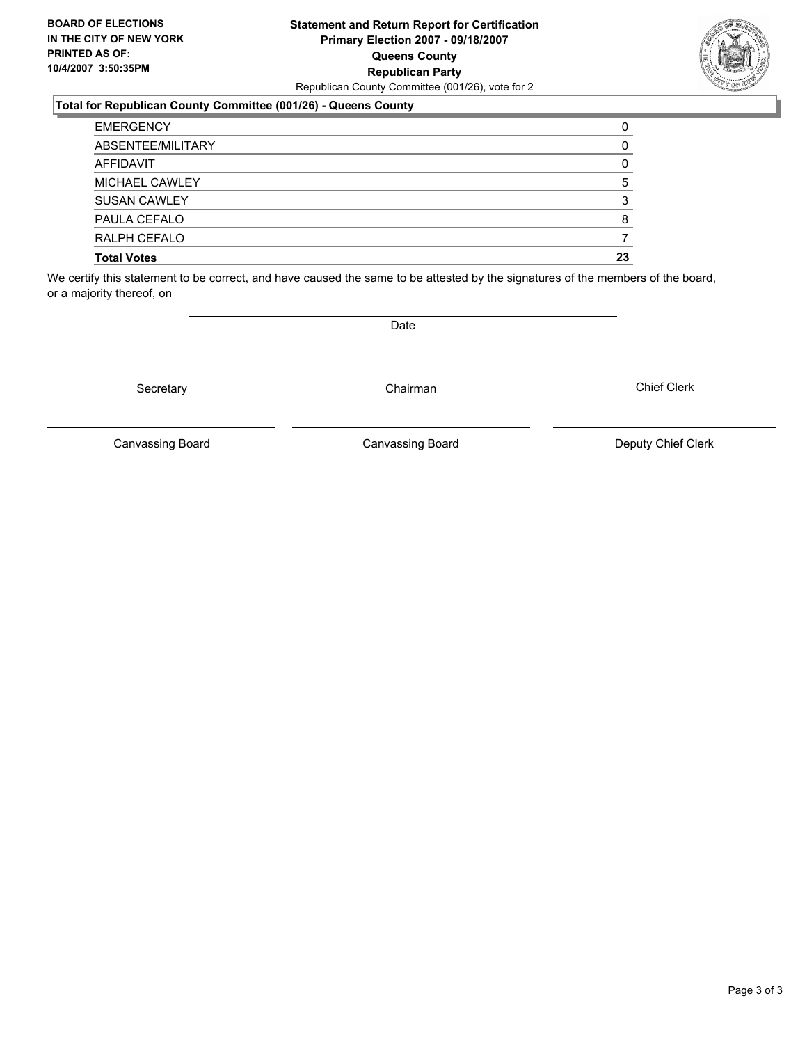**BOARD OF ELECTIONS IN THE CITY OF NEW YORK PRINTED AS OF: 10/4/2007 3:50:35PM**

**Statement and Return Report for Certification**
**Primary Election 2007 - 09/18/2007**
**Queens County**
**Republican Party**
Republican County Committee (001/26), vote for 2

**Total for Republican County Committee (001/26) - Queens County**

| | |
|---|---|
| EMERGENCY | 0 |
| ABSENTEE/MILITARY | 0 |
| AFFIDAVIT | 0 |
| MICHAEL CAWLEY | 5 |
| SUSAN CAWLEY | 3 |
| PAULA CEFALO | 8 |
| RALPH CEFALO | 7 |
| **Total Votes** | **23** |

We certify this statement to be correct, and have caused the same to be attested by the signatures of the members of the board, or a majority thereof, on

Date

Secretary | Chairman | Chief Clerk

Canvassing Board | Canvassing Board | Deputy Chief Clerk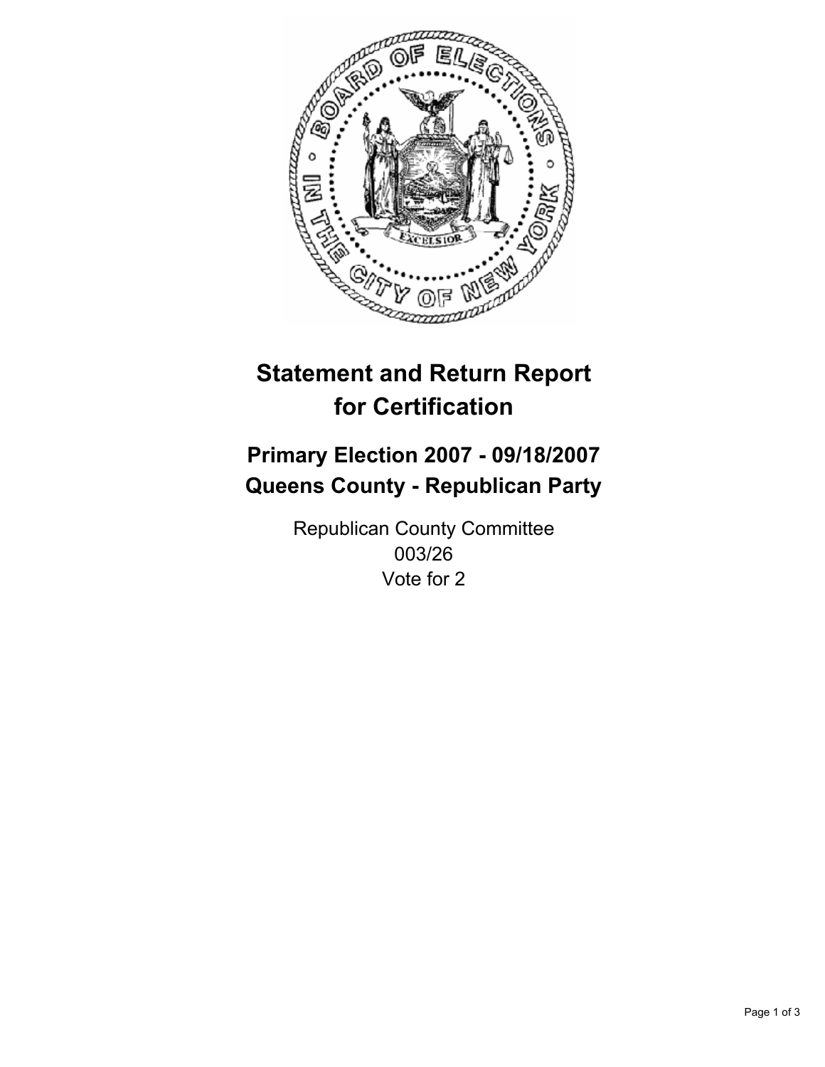# Statement and Return Report for Certification

## Primary Election 2007 - 09/18/2007
## Queens County - Republican Party

Republican County Committee
003/26
Vote for 2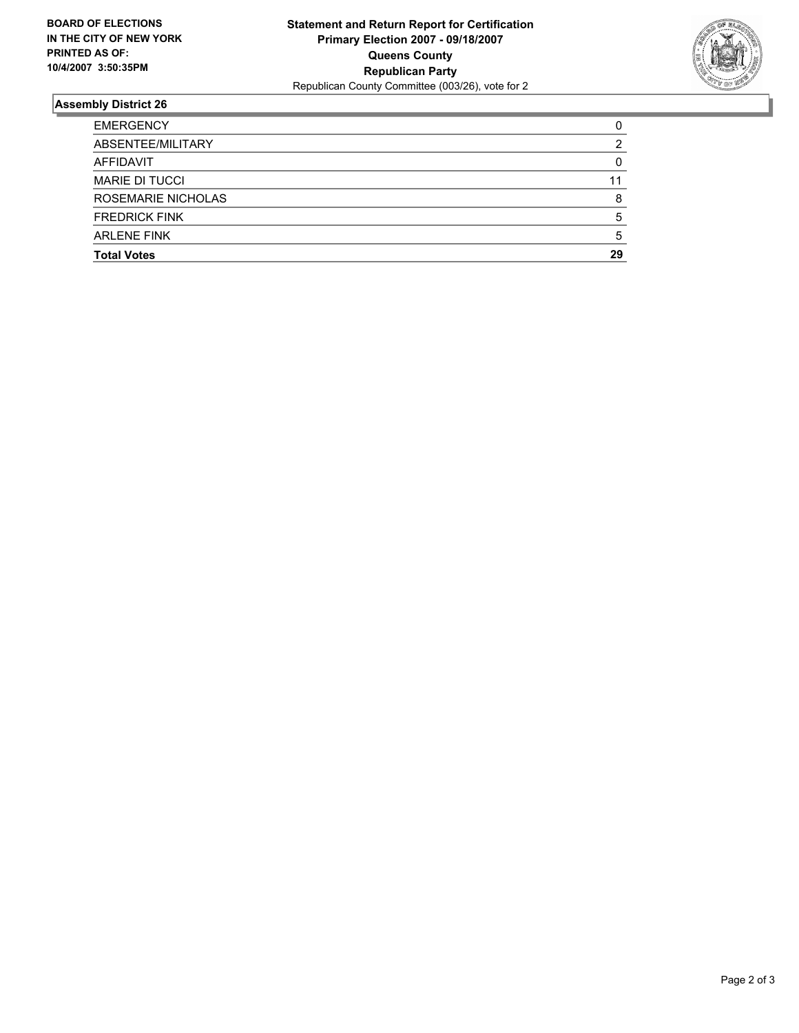**BOARD OF ELECTIONS IN THE CITY OF NEW YORK PRINTED AS OF: 10/4/2007 3:50:35PM**

**Statement and Return Report for Certification**
**Primary Election 2007 - 09/18/2007**
**Queens County**
**Republican Party**
Republican County Committee (003/26), vote for 2

## Assembly District 26

| | |
|---|---|
| EMERGENCY | 0 |
| ABSENTEE/MILITARY | 2 |
| AFFIDAVIT | 0 |
| MARIE DI TUCCI | 11 |
| ROSEMARIE NICHOLAS | 8 |
| FREDRICK FINK | 5 |
| ARLENE FINK | 5 |
| **Total Votes** | **29** |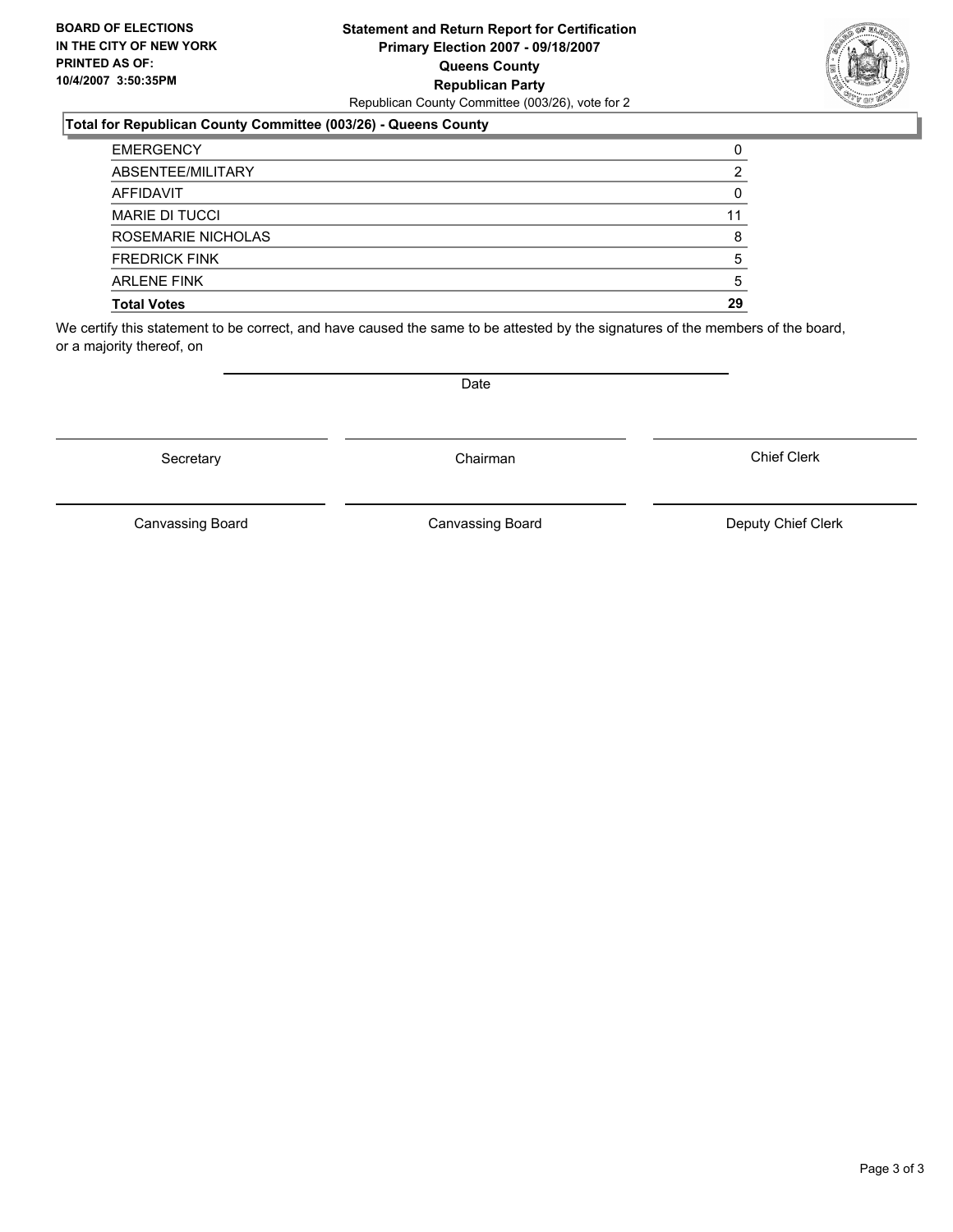**BOARD OF ELECTIONS**
**IN THE CITY OF NEW YORK**
**PRINTED AS OF:**
**10/4/2007 3:50:35PM**

**Statement and Return Report for Certification**
**Primary Election 2007 - 09/18/2007**
**Queens County**
**Republican Party**
Republican County Committee (003/26), vote for 2

## Total for Republican County Committee (003/26) - Queens County

| | |
|---|---|
| EMERGENCY | 0 |
| ABSENTEE/MILITARY | 2 |
| AFFIDAVIT | 0 |
| MARIE DI TUCCI | 11 |
| ROSEMARIE NICHOLAS | 8 |
| FREDRICK FINK | 5 |
| ARLENE FINK | 5 |
| **Total Votes** | **29** |

We certify this statement to be correct, and have caused the same to be attested by the signatures of the members of the board, or a majority thereof, on

Date

Secretary | Chairman | Chief Clerk

Canvassing Board | Canvassing Board | Deputy Chief Clerk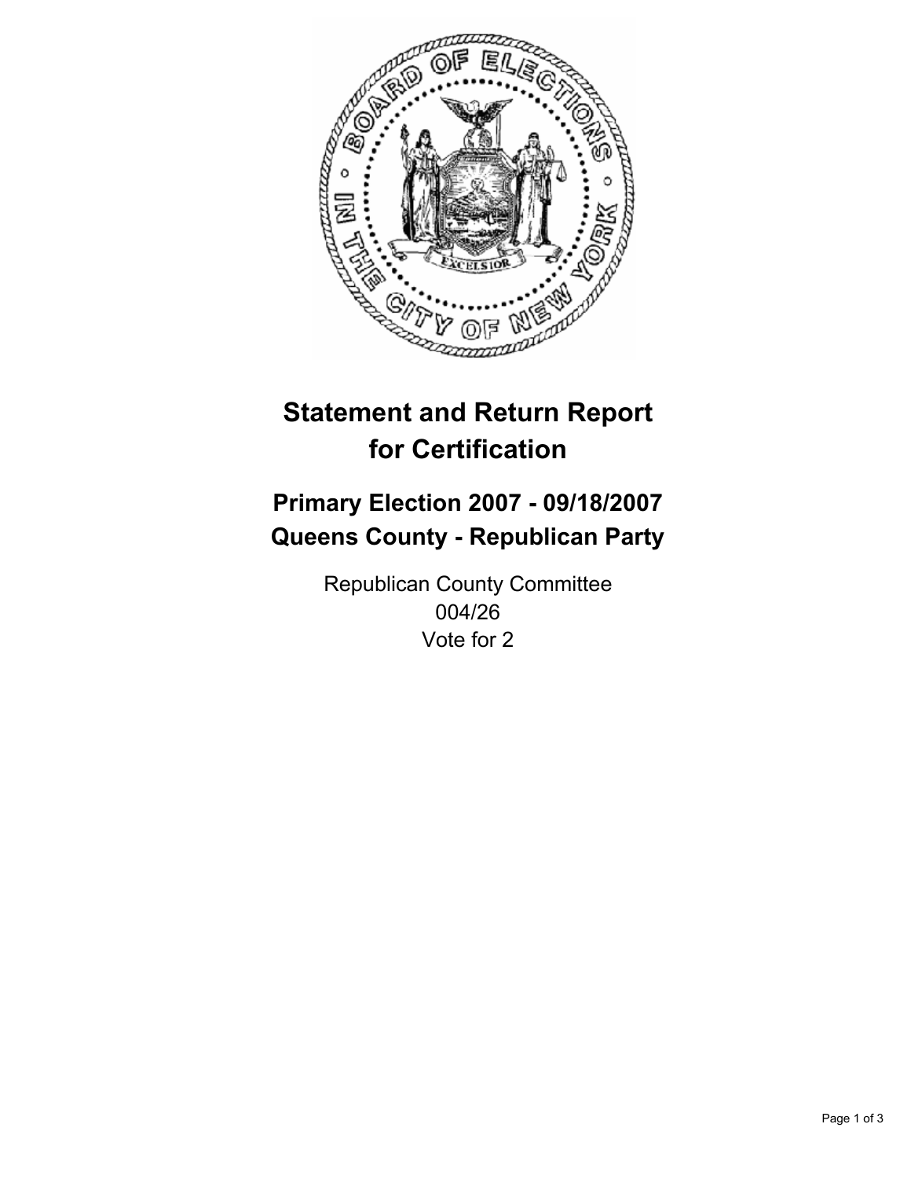# Statement and Return Report for Certification

## Primary Election 2007 - 09/18/2007
## Queens County - Republican Party

Republican County Committee
004/26
Vote for 2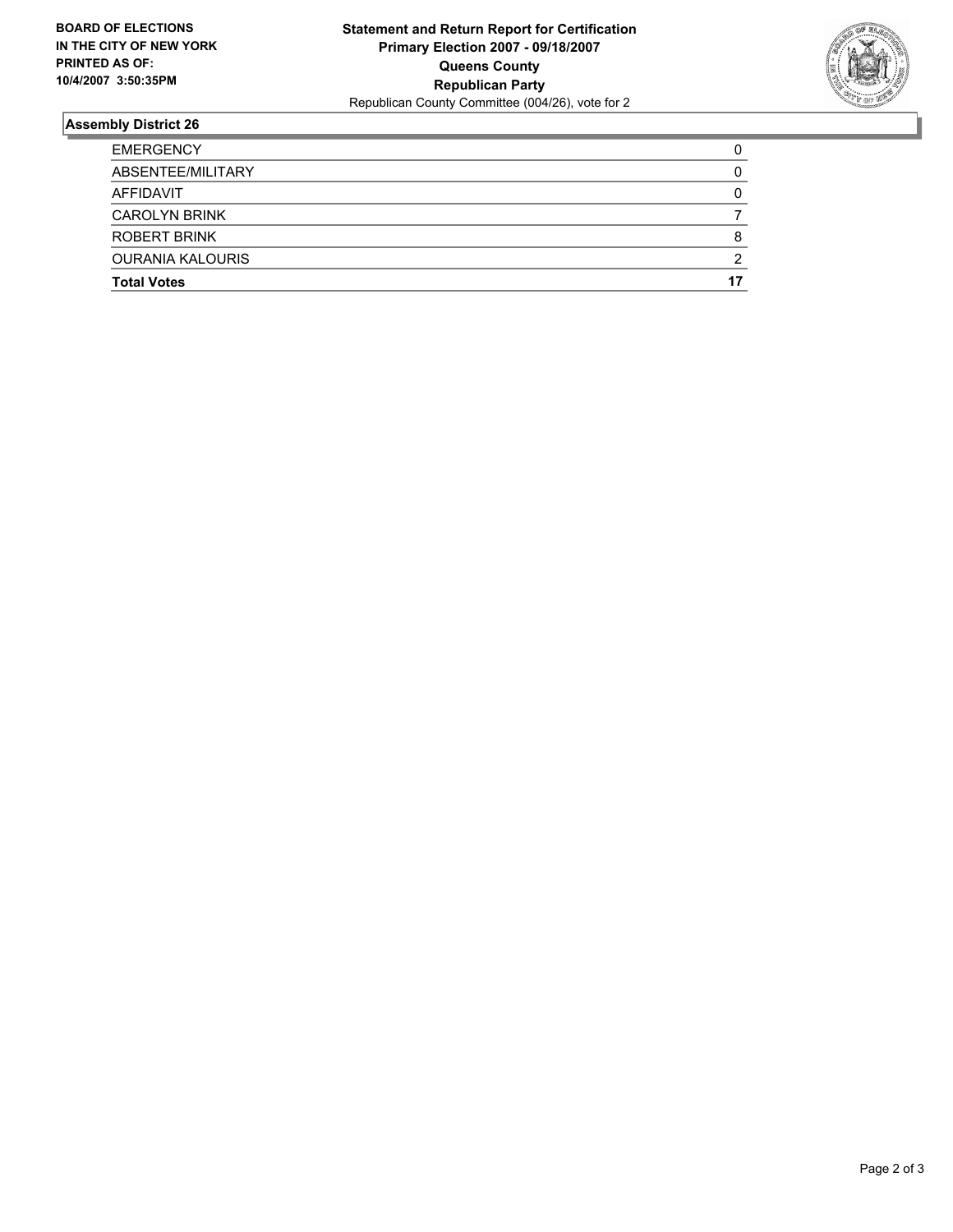**BOARD OF ELECTIONS IN THE CITY OF NEW YORK PRINTED AS OF: 10/4/2007 3:50:35PM**

**Statement and Return Report for Certification**
**Primary Election 2007 - 09/18/2007**
**Queens County**
**Republican Party**
Republican County Committee (004/26), vote for 2

### Assembly District 26

| | |
|---|---|
| EMERGENCY | 0 |
| ABSENTEE/MILITARY | 0 |
| AFFIDAVIT | 0 |
| CAROLYN BRINK | 7 |
| ROBERT BRINK | 8 |
| OURANIA KALOURIS | 2 |
| **Total Votes** | **17** |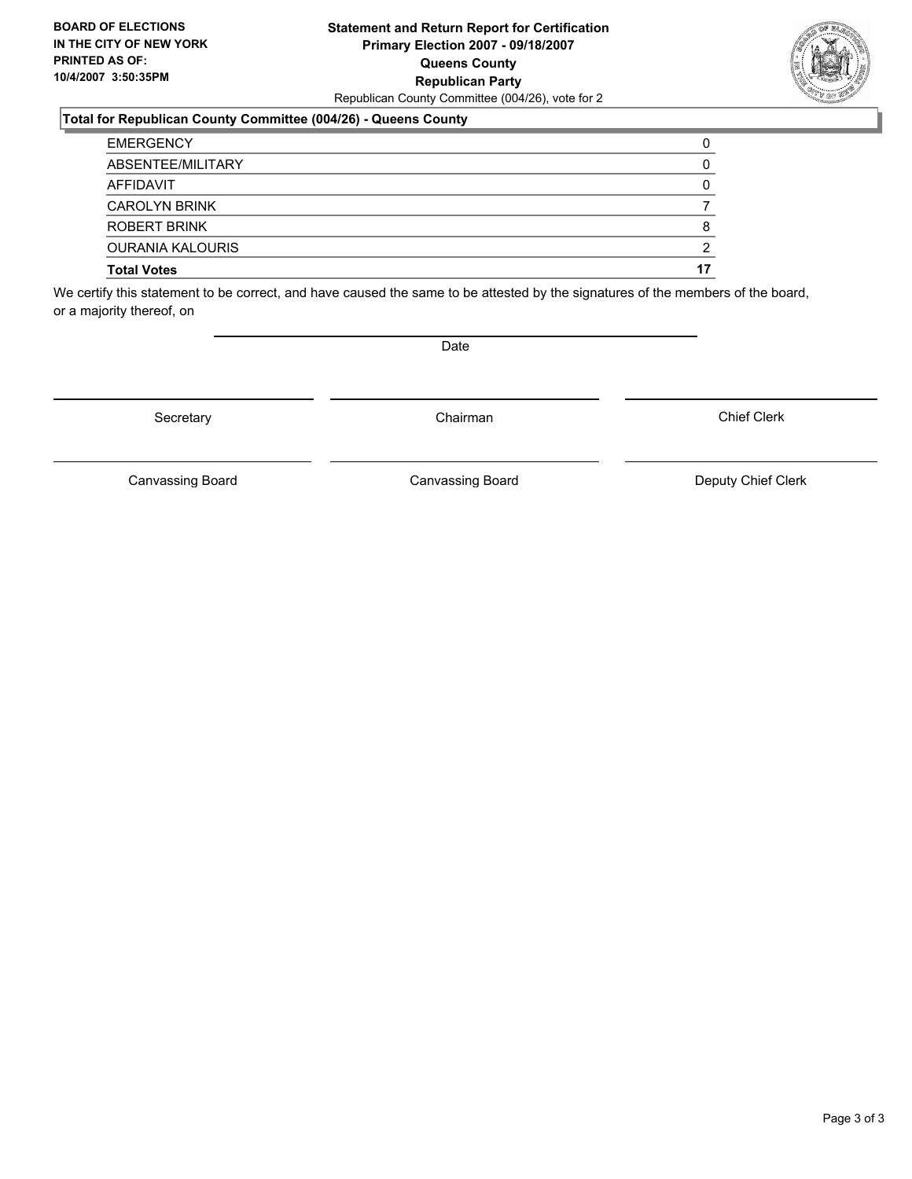**BOARD OF ELECTIONS IN THE CITY OF NEW YORK PRINTED AS OF: 10/4/2007 3:50:35PM**

**Statement and Return Report for Certification**
**Primary Election 2007 - 09/18/2007**
**Queens County**
**Republican Party**
Republican County Committee (004/26), vote for 2

**Total for Republican County Committee (004/26) - Queens County**

| | |
|---|---|
| EMERGENCY | 0 |
| ABSENTEE/MILITARY | 0 |
| AFFIDAVIT | 0 |
| CAROLYN BRINK | 7 |
| ROBERT BRINK | 8 |
| OURANIA KALOURIS | 2 |
| **Total Votes** | **17** |

We certify this statement to be correct, and have caused the same to be attested by the signatures of the members of the board, or a majority thereof, on

Date

Secretary | Chairman | Chief Clerk

Canvassing Board | Canvassing Board | Deputy Chief Clerk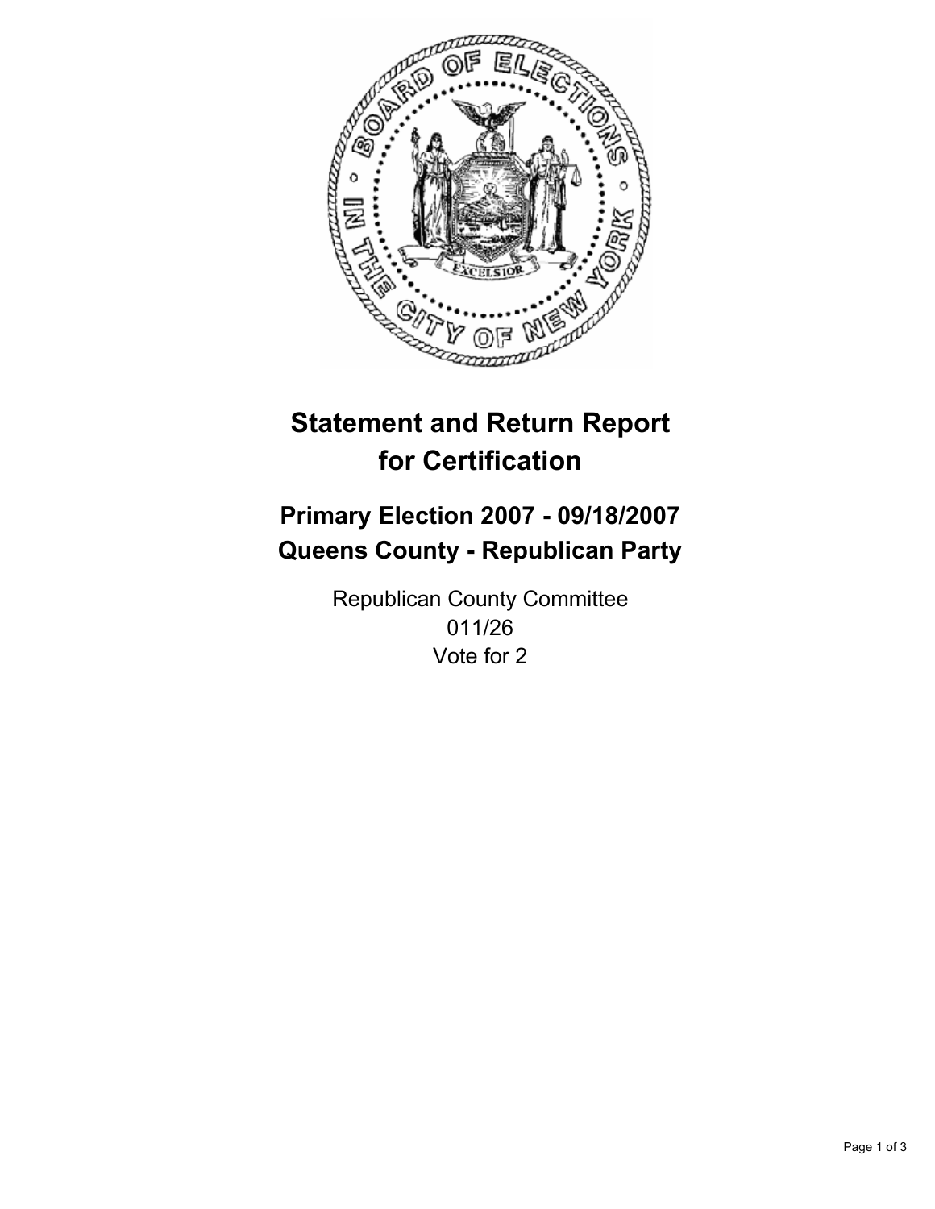# Statement and Return Report for Certification

## Primary Election 2007 - 09/18/2007
## Queens County - Republican Party

Republican County Committee
011/26
Vote for 2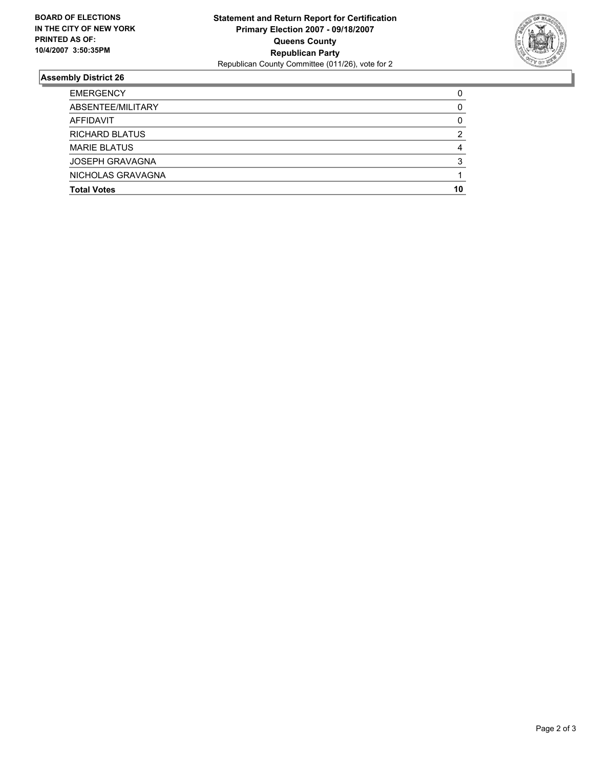**BOARD OF ELECTIONS IN THE CITY OF NEW YORK PRINTED AS OF: 10/4/2007 3:50:35PM**

**Statement and Return Report for Certification**
**Primary Election 2007 - 09/18/2007**
**Queens County**
**Republican Party**
Republican County Committee (011/26), vote for 2

## Assembly District 26

| | |
|---|---|
| EMERGENCY | 0 |
| ABSENTEE/MILITARY | 0 |
| AFFIDAVIT | 0 |
| RICHARD BLATUS | 2 |
| MARIE BLATUS | 4 |
| JOSEPH GRAVAGNA | 3 |
| NICHOLAS GRAVAGNA | 1 |
| **Total Votes** | **10** |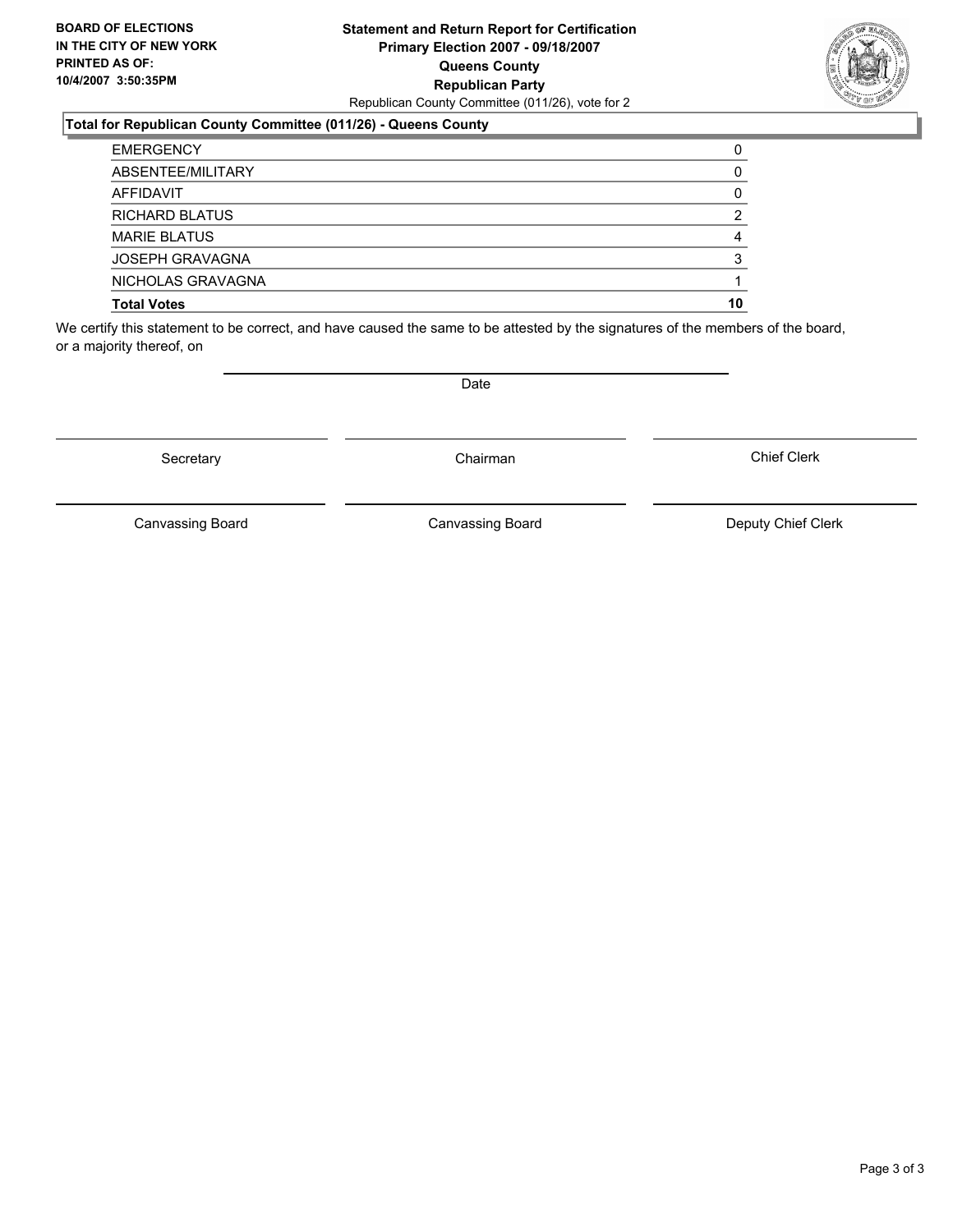**BOARD OF ELECTIONS IN THE CITY OF NEW YORK PRINTED AS OF: 10/4/2007 3:50:35PM**

**Statement and Return Report for Certification**
**Primary Election 2007 - 09/18/2007**
**Queens County**
**Republican Party**
Republican County Committee (011/26), vote for 2

**Total for Republican County Committee (011/26) - Queens County**

| | |
|---|---|
| EMERGENCY | 0 |
| ABSENTEE/MILITARY | 0 |
| AFFIDAVIT | 0 |
| RICHARD BLATUS | 2 |
| MARIE BLATUS | 4 |
| JOSEPH GRAVAGNA | 3 |
| NICHOLAS GRAVAGNA | 1 |
| **Total Votes** | **10** |

We certify this statement to be correct, and have caused the same to be attested by the signatures of the members of the board, or a majority thereof, on

Date

Secretary | Chairman | Chief Clerk

Canvassing Board | Canvassing Board | Deputy Chief Clerk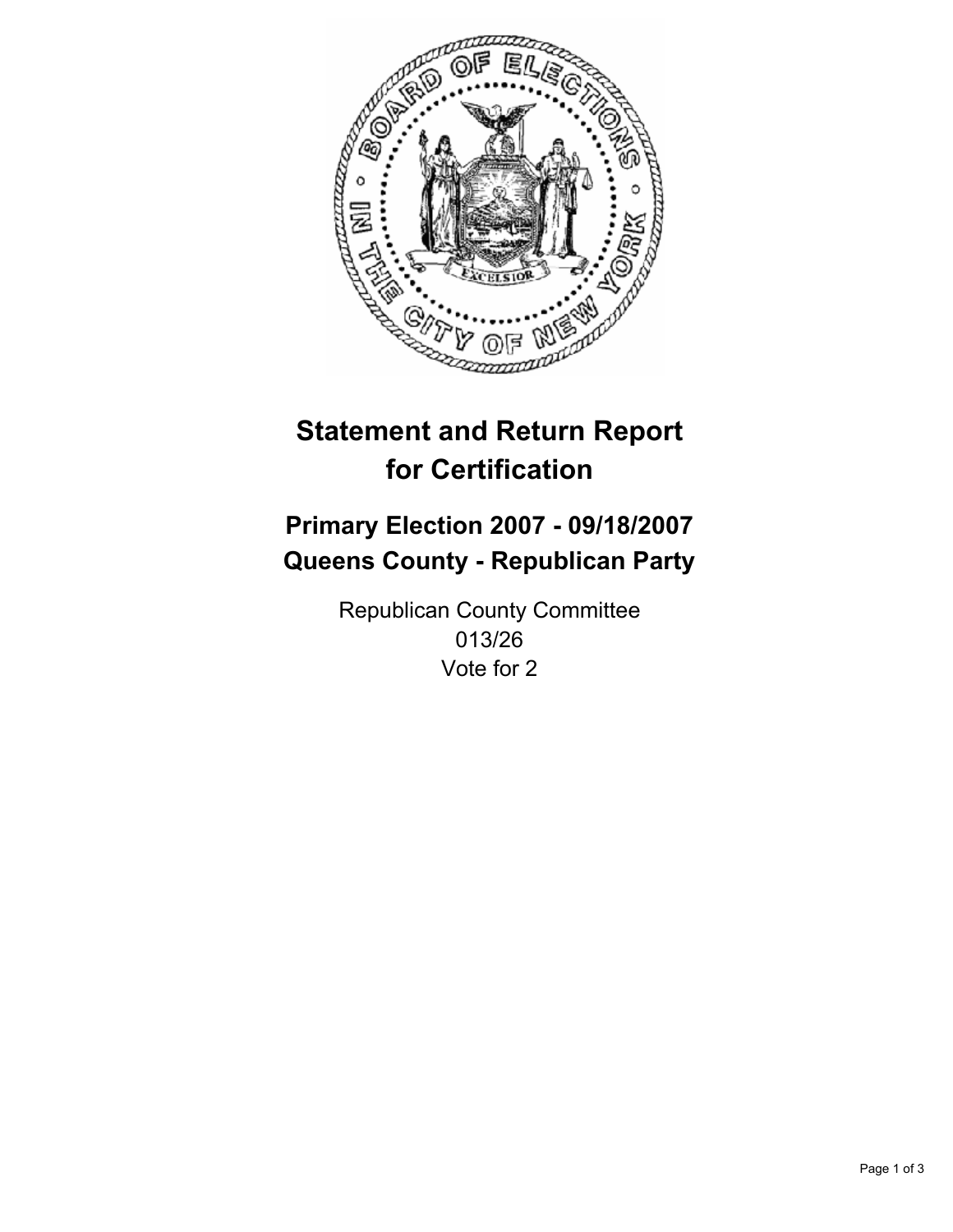# Statement and Return Report for Certification

## Primary Election 2007 - 09/18/2007
## Queens County - Republican Party

Republican County Committee
013/26
Vote for 2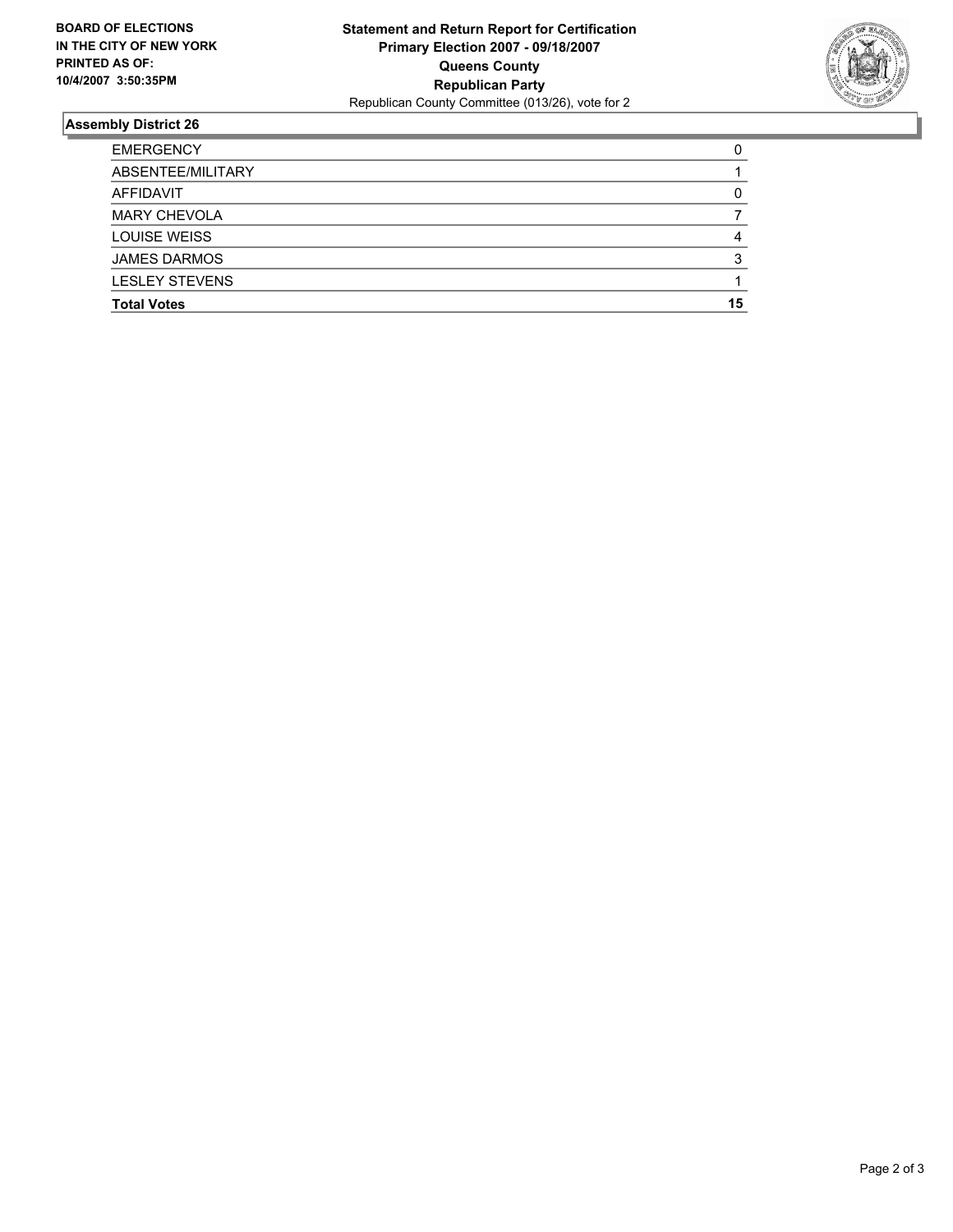**BOARD OF ELECTIONS IN THE CITY OF NEW YORK PRINTED AS OF: 10/4/2007 3:50:35PM**

**Statement and Return Report for Certification**
**Primary Election 2007 - 09/18/2007**
**Queens County**
**Republican Party**
Republican County Committee (013/26), vote for 2

## Assembly District 26

| | |
|---|---|
| EMERGENCY | 0 |
| ABSENTEE/MILITARY | 1 |
| AFFIDAVIT | 0 |
| MARY CHEVOLA | 7 |
| LOUISE WEISS | 4 |
| JAMES DARMOS | 3 |
| LESLEY STEVENS | 1 |
| **Total Votes** | **15** |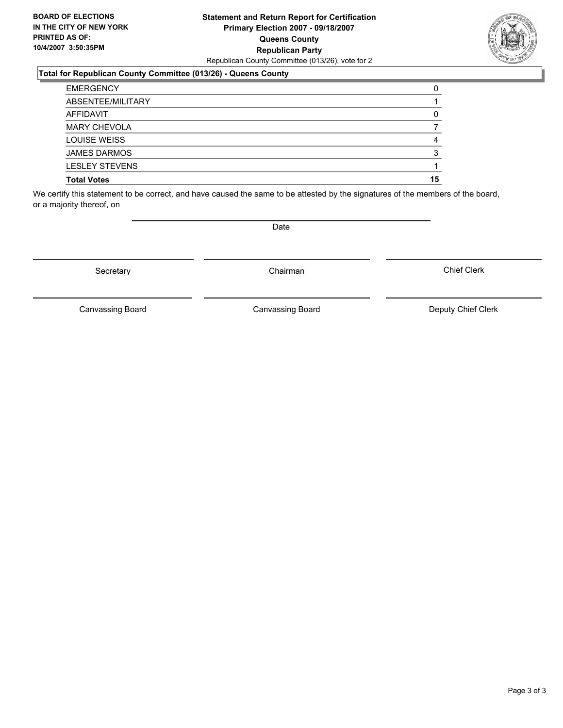**BOARD OF ELECTIONS IN THE CITY OF NEW YORK PRINTED AS OF: 10/4/2007 3:50:35PM**

**Statement and Return Report for Certification**
**Primary Election 2007 - 09/18/2007**
**Queens County**
**Republican Party**
Republican County Committee (013/26), vote for 2

**Total for Republican County Committee (013/26) - Queens County**

| | |
|---|---|
| EMERGENCY | 0 |
| ABSENTEE/MILITARY | 1 |
| AFFIDAVIT | 0 |
| MARY CHEVOLA | 7 |
| LOUISE WEISS | 4 |
| JAMES DARMOS | 3 |
| LESLEY STEVENS | 1 |
| **Total Votes** | **15** |

We certify this statement to be correct, and have caused the same to be attested by the signatures of the members of the board, or a majority thereof, on

Date

| | | |
|---|---|---|
| Secretary | Chairman | Chief Clerk |
| Canvassing Board | Canvassing Board | Deputy Chief Clerk |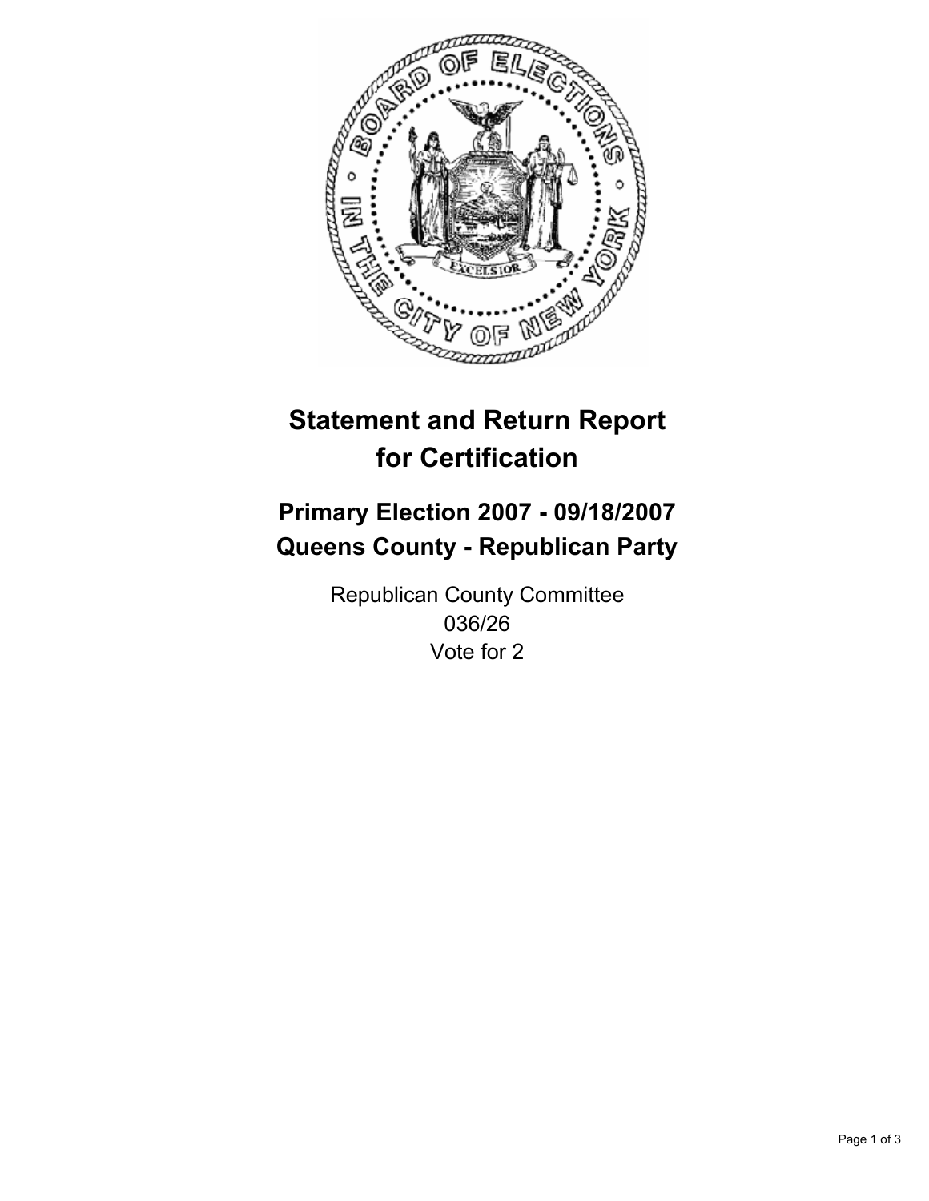# Statement and Return Report for Certification

## Primary Election 2007 - 09/18/2007
## Queens County - Republican Party

Republican County Committee
036/26
Vote for 2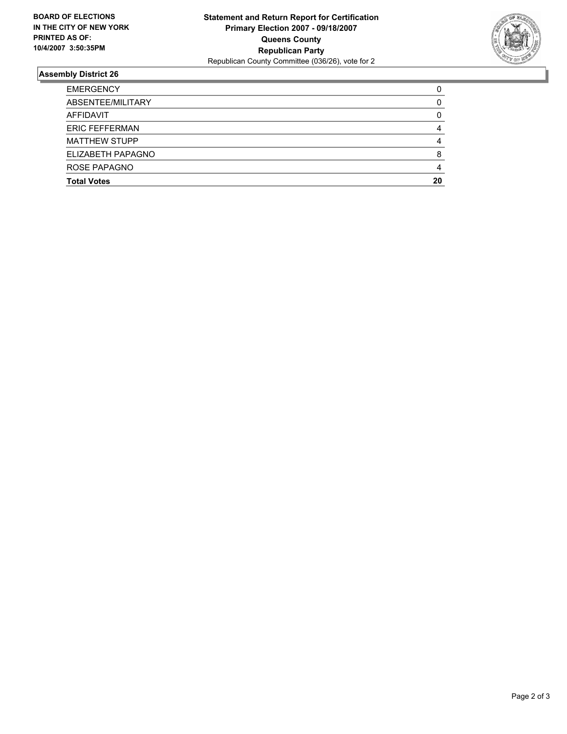**BOARD OF ELECTIONS IN THE CITY OF NEW YORK PRINTED AS OF: 10/4/2007 3:50:35PM**

**Statement and Return Report for Certification**
**Primary Election 2007 - 09/18/2007**
**Queens County**
**Republican Party**
Republican County Committee (036/26), vote for 2

## Assembly District 26

| | |
|---|---|
| EMERGENCY | 0 |
| ABSENTEE/MILITARY | 0 |
| AFFIDAVIT | 0 |
| ERIC FEFFERMAN | 4 |
| MATTHEW STUPP | 4 |
| ELIZABETH PAPAGNO | 8 |
| ROSE PAPAGNO | 4 |
| **Total Votes** | **20** |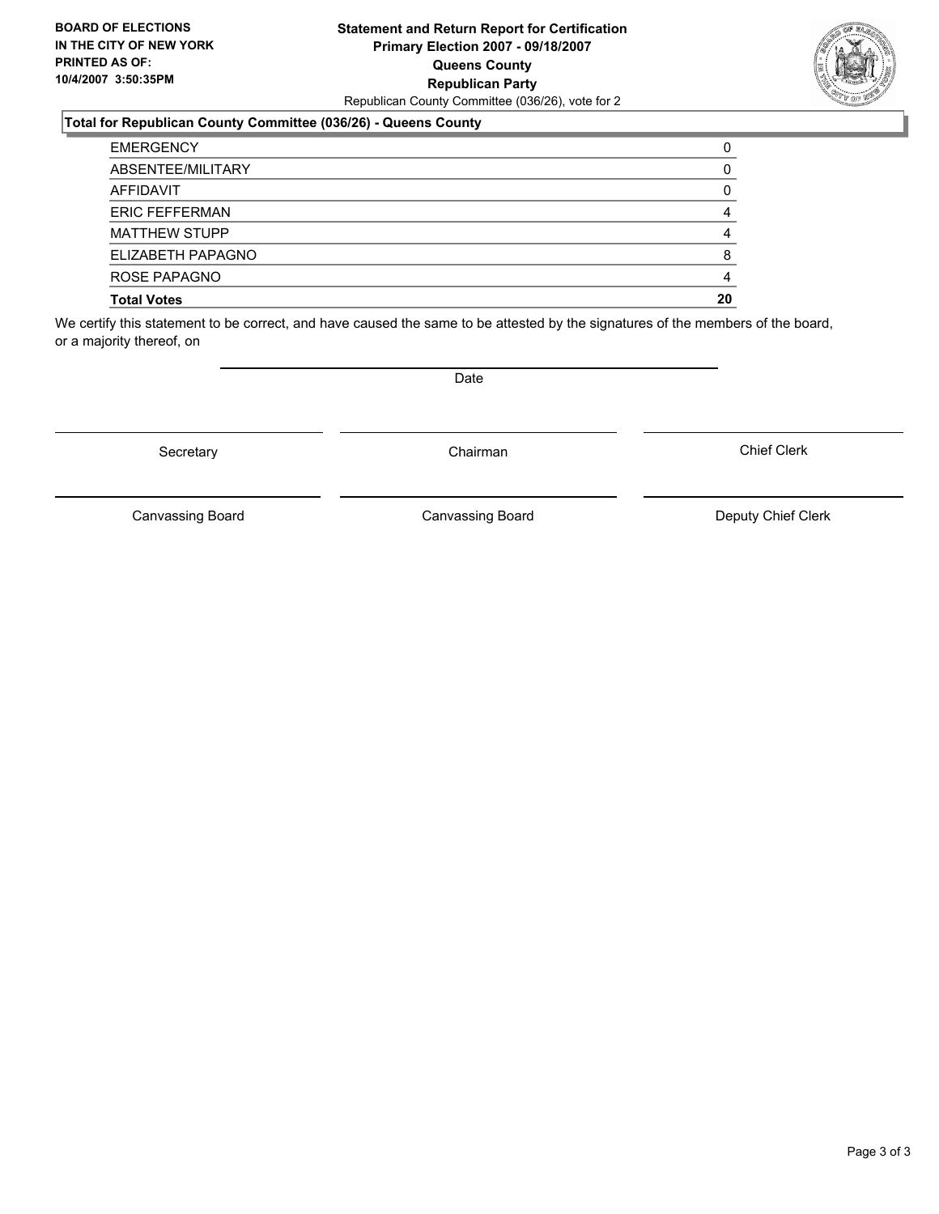**BOARD OF ELECTIONS IN THE CITY OF NEW YORK PRINTED AS OF: 10/4/2007 3:50:35PM**

**Statement and Return Report for Certification**
**Primary Election 2007 - 09/18/2007**
**Queens County**
**Republican Party**
Republican County Committee (036/26), vote for 2

### Total for Republican County Committee (036/26) - Queens County

| | |
|---|---|
| EMERGENCY | 0 |
| ABSENTEE/MILITARY | 0 |
| AFFIDAVIT | 0 |
| ERIC FEFFERMAN | 4 |
| MATTHEW STUPP | 4 |
| ELIZABETH PAPAGNO | 8 |
| ROSE PAPAGNO | 4 |
| **Total Votes** | **20** |

We certify this statement to be correct, and have caused the same to be attested by the signatures of the members of the board, or a majority thereof, on

Date

Secretary | Chairman | Chief Clerk

Canvassing Board | Canvassing Board | Deputy Chief Clerk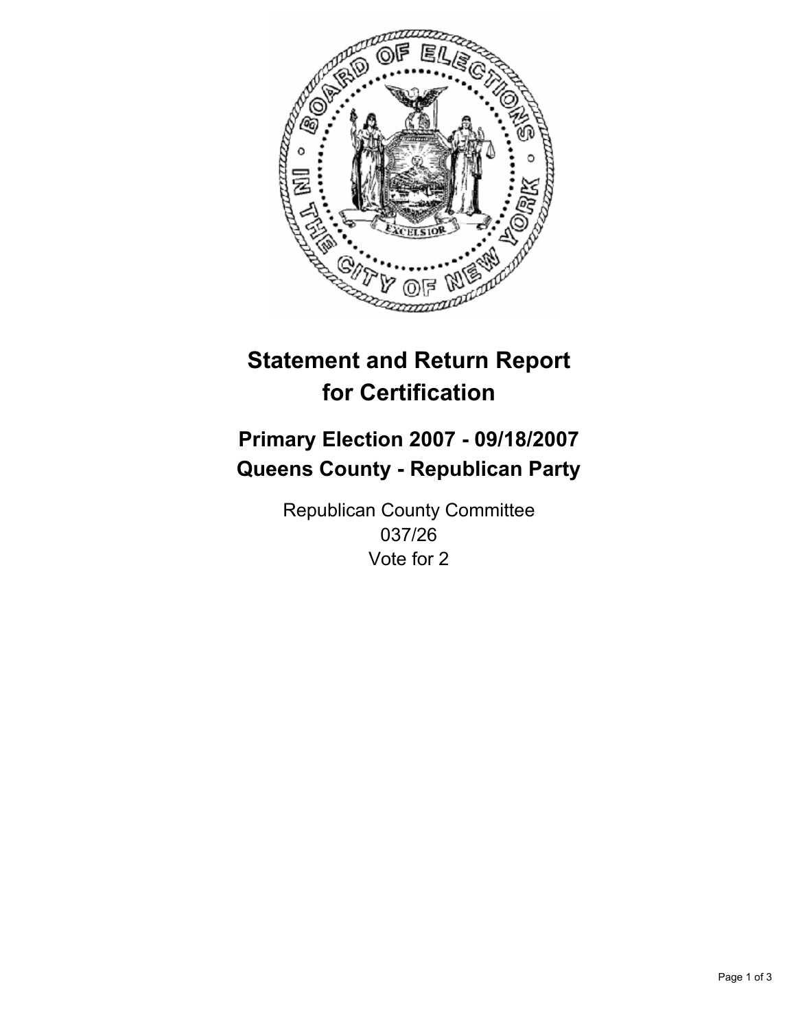# Statement and Return Report for Certification

## Primary Election 2007 - 09/18/2007
## Queens County - Republican Party

Republican County Committee
037/26
Vote for 2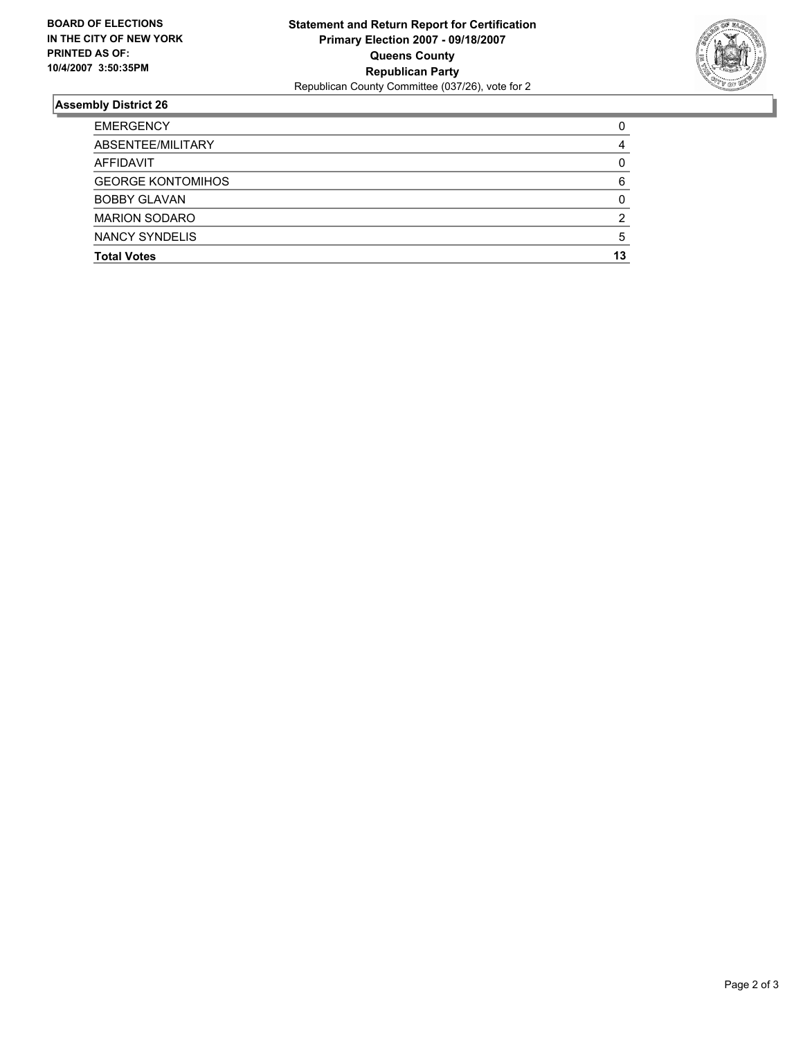**BOARD OF ELECTIONS IN THE CITY OF NEW YORK PRINTED AS OF: 10/4/2007 3:50:35PM**

**Statement and Return Report for Certification**
**Primary Election 2007 - 09/18/2007**
**Queens County**
**Republican Party**
Republican County Committee (037/26), vote for 2

## Assembly District 26

| | |
|---|---|
| EMERGENCY | 0 |
| ABSENTEE/MILITARY | 4 |
| AFFIDAVIT | 0 |
| GEORGE KONTOMIHOS | 6 |
| BOBBY GLAVAN | 0 |
| MARION SODARO | 2 |
| NANCY SYNDELIS | 5 |
| **Total Votes** | **13** |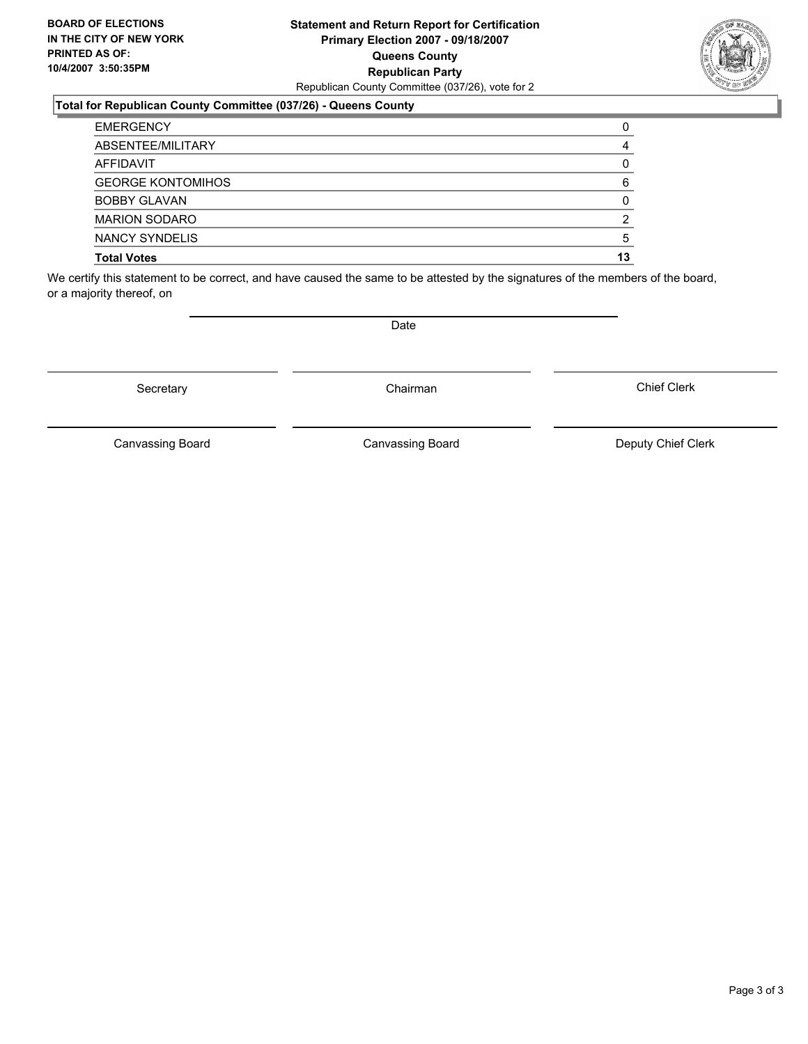**BOARD OF ELECTIONS IN THE CITY OF NEW YORK PRINTED AS OF: 10/4/2007 3:50:35PM**

**Statement and Return Report for Certification**
**Primary Election 2007 - 09/18/2007**
**Queens County**
**Republican Party**
Republican County Committee (037/26), vote for 2

**Total for Republican County Committee (037/26) - Queens County**

| | |
|---|---|
| EMERGENCY | 0 |
| ABSENTEE/MILITARY | 4 |
| AFFIDAVIT | 0 |
| GEORGE KONTOMIHOS | 6 |
| BOBBY GLAVAN | 0 |
| MARION SODARO | 2 |
| NANCY SYNDELIS | 5 |
| **Total Votes** | **13** |

We certify this statement to be correct, and have caused the same to be attested by the signatures of the members of the board, or a majority thereof, on

Date

Secretary | Chairman | Chief Clerk

Canvassing Board | Canvassing Board | Deputy Chief Clerk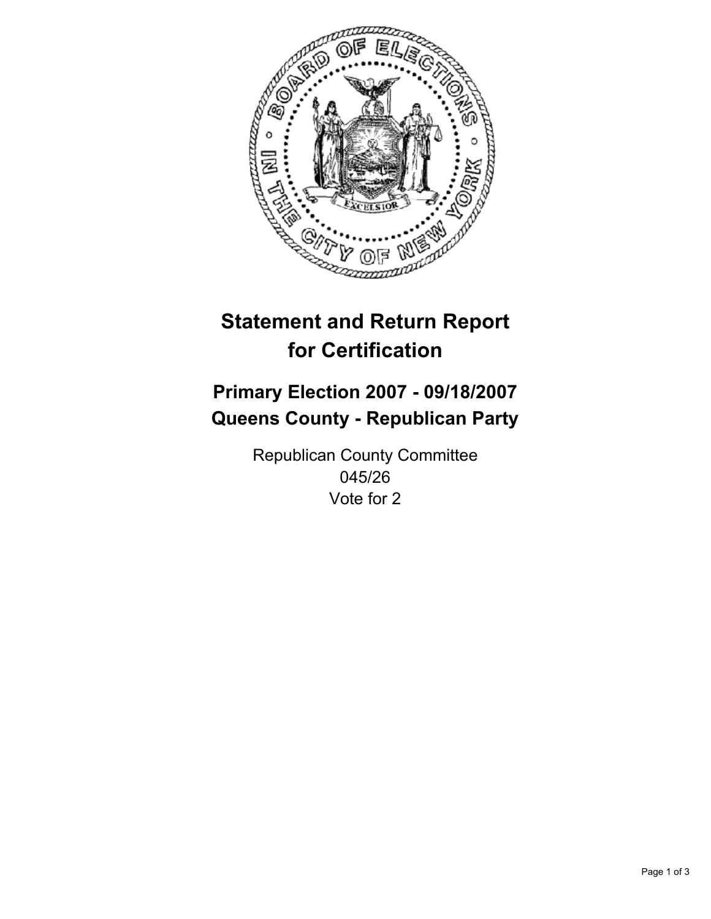# Statement and Return Report for Certification

## Primary Election 2007 - 09/18/2007
## Queens County - Republican Party

Republican County Committee
045/26
Vote for 2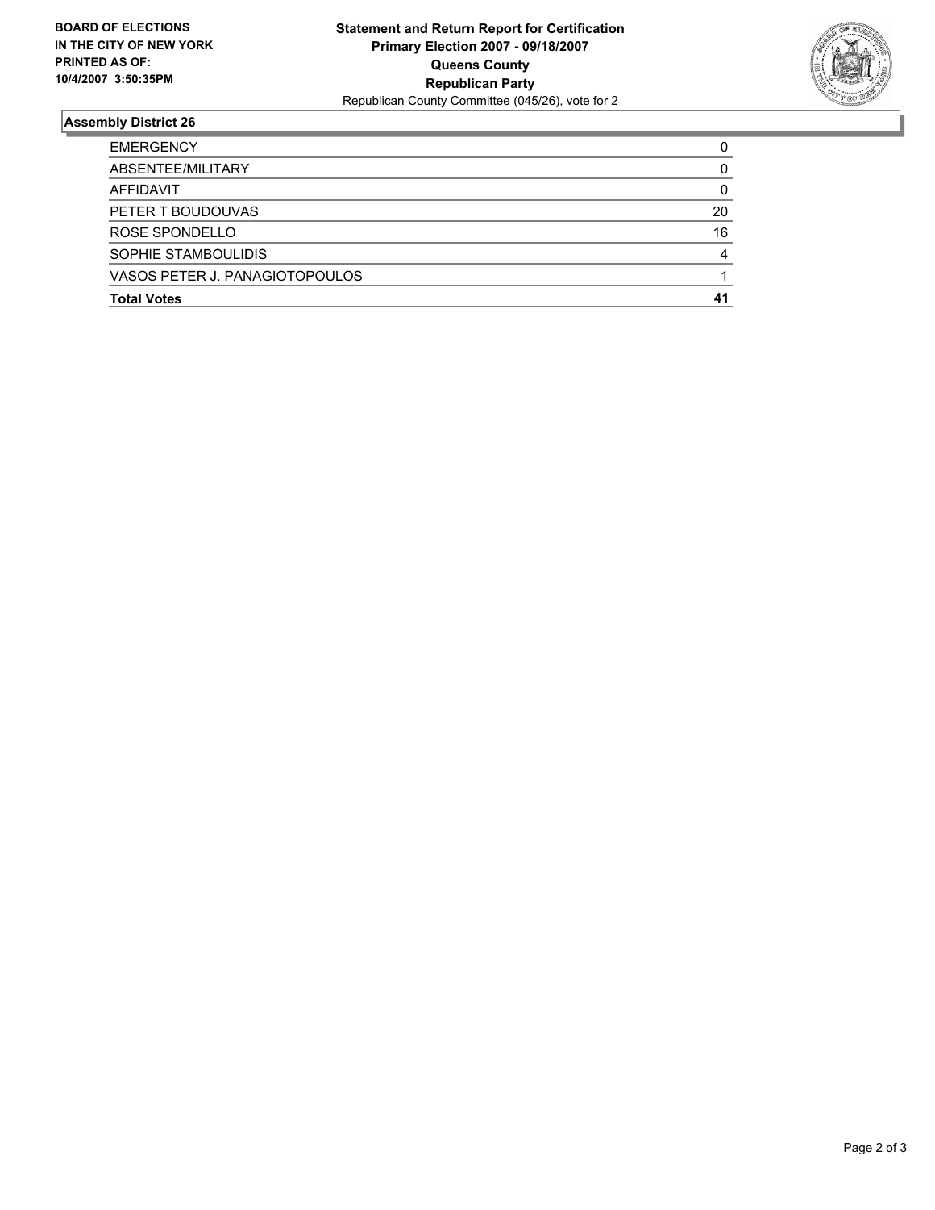**BOARD OF ELECTIONS IN THE CITY OF NEW YORK PRINTED AS OF: 10/4/2007 3:50:35PM**

**Statement and Return Report for Certification**
**Primary Election 2007 - 09/18/2007**
**Queens County**
**Republican Party**
Republican County Committee (045/26), vote for 2

## Assembly District 26

| | |
|---|---|
| EMERGENCY | 0 |
| ABSENTEE/MILITARY | 0 |
| AFFIDAVIT | 0 |
| PETER T BOUDOUVAS | 20 |
| ROSE SPONDELLO | 16 |
| SOPHIE STAMBOULIDIS | 4 |
| VASOS PETER J. PANAGIOTOPOULOS | 1 |
| **Total Votes** | **41** |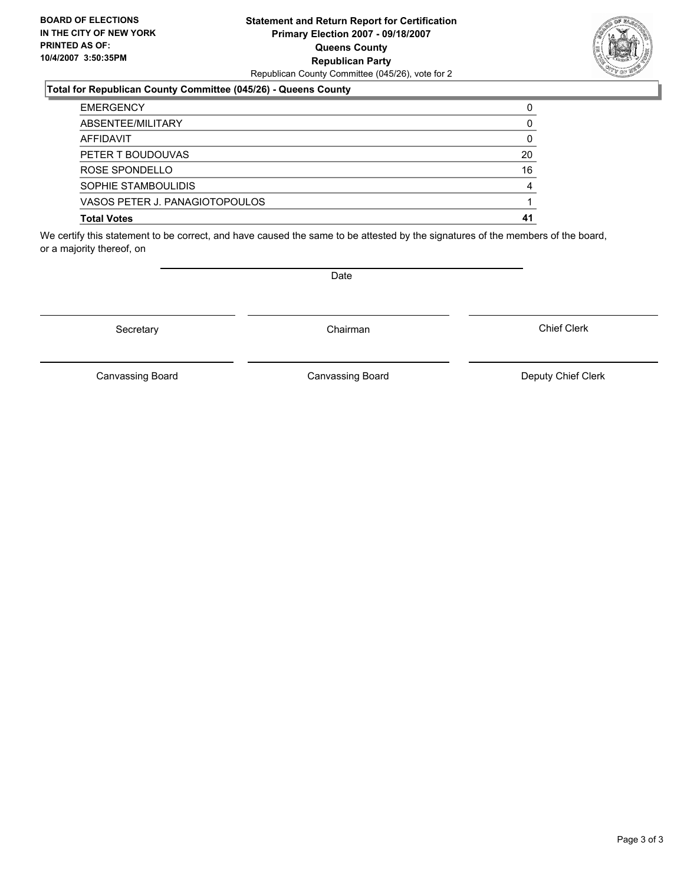**BOARD OF ELECTIONS IN THE CITY OF NEW YORK PRINTED AS OF: 10/4/2007 3:50:35PM**

**Statement and Return Report for Certification**
**Primary Election 2007 - 09/18/2007**
**Queens County**
**Republican Party**
Republican County Committee (045/26), vote for 2

**Total for Republican County Committee (045/26) - Queens County**

| | |
|---|---|
| EMERGENCY | 0 |
| ABSENTEE/MILITARY | 0 |
| AFFIDAVIT | 0 |
| PETER T BOUDOUVAS | 20 |
| ROSE SPONDELLO | 16 |
| SOPHIE STAMBOULIDIS | 4 |
| VASOS PETER J. PANAGIOTOPOULOS | 1 |
| **Total Votes** | **41** |

We certify this statement to be correct, and have caused the same to be attested by the signatures of the members of the board, or a majority thereof, on

Date

Secretary | Chairman | Chief Clerk

Canvassing Board | Canvassing Board | Deputy Chief Clerk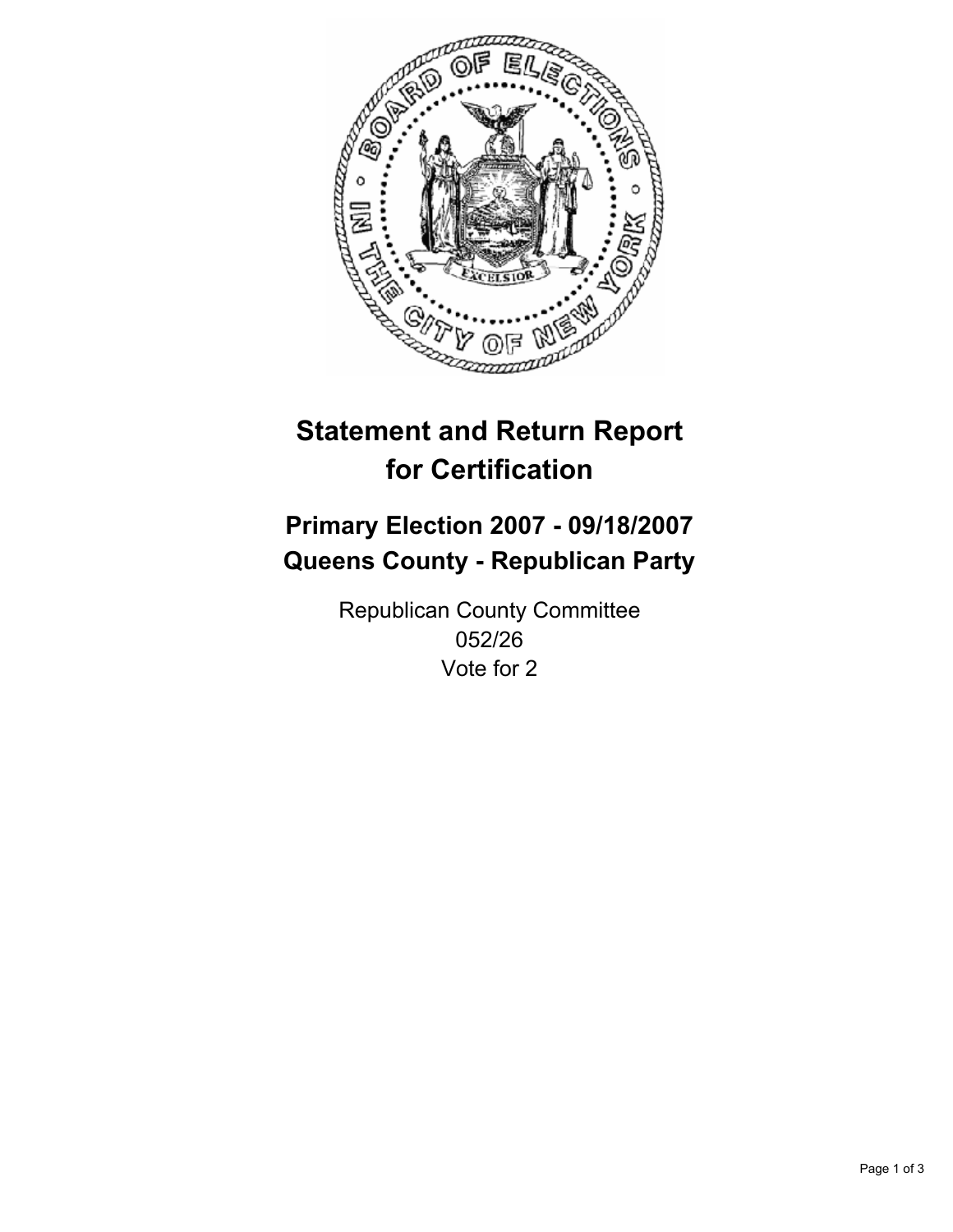# Statement and Return Report for Certification

## Primary Election 2007 - 09/18/2007
## Queens County - Republican Party

Republican County Committee
052/26
Vote for 2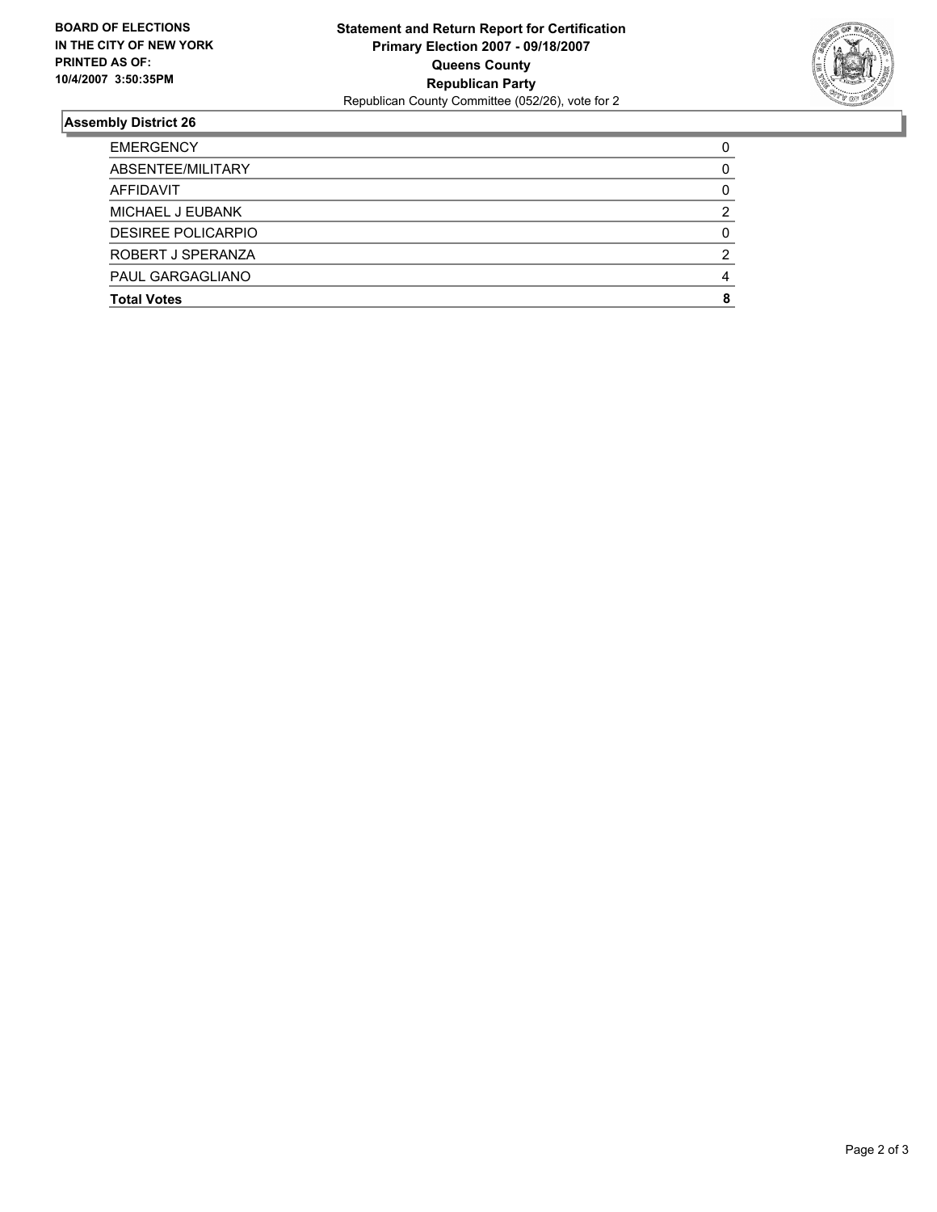**BOARD OF ELECTIONS IN THE CITY OF NEW YORK PRINTED AS OF: 10/4/2007 3:50:35PM**

**Statement and Return Report for Certification**
**Primary Election 2007 - 09/18/2007**
**Queens County**
**Republican Party**
Republican County Committee (052/26), vote for 2

## Assembly District 26

| | |
|---|---|
| EMERGENCY | 0 |
| ABSENTEE/MILITARY | 0 |
| AFFIDAVIT | 0 |
| MICHAEL J EUBANK | 2 |
| DESIREE POLICARPIO | 0 |
| ROBERT J SPERANZA | 2 |
| PAUL GARGAGLIANO | 4 |
| **Total Votes** | **8** |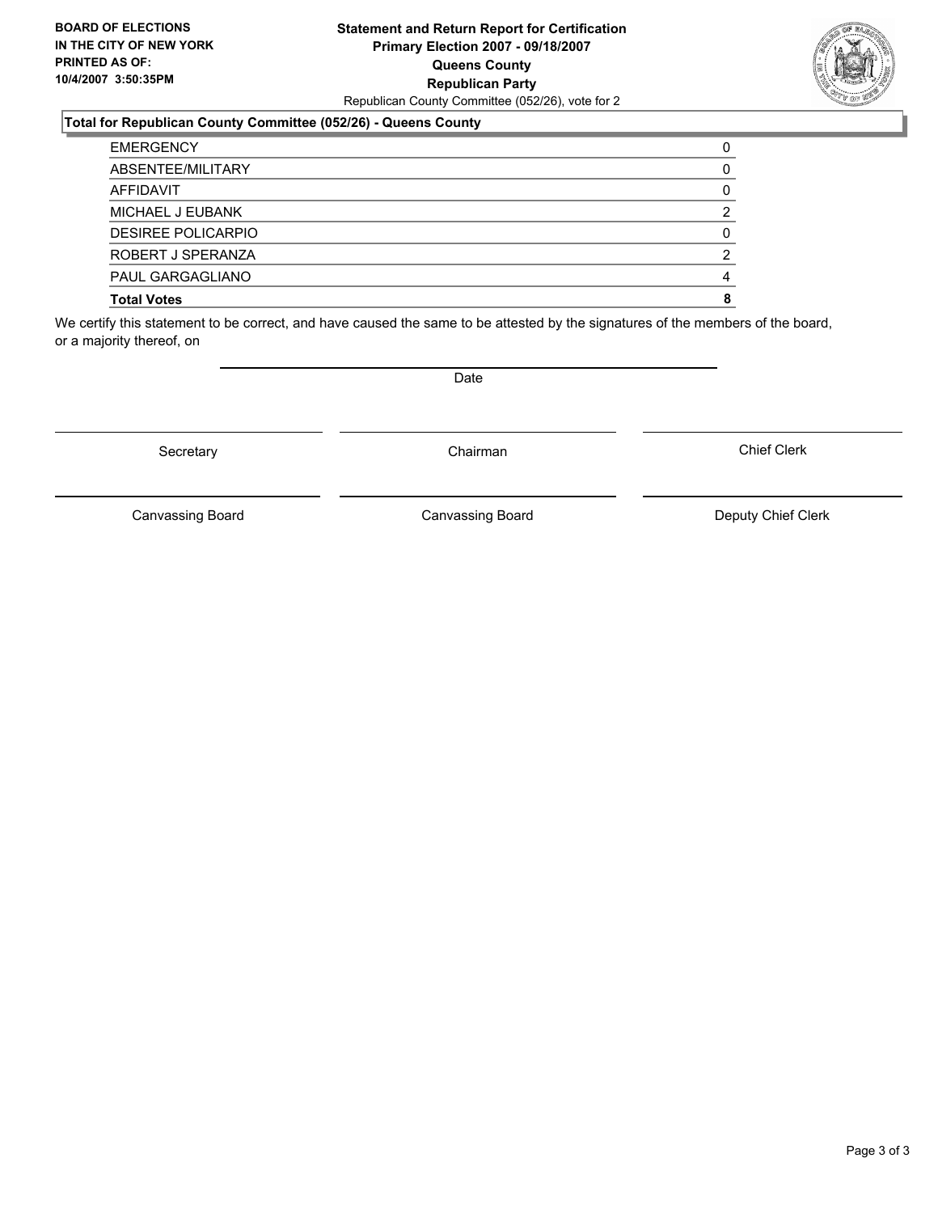**BOARD OF ELECTIONS IN THE CITY OF NEW YORK PRINTED AS OF: 10/4/2007 3:50:35PM**

**Statement and Return Report for Certification**
**Primary Election 2007 - 09/18/2007**
**Queens County**
**Republican Party**
Republican County Committee (052/26), vote for 2

### Total for Republican County Committee (052/26) - Queens County

| | |
|---|---|
| EMERGENCY | 0 |
| ABSENTEE/MILITARY | 0 |
| AFFIDAVIT | 0 |
| MICHAEL J EUBANK | 2 |
| DESIREE POLICARPIO | 0 |
| ROBERT J SPERANZA | 2 |
| PAUL GARGAGLIANO | 4 |
| **Total Votes** | **8** |

We certify this statement to be correct, and have caused the same to be attested by the signatures of the members of the board, or a majority thereof, on

Date

Secretary | Chairman | Chief Clerk

Canvassing Board | Canvassing Board | Deputy Chief Clerk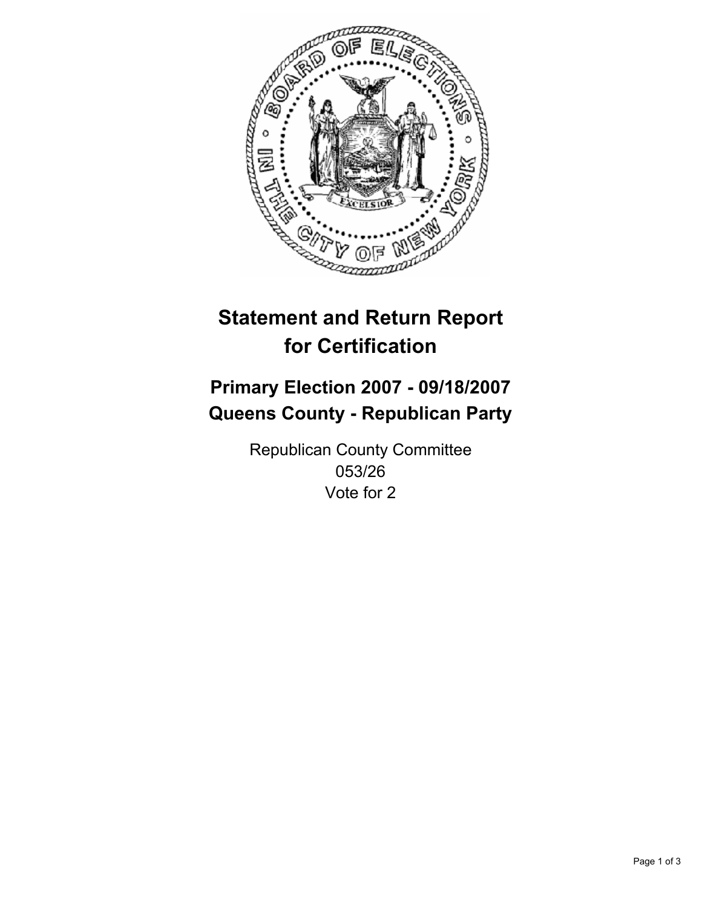# Statement and Return Report for Certification

## Primary Election 2007 - 09/18/2007
## Queens County - Republican Party

Republican County Committee
053/26
Vote for 2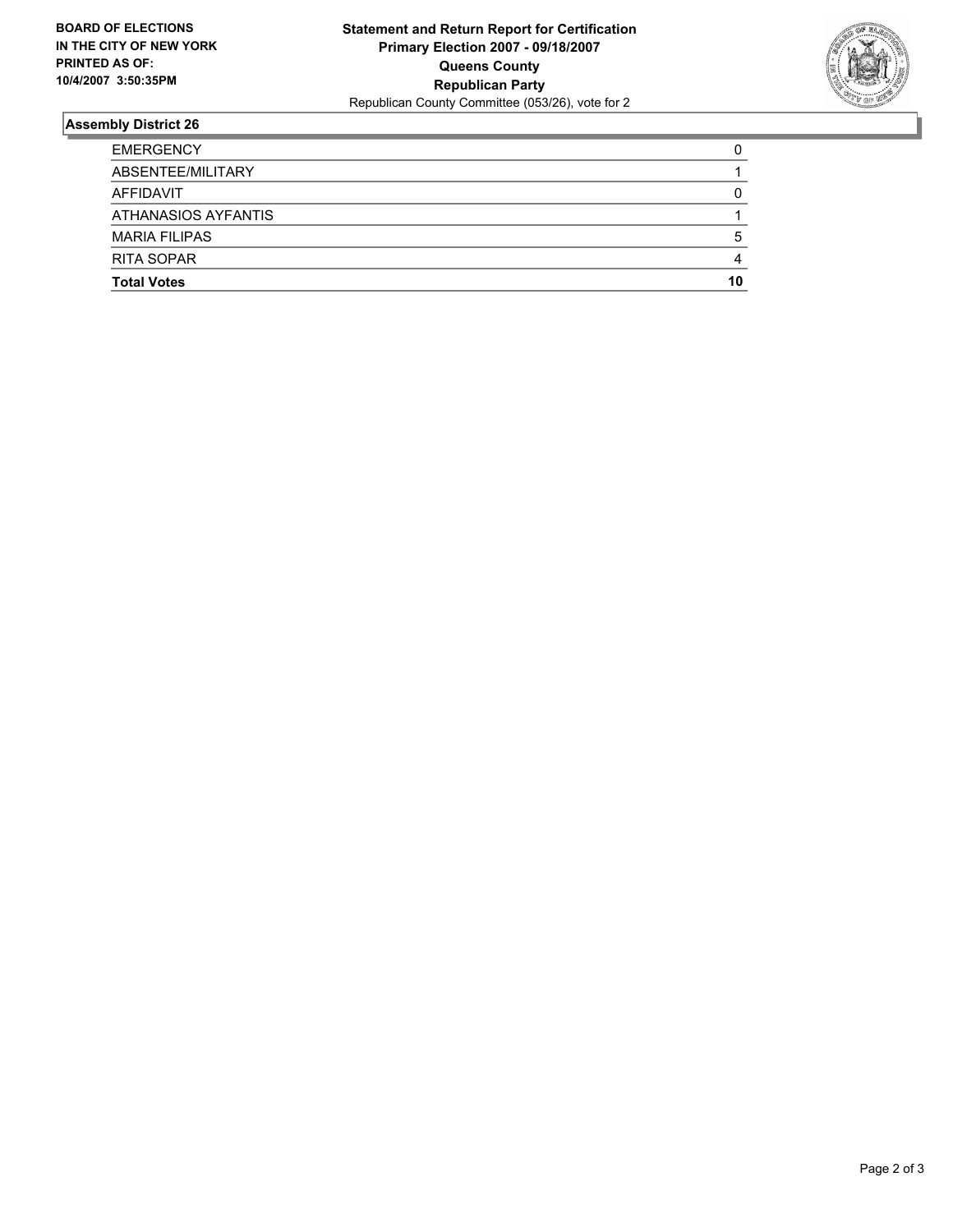**BOARD OF ELECTIONS IN THE CITY OF NEW YORK PRINTED AS OF: 10/4/2007 3:50:35PM**

# Statement and Return Report for Certification
## Primary Election 2007 - 09/18/2007
## Queens County
## Republican Party

Republican County Committee (053/26), vote for 2

### Assembly District 26

| | |
|---|---|
| EMERGENCY | 0 |
| ABSENTEE/MILITARY | 1 |
| AFFIDAVIT | 0 |
| ATHANASIOS AYFANTIS | 1 |
| MARIA FILIPAS | 5 |
| RITA SOPAR | 4 |
| **Total Votes** | **10** |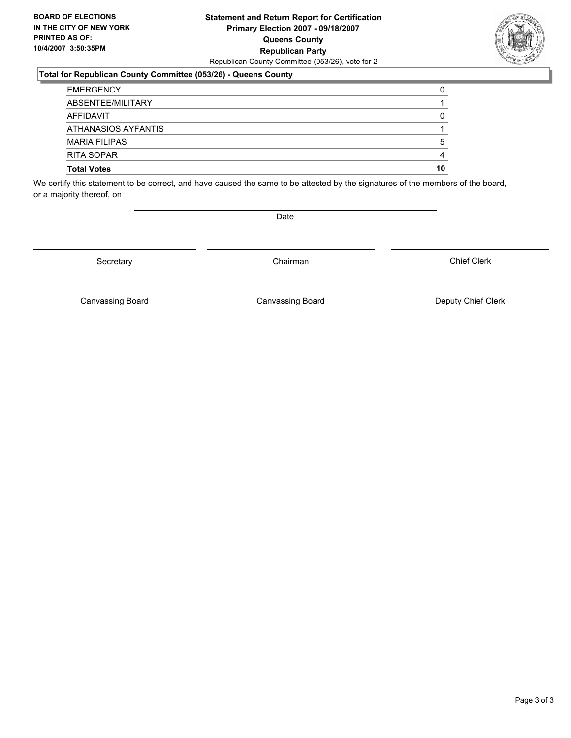**BOARD OF ELECTIONS IN THE CITY OF NEW YORK PRINTED AS OF: 10/4/2007 3:50:35PM**

**Statement and Return Report for Certification**
**Primary Election 2007 - 09/18/2007**
**Queens County**
**Republican Party**
Republican County Committee (053/26), vote for 2

**Total for Republican County Committee (053/26) - Queens County**

| | |
|---|---|
| EMERGENCY | 0 |
| ABSENTEE/MILITARY | 1 |
| AFFIDAVIT | 0 |
| ATHANASIOS AYFANTIS | 1 |
| MARIA FILIPAS | 5 |
| RITA SOPAR | 4 |
| **Total Votes** | **10** |

We certify this statement to be correct, and have caused the same to be attested by the signatures of the members of the board, or a majority thereof, on

Date

Secretary — Chairman — Chief Clerk

Canvassing Board — Canvassing Board — Deputy Chief Clerk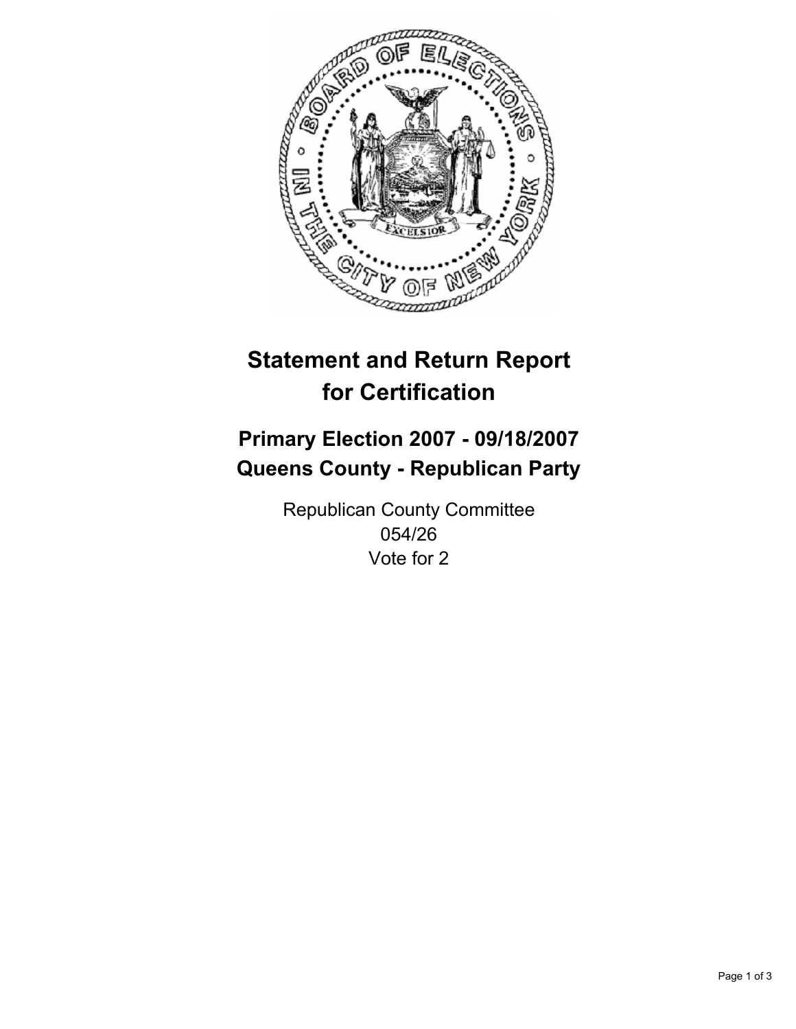# Statement and Return Report for Certification

## Primary Election 2007 - 09/18/2007
## Queens County - Republican Party

Republican County Committee
054/26
Vote for 2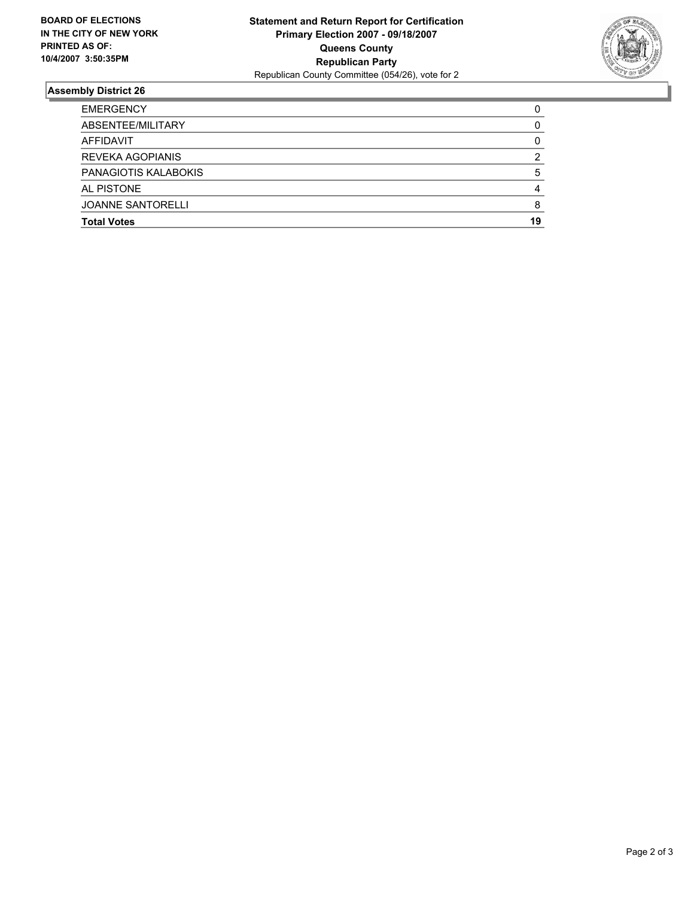**BOARD OF ELECTIONS IN THE CITY OF NEW YORK PRINTED AS OF: 10/4/2007 3:50:35PM**

**Statement and Return Report for Certification**
**Primary Election 2007 - 09/18/2007**
**Queens County**
**Republican Party**
Republican County Committee (054/26), vote for 2

### Assembly District 26

| | |
|---|---|
| EMERGENCY | 0 |
| ABSENTEE/MILITARY | 0 |
| AFFIDAVIT | 0 |
| REVEKA AGOPIANIS | 2 |
| PANAGIOTIS KALABOKIS | 5 |
| AL PISTONE | 4 |
| JOANNE SANTORELLI | 8 |
| **Total Votes** | **19** |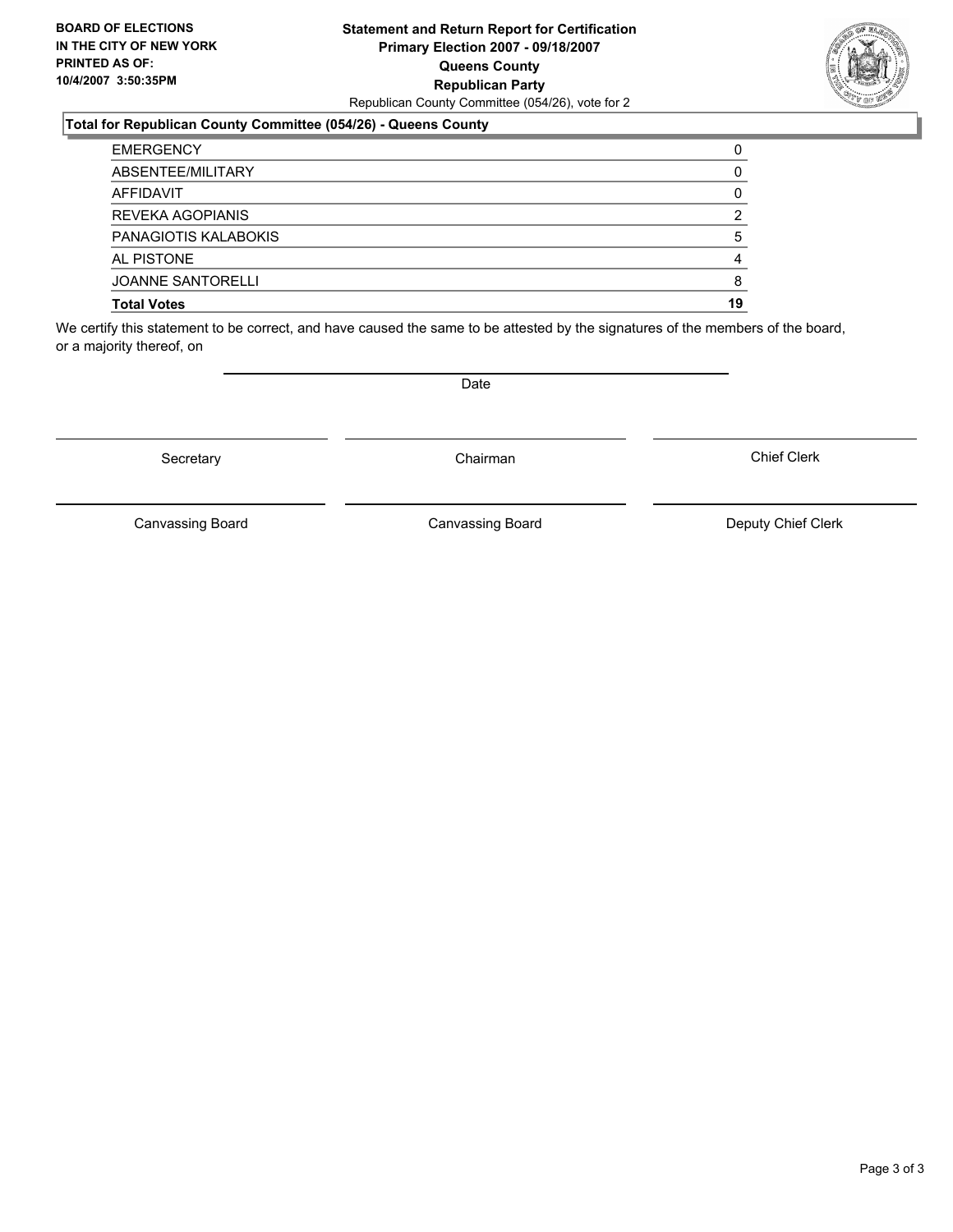**BOARD OF ELECTIONS IN THE CITY OF NEW YORK PRINTED AS OF: 10/4/2007 3:50:35PM**

**Statement and Return Report for Certification**
**Primary Election 2007 - 09/18/2007**
**Queens County**
**Republican Party**
Republican County Committee (054/26), vote for 2

### Total for Republican County Committee (054/26) - Queens County

| | |
|---|---|
| EMERGENCY | 0 |
| ABSENTEE/MILITARY | 0 |
| AFFIDAVIT | 0 |
| REVEKA AGOPIANIS | 2 |
| PANAGIOTIS KALABOKIS | 5 |
| AL PISTONE | 4 |
| JOANNE SANTORELLI | 8 |
| **Total Votes** | **19** |

We certify this statement to be correct, and have caused the same to be attested by the signatures of the members of the board, or a majority thereof, on

Date

Secretary | Chairman | Chief Clerk

Canvassing Board | Canvassing Board | Deputy Chief Clerk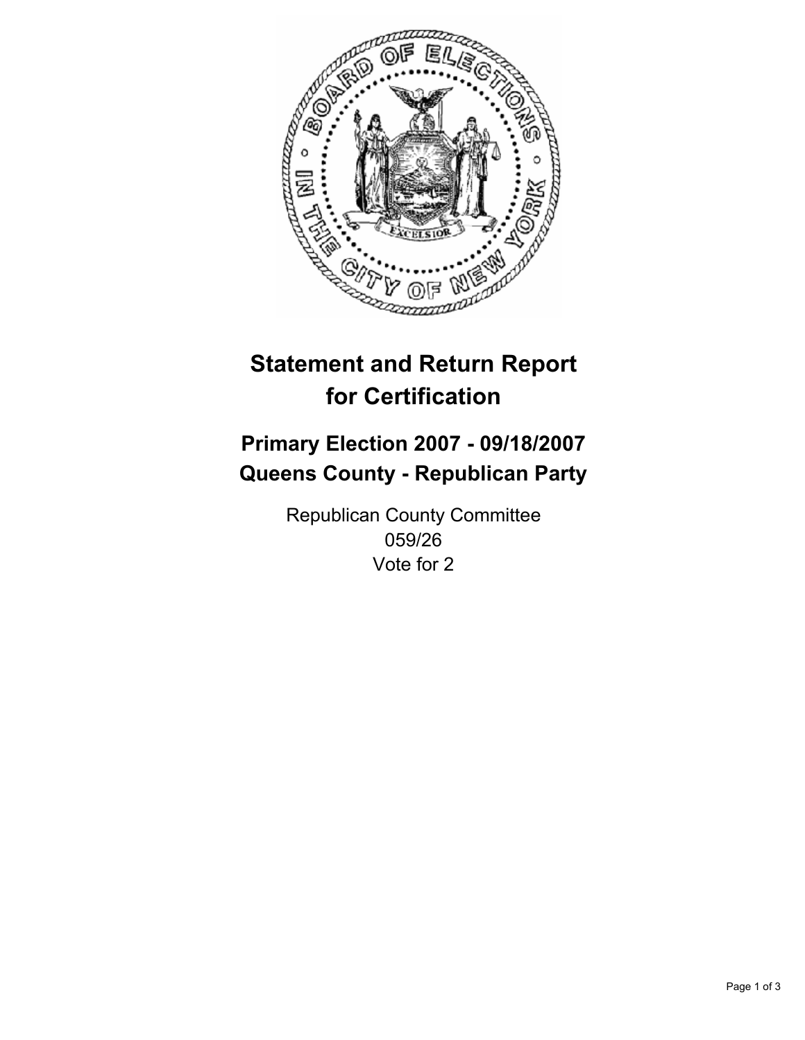# Statement and Return Report for Certification

## Primary Election 2007 - 09/18/2007
## Queens County - Republican Party

Republican County Committee
059/26
Vote for 2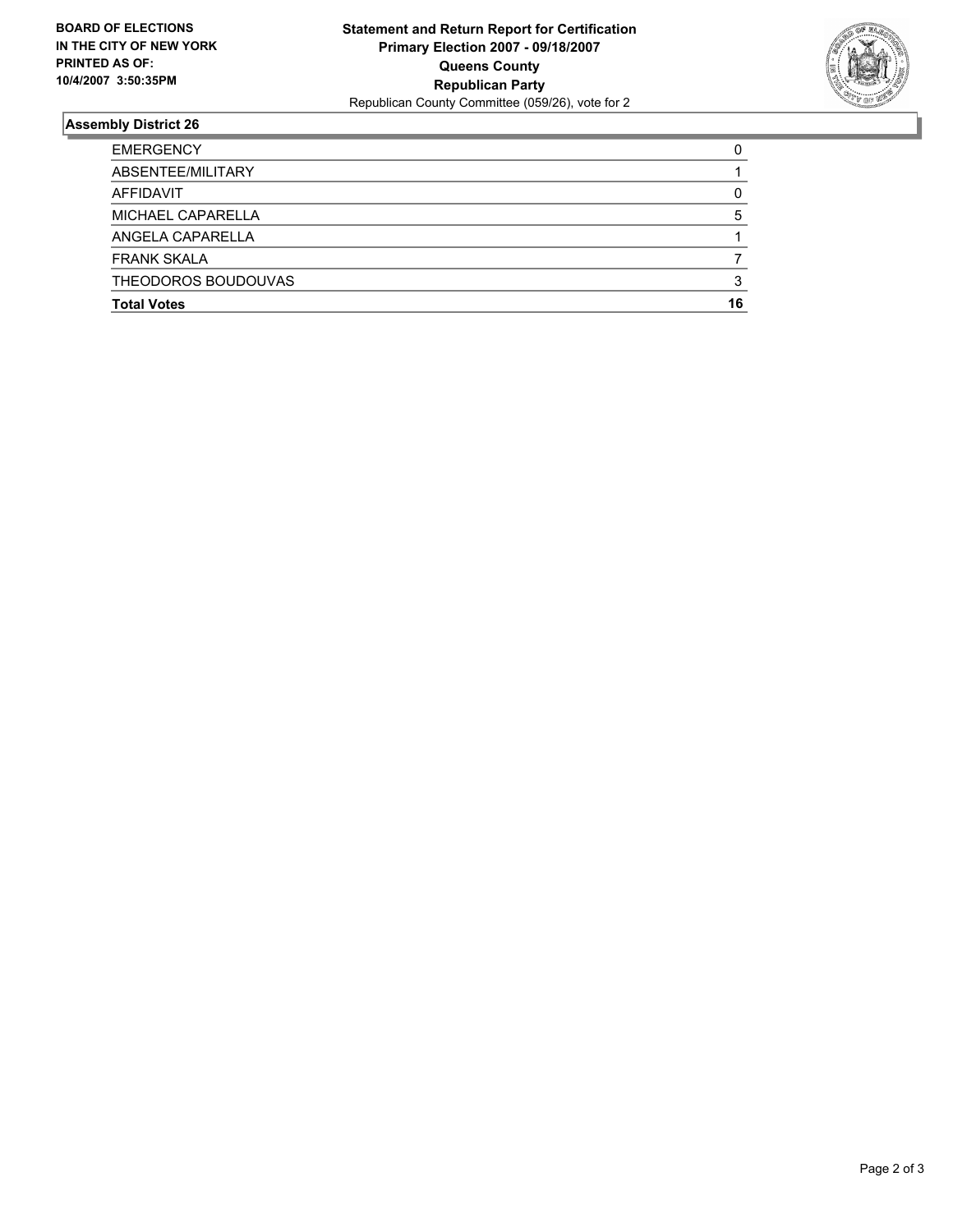**BOARD OF ELECTIONS**
**IN THE CITY OF NEW YORK**
**PRINTED AS OF:**
**10/4/2007 3:50:35PM**

**Statement and Return Report for Certification**
**Primary Election 2007 - 09/18/2007**
**Queens County**
**Republican Party**
Republican County Committee (059/26), vote for 2

## Assembly District 26

| | |
|---|---|
| EMERGENCY | 0 |
| ABSENTEE/MILITARY | 1 |
| AFFIDAVIT | 0 |
| MICHAEL CAPARELLA | 5 |
| ANGELA CAPARELLA | 1 |
| FRANK SKALA | 7 |
| THEODOROS BOUDOUVAS | 3 |
| **Total Votes** | **16** |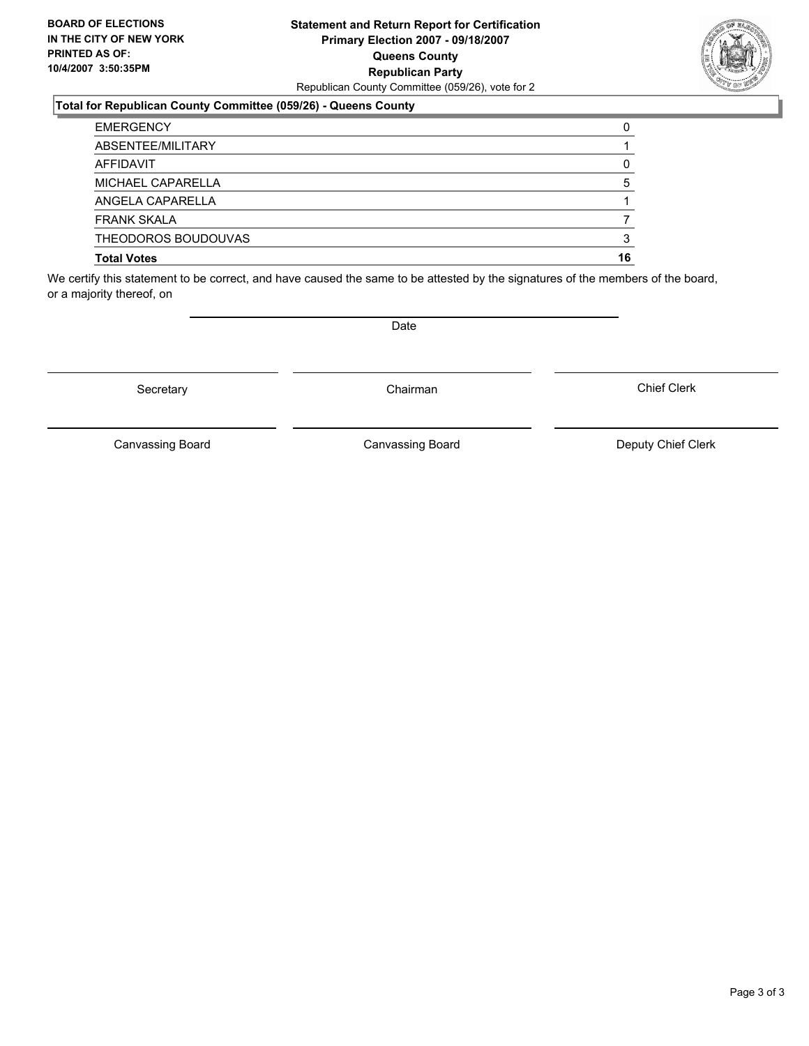**BOARD OF ELECTIONS IN THE CITY OF NEW YORK PRINTED AS OF: 10/4/2007 3:50:35PM**

**Statement and Return Report for Certification**
**Primary Election 2007 - 09/18/2007**
**Queens County**
**Republican Party**
Republican County Committee (059/26), vote for 2

**Total for Republican County Committee (059/26) - Queens County**

| | |
|---|---|
| EMERGENCY | 0 |
| ABSENTEE/MILITARY | 1 |
| AFFIDAVIT | 0 |
| MICHAEL CAPARELLA | 5 |
| ANGELA CAPARELLA | 1 |
| FRANK SKALA | 7 |
| THEODOROS BOUDOUVAS | 3 |
| **Total Votes** | **16** |

We certify this statement to be correct, and have caused the same to be attested by the signatures of the members of the board, or a majority thereof, on

Date

Secretary | Chairman | Chief Clerk

Canvassing Board | Canvassing Board | Deputy Chief Clerk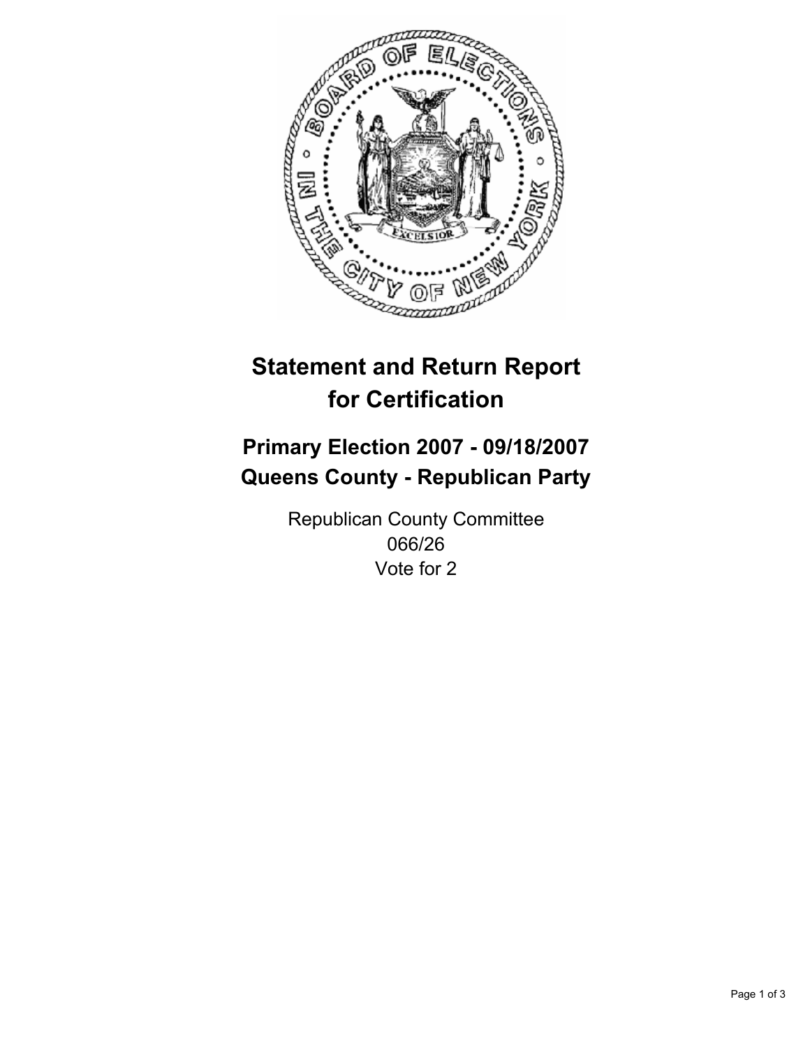# Statement and Return Report for Certification

## Primary Election 2007 - 09/18/2007
## Queens County - Republican Party

Republican County Committee
066/26
Vote for 2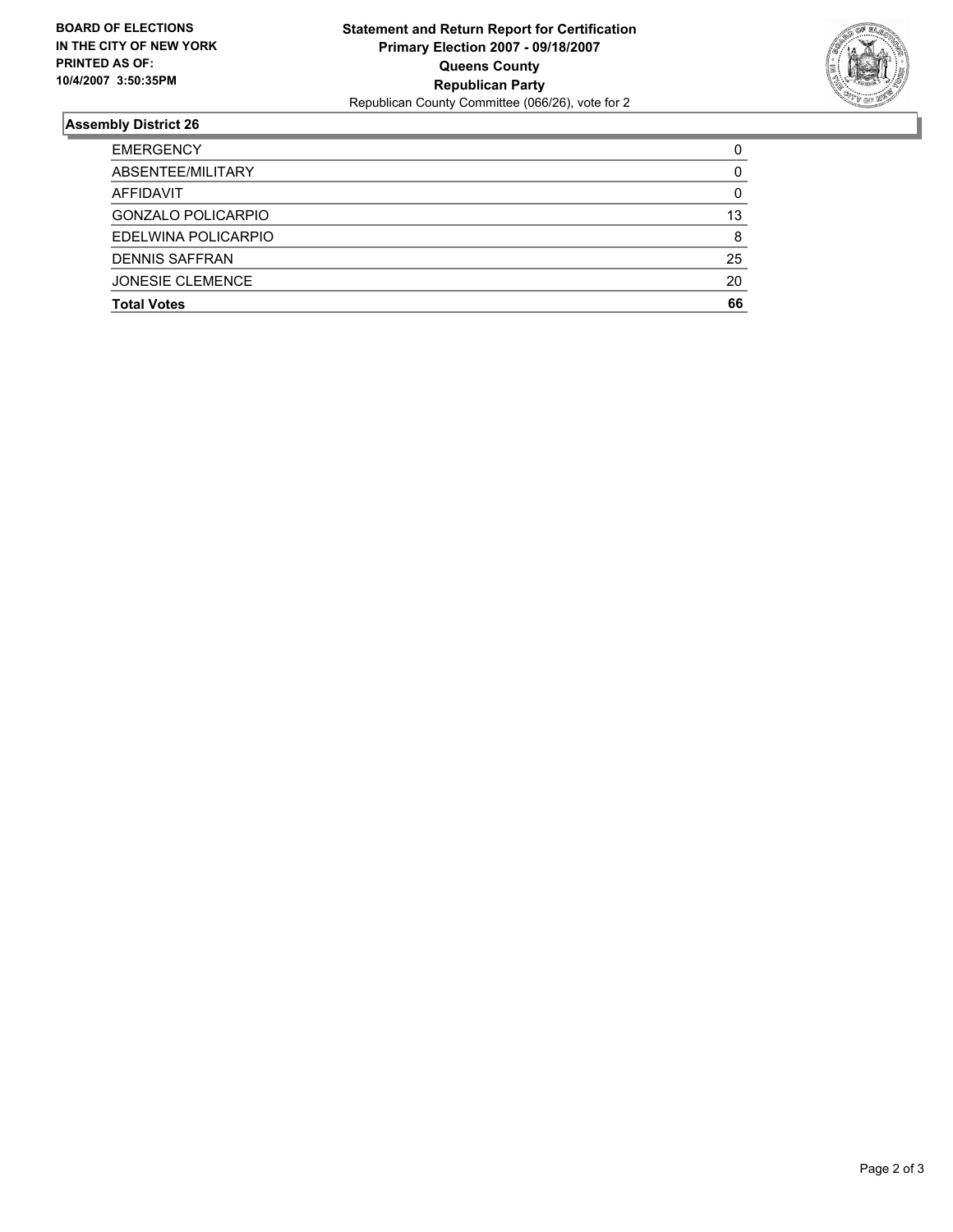**BOARD OF ELECTIONS IN THE CITY OF NEW YORK PRINTED AS OF: 10/4/2007 3:50:35PM**

**Statement and Return Report for Certification**
**Primary Election 2007 - 09/18/2007**
**Queens County**
**Republican Party**
Republican County Committee (066/26), vote for 2

## Assembly District 26

| | |
|---|---|
| EMERGENCY | 0 |
| ABSENTEE/MILITARY | 0 |
| AFFIDAVIT | 0 |
| GONZALO POLICARPIO | 13 |
| EDELWINA POLICARPIO | 8 |
| DENNIS SAFFRAN | 25 |
| JONESIE CLEMENCE | 20 |
| **Total Votes** | **66** |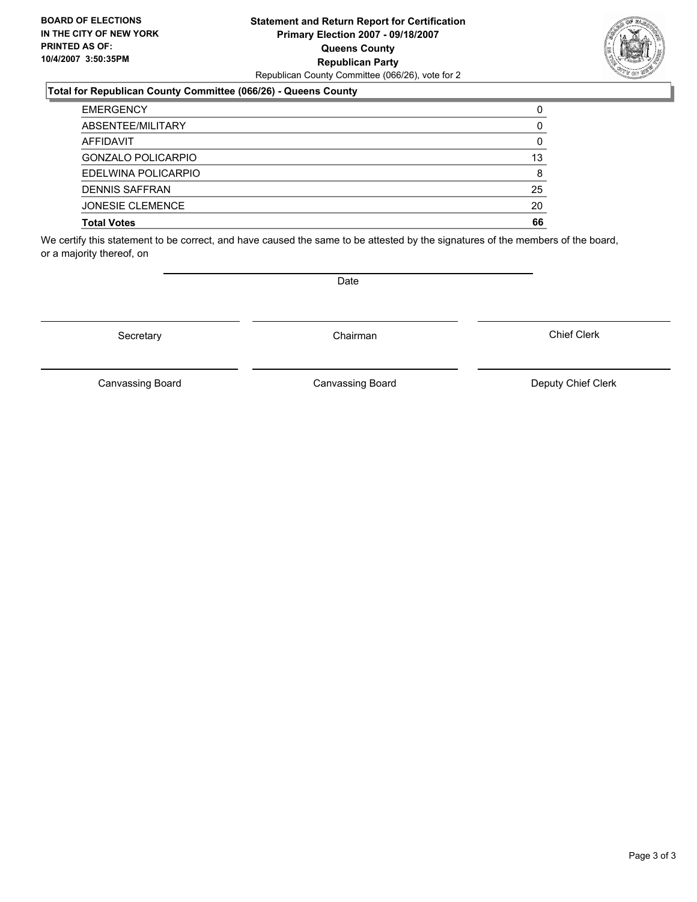**BOARD OF ELECTIONS IN THE CITY OF NEW YORK PRINTED AS OF: 10/4/2007 3:50:35PM**

**Statement and Return Report for Certification**
**Primary Election 2007 - 09/18/2007**
**Queens County**
**Republican Party**
Republican County Committee (066/26), vote for 2

**Total for Republican County Committee (066/26) - Queens County**

| | |
|---|---|
| EMERGENCY | 0 |
| ABSENTEE/MILITARY | 0 |
| AFFIDAVIT | 0 |
| GONZALO POLICARPIO | 13 |
| EDELWINA POLICARPIO | 8 |
| DENNIS SAFFRAN | 25 |
| JONESIE CLEMENCE | 20 |
| **Total Votes** | **66** |

We certify this statement to be correct, and have caused the same to be attested by the signatures of the members of the board, or a majority thereof, on

Date

Secretary | Chairman | Chief Clerk

Canvassing Board | Canvassing Board | Deputy Chief Clerk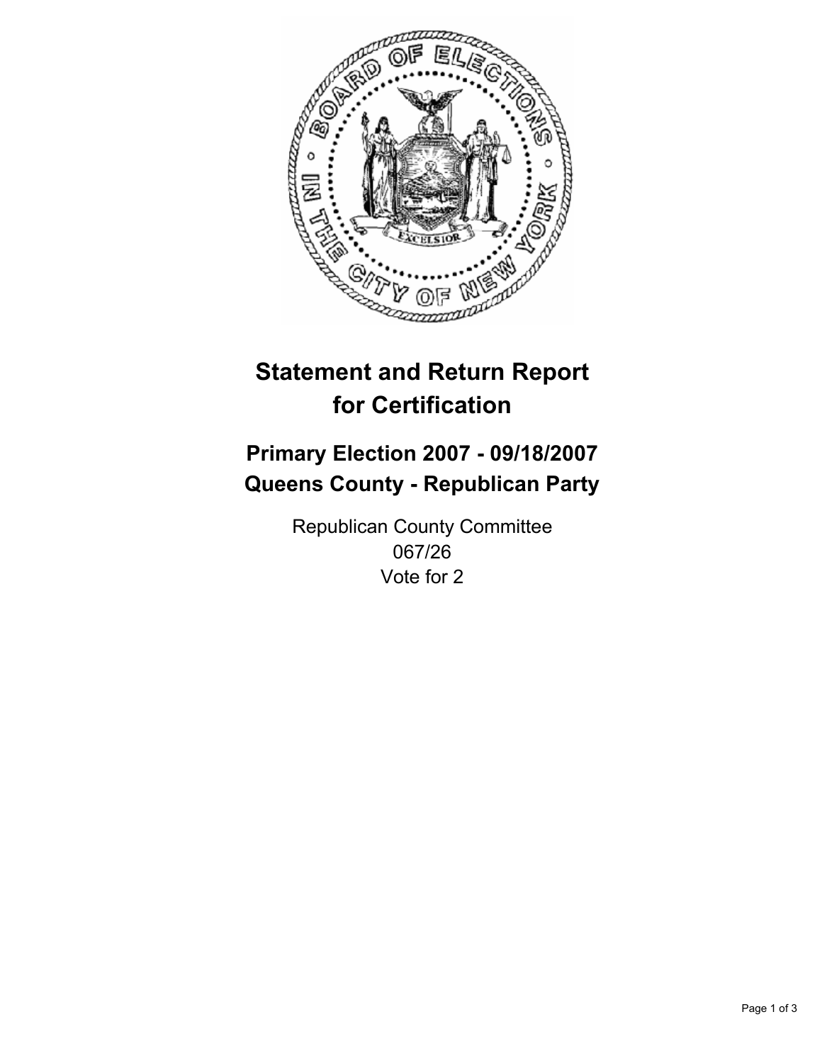# Statement and Return Report for Certification

## Primary Election 2007 - 09/18/2007
## Queens County - Republican Party

Republican County Committee
067/26
Vote for 2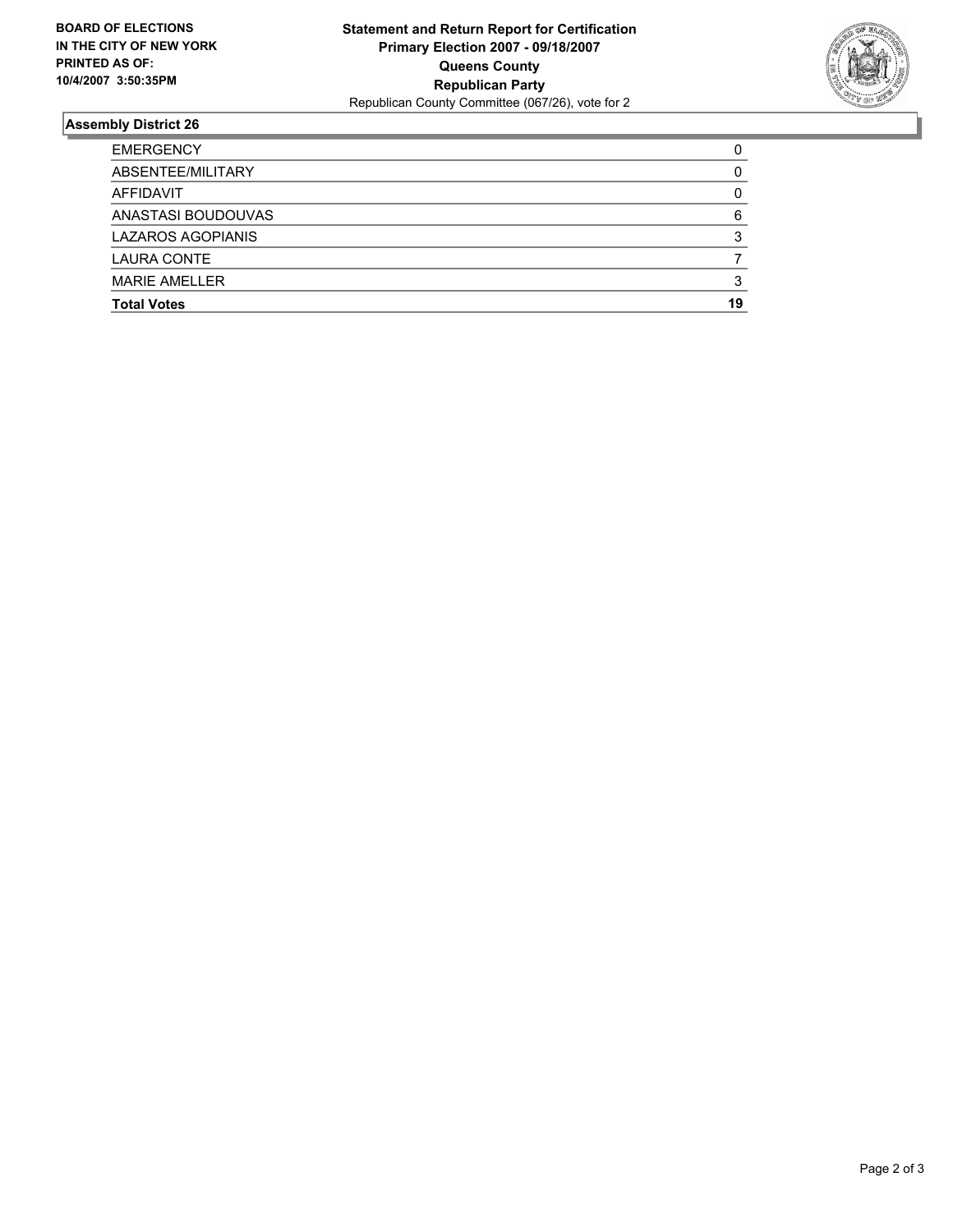**BOARD OF ELECTIONS IN THE CITY OF NEW YORK PRINTED AS OF: 10/4/2007 3:50:35PM**

# Statement and Return Report for Certification
## Primary Election 2007 - 09/18/2007
## Queens County
## Republican Party

Republican County Committee (067/26), vote for 2

### Assembly District 26

| | |
|---|---|
| EMERGENCY | 0 |
| ABSENTEE/MILITARY | 0 |
| AFFIDAVIT | 0 |
| ANASTASI BOUDOUVAS | 6 |
| LAZAROS AGOPIANIS | 3 |
| LAURA CONTE | 7 |
| MARIE AMELLER | 3 |
| **Total Votes** | **19** |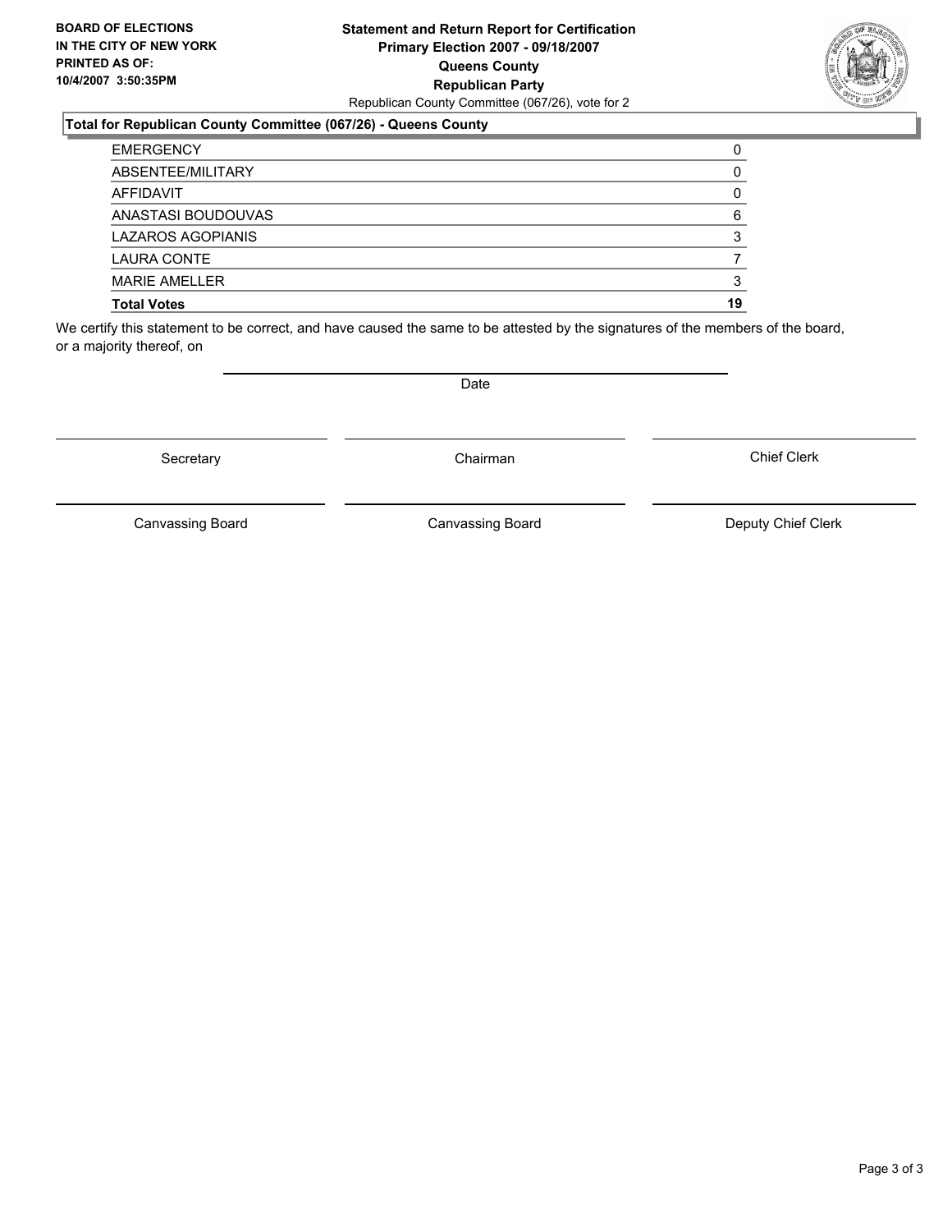**BOARD OF ELECTIONS IN THE CITY OF NEW YORK PRINTED AS OF: 10/4/2007 3:50:35PM**

**Statement and Return Report for Certification**
**Primary Election 2007 - 09/18/2007**
**Queens County**
**Republican Party**
Republican County Committee (067/26), vote for 2

### Total for Republican County Committee (067/26) - Queens County

| | |
|---|---|
| EMERGENCY | 0 |
| ABSENTEE/MILITARY | 0 |
| AFFIDAVIT | 0 |
| ANASTASI BOUDOUVAS | 6 |
| LAZAROS AGOPIANIS | 3 |
| LAURA CONTE | 7 |
| MARIE AMELLER | 3 |
| **Total Votes** | **19** |

We certify this statement to be correct, and have caused the same to be attested by the signatures of the members of the board, or a majority thereof, on

Date

Secretary | Chairman | Chief Clerk

Canvassing Board | Canvassing Board | Deputy Chief Clerk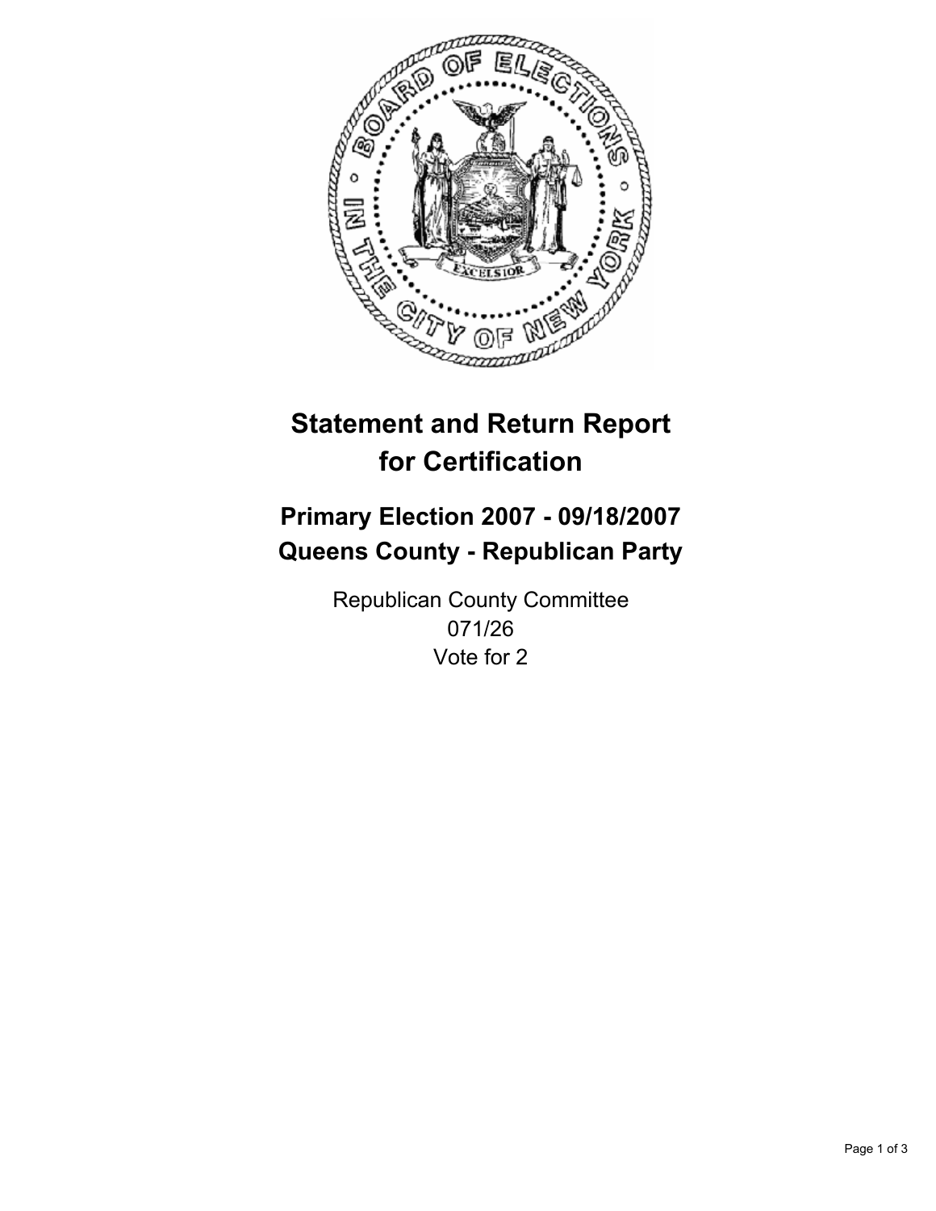# Statement and Return Report for Certification

## Primary Election 2007 - 09/18/2007
## Queens County - Republican Party

Republican County Committee
071/26
Vote for 2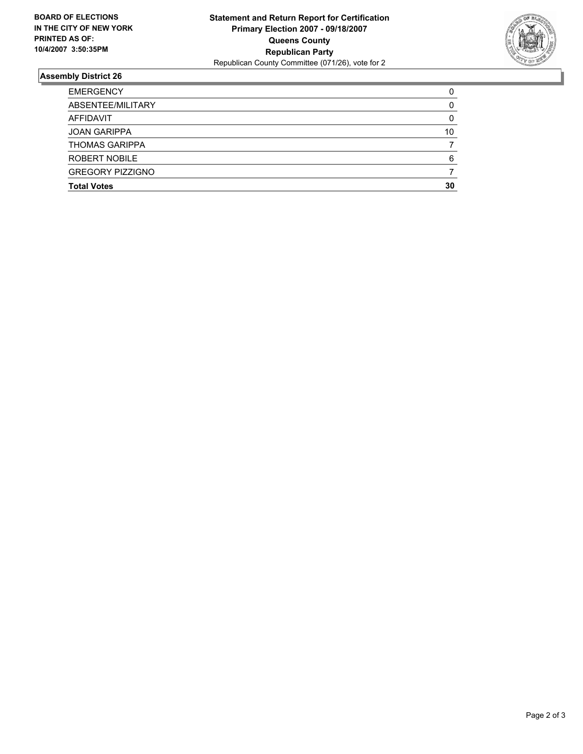**BOARD OF ELECTIONS IN THE CITY OF NEW YORK PRINTED AS OF: 10/4/2007 3:50:35PM**

**Statement and Return Report for Certification**
**Primary Election 2007 - 09/18/2007**
**Queens County**
**Republican Party**
Republican County Committee (071/26), vote for 2

## Assembly District 26

| | |
|---|---|
| EMERGENCY | 0 |
| ABSENTEE/MILITARY | 0 |
| AFFIDAVIT | 0 |
| JOAN GARIPPA | 10 |
| THOMAS GARIPPA | 7 |
| ROBERT NOBILE | 6 |
| GREGORY PIZZIGNO | 7 |
| **Total Votes** | **30** |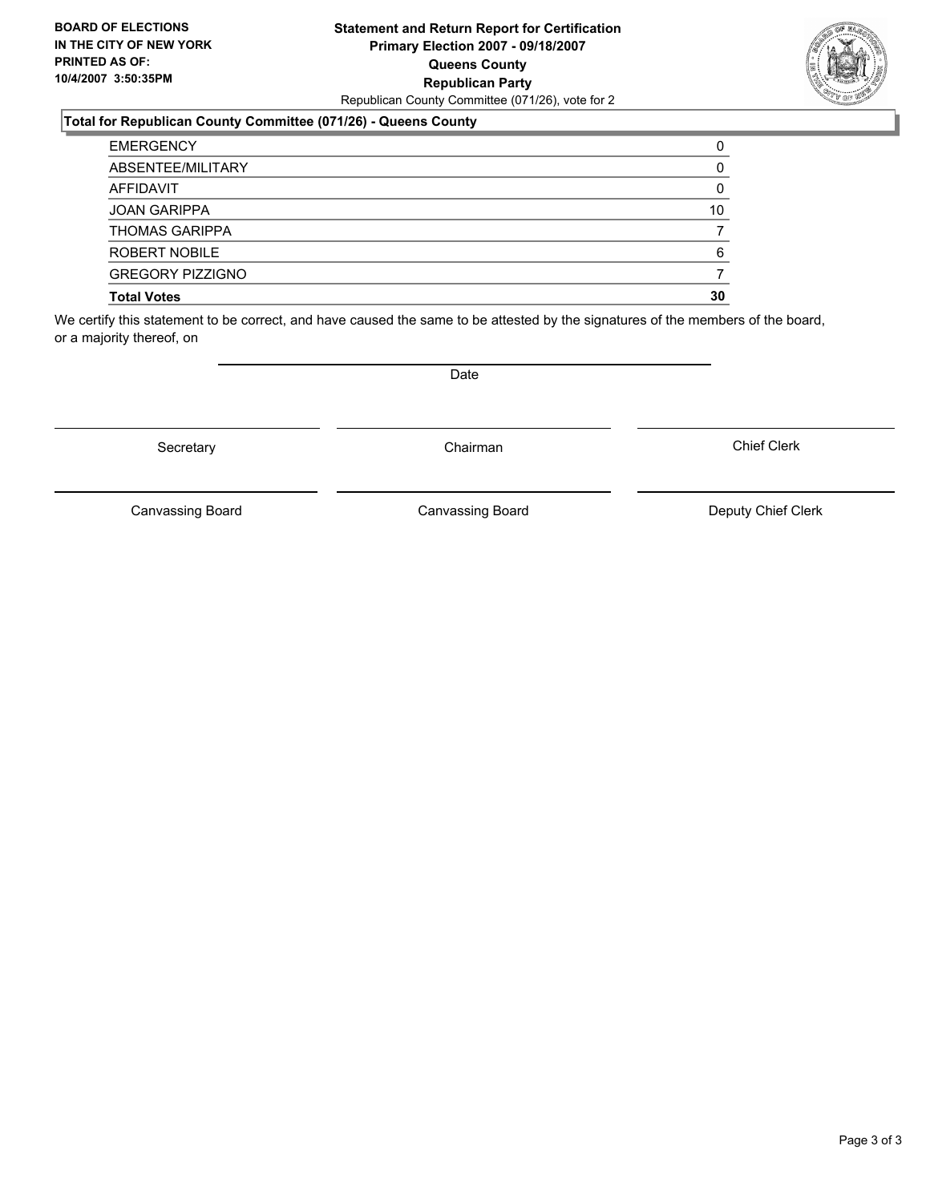**BOARD OF ELECTIONS IN THE CITY OF NEW YORK PRINTED AS OF: 10/4/2007 3:50:35PM**

**Statement and Return Report for Certification**
**Primary Election 2007 - 09/18/2007**
**Queens County**
**Republican Party**
Republican County Committee (071/26), vote for 2

**Total for Republican County Committee (071/26) - Queens County**

| | |
|---|---|
| EMERGENCY | 0 |
| ABSENTEE/MILITARY | 0 |
| AFFIDAVIT | 0 |
| JOAN GARIPPA | 10 |
| THOMAS GARIPPA | 7 |
| ROBERT NOBILE | 6 |
| GREGORY PIZZIGNO | 7 |
| **Total Votes** | **30** |

We certify this statement to be correct, and have caused the same to be attested by the signatures of the members of the board, or a majority thereof, on

Date

Secretary | Chairman | Chief Clerk

Canvassing Board | Canvassing Board | Deputy Chief Clerk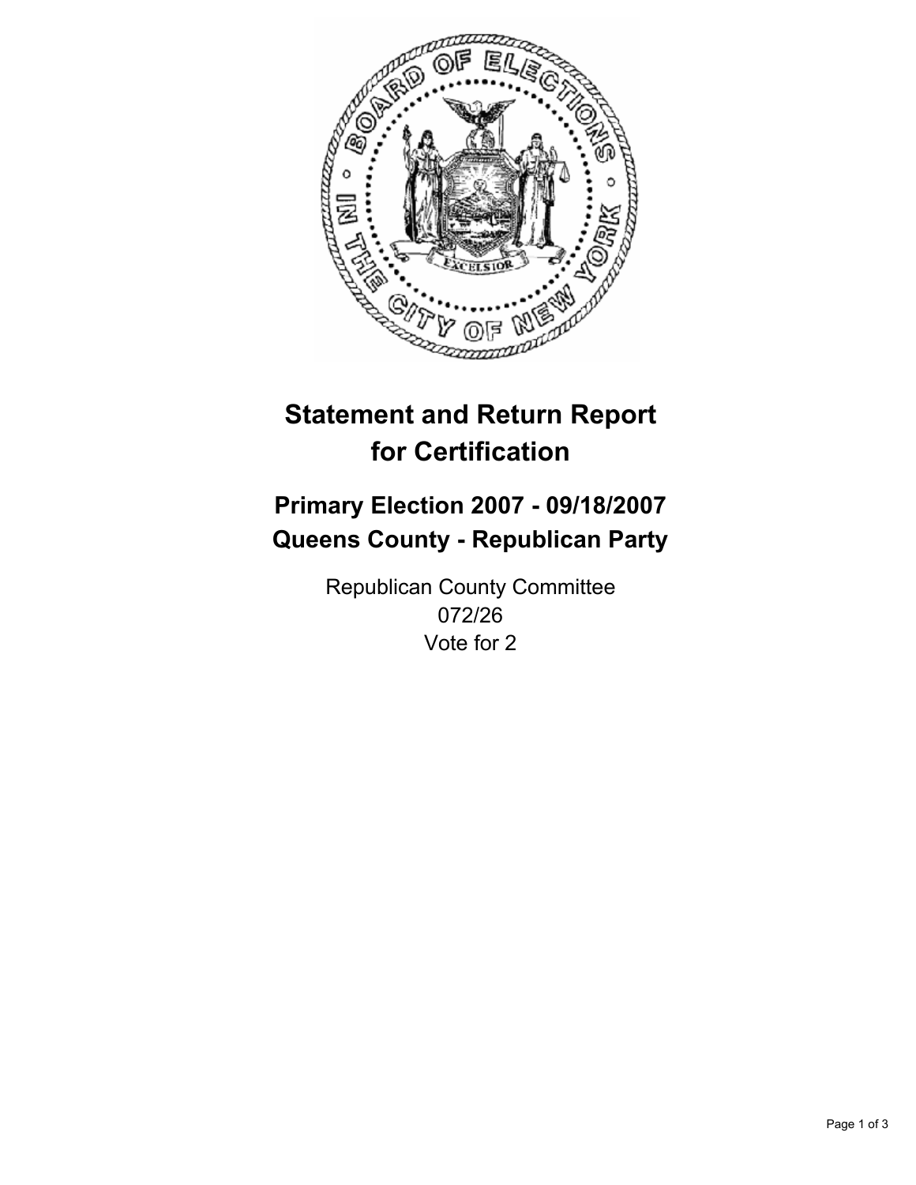# Statement and Return Report for Certification

## Primary Election 2007 - 09/18/2007
## Queens County - Republican Party

Republican County Committee
072/26
Vote for 2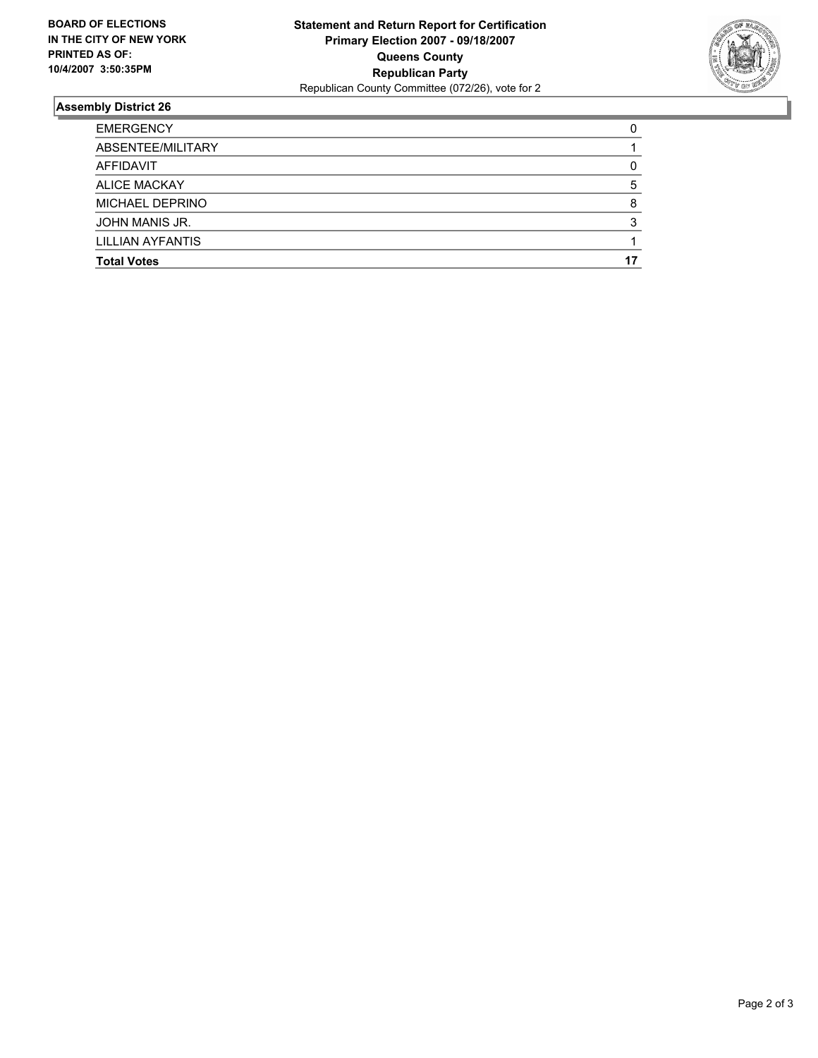**BOARD OF ELECTIONS IN THE CITY OF NEW YORK PRINTED AS OF: 10/4/2007 3:50:35PM**

# Statement and Return Report for Certification
## Primary Election 2007 - 09/18/2007
## Queens County
## Republican Party
Republican County Committee (072/26), vote for 2

### Assembly District 26

| | |
|---|---|
| EMERGENCY | 0 |
| ABSENTEE/MILITARY | 1 |
| AFFIDAVIT | 0 |
| ALICE MACKAY | 5 |
| MICHAEL DEPRINO | 8 |
| JOHN MANIS JR. | 3 |
| LILLIAN AYFANTIS | 1 |
| **Total Votes** | **17** |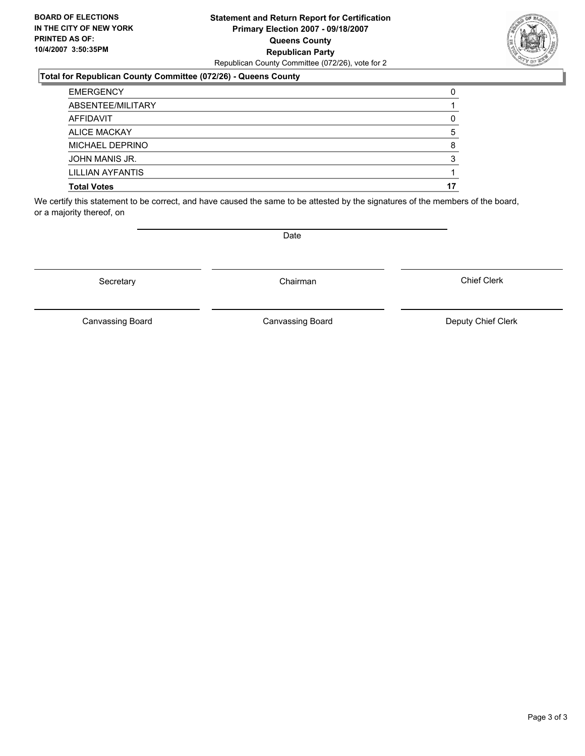**BOARD OF ELECTIONS IN THE CITY OF NEW YORK PRINTED AS OF: 10/4/2007 3:50:35PM**

**Statement and Return Report for Certification**
**Primary Election 2007 - 09/18/2007**
**Queens County**
**Republican Party**
Republican County Committee (072/26), vote for 2

**Total for Republican County Committee (072/26) - Queens County**

| | |
|---|---|
| EMERGENCY | 0 |
| ABSENTEE/MILITARY | 1 |
| AFFIDAVIT | 0 |
| ALICE MACKAY | 5 |
| MICHAEL DEPRINO | 8 |
| JOHN MANIS JR. | 3 |
| LILLIAN AYFANTIS | 1 |
| **Total Votes** | **17** |

We certify this statement to be correct, and have caused the same to be attested by the signatures of the members of the board, or a majority thereof, on

Date

Secretary | Chairman | Chief Clerk

Canvassing Board | Canvassing Board | Deputy Chief Clerk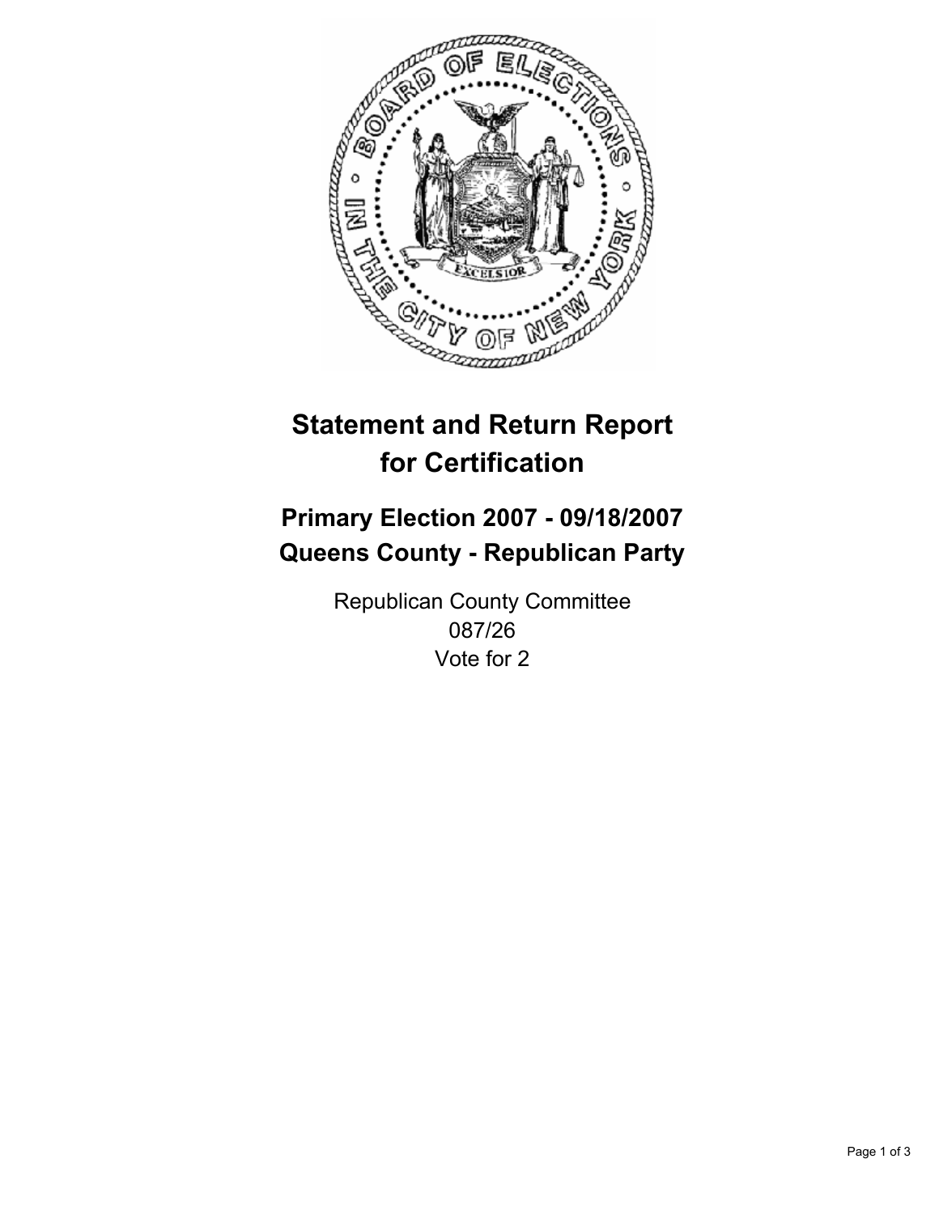# Statement and Return Report for Certification

## Primary Election 2007 - 09/18/2007
## Queens County - Republican Party

Republican County Committee
087/26
Vote for 2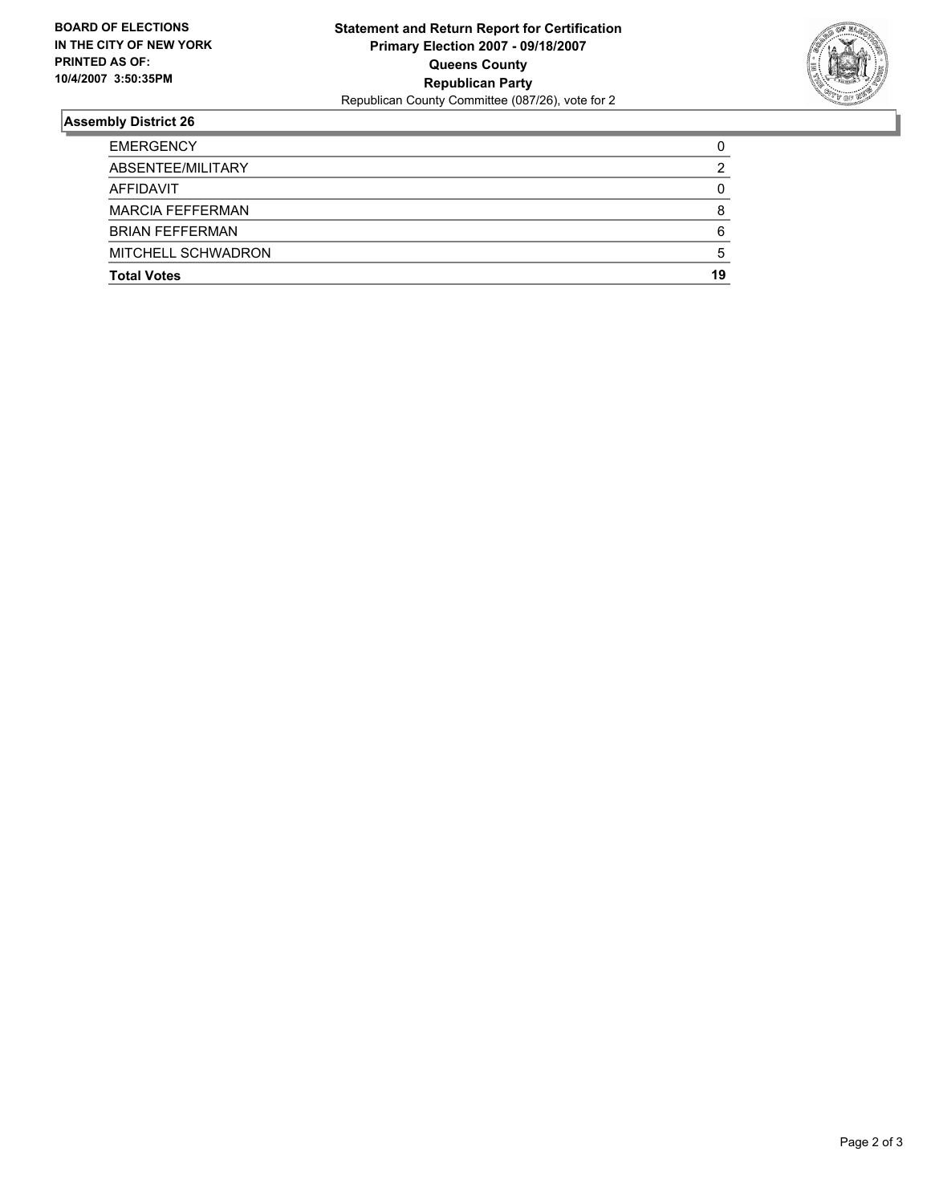**BOARD OF ELECTIONS IN THE CITY OF NEW YORK PRINTED AS OF: 10/4/2007 3:50:35PM**

**Statement and Return Report for Certification**
**Primary Election 2007 - 09/18/2007**
**Queens County**
**Republican Party**
Republican County Committee (087/26), vote for 2

### Assembly District 26

| | |
|---|---|
| EMERGENCY | 0 |
| ABSENTEE/MILITARY | 2 |
| AFFIDAVIT | 0 |
| MARCIA FEFFERMAN | 8 |
| BRIAN FEFFERMAN | 6 |
| MITCHELL SCHWADRON | 5 |
| **Total Votes** | **19** |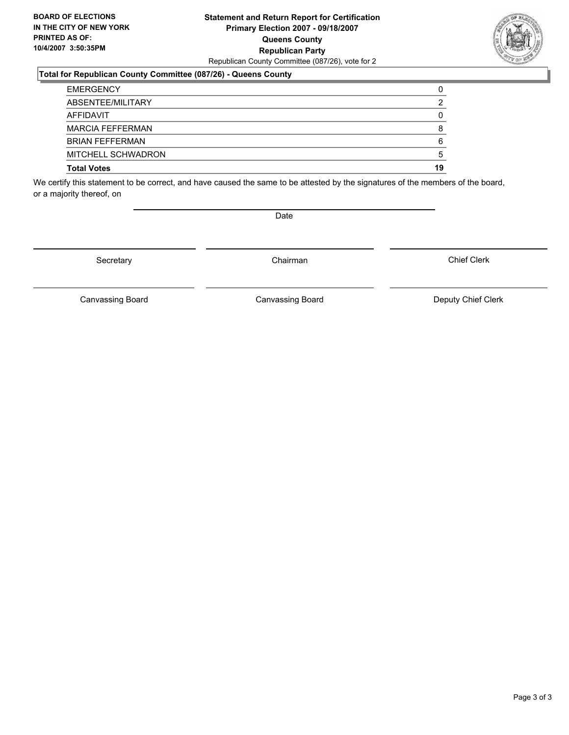**BOARD OF ELECTIONS IN THE CITY OF NEW YORK PRINTED AS OF: 10/4/2007 3:50:35PM**

**Statement and Return Report for Certification**
**Primary Election 2007 - 09/18/2007**
**Queens County**
**Republican Party**
Republican County Committee (087/26), vote for 2

**Total for Republican County Committee (087/26) - Queens County**

| | |
|---|---|
| EMERGENCY | 0 |
| ABSENTEE/MILITARY | 2 |
| AFFIDAVIT | 0 |
| MARCIA FEFFERMAN | 8 |
| BRIAN FEFFERMAN | 6 |
| MITCHELL SCHWADRON | 5 |
| **Total Votes** | **19** |

We certify this statement to be correct, and have caused the same to be attested by the signatures of the members of the board, or a majority thereof, on

Date

Secretary | Chairman | Chief Clerk

Canvassing Board | Canvassing Board | Deputy Chief Clerk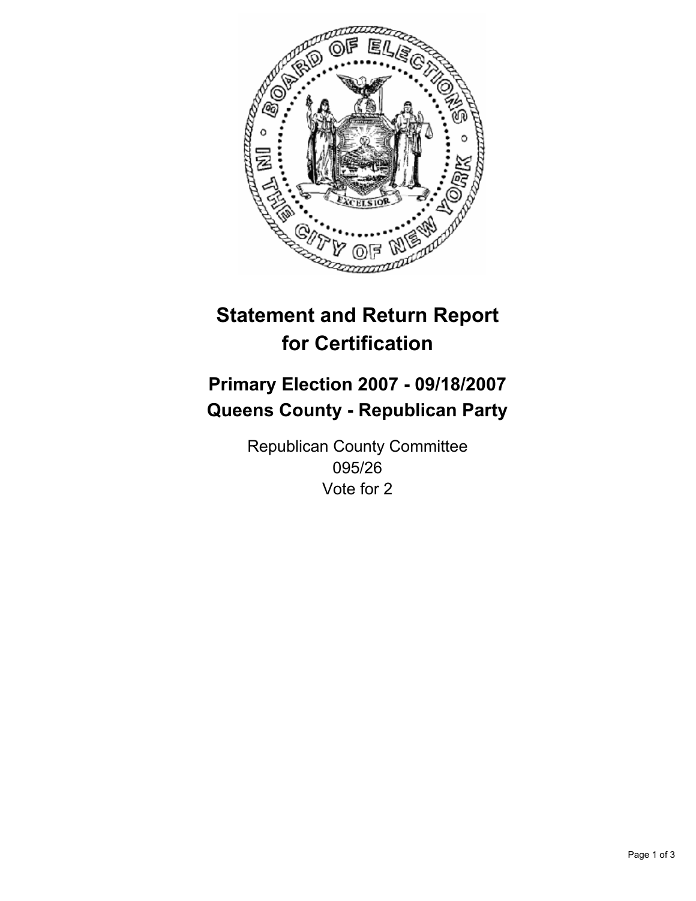# Statement and Return Report for Certification

## Primary Election 2007 - 09/18/2007
## Queens County - Republican Party

Republican County Committee
095/26
Vote for 2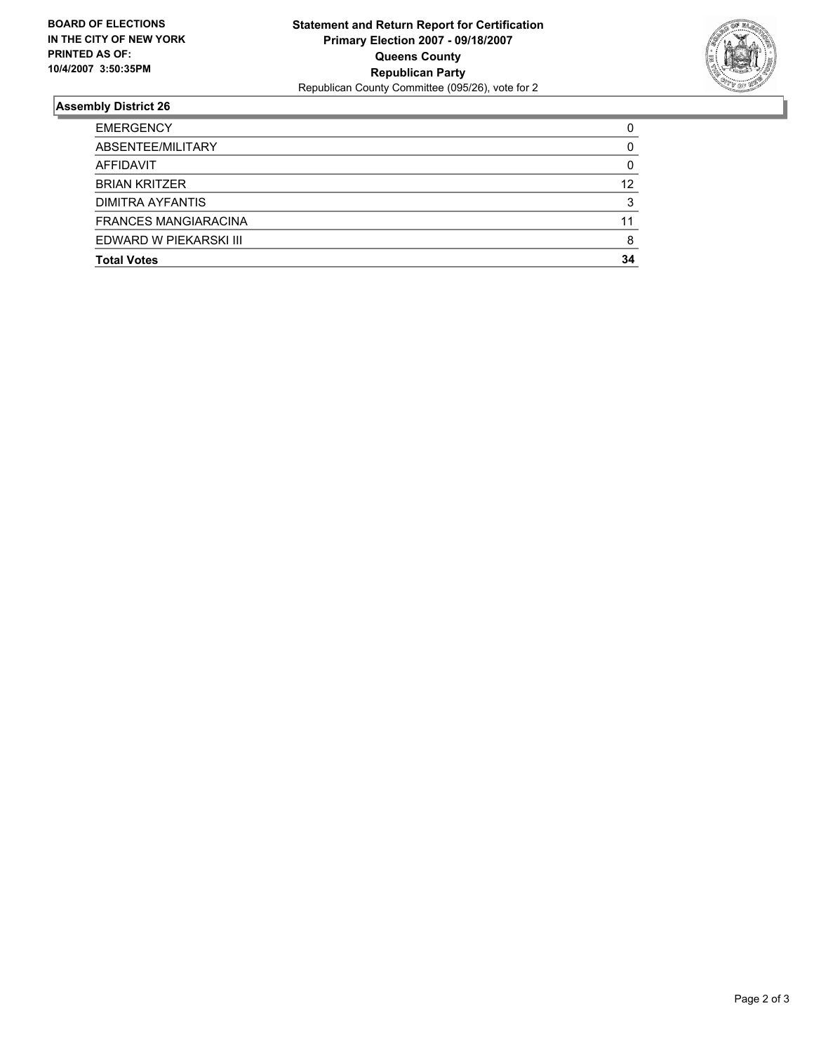**BOARD OF ELECTIONS IN THE CITY OF NEW YORK PRINTED AS OF: 10/4/2007 3:50:35PM**

**Statement and Return Report for Certification**
**Primary Election 2007 - 09/18/2007**
**Queens County**
**Republican Party**
Republican County Committee (095/26), vote for 2

## Assembly District 26

| | |
|---|---|
| EMERGENCY | 0 |
| ABSENTEE/MILITARY | 0 |
| AFFIDAVIT | 0 |
| BRIAN KRITZER | 12 |
| DIMITRA AYFANTIS | 3 |
| FRANCES MANGIARACINA | 11 |
| EDWARD W PIEKARSKI III | 8 |
| **Total Votes** | **34** |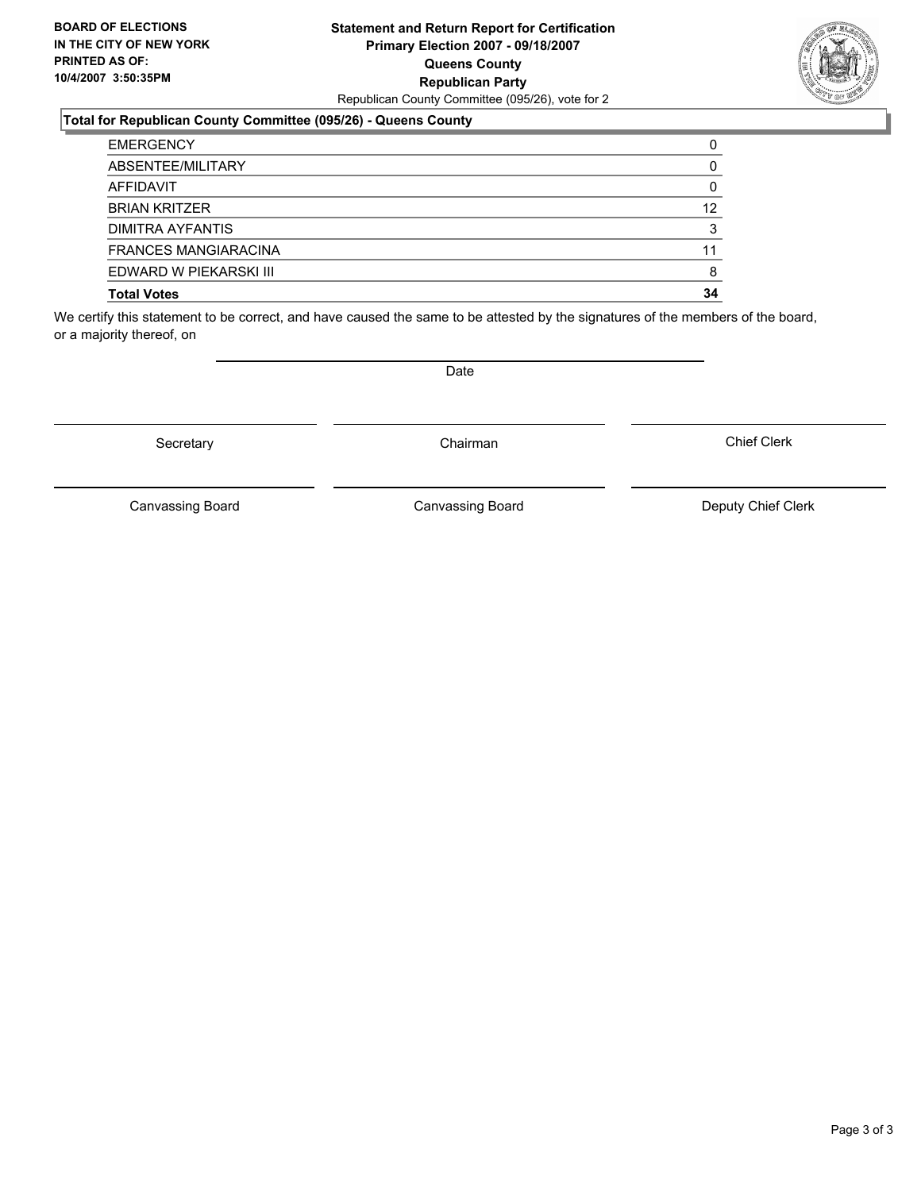**BOARD OF ELECTIONS IN THE CITY OF NEW YORK PRINTED AS OF: 10/4/2007 3:50:35PM**

# Statement and Return Report for Certification
## Primary Election 2007 - 09/18/2007
## Queens County
## Republican Party

Republican County Committee (095/26), vote for 2

### Total for Republican County Committee (095/26) - Queens County

| | |
|---|---|
| EMERGENCY | 0 |
| ABSENTEE/MILITARY | 0 |
| AFFIDAVIT | 0 |
| BRIAN KRITZER | 12 |
| DIMITRA AYFANTIS | 3 |
| FRANCES MANGIARACINA | 11 |
| EDWARD W PIEKARSKI III | 8 |
| **Total Votes** | **34** |

We certify this statement to be correct, and have caused the same to be attested by the signatures of the members of the board, or a majority thereof, on

Date

| | | |
|---|---|---|
| Secretary | Chairman | Chief Clerk |
| Canvassing Board | Canvassing Board | Deputy Chief Clerk |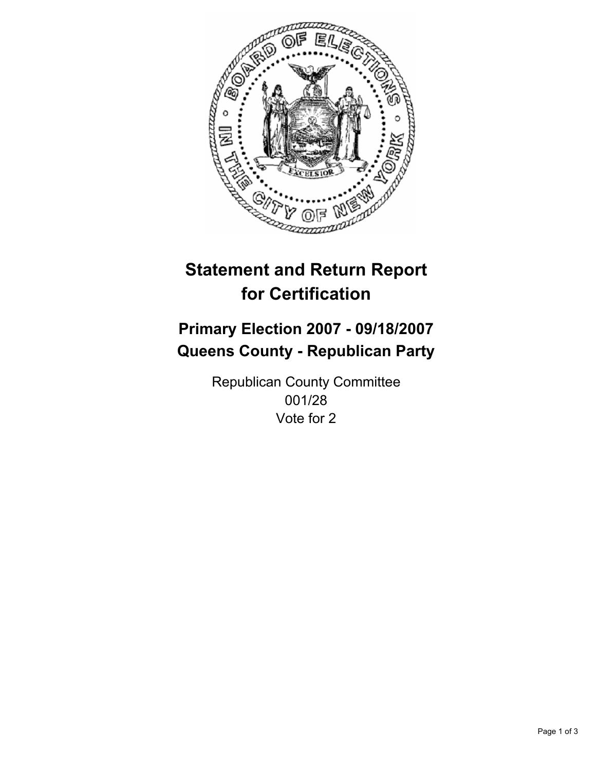# Statement and Return Report for Certification

## Primary Election 2007 - 09/18/2007
## Queens County - Republican Party

Republican County Committee
001/28
Vote for 2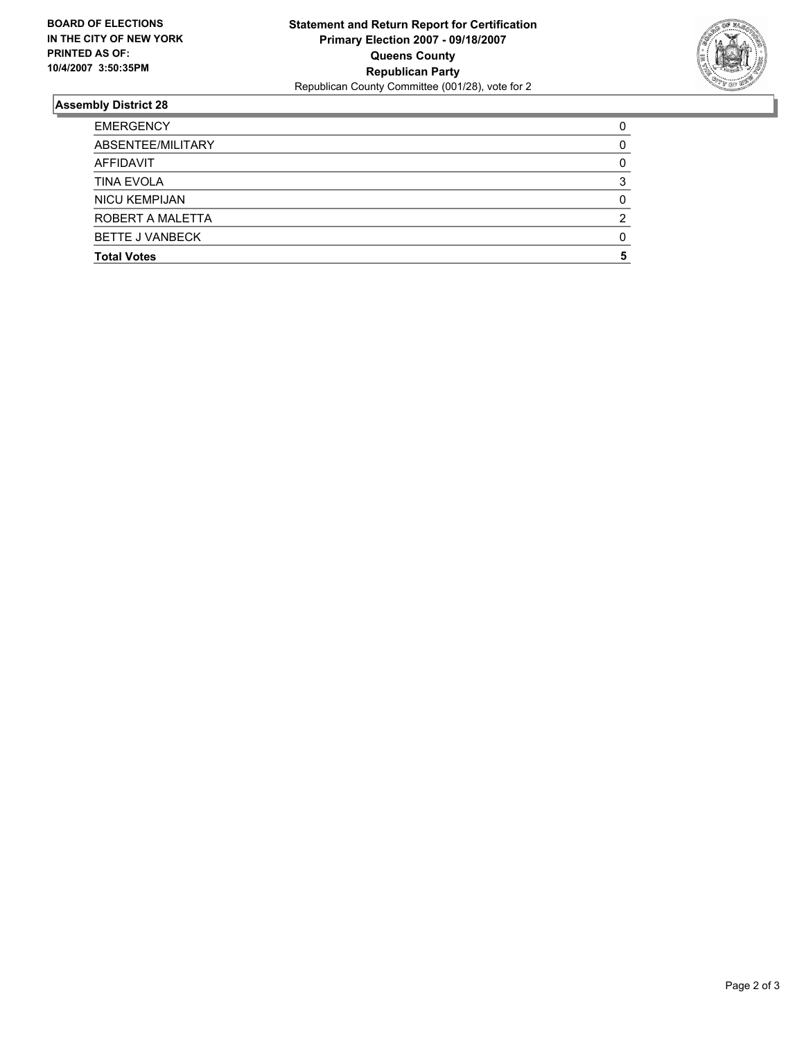**BOARD OF ELECTIONS IN THE CITY OF NEW YORK PRINTED AS OF: 10/4/2007 3:50:35PM**

**Statement and Return Report for Certification**
**Primary Election 2007 - 09/18/2007**
**Queens County**
**Republican Party**
Republican County Committee (001/28), vote for 2

## Assembly District 28

| | |
|---|---|
| EMERGENCY | 0 |
| ABSENTEE/MILITARY | 0 |
| AFFIDAVIT | 0 |
| TINA EVOLA | 3 |
| NICU KEMPIJAN | 0 |
| ROBERT A MALETTA | 2 |
| BETTE J VANBECK | 0 |
| **Total Votes** | **5** |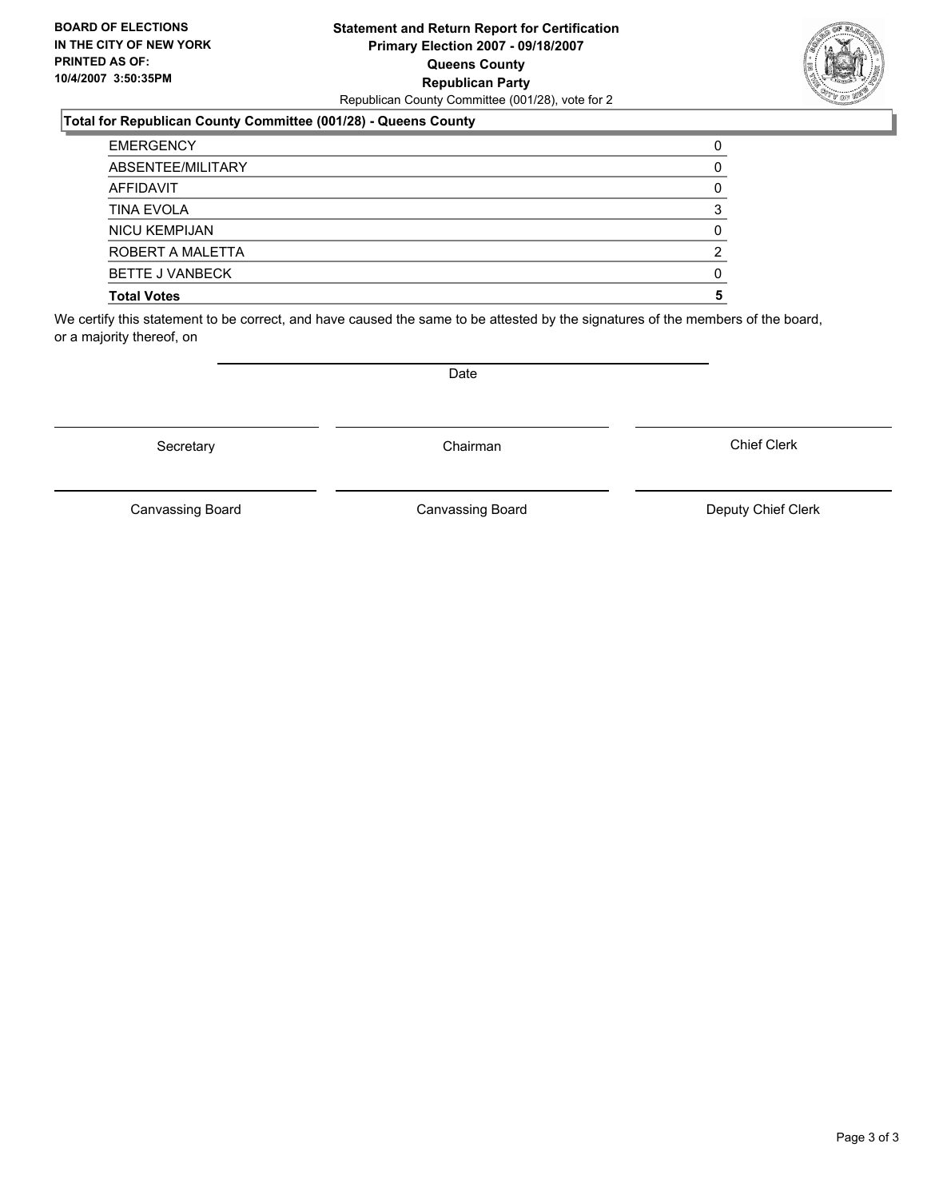**BOARD OF ELECTIONS IN THE CITY OF NEW YORK PRINTED AS OF: 10/4/2007 3:50:35PM**

**Statement and Return Report for Certification**
**Primary Election 2007 - 09/18/2007**
**Queens County**
**Republican Party**
Republican County Committee (001/28), vote for 2

### Total for Republican County Committee (001/28) - Queens County

| | |
|---|---|
| EMERGENCY | 0 |
| ABSENTEE/MILITARY | 0 |
| AFFIDAVIT | 0 |
| TINA EVOLA | 3 |
| NICU KEMPIJAN | 0 |
| ROBERT A MALETTA | 2 |
| BETTE J VANBECK | 0 |
| **Total Votes** | **5** |

We certify this statement to be correct, and have caused the same to be attested by the signatures of the members of the board, or a majority thereof, on

Date

| | | |
|---|---|---|
| Secretary | Chairman | Chief Clerk |
| Canvassing Board | Canvassing Board | Deputy Chief Clerk |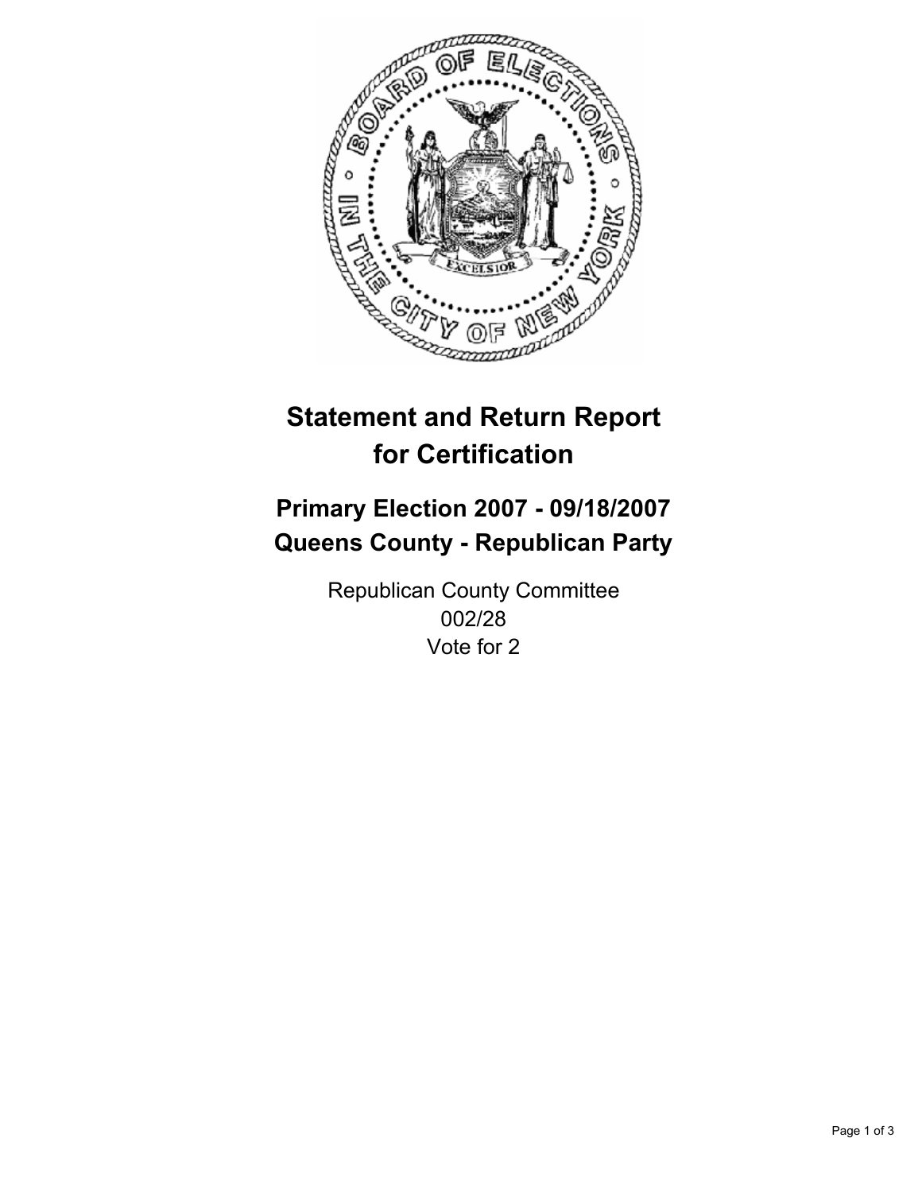# Statement and Return Report for Certification

## Primary Election 2007 - 09/18/2007
## Queens County - Republican Party

Republican County Committee
002/28
Vote for 2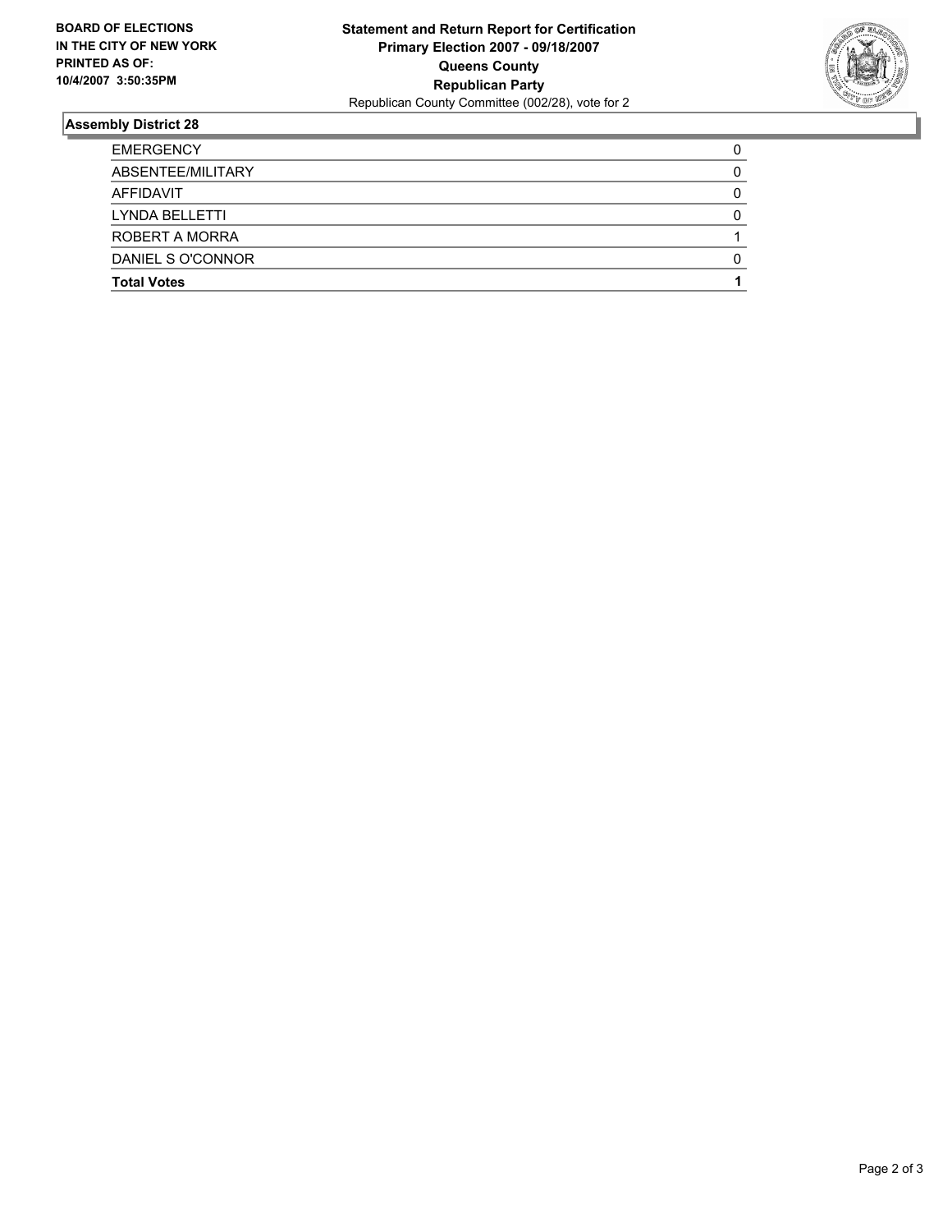**BOARD OF ELECTIONS IN THE CITY OF NEW YORK PRINTED AS OF: 10/4/2007 3:50:35PM**

**Statement and Return Report for Certification**
**Primary Election 2007 - 09/18/2007**
**Queens County**
**Republican Party**
Republican County Committee (002/28), vote for 2

## Assembly District 28

| | |
|---|---|
| EMERGENCY | 0 |
| ABSENTEE/MILITARY | 0 |
| AFFIDAVIT | 0 |
| LYNDA BELLETTI | 0 |
| ROBERT A MORRA | 1 |
| DANIEL S O'CONNOR | 0 |
| **Total Votes** | **1** |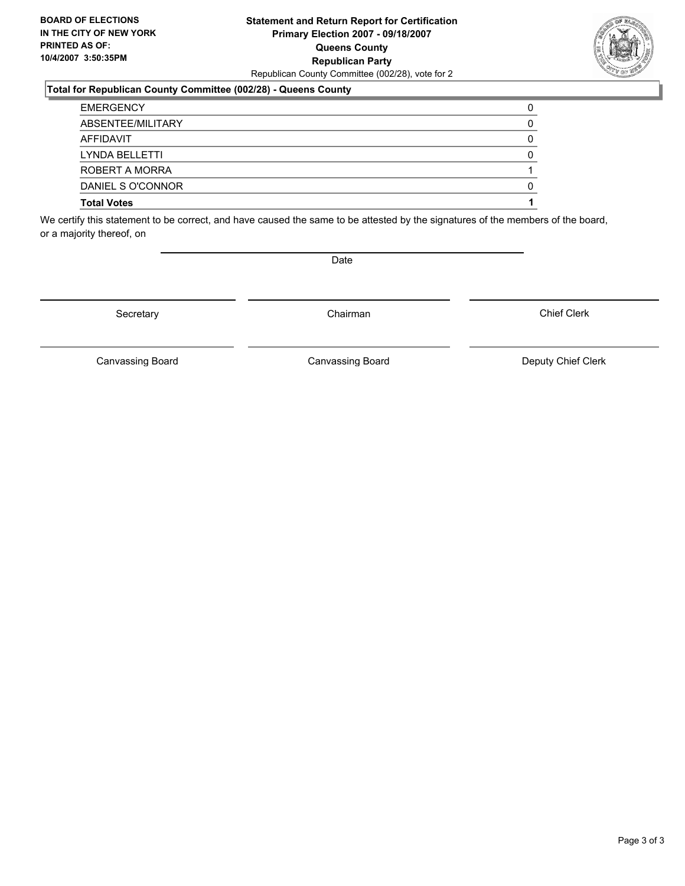**BOARD OF ELECTIONS IN THE CITY OF NEW YORK PRINTED AS OF: 10/4/2007 3:50:35PM**

**Statement and Return Report for Certification**
**Primary Election 2007 - 09/18/2007**
**Queens County**
**Republican Party**
Republican County Committee (002/28), vote for 2

**Total for Republican County Committee (002/28) - Queens County**

| | |
|---|---|
| EMERGENCY | 0 |
| ABSENTEE/MILITARY | 0 |
| AFFIDAVIT | 0 |
| LYNDA BELLETTI | 0 |
| ROBERT A MORRA | 1 |
| DANIEL S O'CONNOR | 0 |
| **Total Votes** | **1** |

We certify this statement to be correct, and have caused the same to be attested by the signatures of the members of the board, or a majority thereof, on

Date

Secretary | Chairman | Chief Clerk

Canvassing Board | Canvassing Board | Deputy Chief Clerk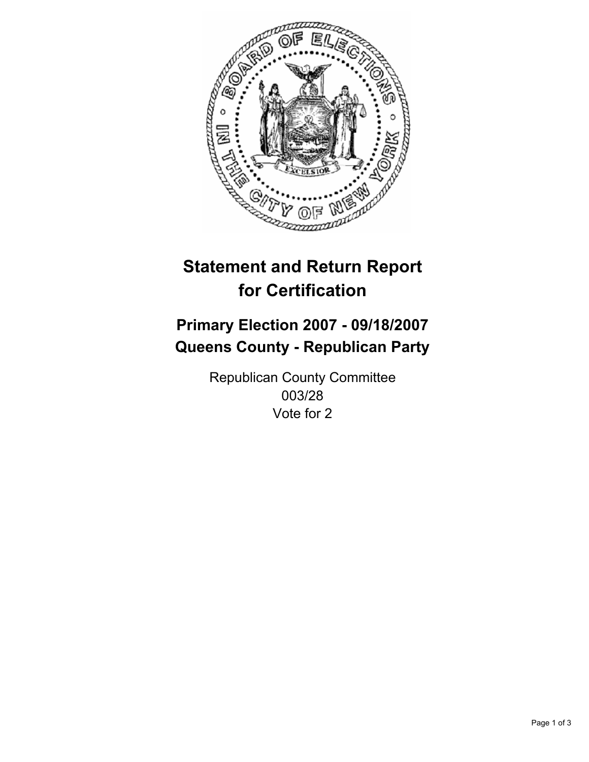# Statement and Return Report for Certification

## Primary Election 2007 - 09/18/2007
## Queens County - Republican Party

Republican County Committee
003/28
Vote for 2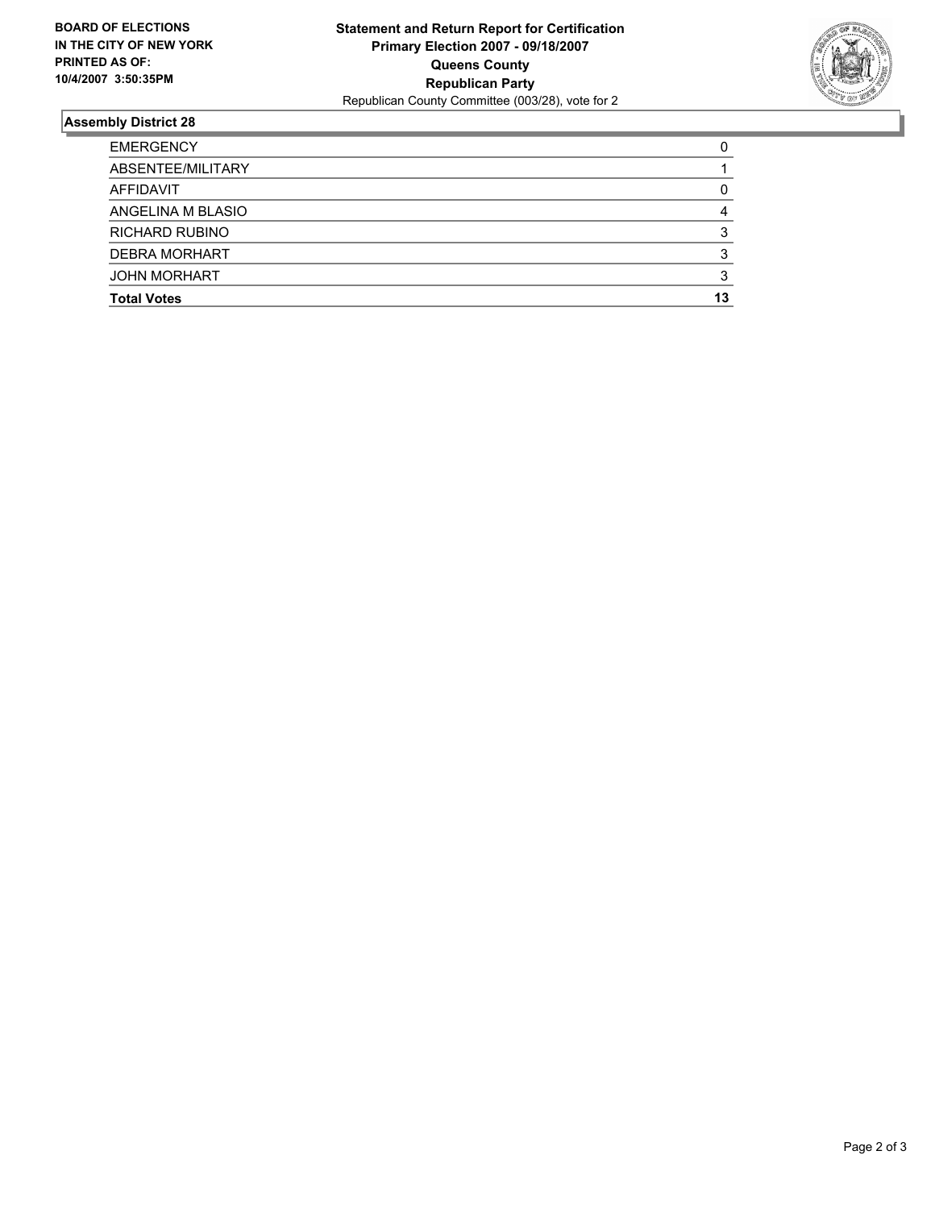**BOARD OF ELECTIONS IN THE CITY OF NEW YORK PRINTED AS OF: 10/4/2007 3:50:35PM**

**Statement and Return Report for Certification**
**Primary Election 2007 - 09/18/2007**
**Queens County**
**Republican Party**
Republican County Committee (003/28), vote for 2

## Assembly District 28

| | |
|---|---|
| EMERGENCY | 0 |
| ABSENTEE/MILITARY | 1 |
| AFFIDAVIT | 0 |
| ANGELINA M BLASIO | 4 |
| RICHARD RUBINO | 3 |
| DEBRA MORHART | 3 |
| JOHN MORHART | 3 |
| **Total Votes** | **13** |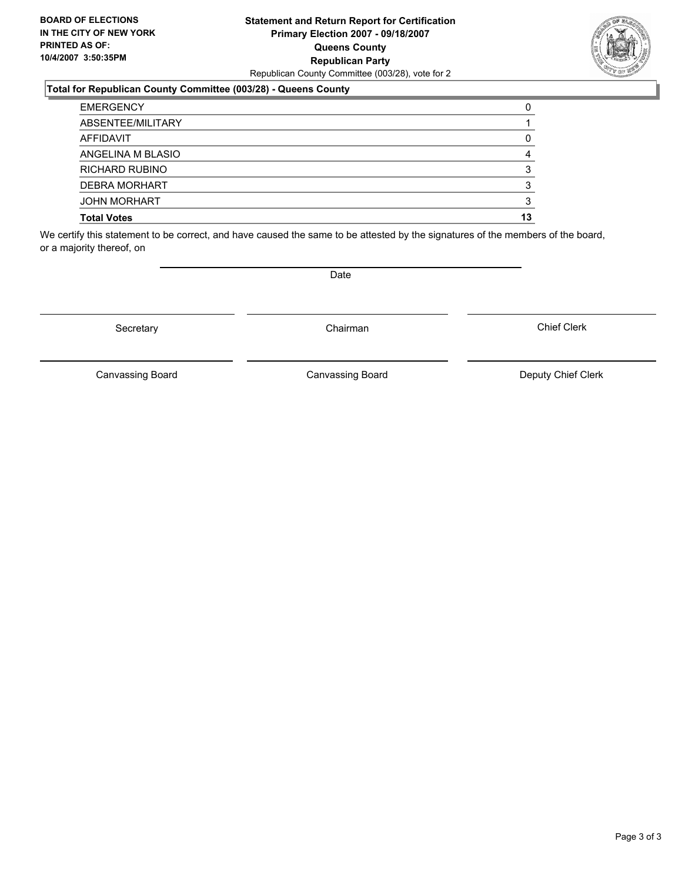**BOARD OF ELECTIONS IN THE CITY OF NEW YORK PRINTED AS OF: 10/4/2007 3:50:35PM**

**Statement and Return Report for Certification**
**Primary Election 2007 - 09/18/2007**
**Queens County**
**Republican Party**
Republican County Committee (003/28), vote for 2

**Total for Republican County Committee (003/28) - Queens County**

| | |
|---|---|
| EMERGENCY | 0 |
| ABSENTEE/MILITARY | 1 |
| AFFIDAVIT | 0 |
| ANGELINA M BLASIO | 4 |
| RICHARD RUBINO | 3 |
| DEBRA MORHART | 3 |
| JOHN MORHART | 3 |
| **Total Votes** | **13** |

We certify this statement to be correct, and have caused the same to be attested by the signatures of the members of the board, or a majority thereof, on

Date

Secretary | Chairman | Chief Clerk

Canvassing Board | Canvassing Board | Deputy Chief Clerk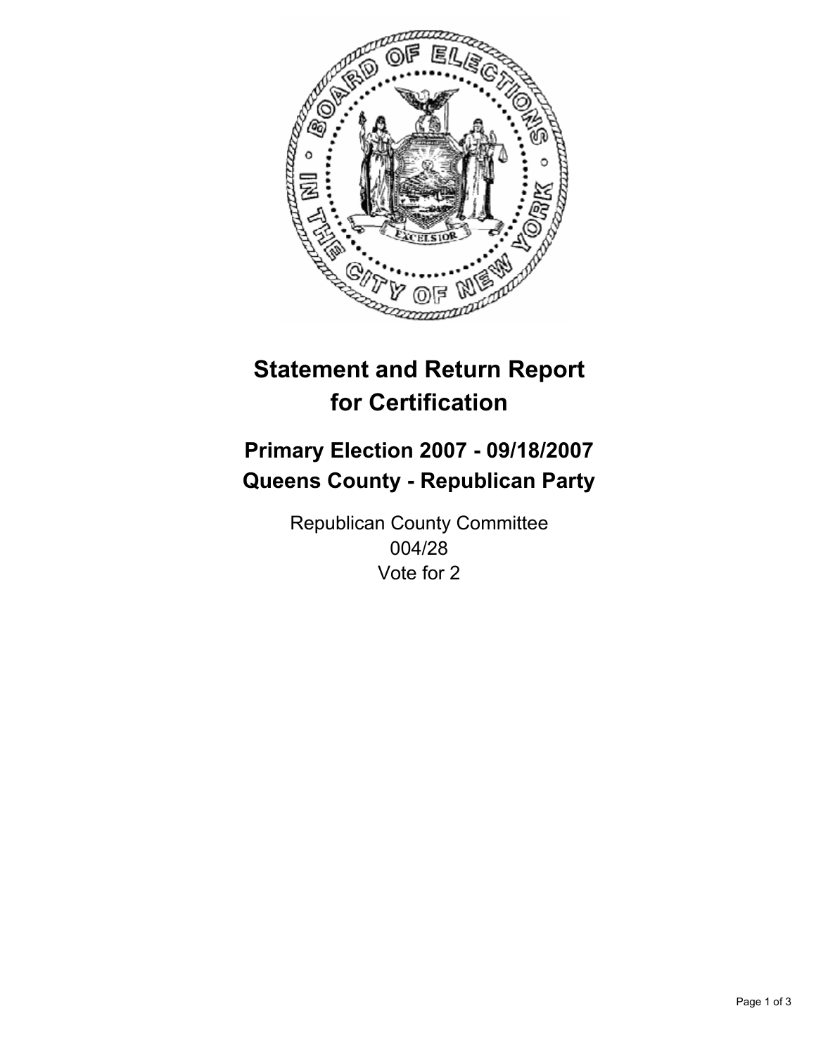# Statement and Return Report for Certification

## Primary Election 2007 - 09/18/2007
## Queens County - Republican Party

Republican County Committee
004/28
Vote for 2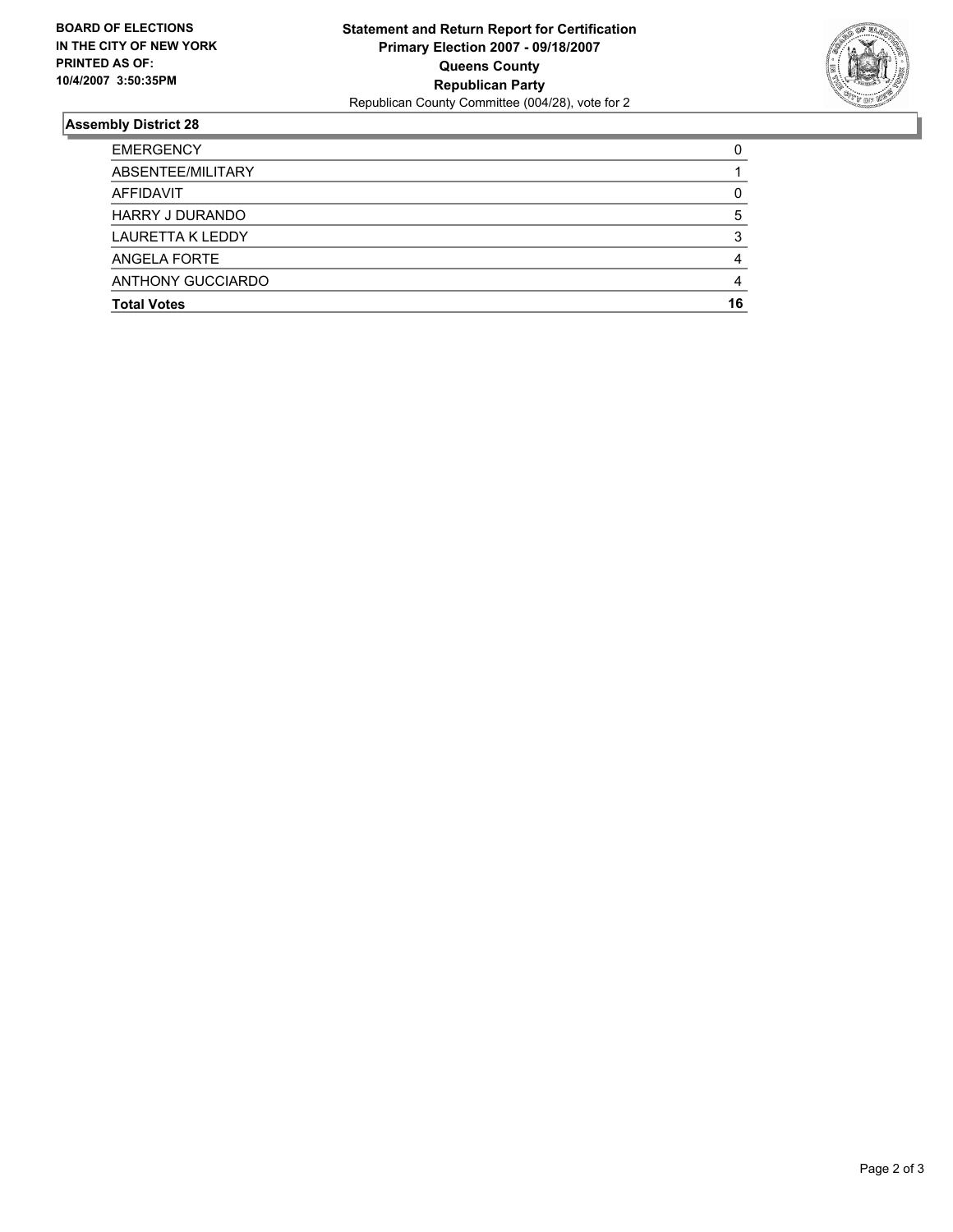**BOARD OF ELECTIONS IN THE CITY OF NEW YORK PRINTED AS OF: 10/4/2007 3:50:35PM**

**Statement and Return Report for Certification**
**Primary Election 2007 - 09/18/2007**
**Queens County**
**Republican Party**
Republican County Committee (004/28), vote for 2

## Assembly District 28

| | |
|---|---|
| EMERGENCY | 0 |
| ABSENTEE/MILITARY | 1 |
| AFFIDAVIT | 0 |
| HARRY J DURANDO | 5 |
| LAURETTA K LEDDY | 3 |
| ANGELA FORTE | 4 |
| ANTHONY GUCCIARDO | 4 |
| **Total Votes** | **16** |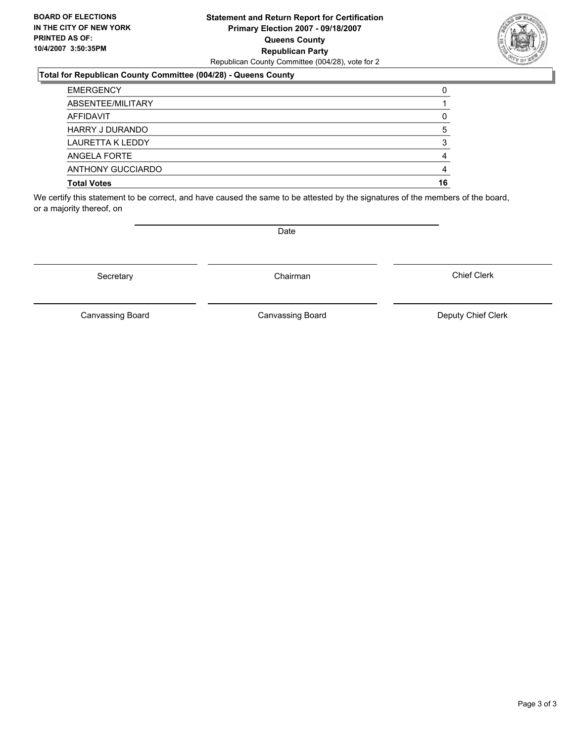**BOARD OF ELECTIONS IN THE CITY OF NEW YORK PRINTED AS OF: 10/4/2007 3:50:35PM**

**Statement and Return Report for Certification**
**Primary Election 2007 - 09/18/2007**
**Queens County**
**Republican Party**
Republican County Committee (004/28), vote for 2

**Total for Republican County Committee (004/28) - Queens County**

| | |
|---|---|
| EMERGENCY | 0 |
| ABSENTEE/MILITARY | 1 |
| AFFIDAVIT | 0 |
| HARRY J DURANDO | 5 |
| LAURETTA K LEDDY | 3 |
| ANGELA FORTE | 4 |
| ANTHONY GUCCIARDO | 4 |
| **Total Votes** | **16** |

We certify this statement to be correct, and have caused the same to be attested by the signatures of the members of the board, or a majority thereof, on

Date

Secretary | Chairman | Chief Clerk

Canvassing Board | Canvassing Board | Deputy Chief Clerk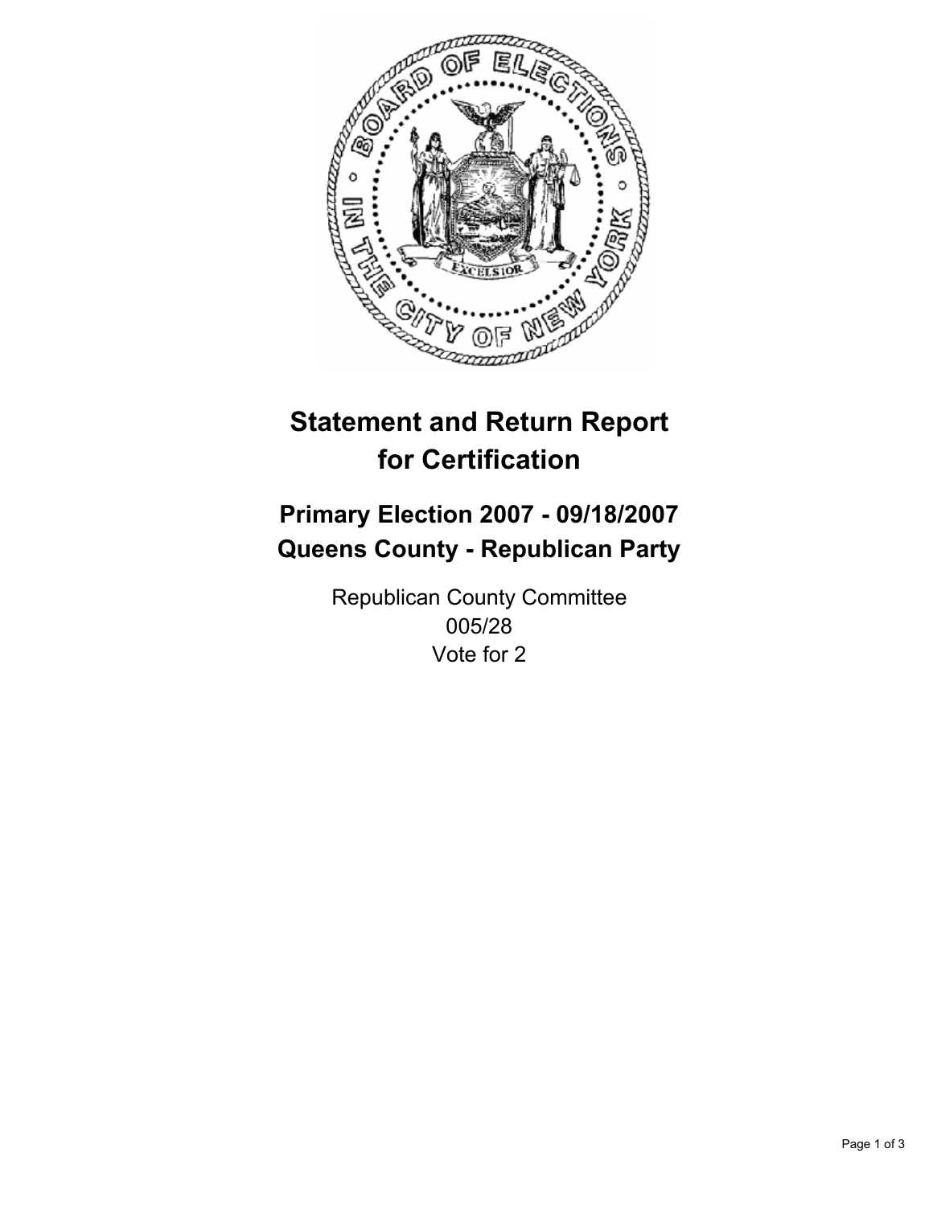# Statement and Return Report for Certification

## Primary Election 2007 - 09/18/2007
## Queens County - Republican Party

Republican County Committee
005/28
Vote for 2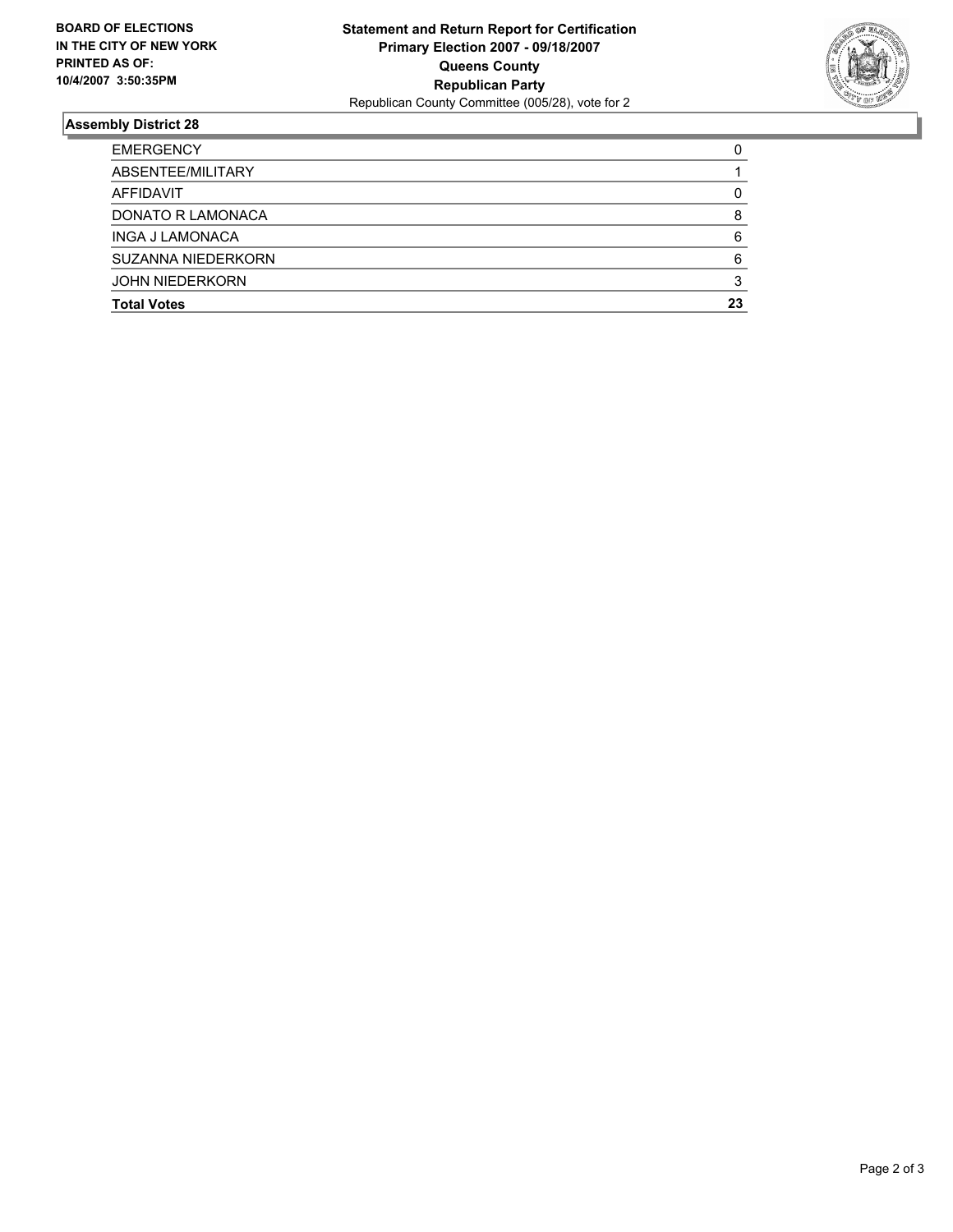**BOARD OF ELECTIONS**
**IN THE CITY OF NEW YORK**
**PRINTED AS OF:**
**10/4/2007 3:50:35PM**

**Statement and Return Report for Certification**
**Primary Election 2007 - 09/18/2007**
**Queens County**
**Republican Party**
Republican County Committee (005/28), vote for 2

## Assembly District 28

| | |
|---|---|
| EMERGENCY | 0 |
| ABSENTEE/MILITARY | 1 |
| AFFIDAVIT | 0 |
| DONATO R LAMONACA | 8 |
| INGA J LAMONACA | 6 |
| SUZANNA NIEDERKORN | 6 |
| JOHN NIEDERKORN | 3 |
| **Total Votes** | **23** |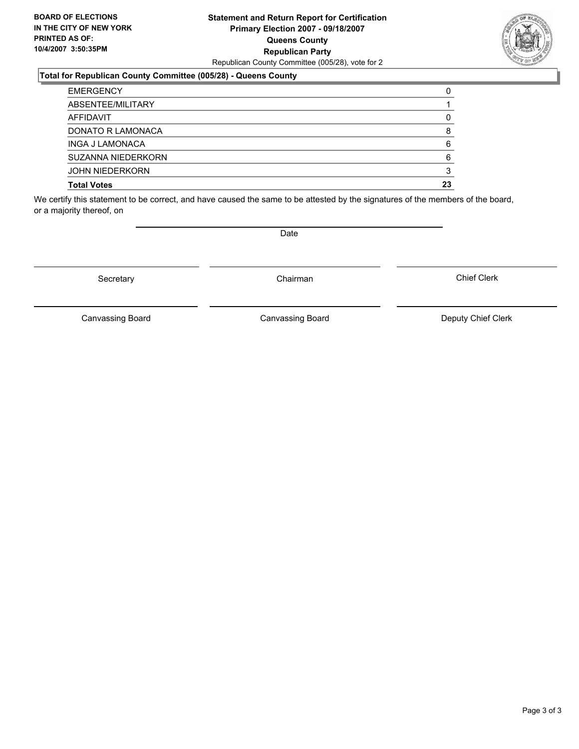**BOARD OF ELECTIONS IN THE CITY OF NEW YORK PRINTED AS OF: 10/4/2007 3:50:35PM**

**Statement and Return Report for Certification**
**Primary Election 2007 - 09/18/2007**
**Queens County**
**Republican Party**
Republican County Committee (005/28), vote for 2

**Total for Republican County Committee (005/28) - Queens County**

| | |
|---|---|
| EMERGENCY | 0 |
| ABSENTEE/MILITARY | 1 |
| AFFIDAVIT | 0 |
| DONATO R LAMONACA | 8 |
| INGA J LAMONACA | 6 |
| SUZANNA NIEDERKORN | 6 |
| JOHN NIEDERKORN | 3 |
| **Total Votes** | **23** |

We certify this statement to be correct, and have caused the same to be attested by the signatures of the members of the board, or a majority thereof, on

Date

Secretary | Chairman | Chief Clerk

Canvassing Board | Canvassing Board | Deputy Chief Clerk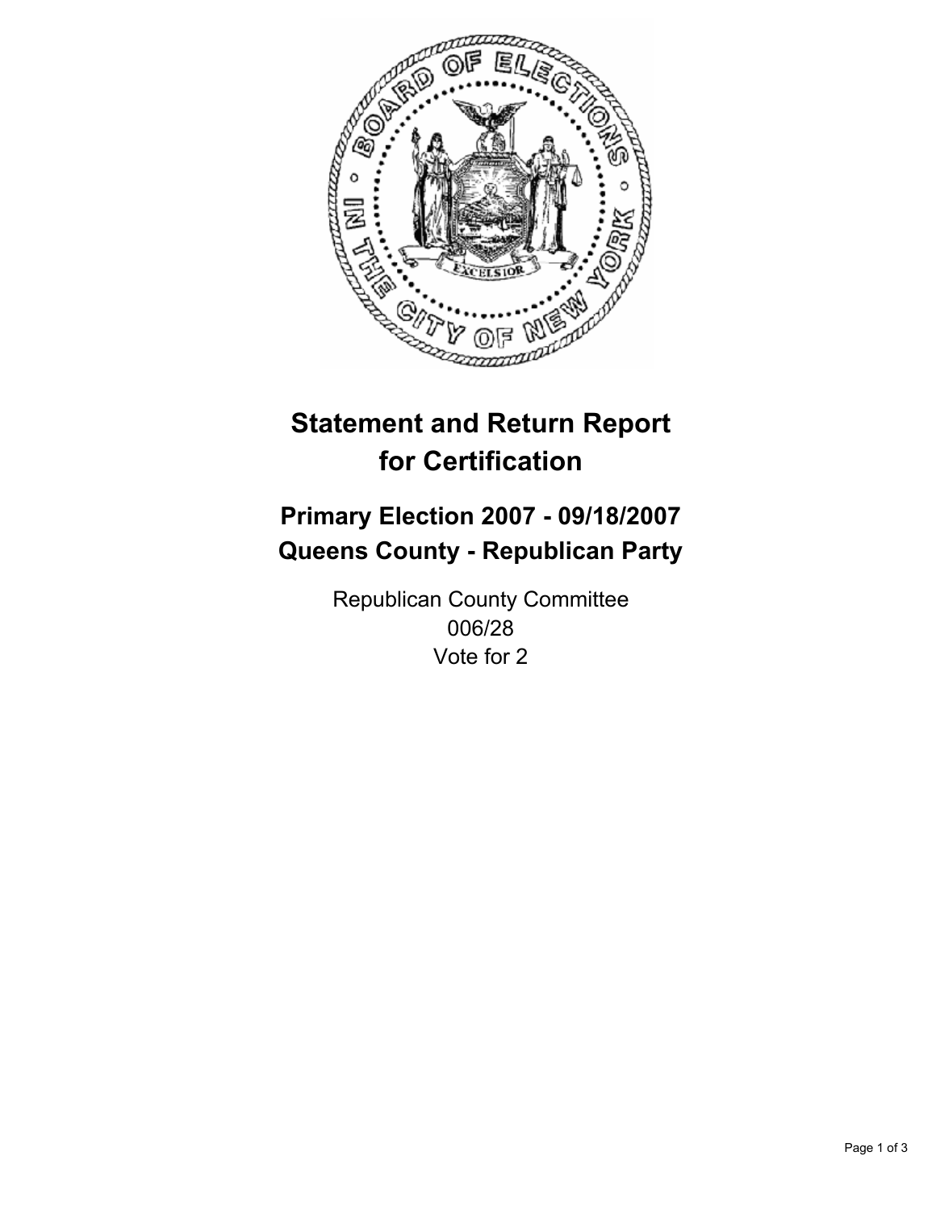# Statement and Return Report for Certification

## Primary Election 2007 - 09/18/2007
## Queens County - Republican Party

Republican County Committee
006/28
Vote for 2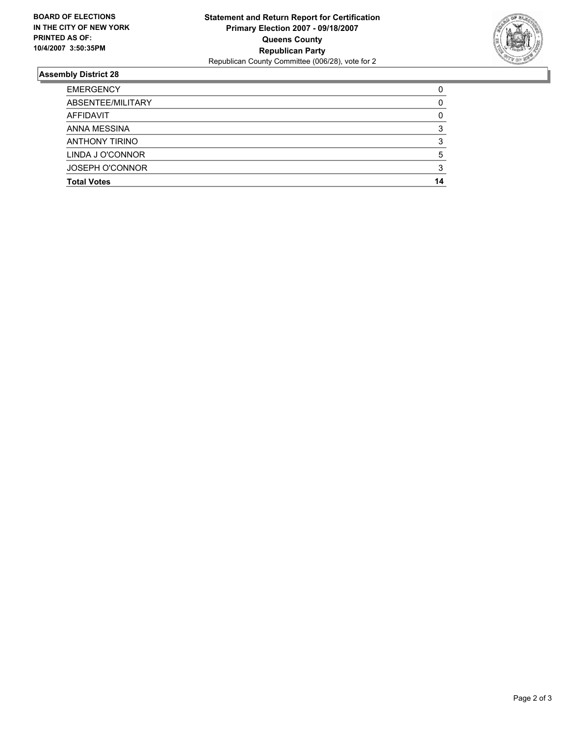**BOARD OF ELECTIONS IN THE CITY OF NEW YORK PRINTED AS OF: 10/4/2007 3:50:35PM**

**Statement and Return Report for Certification**
**Primary Election 2007 - 09/18/2007**
**Queens County**
**Republican Party**
Republican County Committee (006/28), vote for 2

## Assembly District 28

| | |
|---|---|
| EMERGENCY | 0 |
| ABSENTEE/MILITARY | 0 |
| AFFIDAVIT | 0 |
| ANNA MESSINA | 3 |
| ANTHONY TIRINO | 3 |
| LINDA J O'CONNOR | 5 |
| JOSEPH O'CONNOR | 3 |
| **Total Votes** | **14** |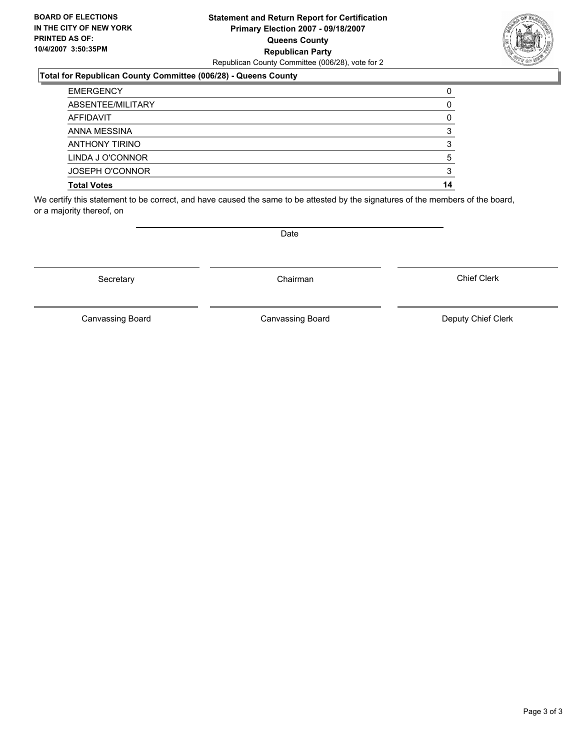**BOARD OF ELECTIONS IN THE CITY OF NEW YORK PRINTED AS OF: 10/4/2007 3:50:35PM**

**Statement and Return Report for Certification**
**Primary Election 2007 - 09/18/2007**
**Queens County**
**Republican Party**
Republican County Committee (006/28), vote for 2

**Total for Republican County Committee (006/28) - Queens County**

| | |
|---|---|
| EMERGENCY | 0 |
| ABSENTEE/MILITARY | 0 |
| AFFIDAVIT | 0 |
| ANNA MESSINA | 3 |
| ANTHONY TIRINO | 3 |
| LINDA J O'CONNOR | 5 |
| JOSEPH O'CONNOR | 3 |
| **Total Votes** | **14** |

We certify this statement to be correct, and have caused the same to be attested by the signatures of the members of the board, or a majority thereof, on

Date

Secretary | Chairman | Chief Clerk

Canvassing Board | Canvassing Board | Deputy Chief Clerk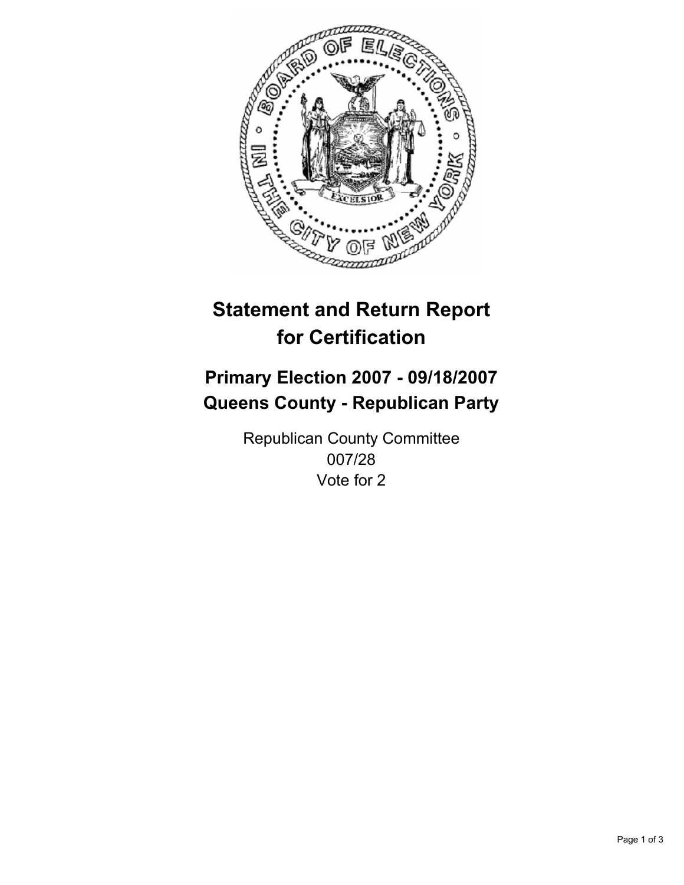# Statement and Return Report for Certification

## Primary Election 2007 - 09/18/2007
## Queens County - Republican Party

Republican County Committee
007/28
Vote for 2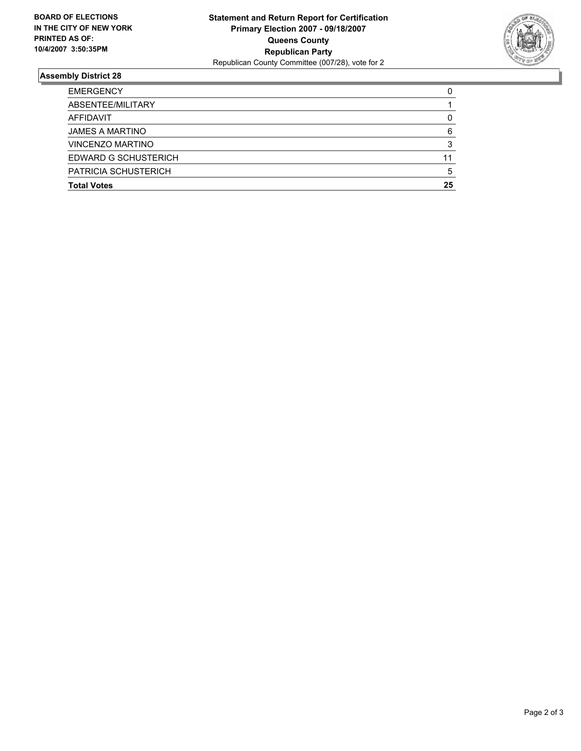**BOARD OF ELECTIONS**
**IN THE CITY OF NEW YORK**
**PRINTED AS OF:**
**10/4/2007 3:50:35PM**

**Statement and Return Report for Certification**
**Primary Election 2007 - 09/18/2007**
**Queens County**
**Republican Party**
Republican County Committee (007/28), vote for 2

## Assembly District 28

| | |
|---|---|
| EMERGENCY | 0 |
| ABSENTEE/MILITARY | 1 |
| AFFIDAVIT | 0 |
| JAMES A MARTINO | 6 |
| VINCENZO MARTINO | 3 |
| EDWARD G SCHUSTERICH | 11 |
| PATRICIA SCHUSTERICH | 5 |
| **Total Votes** | **25** |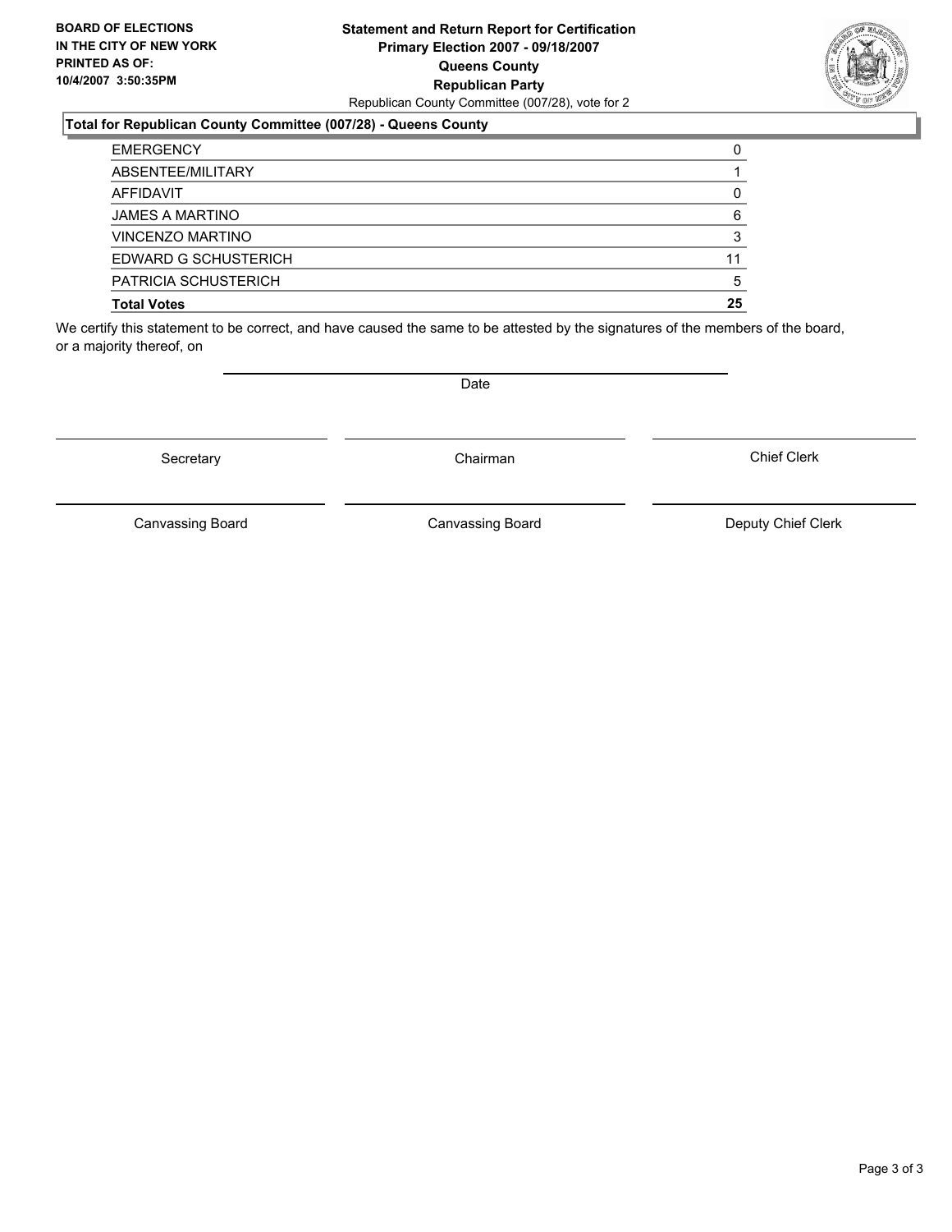**BOARD OF ELECTIONS IN THE CITY OF NEW YORK PRINTED AS OF: 10/4/2007 3:50:35PM**

**Statement and Return Report for Certification**
**Primary Election 2007 - 09/18/2007**
**Queens County**
**Republican Party**
Republican County Committee (007/28), vote for 2

**Total for Republican County Committee (007/28) - Queens County**

| | |
|---|---|
| EMERGENCY | 0 |
| ABSENTEE/MILITARY | 1 |
| AFFIDAVIT | 0 |
| JAMES A MARTINO | 6 |
| VINCENZO MARTINO | 3 |
| EDWARD G SCHUSTERICH | 11 |
| PATRICIA SCHUSTERICH | 5 |
| **Total Votes** | **25** |

We certify this statement to be correct, and have caused the same to be attested by the signatures of the members of the board, or a majority thereof, on

Date

Secretary | Chairman | Chief Clerk

Canvassing Board | Canvassing Board | Deputy Chief Clerk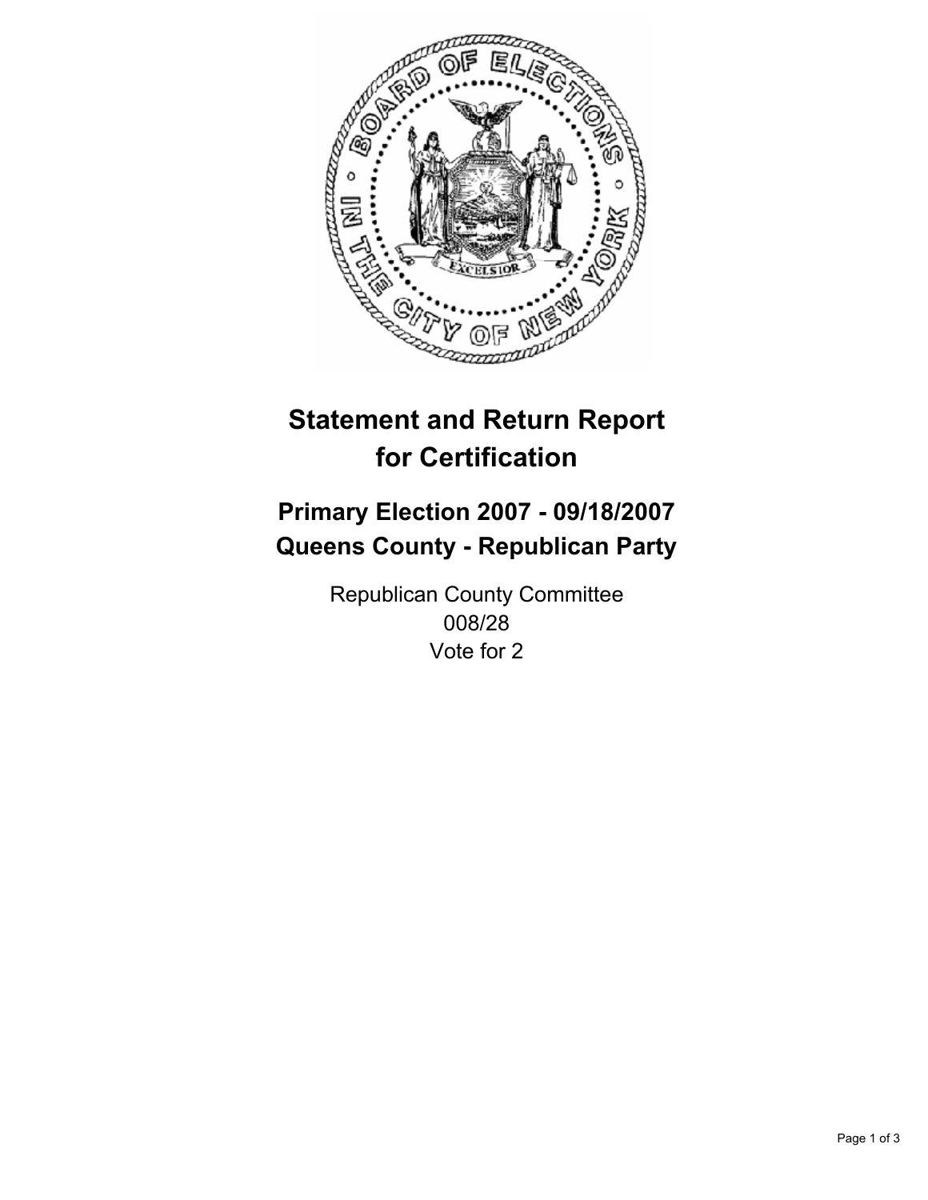# Statement and Return Report for Certification

## Primary Election 2007 - 09/18/2007
## Queens County - Republican Party

Republican County Committee
008/28
Vote for 2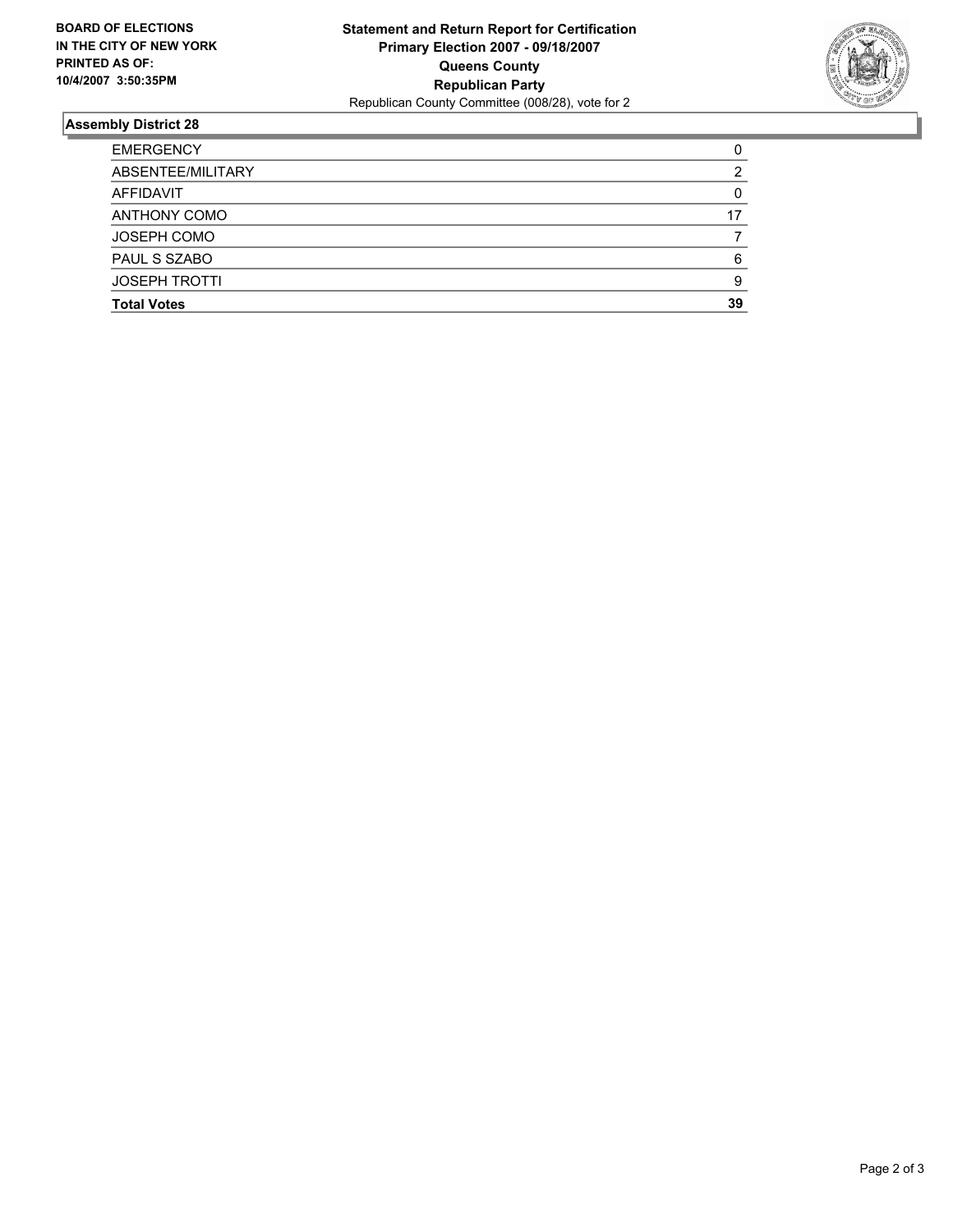**BOARD OF ELECTIONS IN THE CITY OF NEW YORK PRINTED AS OF: 10/4/2007 3:50:35PM**

**Statement and Return Report for Certification**
**Primary Election 2007 - 09/18/2007**
**Queens County**
**Republican Party**
Republican County Committee (008/28), vote for 2

## Assembly District 28

| | |
|---|---|
| EMERGENCY | 0 |
| ABSENTEE/MILITARY | 2 |
| AFFIDAVIT | 0 |
| ANTHONY COMO | 17 |
| JOSEPH COMO | 7 |
| PAUL S SZABO | 6 |
| JOSEPH TROTTI | 9 |
| **Total Votes** | **39** |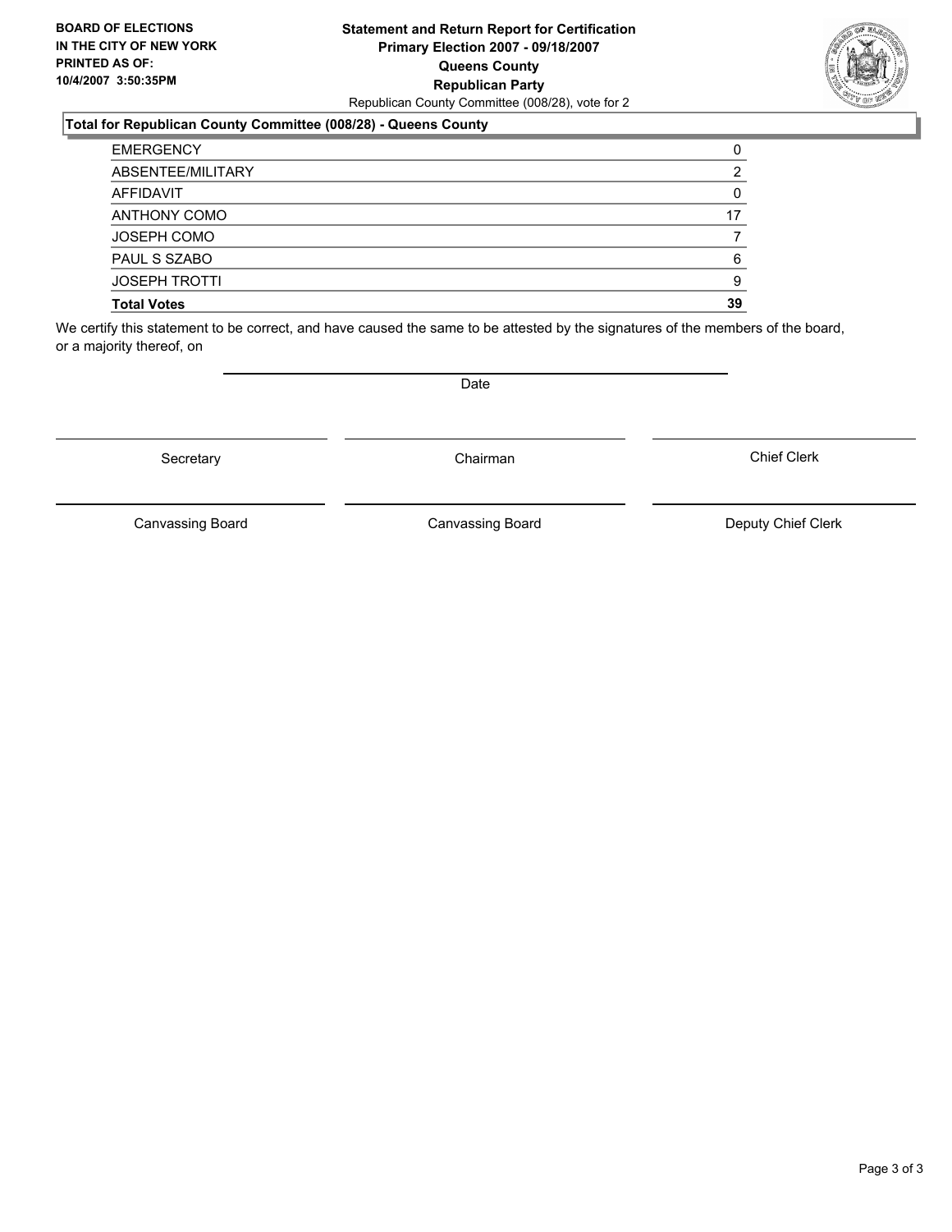**BOARD OF ELECTIONS IN THE CITY OF NEW YORK PRINTED AS OF: 10/4/2007 3:50:35PM**

**Statement and Return Report for Certification**
**Primary Election 2007 - 09/18/2007**
**Queens County**
**Republican Party**
Republican County Committee (008/28), vote for 2

**Total for Republican County Committee (008/28) - Queens County**

| | |
|---|---|
| EMERGENCY | 0 |
| ABSENTEE/MILITARY | 2 |
| AFFIDAVIT | 0 |
| ANTHONY COMO | 17 |
| JOSEPH COMO | 7 |
| PAUL S SZABO | 6 |
| JOSEPH TROTTI | 9 |
| **Total Votes** | **39** |

We certify this statement to be correct, and have caused the same to be attested by the signatures of the members of the board, or a majority thereof, on

Date

Secretary | Chairman | Chief Clerk

Canvassing Board | Canvassing Board | Deputy Chief Clerk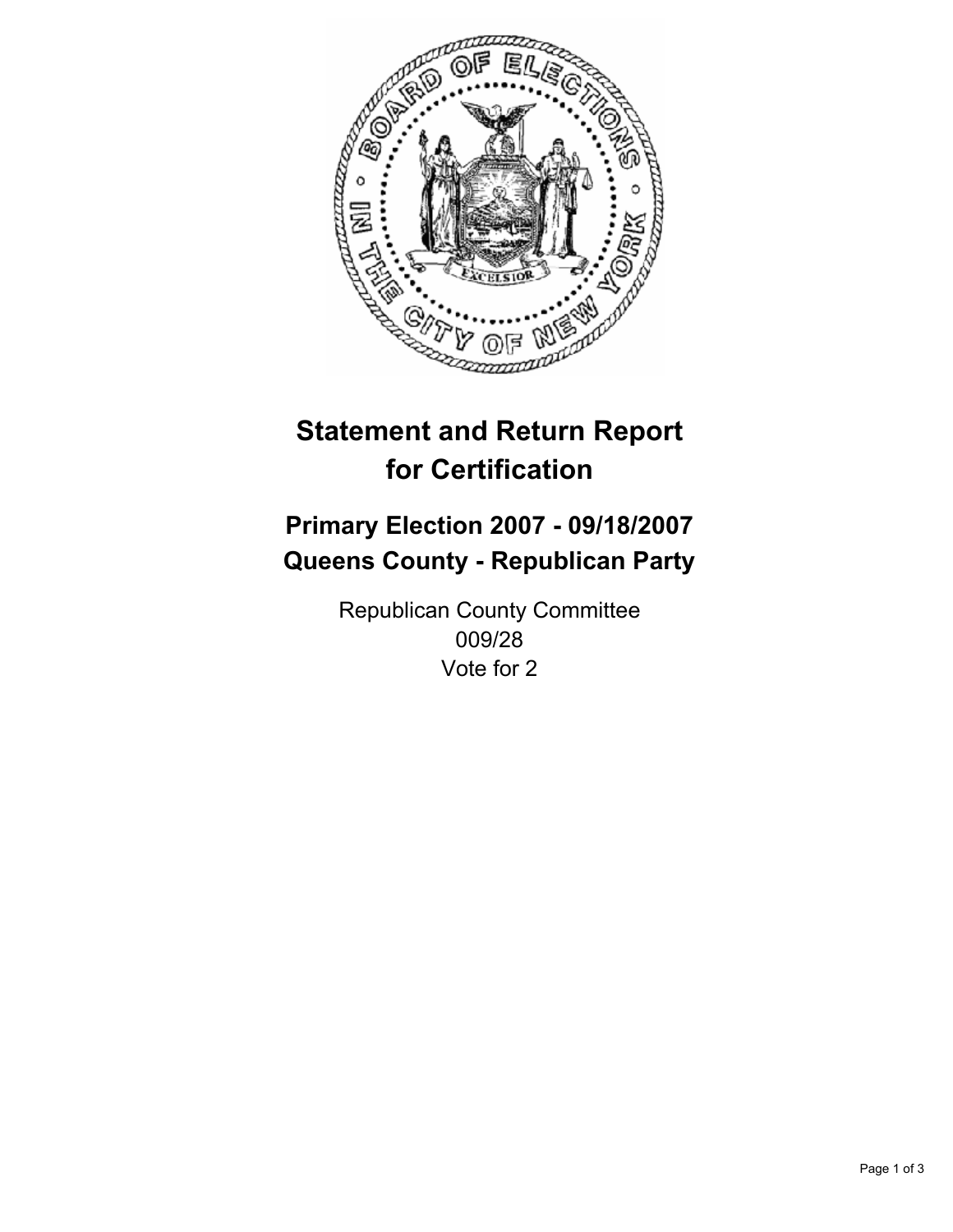# Statement and Return Report for Certification

## Primary Election 2007 - 09/18/2007
## Queens County - Republican Party

Republican County Committee
009/28
Vote for 2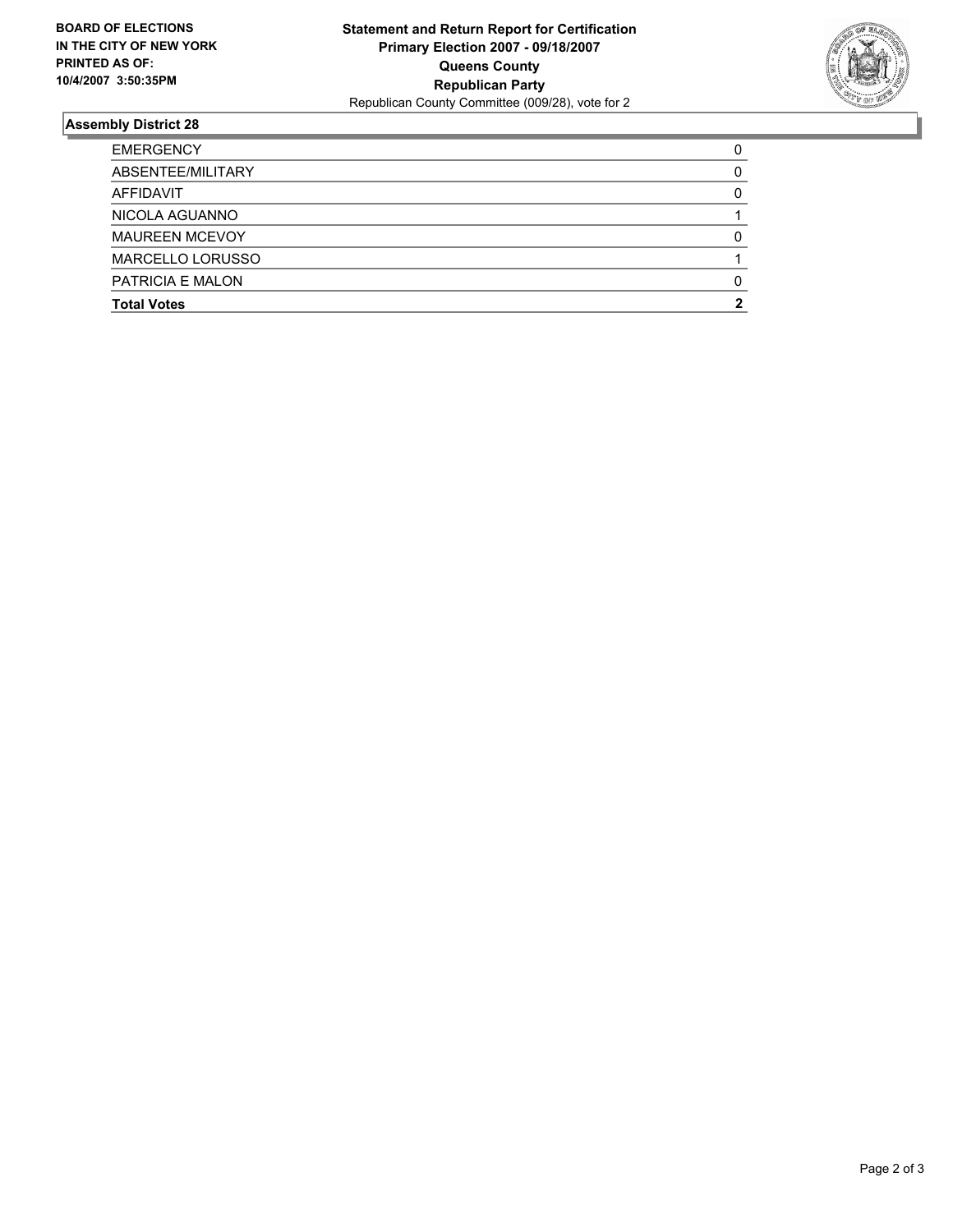**BOARD OF ELECTIONS IN THE CITY OF NEW YORK PRINTED AS OF: 10/4/2007 3:50:35PM**

**Statement and Return Report for Certification**
**Primary Election 2007 - 09/18/2007**
**Queens County**
**Republican Party**
Republican County Committee (009/28), vote for 2

### Assembly District 28

| | |
|---|---|
| EMERGENCY | 0 |
| ABSENTEE/MILITARY | 0 |
| AFFIDAVIT | 0 |
| NICOLA AGUANNO | 1 |
| MAUREEN MCEVOY | 0 |
| MARCELLO LORUSSO | 1 |
| PATRICIA E MALON | 0 |
| **Total Votes** | **2** |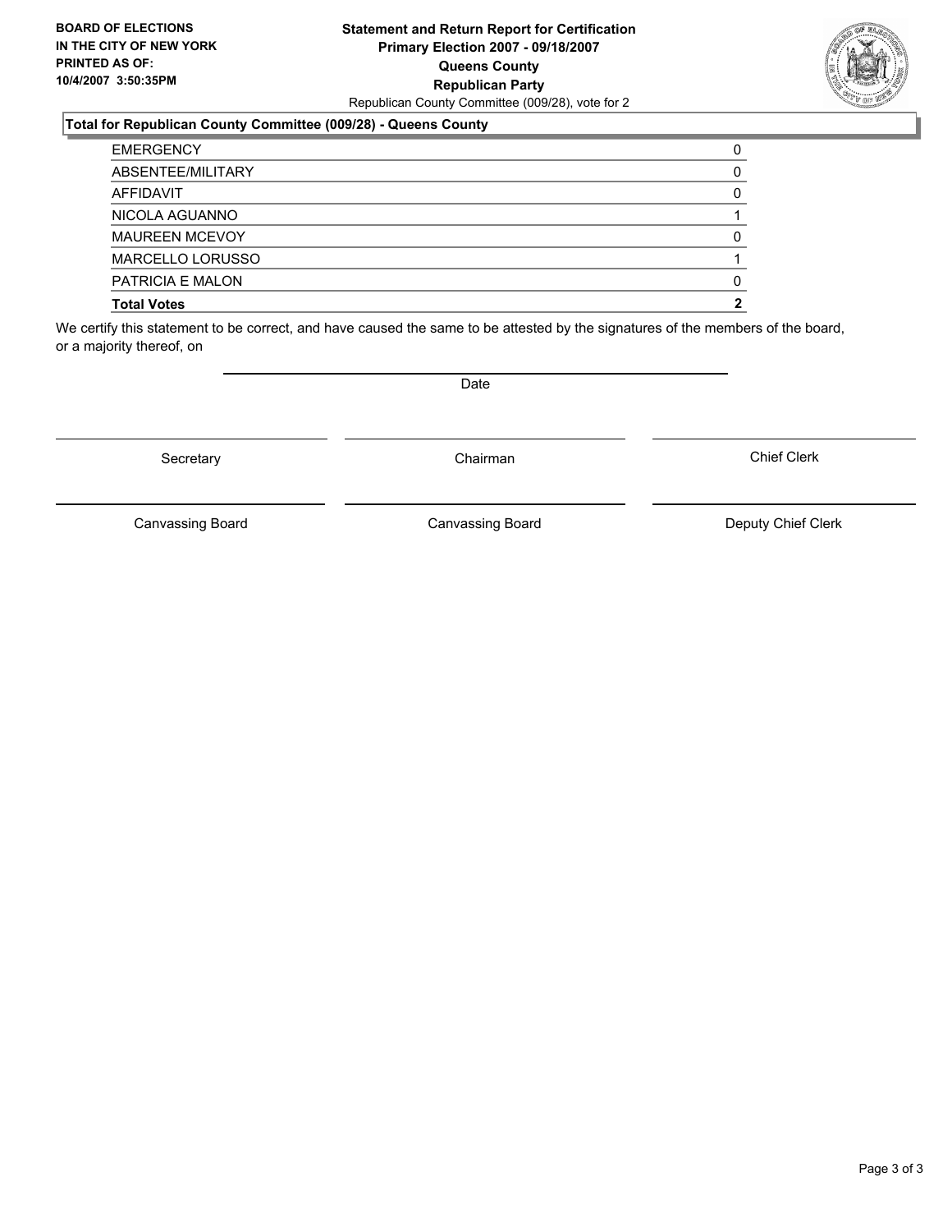**BOARD OF ELECTIONS IN THE CITY OF NEW YORK PRINTED AS OF: 10/4/2007 3:50:35PM**

# Statement and Return Report for Certification
## Primary Election 2007 - 09/18/2007
## Queens County
## Republican Party

Republican County Committee (009/28), vote for 2

### Total for Republican County Committee (009/28) - Queens County

| | |
|---|---|
| EMERGENCY | 0 |
| ABSENTEE/MILITARY | 0 |
| AFFIDAVIT | 0 |
| NICOLA AGUANNO | 1 |
| MAUREEN MCEVOY | 0 |
| MARCELLO LORUSSO | 1 |
| PATRICIA E MALON | 0 |
| **Total Votes** | **2** |

We certify this statement to be correct, and have caused the same to be attested by the signatures of the members of the board, or a majority thereof, on

Date

Secretary | Chairman | Chief Clerk

Canvassing Board | Canvassing Board | Deputy Chief Clerk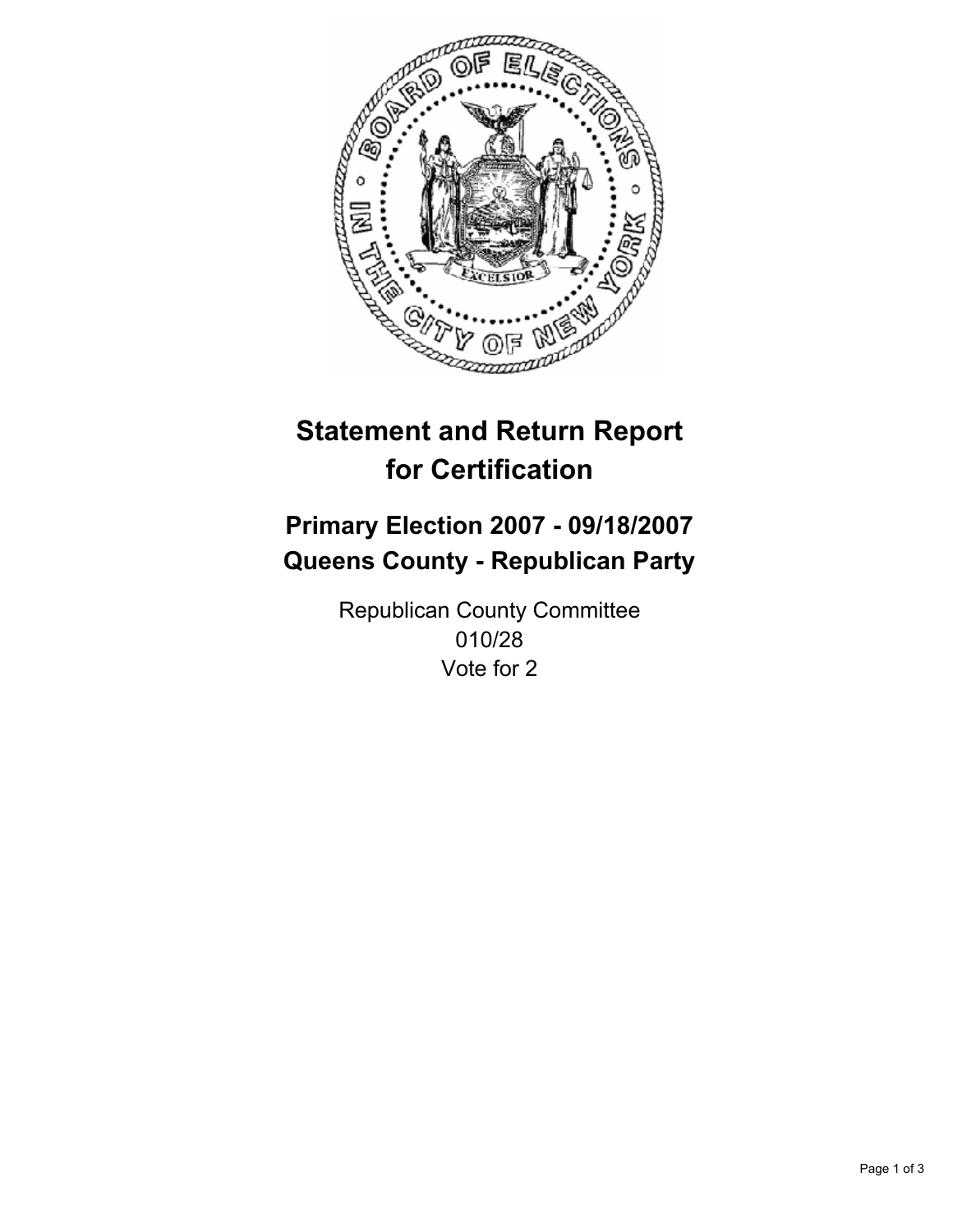# Statement and Return Report for Certification

## Primary Election 2007 - 09/18/2007
## Queens County - Republican Party

Republican County Committee
010/28
Vote for 2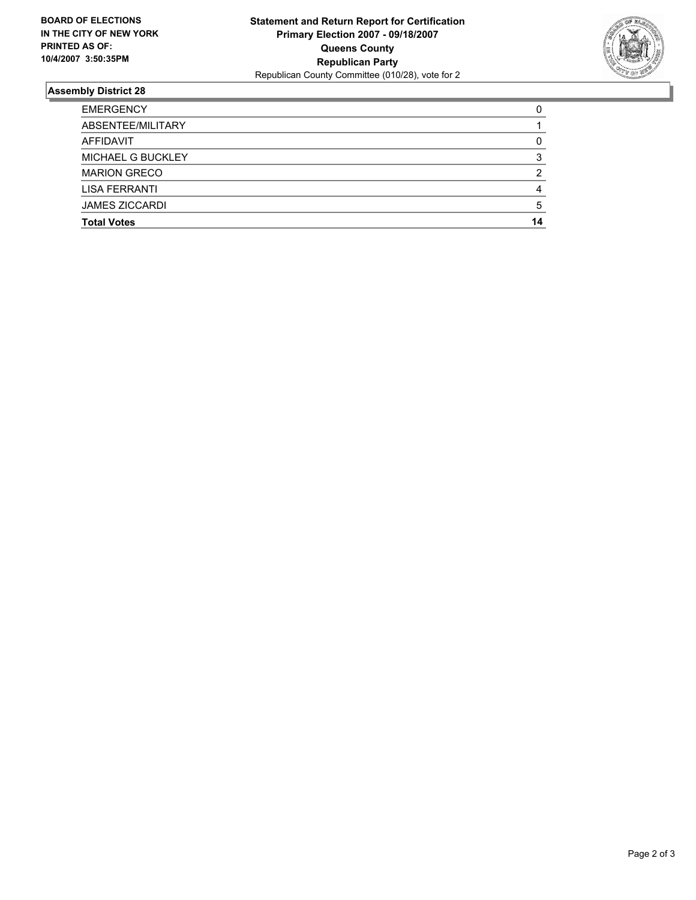**BOARD OF ELECTIONS IN THE CITY OF NEW YORK PRINTED AS OF: 10/4/2007 3:50:35PM**

**Statement and Return Report for Certification**
**Primary Election 2007 - 09/18/2007**
**Queens County**
**Republican Party**
Republican County Committee (010/28), vote for 2

### Assembly District 28

| | |
|---|---|
| EMERGENCY | 0 |
| ABSENTEE/MILITARY | 1 |
| AFFIDAVIT | 0 |
| MICHAEL G BUCKLEY | 3 |
| MARION GRECO | 2 |
| LISA FERRANTI | 4 |
| JAMES ZICCARDI | 5 |
| **Total Votes** | **14** |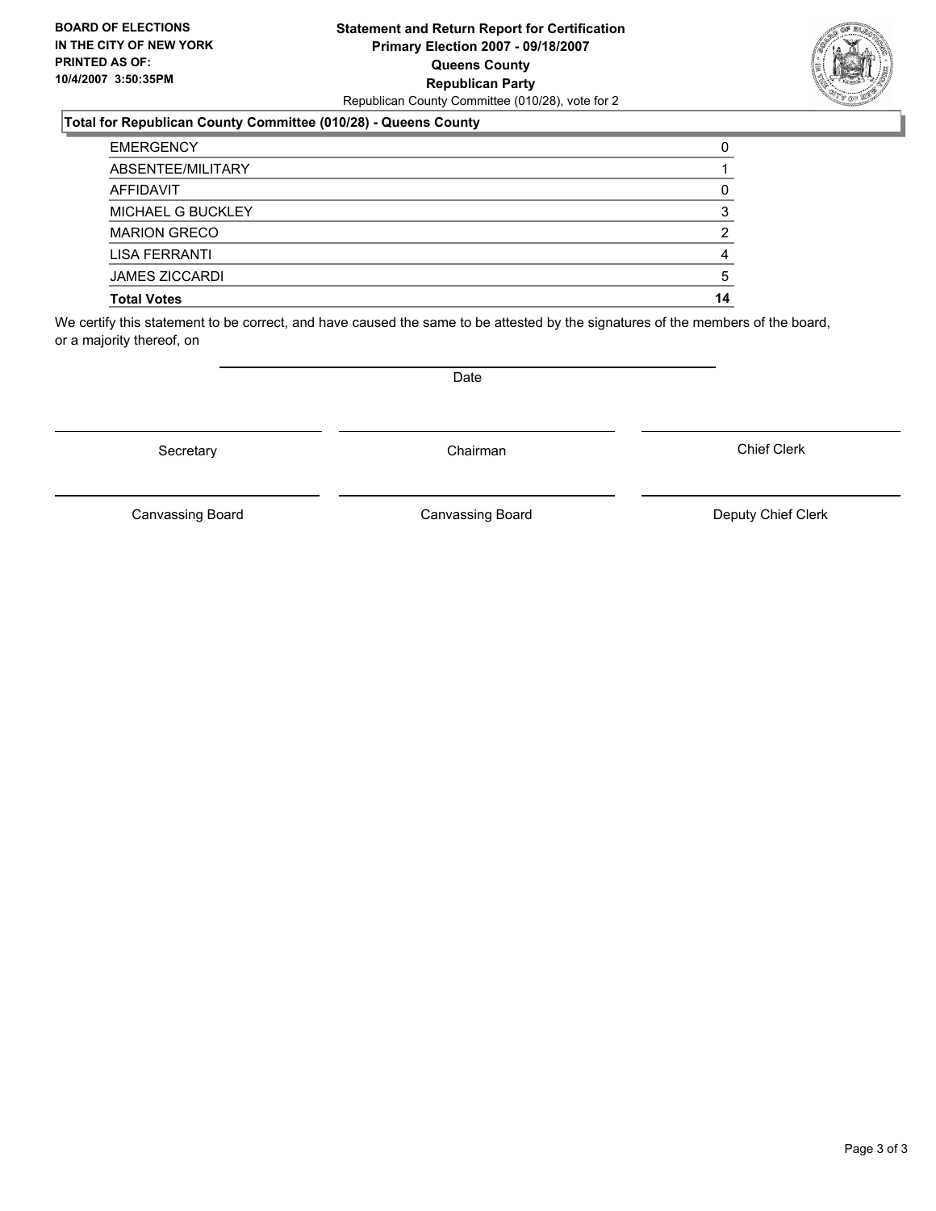**BOARD OF ELECTIONS IN THE CITY OF NEW YORK PRINTED AS OF: 10/4/2007 3:50:35PM**

**Statement and Return Report for Certification**
**Primary Election 2007 - 09/18/2007**
**Queens County**
**Republican Party**
Republican County Committee (010/28), vote for 2

### Total for Republican County Committee (010/28) - Queens County

| | |
|---|---|
| EMERGENCY | 0 |
| ABSENTEE/MILITARY | 1 |
| AFFIDAVIT | 0 |
| MICHAEL G BUCKLEY | 3 |
| MARION GRECO | 2 |
| LISA FERRANTI | 4 |
| JAMES ZICCARDI | 5 |
| **Total Votes** | **14** |

We certify this statement to be correct, and have caused the same to be attested by the signatures of the members of the board, or a majority thereof, on

Date

Secretary | Chairman | Chief Clerk

Canvassing Board | Canvassing Board | Deputy Chief Clerk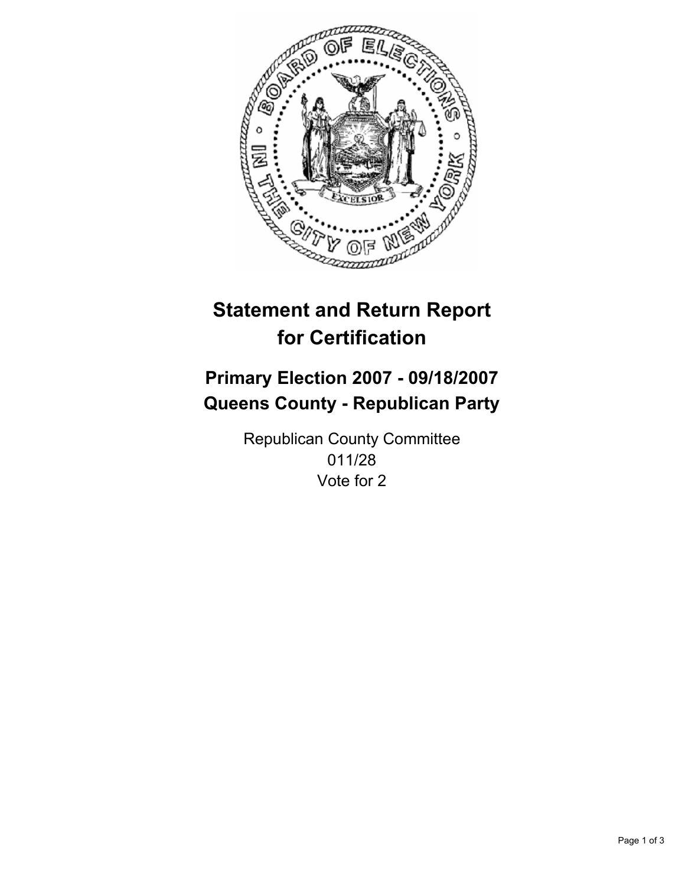# Statement and Return Report for Certification

## Primary Election 2007 - 09/18/2007
## Queens County - Republican Party

Republican County Committee
011/28
Vote for 2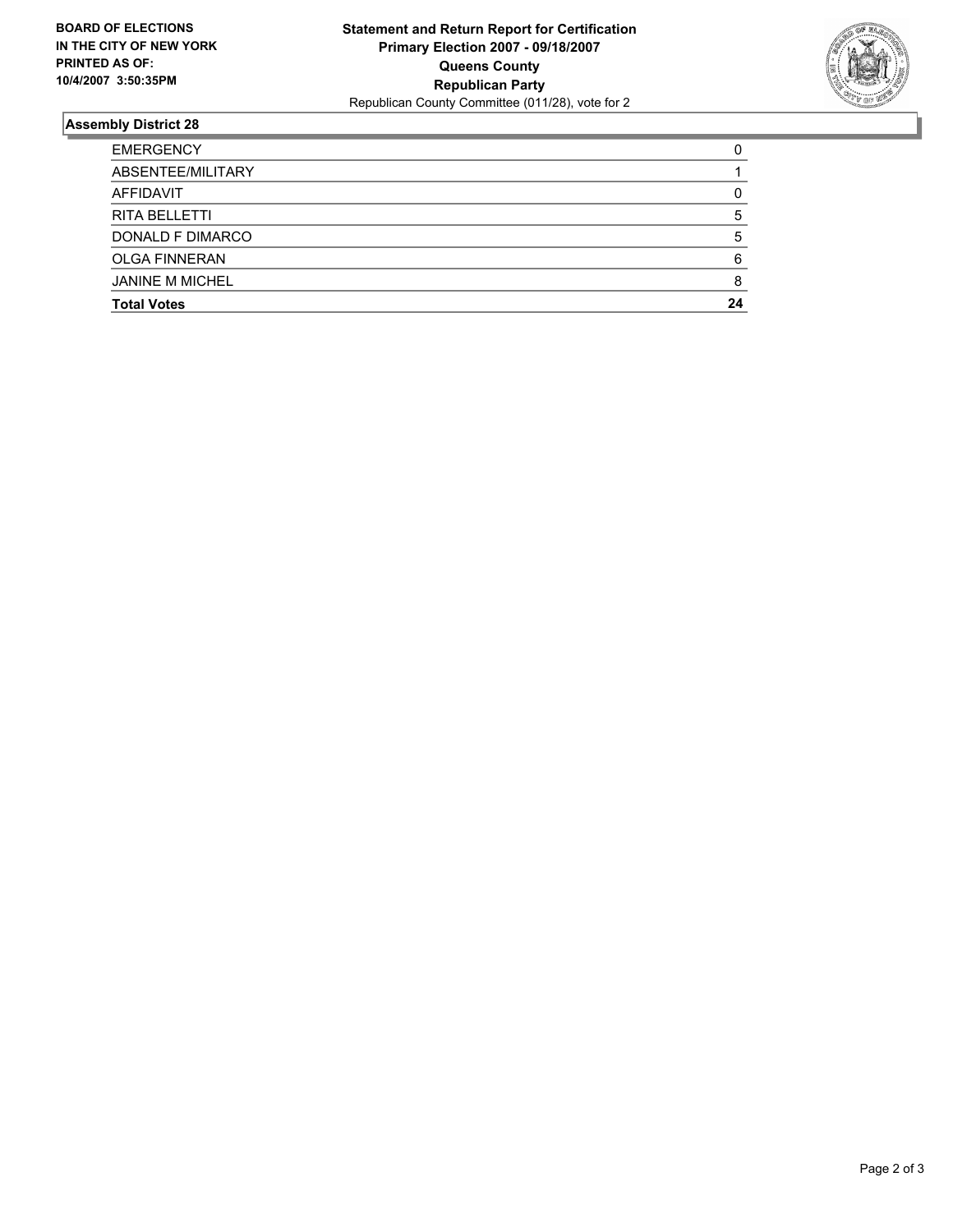**BOARD OF ELECTIONS IN THE CITY OF NEW YORK PRINTED AS OF: 10/4/2007 3:50:35PM**

**Statement and Return Report for Certification**
**Primary Election 2007 - 09/18/2007**
**Queens County**
**Republican Party**
Republican County Committee (011/28), vote for 2

## Assembly District 28

| | |
|---|---|
| EMERGENCY | 0 |
| ABSENTEE/MILITARY | 1 |
| AFFIDAVIT | 0 |
| RITA BELLETTI | 5 |
| DONALD F DIMARCO | 5 |
| OLGA FINNERAN | 6 |
| JANINE M MICHEL | 8 |
| **Total Votes** | **24** |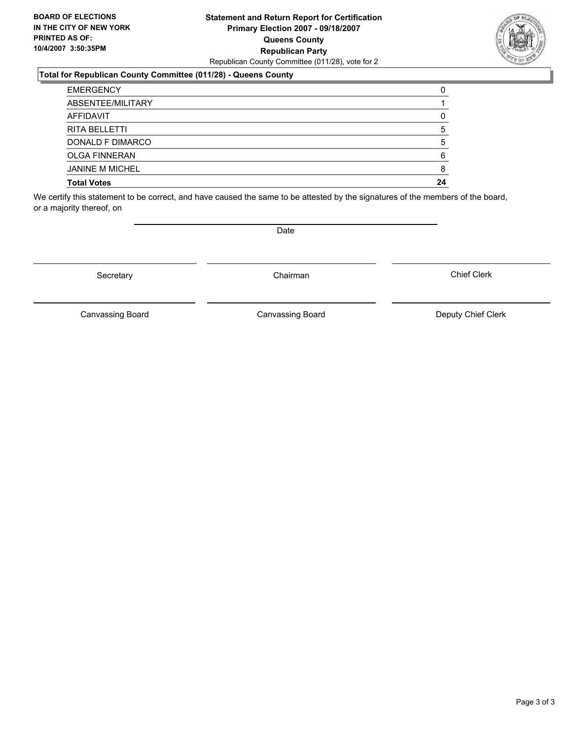**BOARD OF ELECTIONS IN THE CITY OF NEW YORK PRINTED AS OF: 10/4/2007 3:50:35PM**

**Statement and Return Report for Certification**
**Primary Election 2007 - 09/18/2007**
**Queens County**
**Republican Party**
Republican County Committee (011/28), vote for 2

### Total for Republican County Committee (011/28) - Queens County

| | |
|---|---|
| EMERGENCY | 0 |
| ABSENTEE/MILITARY | 1 |
| AFFIDAVIT | 0 |
| RITA BELLETTI | 5 |
| DONALD F DIMARCO | 5 |
| OLGA FINNERAN | 6 |
| JANINE M MICHEL | 8 |
| **Total Votes** | **24** |

We certify this statement to be correct, and have caused the same to be attested by the signatures of the members of the board, or a majority thereof, on

Date

Secretary | Chairman | Chief Clerk

Canvassing Board | Canvassing Board | Deputy Chief Clerk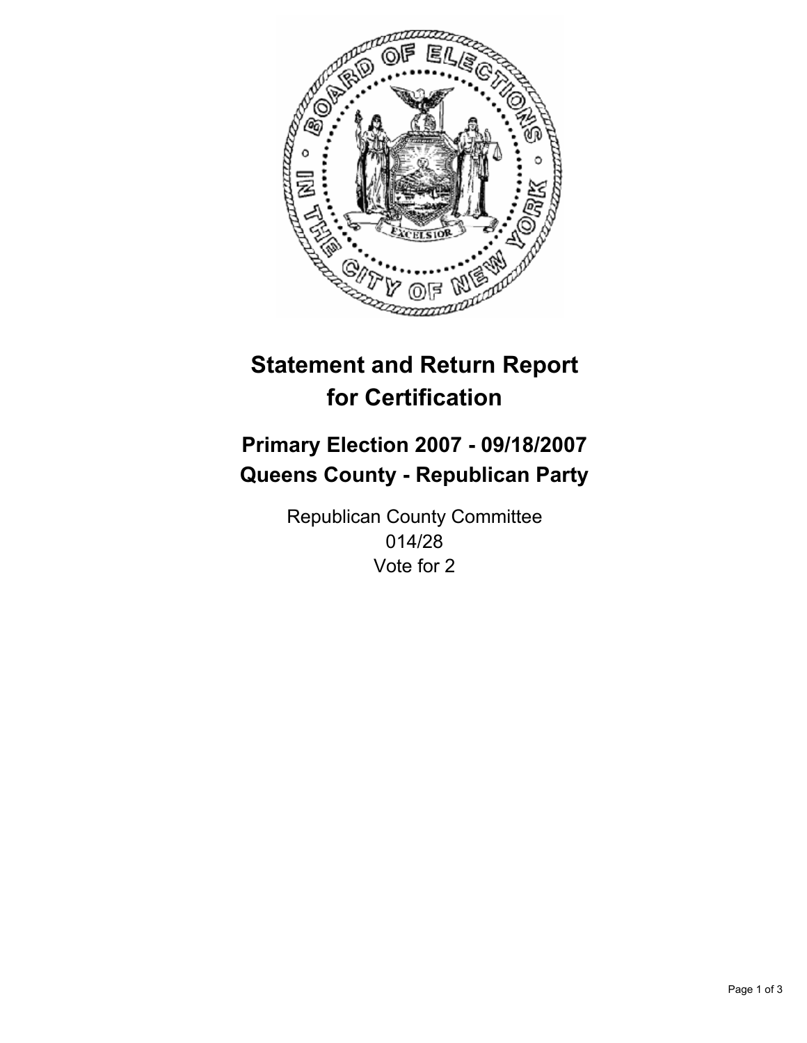# Statement and Return Report for Certification

## Primary Election 2007 - 09/18/2007
## Queens County - Republican Party

Republican County Committee
014/28
Vote for 2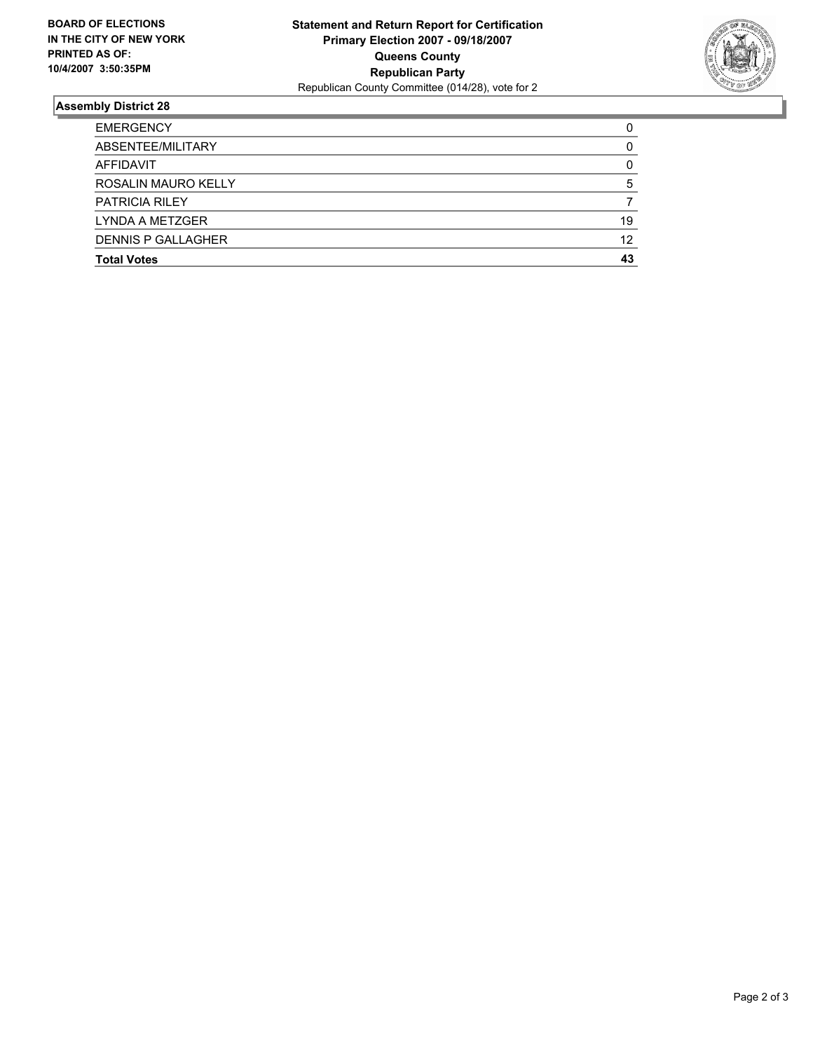**BOARD OF ELECTIONS IN THE CITY OF NEW YORK PRINTED AS OF: 10/4/2007 3:50:35PM**

**Statement and Return Report for Certification**
**Primary Election 2007 - 09/18/2007**
**Queens County**
**Republican Party**
Republican County Committee (014/28), vote for 2

## Assembly District 28

| | |
|---|---|
| EMERGENCY | 0 |
| ABSENTEE/MILITARY | 0 |
| AFFIDAVIT | 0 |
| ROSALIN MAURO KELLY | 5 |
| PATRICIA RILEY | 7 |
| LYNDA A METZGER | 19 |
| DENNIS P GALLAGHER | 12 |
| **Total Votes** | **43** |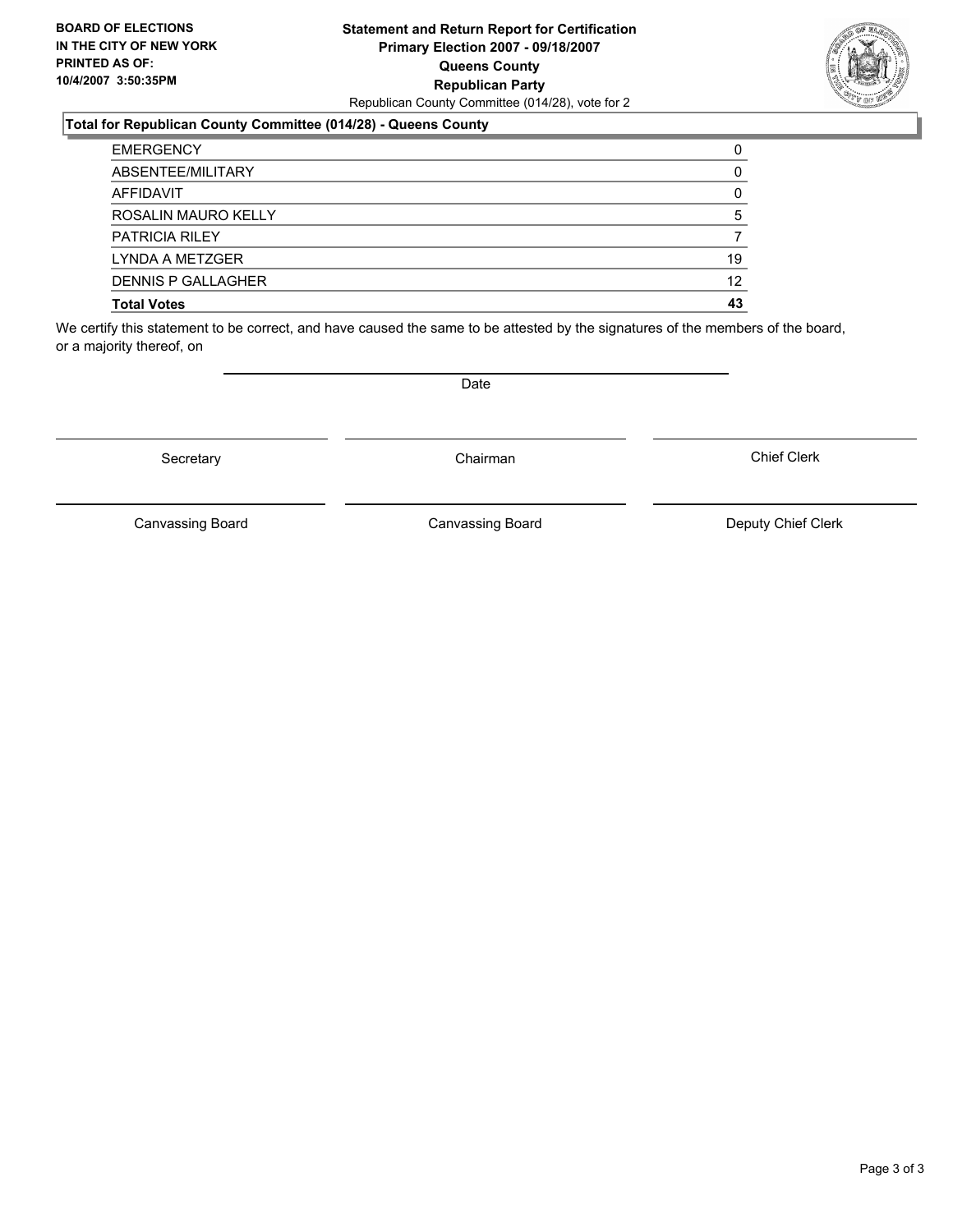**BOARD OF ELECTIONS IN THE CITY OF NEW YORK PRINTED AS OF: 10/4/2007 3:50:35PM**

**Statement and Return Report for Certification**
**Primary Election 2007 - 09/18/2007**
**Queens County**
**Republican Party**
Republican County Committee (014/28), vote for 2

**Total for Republican County Committee (014/28) - Queens County**

| | |
|---|---|
| EMERGENCY | 0 |
| ABSENTEE/MILITARY | 0 |
| AFFIDAVIT | 0 |
| ROSALIN MAURO KELLY | 5 |
| PATRICIA RILEY | 7 |
| LYNDA A METZGER | 19 |
| DENNIS P GALLAGHER | 12 |
| **Total Votes** | **43** |

We certify this statement to be correct, and have caused the same to be attested by the signatures of the members of the board, or a majority thereof, on

Date

Secretary | Chairman | Chief Clerk

Canvassing Board | Canvassing Board | Deputy Chief Clerk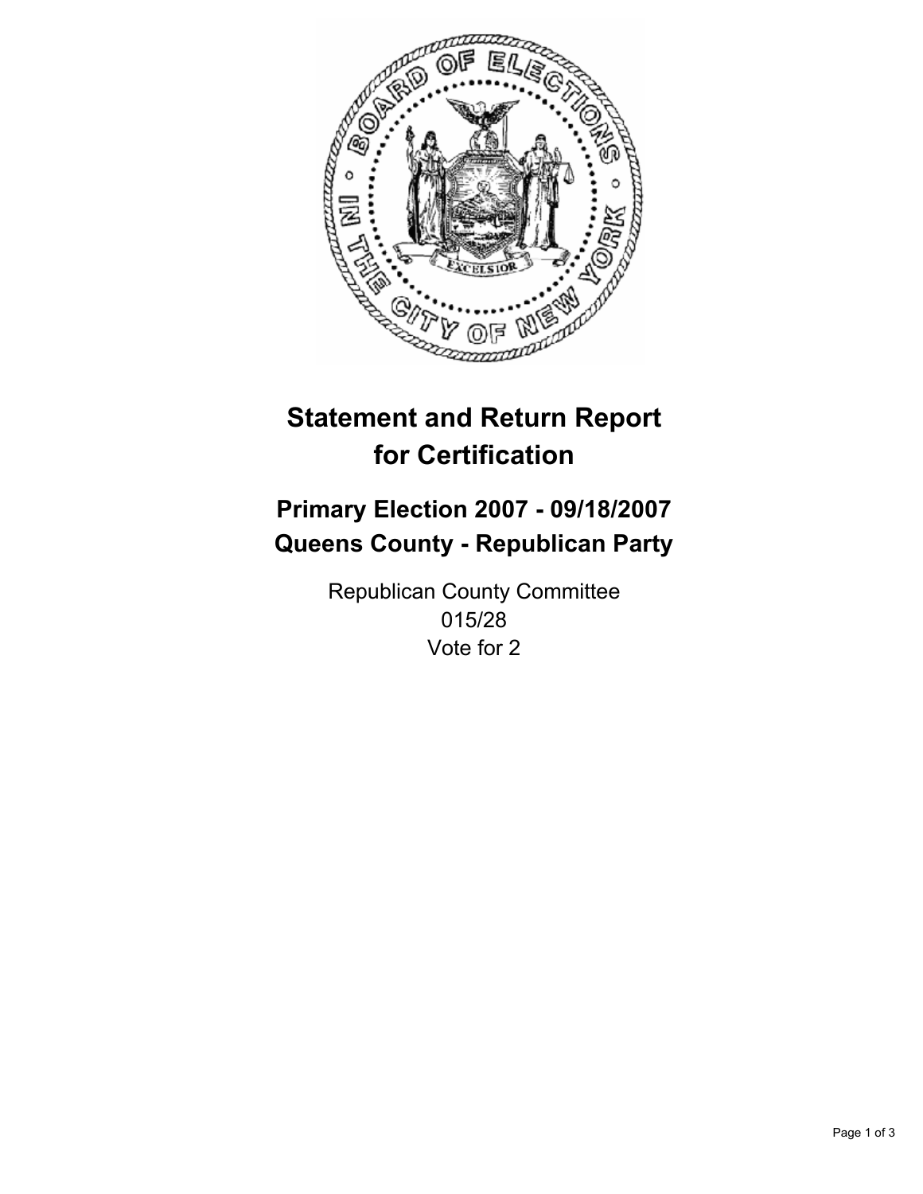# Statement and Return Report for Certification

## Primary Election 2007 - 09/18/2007
## Queens County - Republican Party

Republican County Committee
015/28
Vote for 2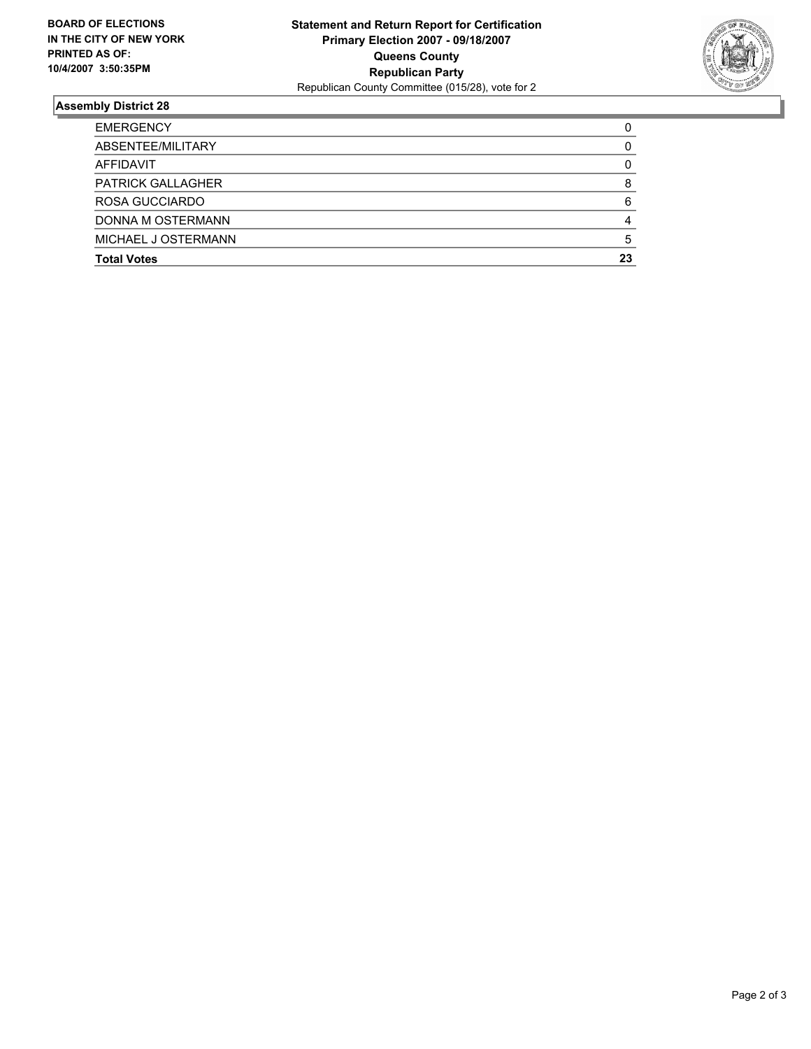**BOARD OF ELECTIONS IN THE CITY OF NEW YORK PRINTED AS OF: 10/4/2007 3:50:35PM**

**Statement and Return Report for Certification**
**Primary Election 2007 - 09/18/2007**
**Queens County**
**Republican Party**
Republican County Committee (015/28), vote for 2

## Assembly District 28

| | |
|---|---|
| EMERGENCY | 0 |
| ABSENTEE/MILITARY | 0 |
| AFFIDAVIT | 0 |
| PATRICK GALLAGHER | 8 |
| ROSA GUCCIARDO | 6 |
| DONNA M OSTERMANN | 4 |
| MICHAEL J OSTERMANN | 5 |
| **Total Votes** | **23** |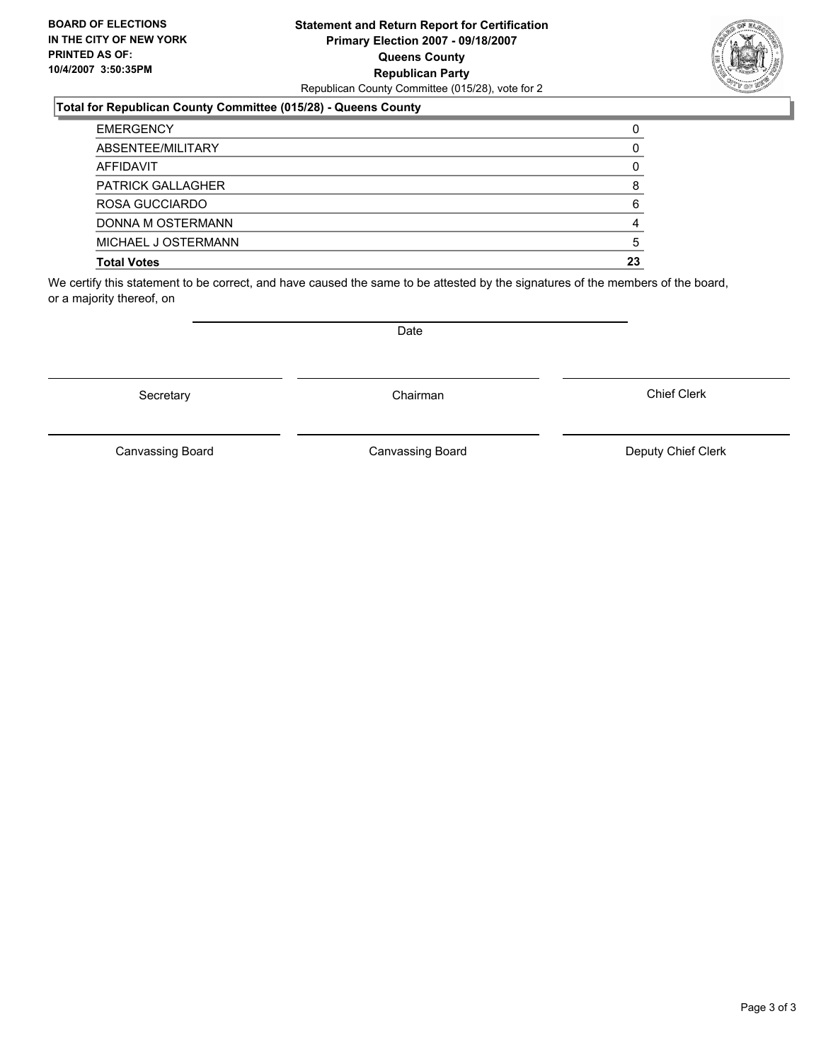**BOARD OF ELECTIONS IN THE CITY OF NEW YORK PRINTED AS OF: 10/4/2007 3:50:35PM**

**Statement and Return Report for Certification**
**Primary Election 2007 - 09/18/2007**
**Queens County**
**Republican Party**
Republican County Committee (015/28), vote for 2

**Total for Republican County Committee (015/28) - Queens County**

| | |
|---|---|
| EMERGENCY | 0 |
| ABSENTEE/MILITARY | 0 |
| AFFIDAVIT | 0 |
| PATRICK GALLAGHER | 8 |
| ROSA GUCCIARDO | 6 |
| DONNA M OSTERMANN | 4 |
| MICHAEL J OSTERMANN | 5 |
| **Total Votes** | **23** |

We certify this statement to be correct, and have caused the same to be attested by the signatures of the members of the board, or a majority thereof, on

Date

Secretary | Chairman | Chief Clerk

Canvassing Board | Canvassing Board | Deputy Chief Clerk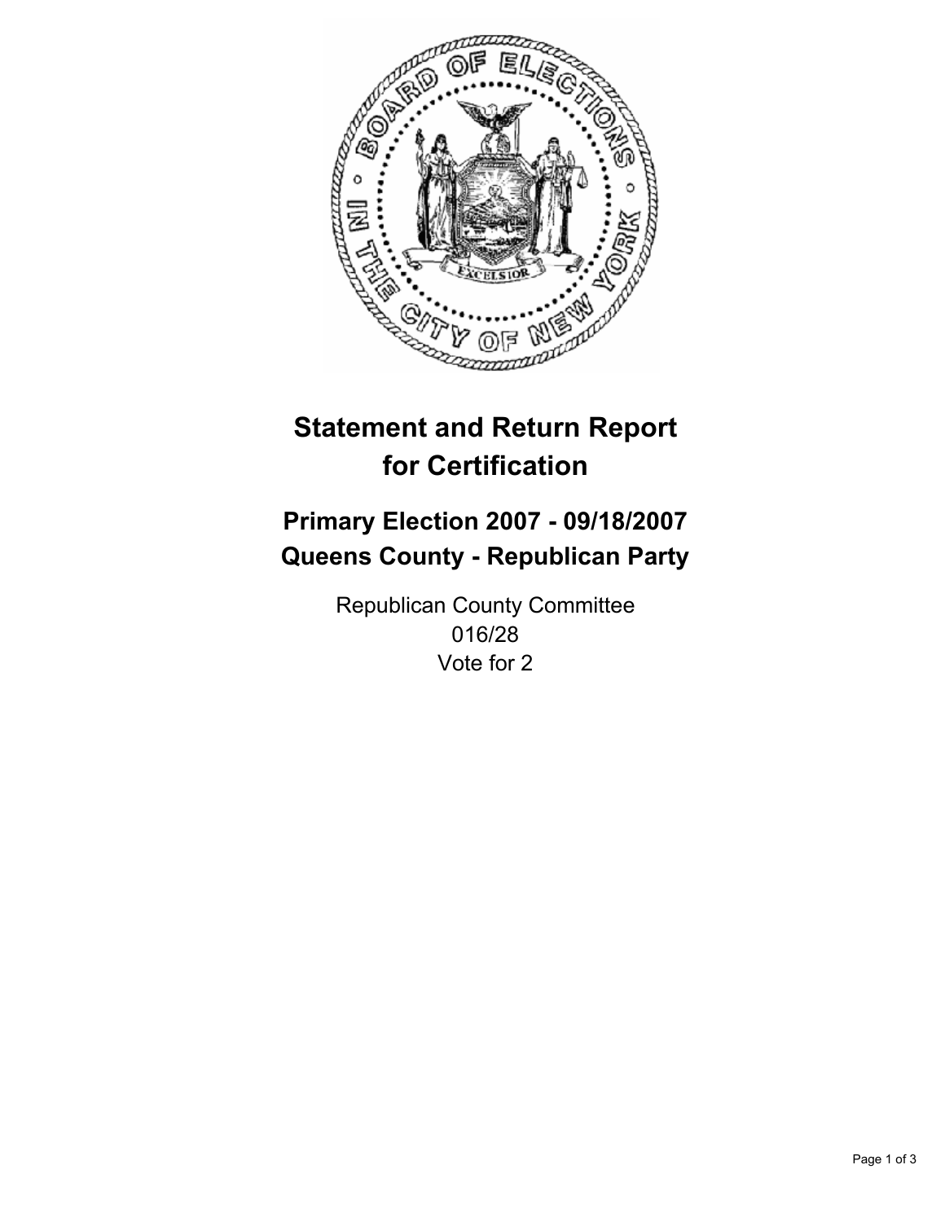# Statement and Return Report for Certification

## Primary Election 2007 - 09/18/2007
## Queens County - Republican Party

Republican County Committee
016/28
Vote for 2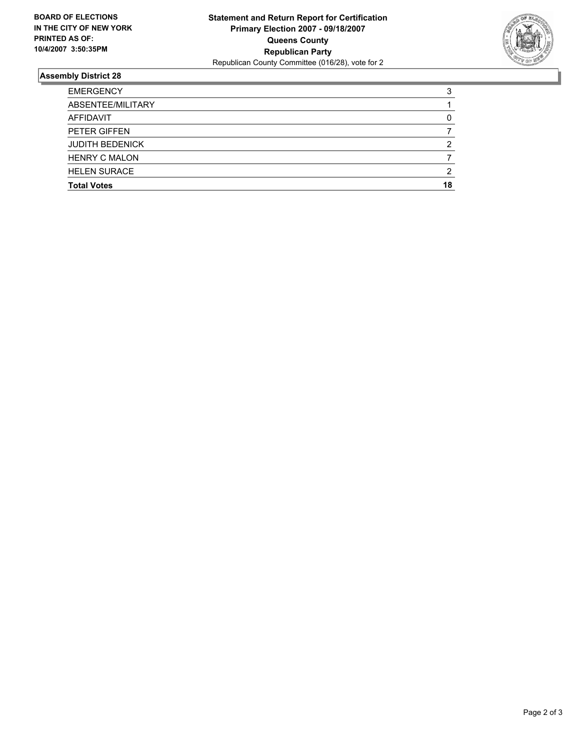**BOARD OF ELECTIONS IN THE CITY OF NEW YORK PRINTED AS OF: 10/4/2007 3:50:35PM**

**Statement and Return Report for Certification**
**Primary Election 2007 - 09/18/2007**
**Queens County**
**Republican Party**
Republican County Committee (016/28), vote for 2

### Assembly District 28

| | |
|---|---|
| EMERGENCY | 3 |
| ABSENTEE/MILITARY | 1 |
| AFFIDAVIT | 0 |
| PETER GIFFEN | 7 |
| JUDITH BEDENICK | 2 |
| HENRY C MALON | 7 |
| HELEN SURACE | 2 |
| **Total Votes** | **18** |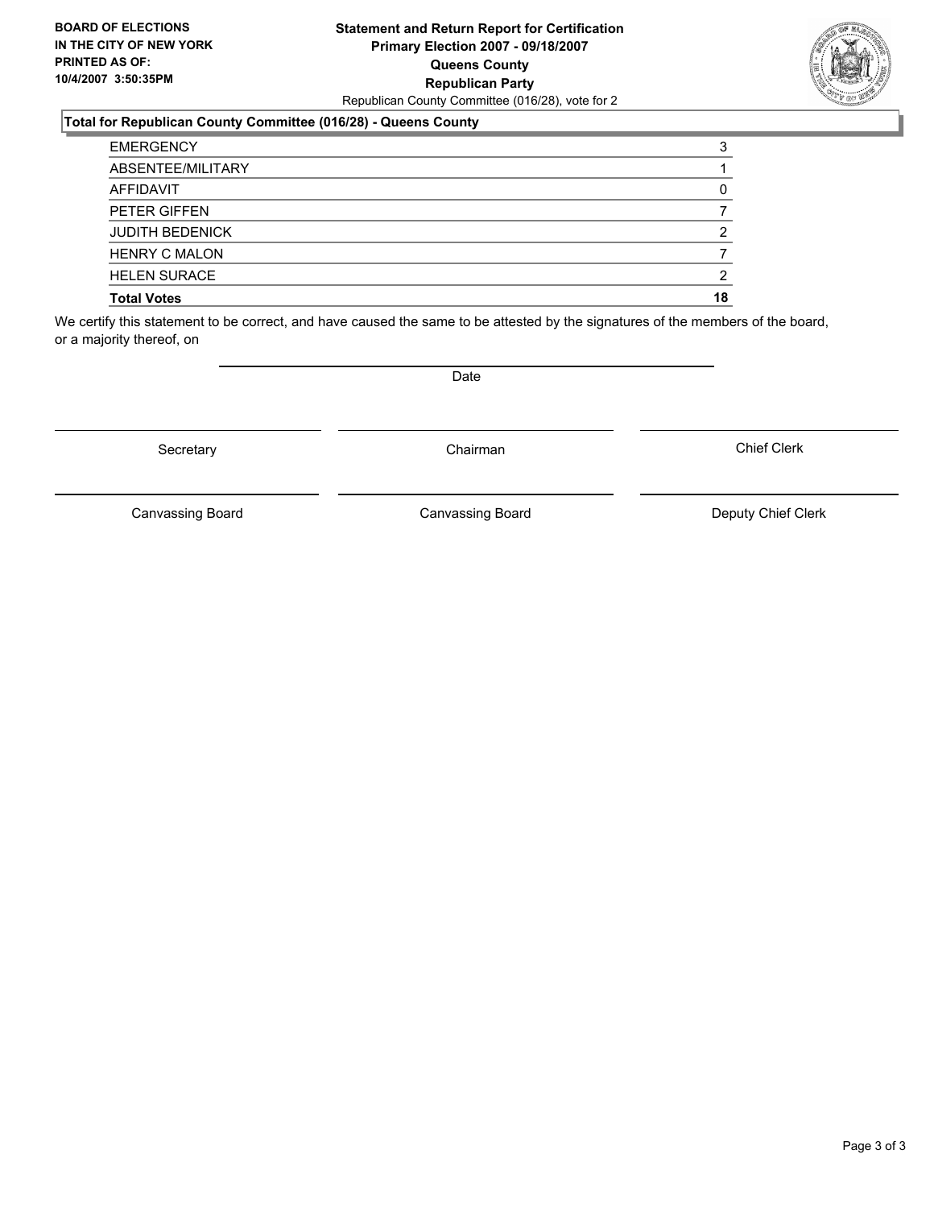**BOARD OF ELECTIONS IN THE CITY OF NEW YORK PRINTED AS OF: 10/4/2007 3:50:35PM**

**Statement and Return Report for Certification**
**Primary Election 2007 - 09/18/2007**
**Queens County**
**Republican Party**
Republican County Committee (016/28), vote for 2

**Total for Republican County Committee (016/28) - Queens County**

| | |
|---|---|
| EMERGENCY | 3 |
| ABSENTEE/MILITARY | 1 |
| AFFIDAVIT | 0 |
| PETER GIFFEN | 7 |
| JUDITH BEDENICK | 2 |
| HENRY C MALON | 7 |
| HELEN SURACE | 2 |
| **Total Votes** | **18** |

We certify this statement to be correct, and have caused the same to be attested by the signatures of the members of the board, or a majority thereof, on

Date

Secretary | Chairman | Chief Clerk

Canvassing Board | Canvassing Board | Deputy Chief Clerk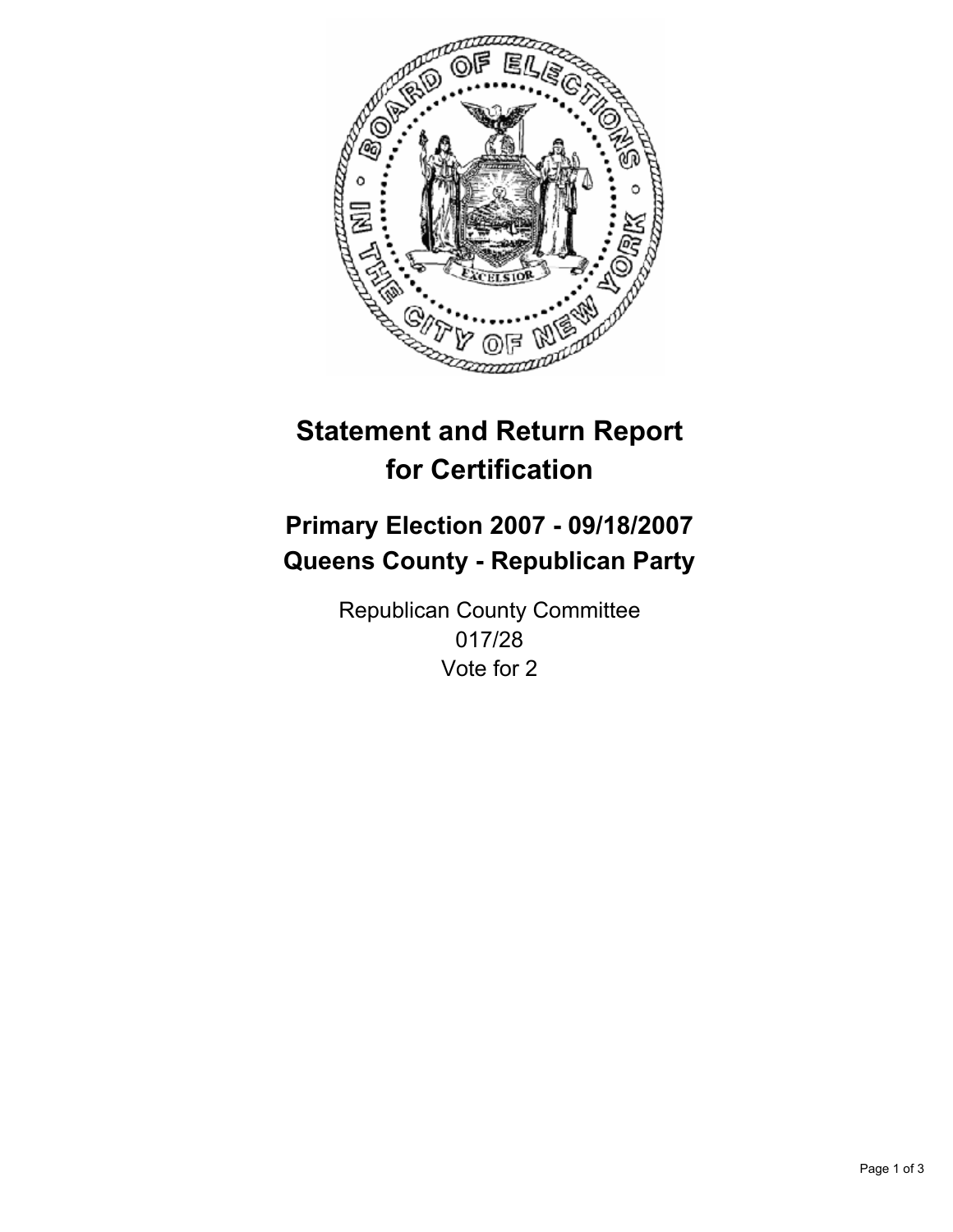# Statement and Return Report for Certification

## Primary Election 2007 - 09/18/2007
## Queens County - Republican Party

Republican County Committee
017/28
Vote for 2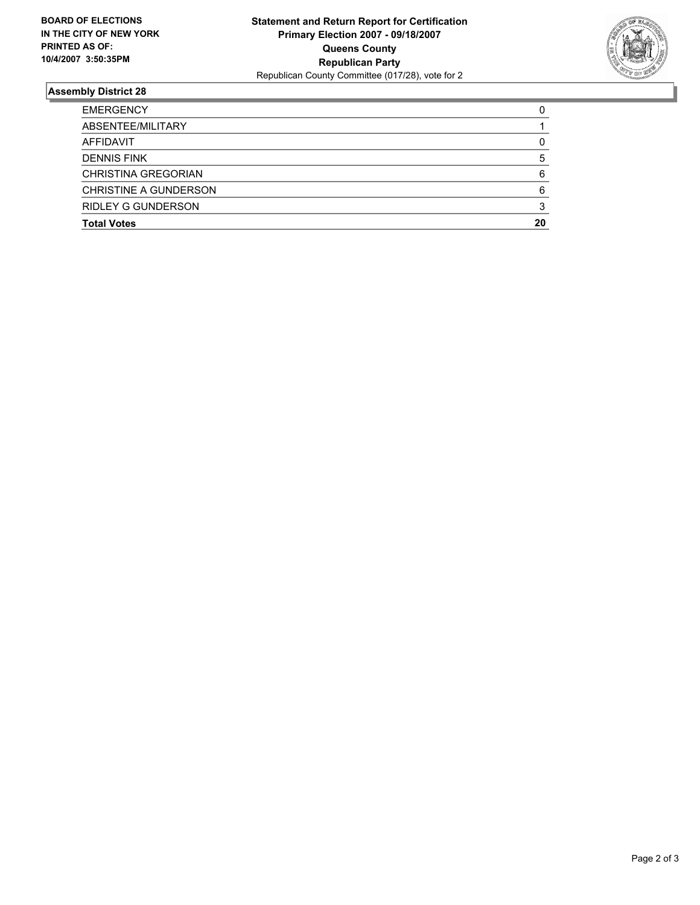**BOARD OF ELECTIONS IN THE CITY OF NEW YORK PRINTED AS OF: 10/4/2007 3:50:35PM**

**Statement and Return Report for Certification**
**Primary Election 2007 - 09/18/2007**
**Queens County**
**Republican Party**
Republican County Committee (017/28), vote for 2

## Assembly District 28

| | |
|---|---|
| EMERGENCY | 0 |
| ABSENTEE/MILITARY | 1 |
| AFFIDAVIT | 0 |
| DENNIS FINK | 5 |
| CHRISTINA GREGORIAN | 6 |
| CHRISTINE A GUNDERSON | 6 |
| RIDLEY G GUNDERSON | 3 |
| **Total Votes** | **20** |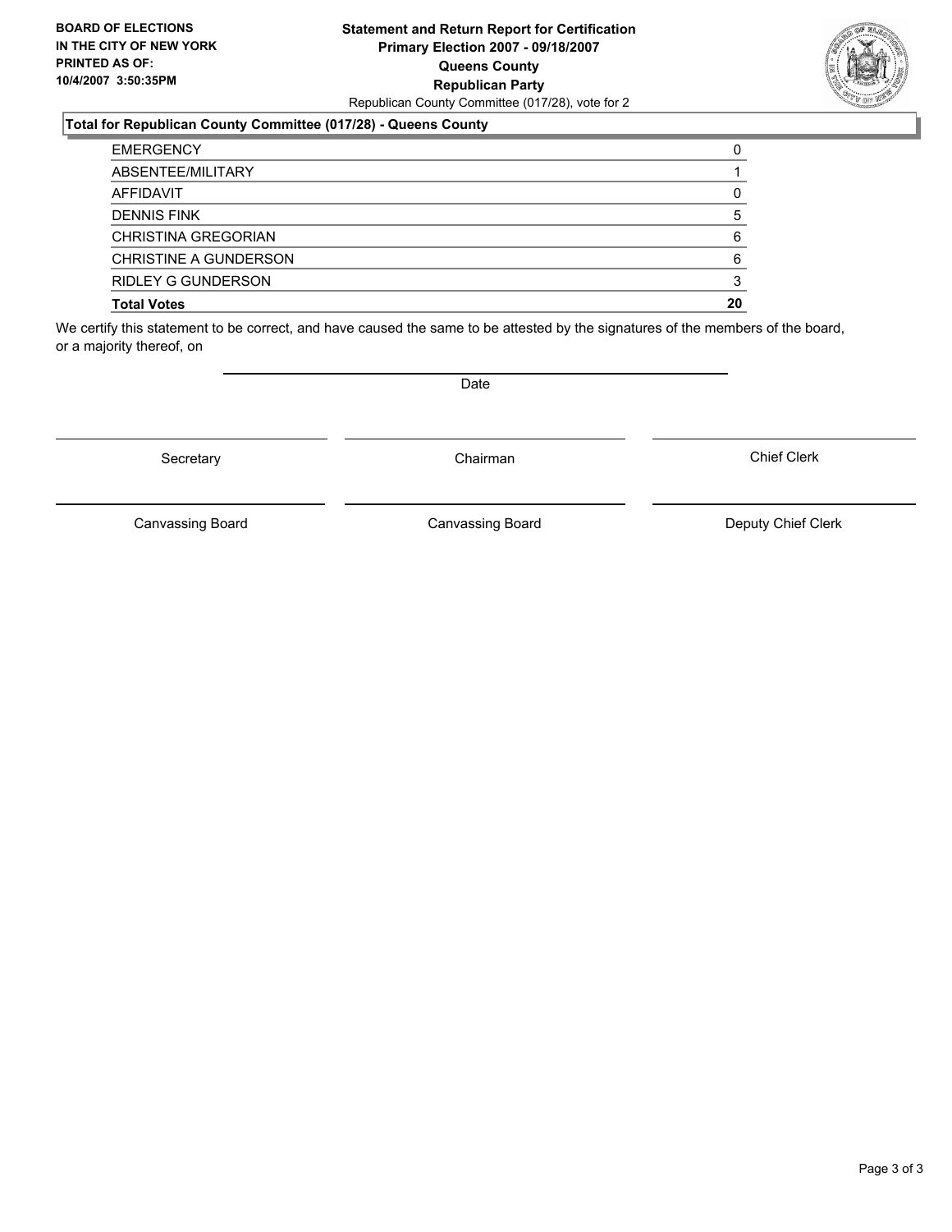**BOARD OF ELECTIONS IN THE CITY OF NEW YORK PRINTED AS OF: 10/4/2007 3:50:35PM**

**Statement and Return Report for Certification**
**Primary Election 2007 - 09/18/2007**
**Queens County**
**Republican Party**
Republican County Committee (017/28), vote for 2

### Total for Republican County Committee (017/28) - Queens County

| | |
|---|---|
| EMERGENCY | 0 |
| ABSENTEE/MILITARY | 1 |
| AFFIDAVIT | 0 |
| DENNIS FINK | 5 |
| CHRISTINA GREGORIAN | 6 |
| CHRISTINE A GUNDERSON | 6 |
| RIDLEY G GUNDERSON | 3 |
| **Total Votes** | **20** |

We certify this statement to be correct, and have caused the same to be attested by the signatures of the members of the board, or a majority thereof, on

Date

Secretary | Chairman | Chief Clerk

Canvassing Board | Canvassing Board | Deputy Chief Clerk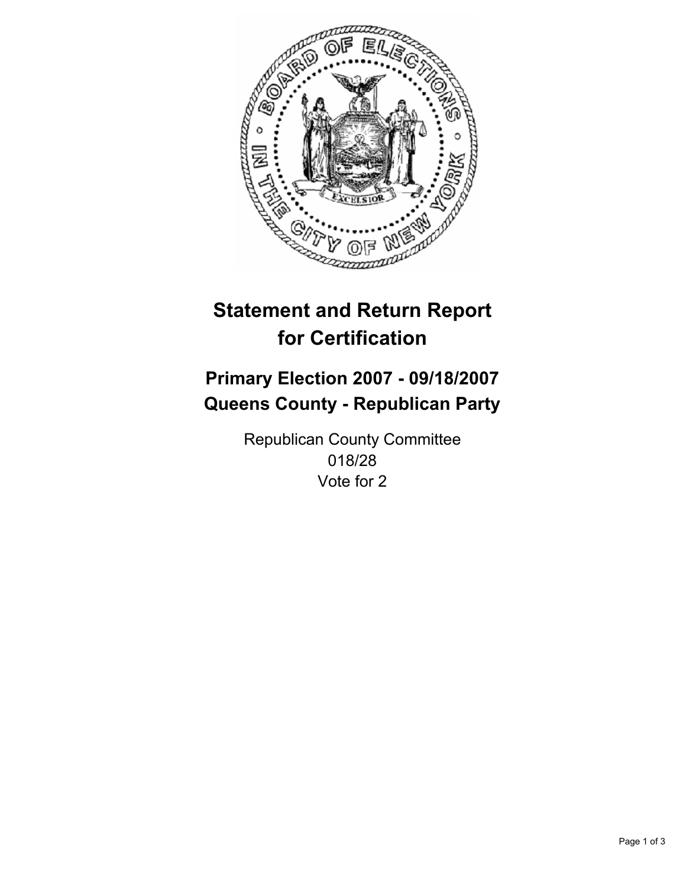# Statement and Return Report for Certification

## Primary Election 2007 - 09/18/2007
## Queens County - Republican Party

Republican County Committee
018/28
Vote for 2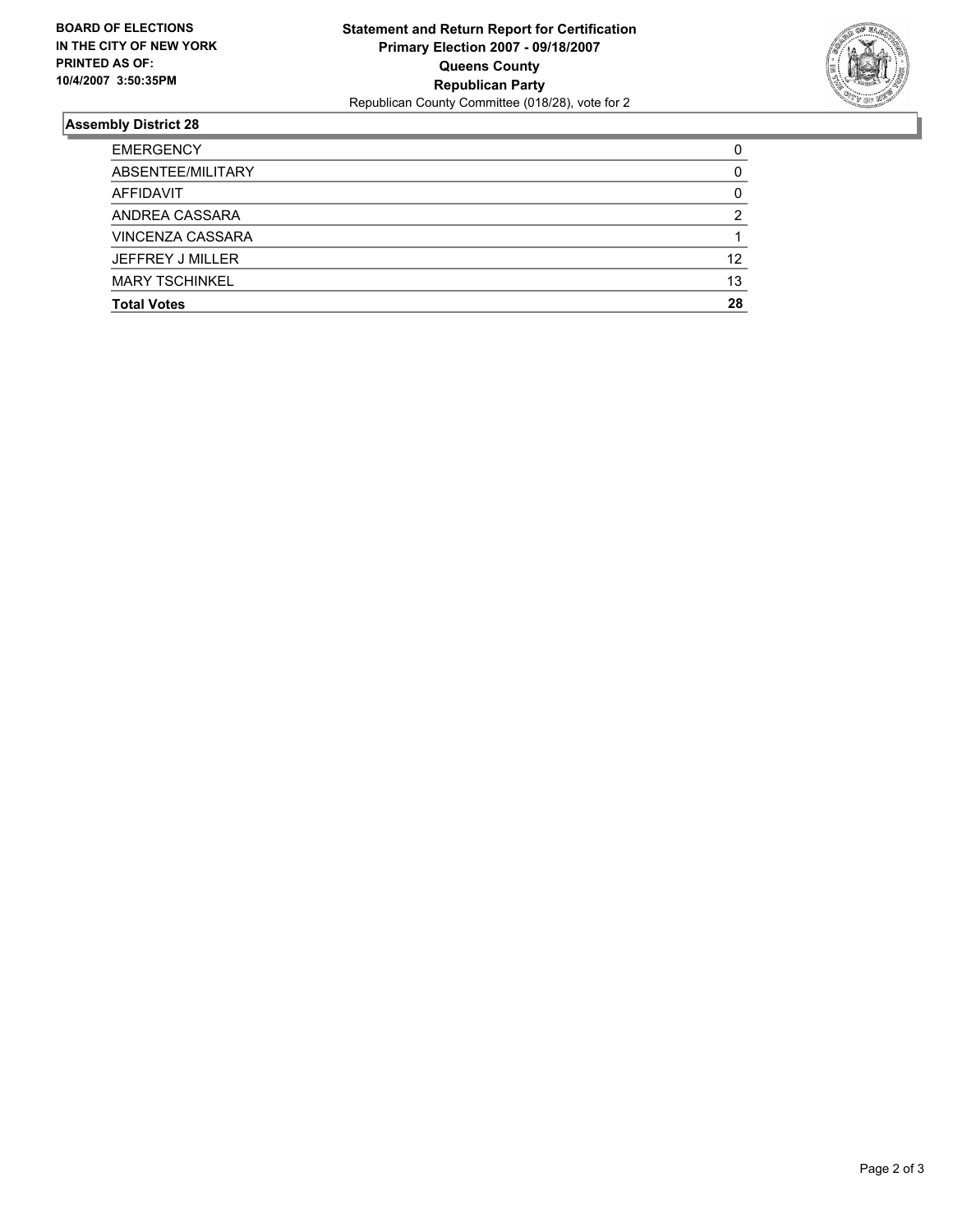**BOARD OF ELECTIONS IN THE CITY OF NEW YORK PRINTED AS OF: 10/4/2007 3:50:35PM**

**Statement and Return Report for Certification**
**Primary Election 2007 - 09/18/2007**
**Queens County**
**Republican Party**
Republican County Committee (018/28), vote for 2

## Assembly District 28

| | |
|---|---|
| EMERGENCY | 0 |
| ABSENTEE/MILITARY | 0 |
| AFFIDAVIT | 0 |
| ANDREA CASSARA | 2 |
| VINCENZA CASSARA | 1 |
| JEFFREY J MILLER | 12 |
| MARY TSCHINKEL | 13 |
| **Total Votes** | **28** |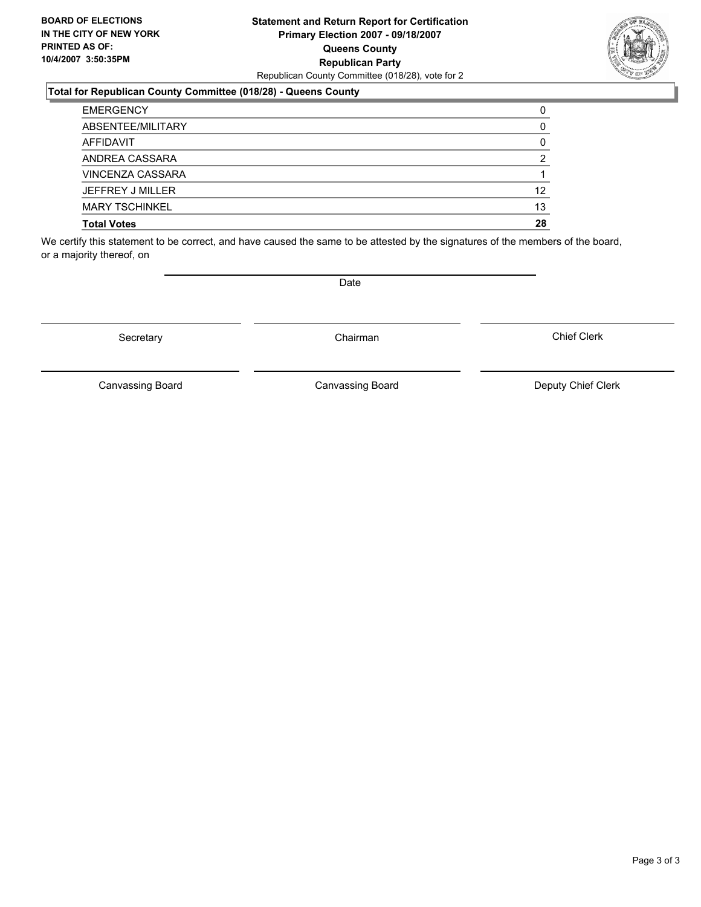**BOARD OF ELECTIONS IN THE CITY OF NEW YORK PRINTED AS OF: 10/4/2007 3:50:35PM**

# Statement and Return Report for Certification
## Primary Election 2007 - 09/18/2007
## Queens County
## Republican Party

Republican County Committee (018/28), vote for 2

### Total for Republican County Committee (018/28) - Queens County

| | |
|---|---|
| EMERGENCY | 0 |
| ABSENTEE/MILITARY | 0 |
| AFFIDAVIT | 0 |
| ANDREA CASSARA | 2 |
| VINCENZA CASSARA | 1 |
| JEFFREY J MILLER | 12 |
| MARY TSCHINKEL | 13 |
| **Total Votes** | **28** |

We certify this statement to be correct, and have caused the same to be attested by the signatures of the members of the board, or a majority thereof, on

Date

Secretary | Chairman | Chief Clerk

Canvassing Board | Canvassing Board | Deputy Chief Clerk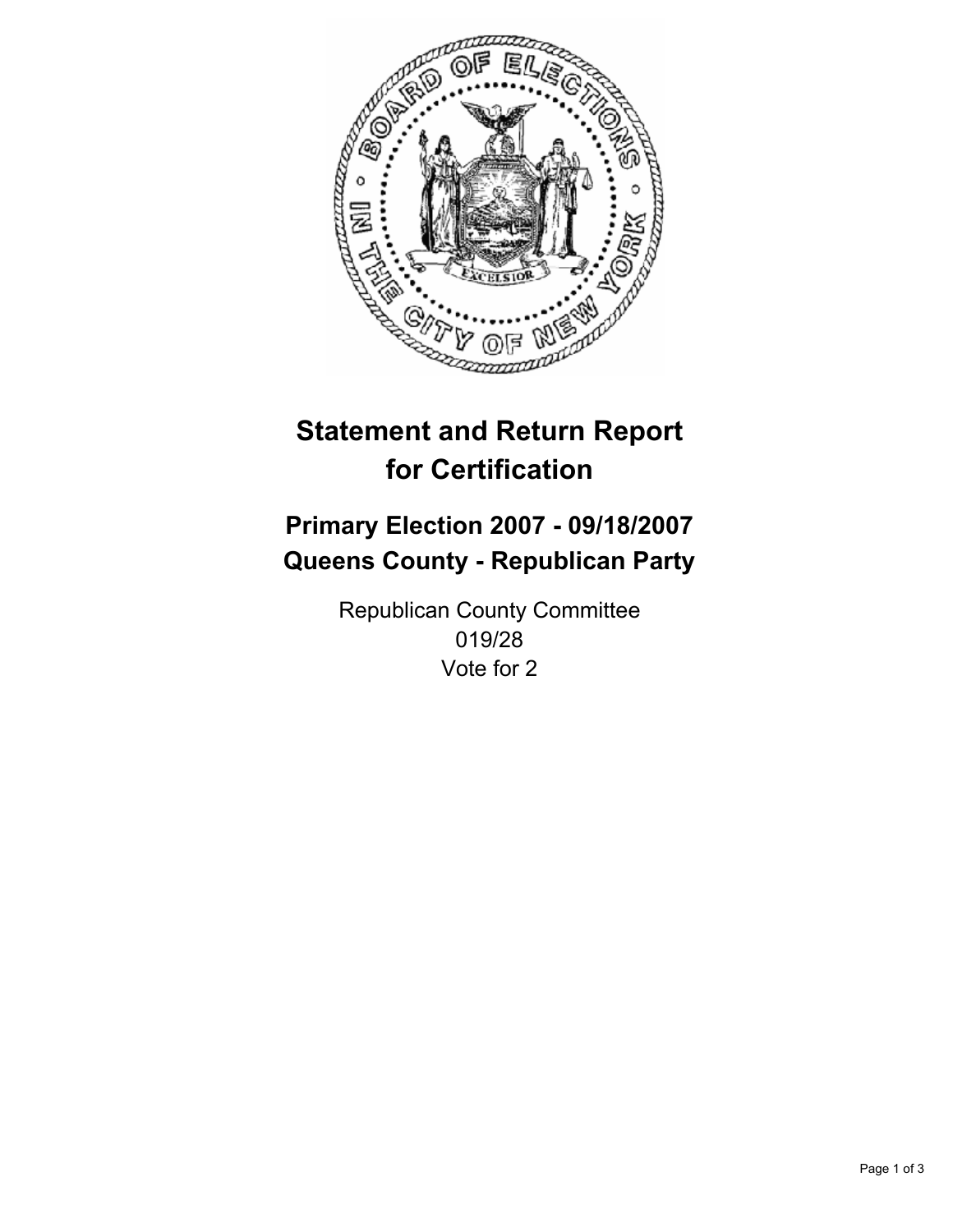# Statement and Return Report for Certification

## Primary Election 2007 - 09/18/2007
## Queens County - Republican Party

Republican County Committee
019/28
Vote for 2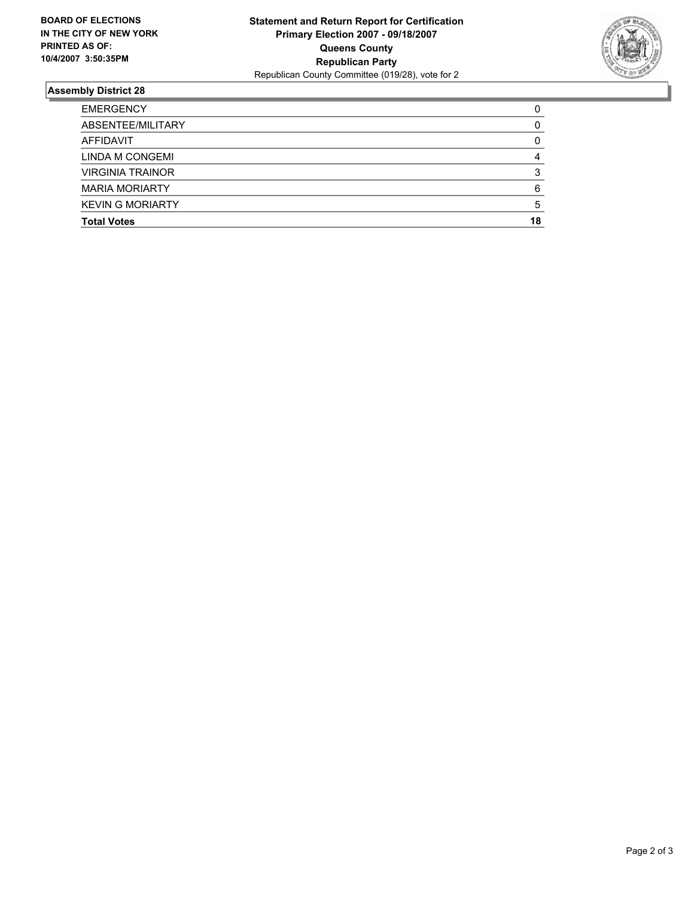**BOARD OF ELECTIONS IN THE CITY OF NEW YORK PRINTED AS OF: 10/4/2007 3:50:35PM**

**Statement and Return Report for Certification**
**Primary Election 2007 - 09/18/2007**
**Queens County**
**Republican Party**
Republican County Committee (019/28), vote for 2

## Assembly District 28

| | |
|---|---|
| EMERGENCY | 0 |
| ABSENTEE/MILITARY | 0 |
| AFFIDAVIT | 0 |
| LINDA M CONGEMI | 4 |
| VIRGINIA TRAINOR | 3 |
| MARIA MORIARTY | 6 |
| KEVIN G MORIARTY | 5 |
| **Total Votes** | **18** |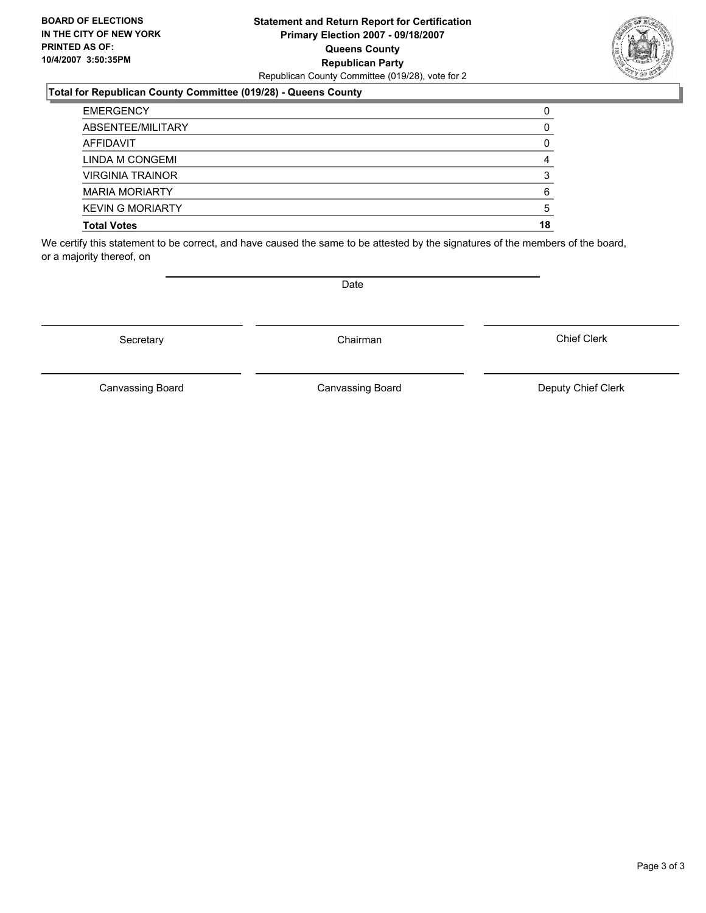**BOARD OF ELECTIONS IN THE CITY OF NEW YORK PRINTED AS OF: 10/4/2007 3:50:35PM**

**Statement and Return Report for Certification**
**Primary Election 2007 - 09/18/2007**
**Queens County**
**Republican Party**
Republican County Committee (019/28), vote for 2

**Total for Republican County Committee (019/28) - Queens County**

| | |
|---|---|
| EMERGENCY | 0 |
| ABSENTEE/MILITARY | 0 |
| AFFIDAVIT | 0 |
| LINDA M CONGEMI | 4 |
| VIRGINIA TRAINOR | 3 |
| MARIA MORIARTY | 6 |
| KEVIN G MORIARTY | 5 |
| **Total Votes** | **18** |

We certify this statement to be correct, and have caused the same to be attested by the signatures of the members of the board, or a majority thereof, on

Date

Secretary | Chairman | Chief Clerk

Canvassing Board | Canvassing Board | Deputy Chief Clerk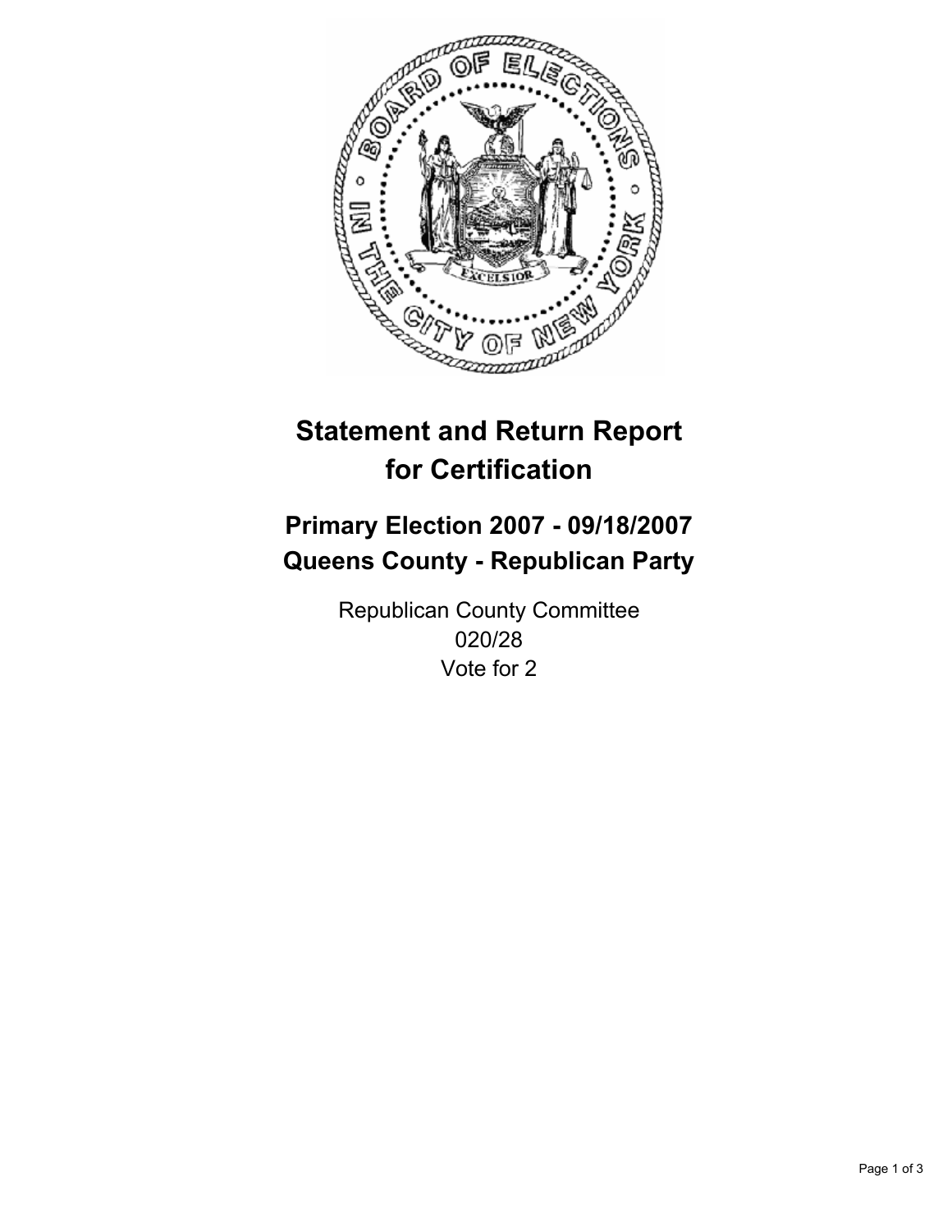# Statement and Return Report for Certification

## Primary Election 2007 - 09/18/2007
## Queens County - Republican Party

Republican County Committee
020/28
Vote for 2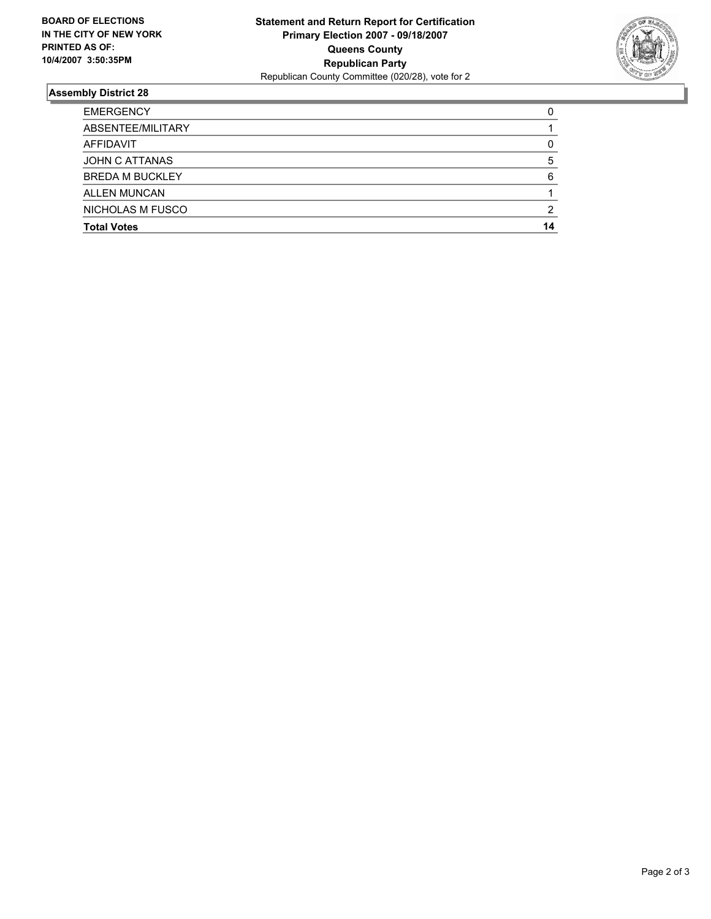**BOARD OF ELECTIONS IN THE CITY OF NEW YORK PRINTED AS OF: 10/4/2007 3:50:35PM**

**Statement and Return Report for Certification**
**Primary Election 2007 - 09/18/2007**
**Queens County**
**Republican Party**
Republican County Committee (020/28), vote for 2

## Assembly District 28

| | |
|---|---|
| EMERGENCY | 0 |
| ABSENTEE/MILITARY | 1 |
| AFFIDAVIT | 0 |
| JOHN C ATTANAS | 5 |
| BREDA M BUCKLEY | 6 |
| ALLEN MUNCAN | 1 |
| NICHOLAS M FUSCO | 2 |
| **Total Votes** | **14** |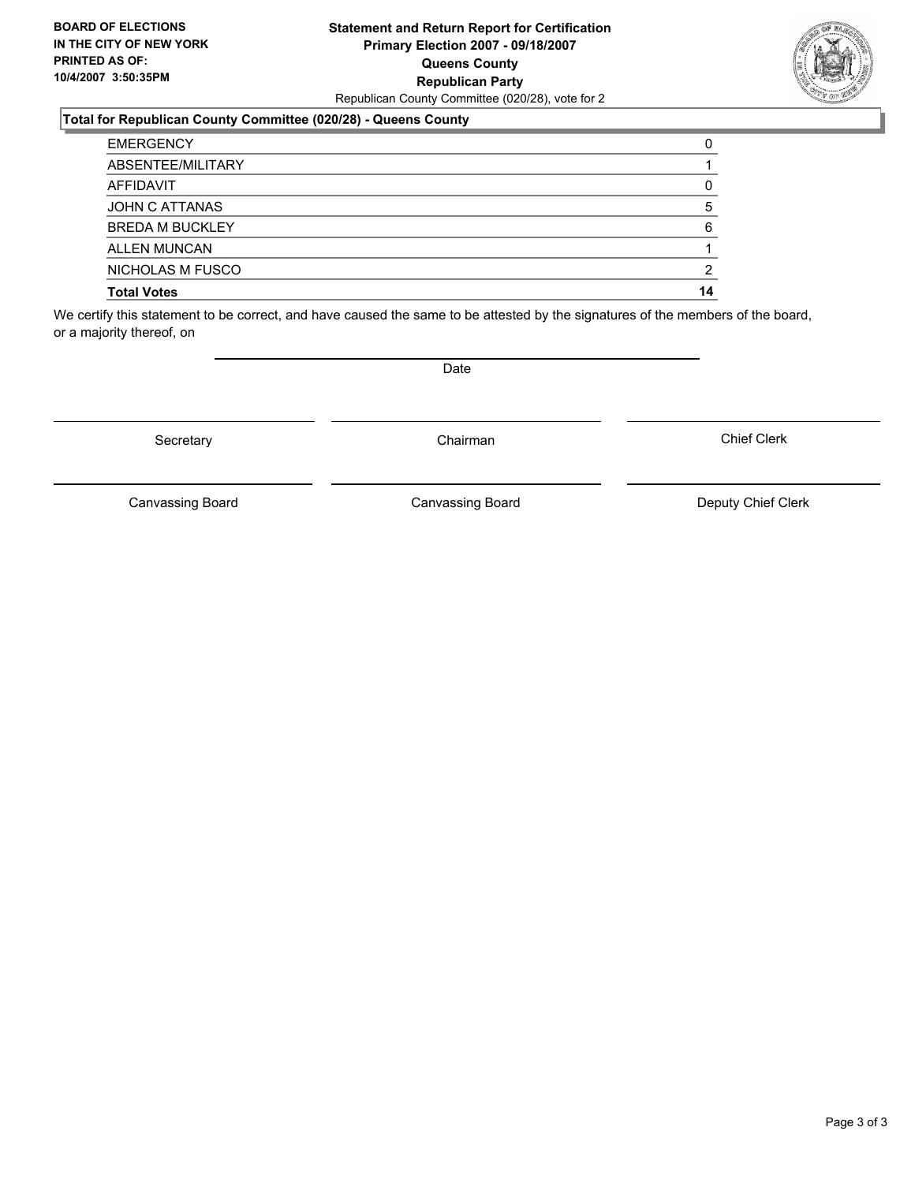**BOARD OF ELECTIONS IN THE CITY OF NEW YORK PRINTED AS OF: 10/4/2007 3:50:35PM**

**Statement and Return Report for Certification**
**Primary Election 2007 - 09/18/2007**
**Queens County**
**Republican Party**
Republican County Committee (020/28), vote for 2

**Total for Republican County Committee (020/28) - Queens County**

| | |
|---|---|
| EMERGENCY | 0 |
| ABSENTEE/MILITARY | 1 |
| AFFIDAVIT | 0 |
| JOHN C ATTANAS | 5 |
| BREDA M BUCKLEY | 6 |
| ALLEN MUNCAN | 1 |
| NICHOLAS M FUSCO | 2 |
| **Total Votes** | **14** |

We certify this statement to be correct, and have caused the same to be attested by the signatures of the members of the board, or a majority thereof, on

Date

Secretary

Chairman

Chief Clerk

Canvassing Board

Canvassing Board

Deputy Chief Clerk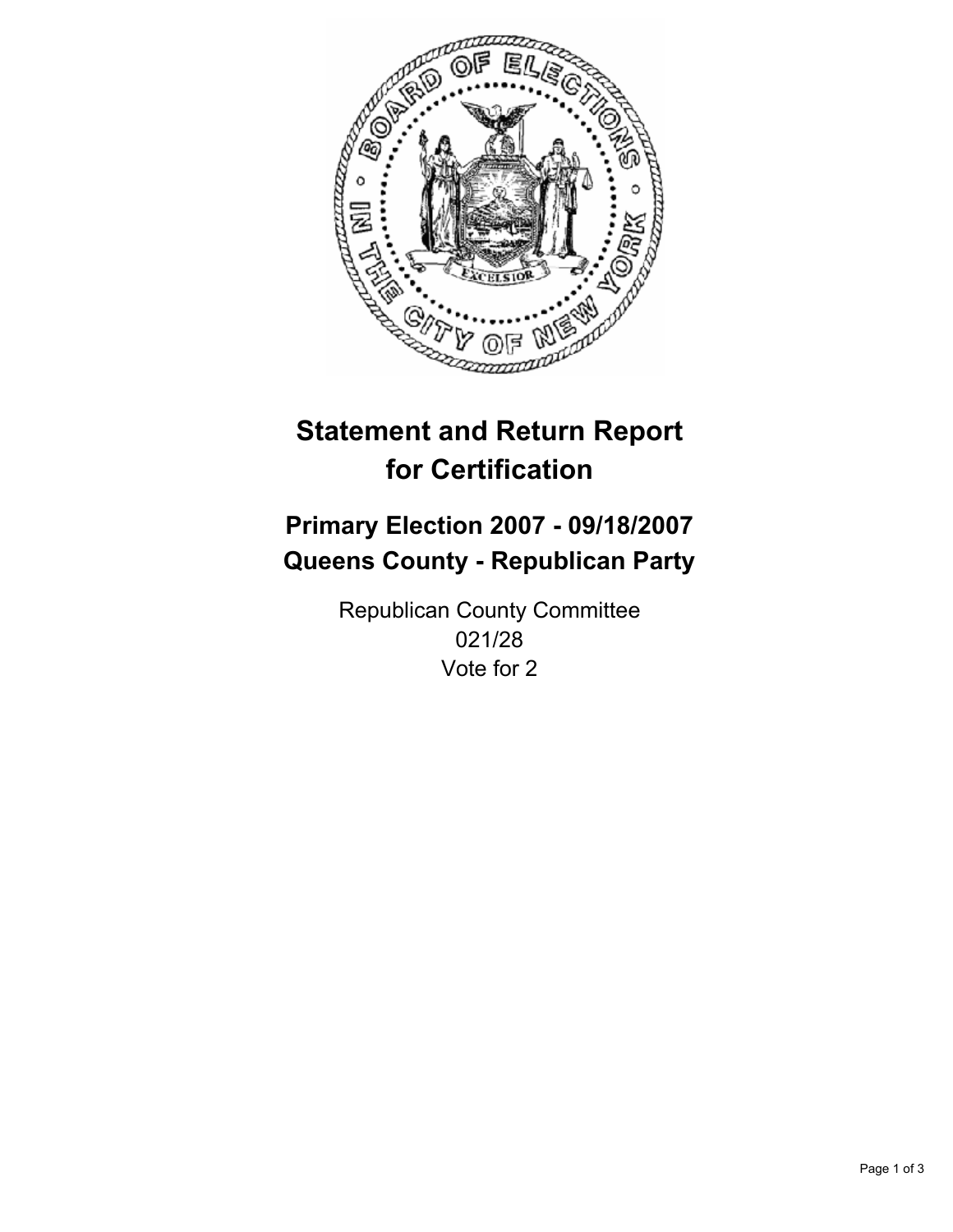# Statement and Return Report for Certification

## Primary Election 2007 - 09/18/2007
## Queens County - Republican Party

Republican County Committee
021/28
Vote for 2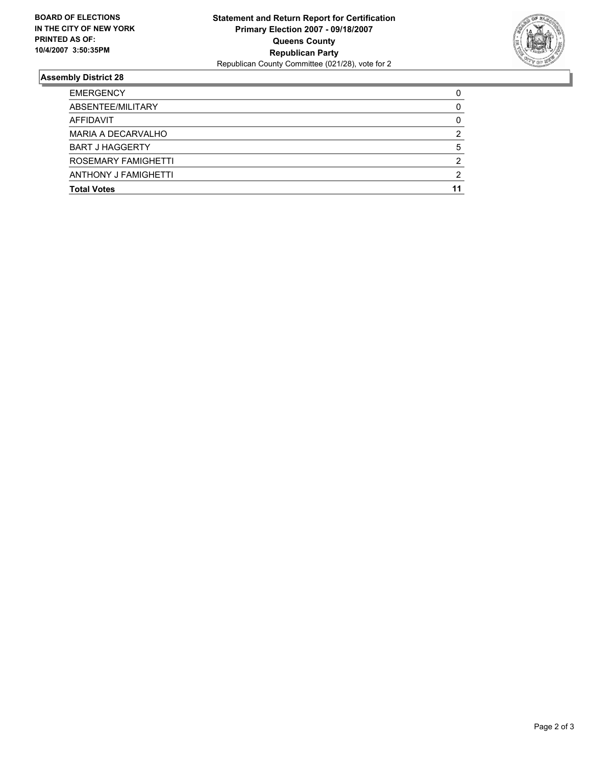**BOARD OF ELECTIONS IN THE CITY OF NEW YORK PRINTED AS OF: 10/4/2007 3:50:35PM**

**Statement and Return Report for Certification**
**Primary Election 2007 - 09/18/2007**
**Queens County**
**Republican Party**
Republican County Committee (021/28), vote for 2

## Assembly District 28

| | |
|---|---|
| EMERGENCY | 0 |
| ABSENTEE/MILITARY | 0 |
| AFFIDAVIT | 0 |
| MARIA A DECARVALHO | 2 |
| BART J HAGGERTY | 5 |
| ROSEMARY FAMIGHETTI | 2 |
| ANTHONY J FAMIGHETTI | 2 |
| **Total Votes** | **11** |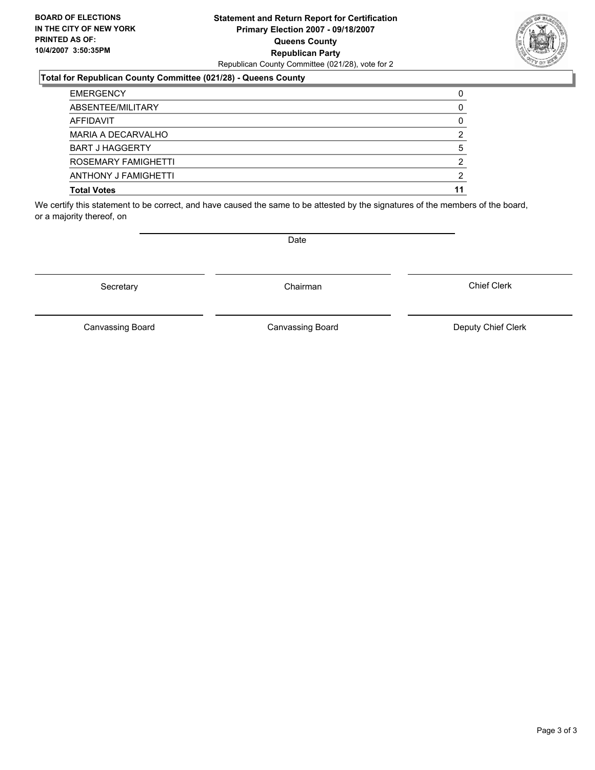**BOARD OF ELECTIONS IN THE CITY OF NEW YORK PRINTED AS OF: 10/4/2007 3:50:35PM**

**Statement and Return Report for Certification**
**Primary Election 2007 - 09/18/2007**
**Queens County**
**Republican Party**
Republican County Committee (021/28), vote for 2

### Total for Republican County Committee (021/28) - Queens County

| | |
|---|---|
| EMERGENCY | 0 |
| ABSENTEE/MILITARY | 0 |
| AFFIDAVIT | 0 |
| MARIA A DECARVALHO | 2 |
| BART J HAGGERTY | 5 |
| ROSEMARY FAMIGHETTI | 2 |
| ANTHONY J FAMIGHETTI | 2 |
| **Total Votes** | **11** |

We certify this statement to be correct, and have caused the same to be attested by the signatures of the members of the board, or a majority thereof, on

Date

Secretary | Chairman | Chief Clerk

Canvassing Board | Canvassing Board | Deputy Chief Clerk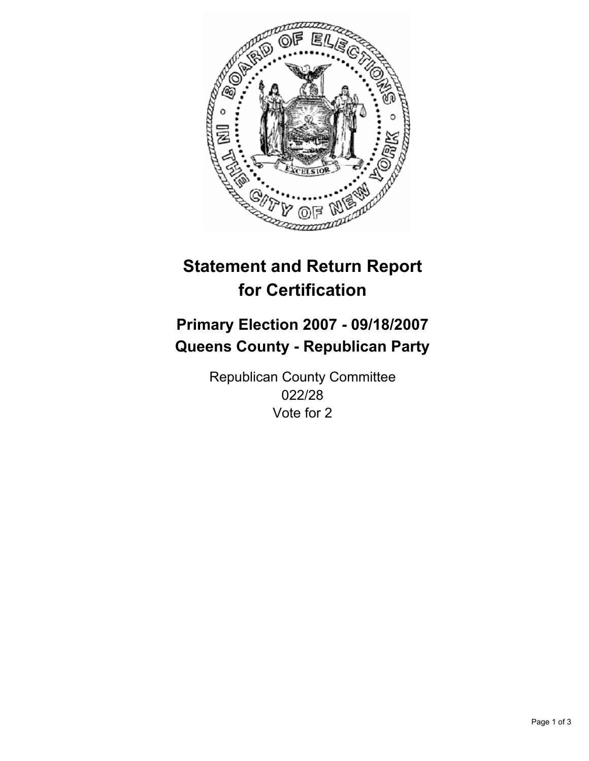# Statement and Return Report for Certification

## Primary Election 2007 - 09/18/2007
## Queens County - Republican Party

Republican County Committee
022/28
Vote for 2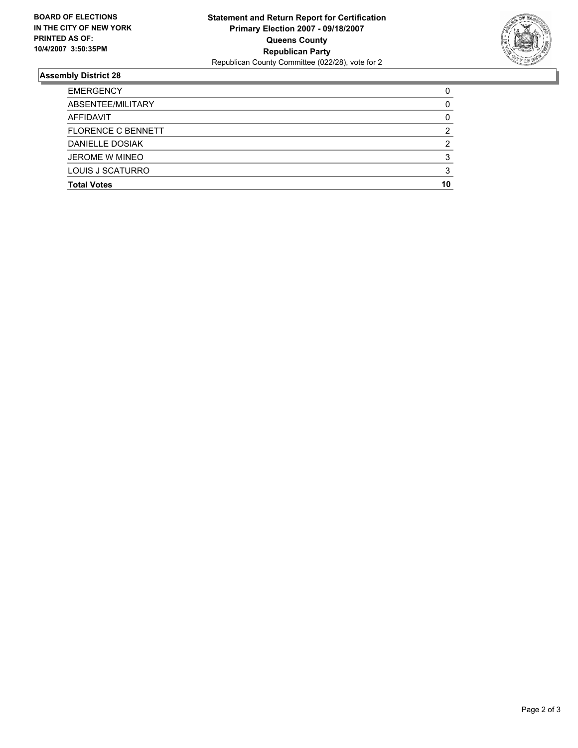**BOARD OF ELECTIONS IN THE CITY OF NEW YORK PRINTED AS OF: 10/4/2007 3:50:35PM**

**Statement and Return Report for Certification**
**Primary Election 2007 - 09/18/2007**
**Queens County**
**Republican Party**
Republican County Committee (022/28), vote for 2

## Assembly District 28

| | |
|---|---|
| EMERGENCY | 0 |
| ABSENTEE/MILITARY | 0 |
| AFFIDAVIT | 0 |
| FLORENCE C BENNETT | 2 |
| DANIELLE DOSIAK | 2 |
| JEROME W MINEO | 3 |
| LOUIS J SCATURRO | 3 |
| **Total Votes** | **10** |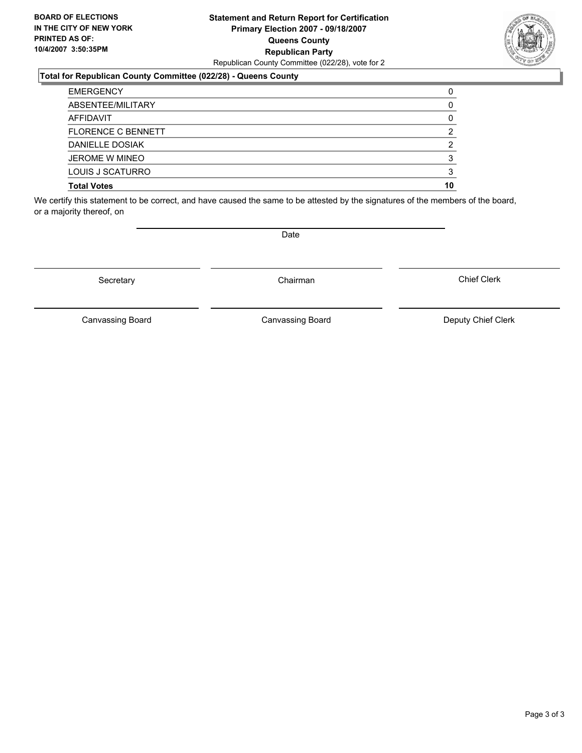**BOARD OF ELECTIONS IN THE CITY OF NEW YORK PRINTED AS OF: 10/4/2007 3:50:35PM**

**Statement and Return Report for Certification**
**Primary Election 2007 - 09/18/2007**
**Queens County**
**Republican Party**
Republican County Committee (022/28), vote for 2

**Total for Republican County Committee (022/28) - Queens County**

| | |
|---|---|
| EMERGENCY | 0 |
| ABSENTEE/MILITARY | 0 |
| AFFIDAVIT | 0 |
| FLORENCE C BENNETT | 2 |
| DANIELLE DOSIAK | 2 |
| JEROME W MINEO | 3 |
| LOUIS J SCATURRO | 3 |
| **Total Votes** | **10** |

We certify this statement to be correct, and have caused the same to be attested by the signatures of the members of the board, or a majority thereof, on

Date

Secretary | Chairman | Chief Clerk

Canvassing Board | Canvassing Board | Deputy Chief Clerk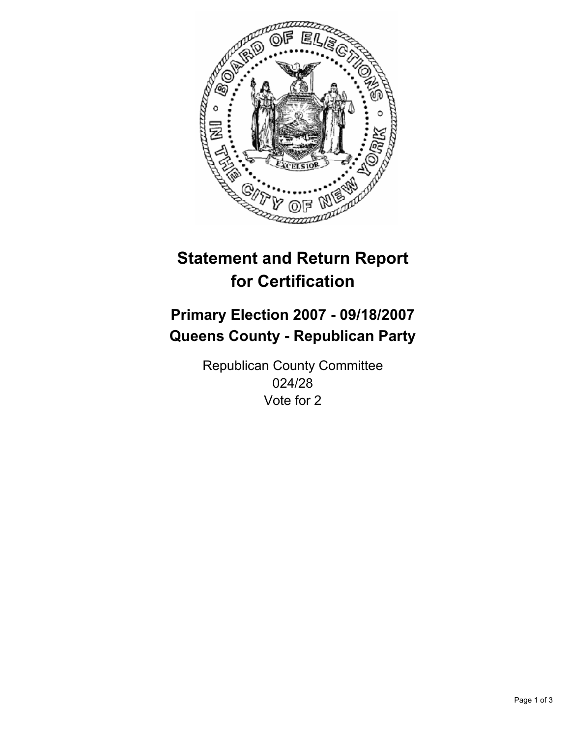# Statement and Return Report for Certification

## Primary Election 2007 - 09/18/2007
## Queens County - Republican Party

Republican County Committee
024/28
Vote for 2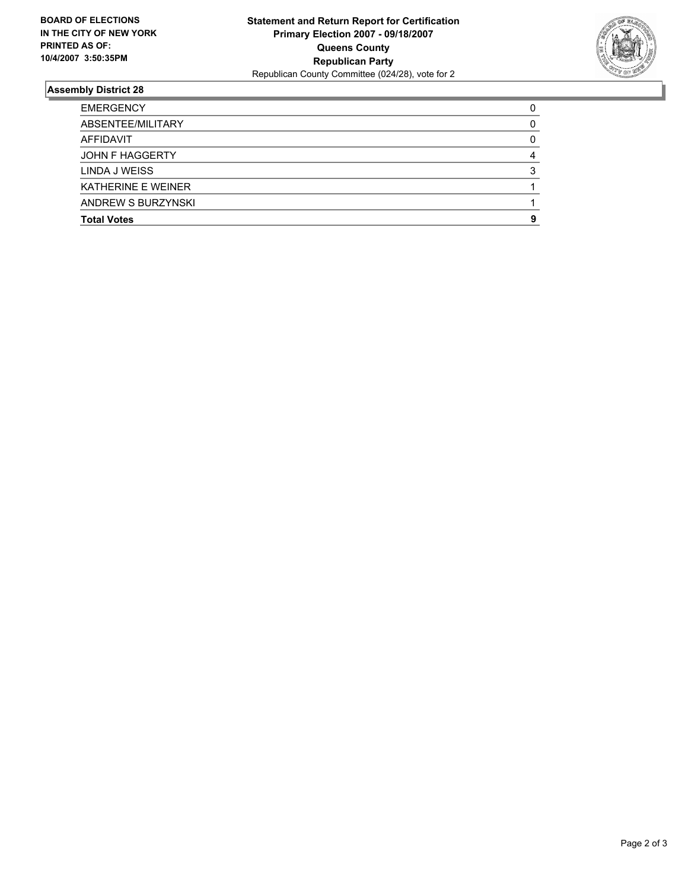**BOARD OF ELECTIONS IN THE CITY OF NEW YORK PRINTED AS OF: 10/4/2007 3:50:35PM**

**Statement and Return Report for Certification**
**Primary Election 2007 - 09/18/2007**
**Queens County**
**Republican Party**
Republican County Committee (024/28), vote for 2

## Assembly District 28

| | |
|---|---|
| EMERGENCY | 0 |
| ABSENTEE/MILITARY | 0 |
| AFFIDAVIT | 0 |
| JOHN F HAGGERTY | 4 |
| LINDA J WEISS | 3 |
| KATHERINE E WEINER | 1 |
| ANDREW S BURZYNSKI | 1 |
| **Total Votes** | **9** |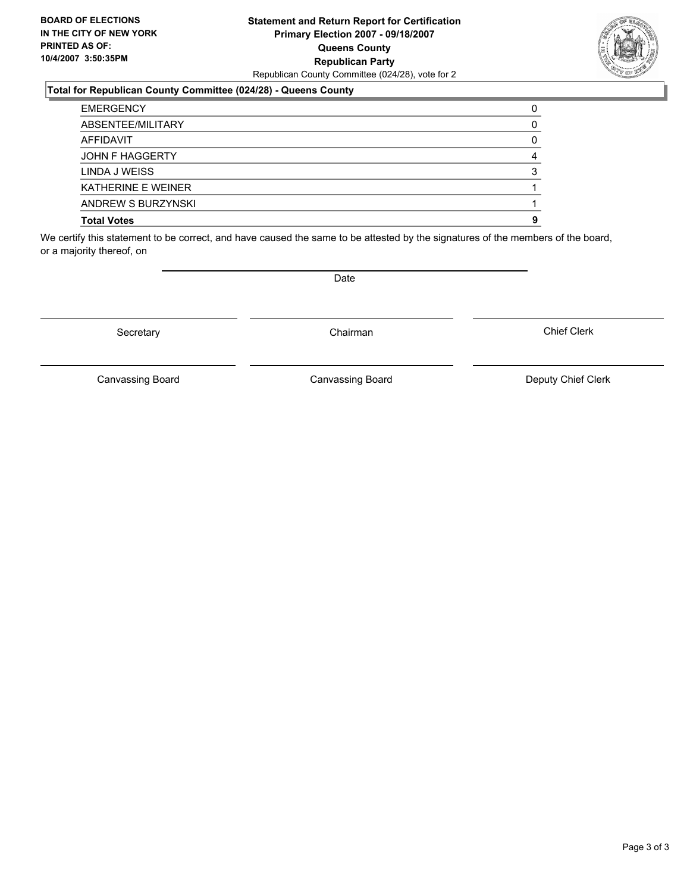**BOARD OF ELECTIONS IN THE CITY OF NEW YORK PRINTED AS OF: 10/4/2007 3:50:35PM**

**Statement and Return Report for Certification**
**Primary Election 2007 - 09/18/2007**
**Queens County**
**Republican Party**
Republican County Committee (024/28), vote for 2

**Total for Republican County Committee (024/28) - Queens County**

| | |
|---|---|
| EMERGENCY | 0 |
| ABSENTEE/MILITARY | 0 |
| AFFIDAVIT | 0 |
| JOHN F HAGGERTY | 4 |
| LINDA J WEISS | 3 |
| KATHERINE E WEINER | 1 |
| ANDREW S BURZYNSKI | 1 |
| **Total Votes** | **9** |

We certify this statement to be correct, and have caused the same to be attested by the signatures of the members of the board, or a majority thereof, on

Date

Secretary | Chairman | Chief Clerk

Canvassing Board | Canvassing Board | Deputy Chief Clerk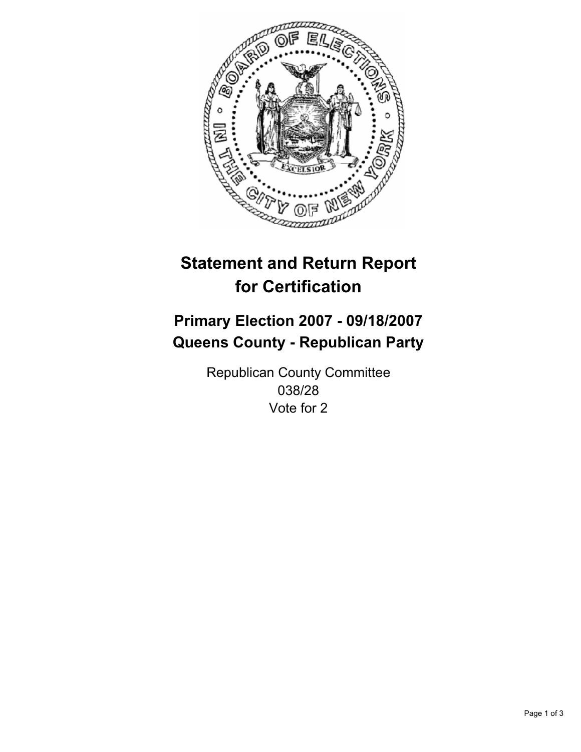# Statement and Return Report for Certification

## Primary Election 2007 - 09/18/2007
## Queens County - Republican Party

Republican County Committee
038/28
Vote for 2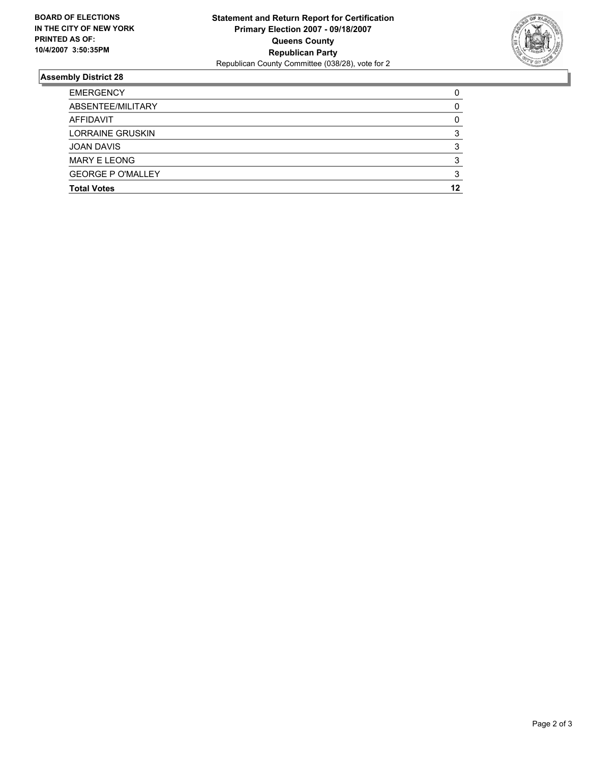**BOARD OF ELECTIONS IN THE CITY OF NEW YORK PRINTED AS OF: 10/4/2007 3:50:35PM**

**Statement and Return Report for Certification**
**Primary Election 2007 - 09/18/2007**
**Queens County**
**Republican Party**
Republican County Committee (038/28), vote for 2

### Assembly District 28

| | |
|---|---|
| EMERGENCY | 0 |
| ABSENTEE/MILITARY | 0 |
| AFFIDAVIT | 0 |
| LORRAINE GRUSKIN | 3 |
| JOAN DAVIS | 3 |
| MARY E LEONG | 3 |
| GEORGE P O'MALLEY | 3 |
| **Total Votes** | **12** |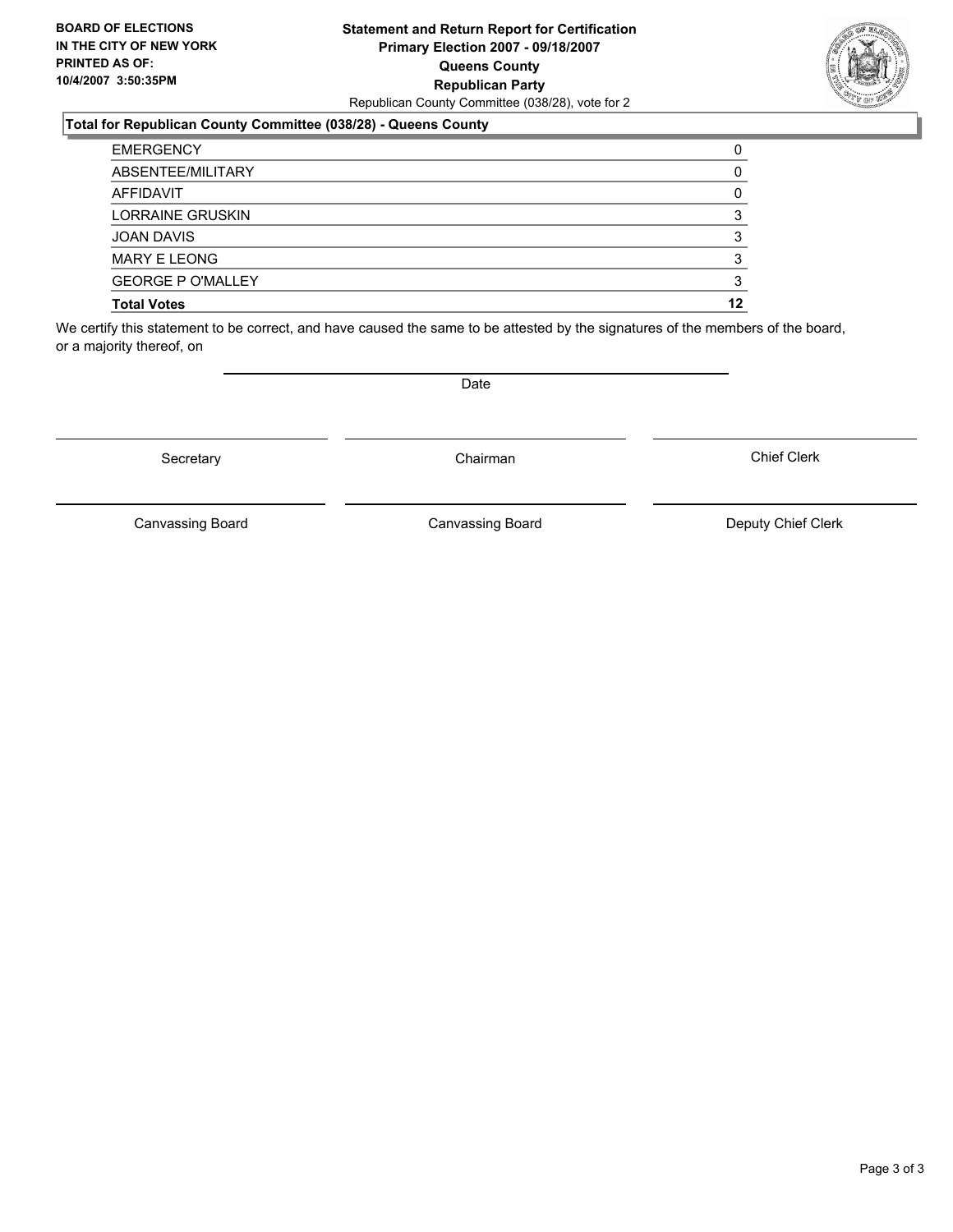**BOARD OF ELECTIONS**
**IN THE CITY OF NEW YORK**
**PRINTED AS OF:**
**10/4/2007 3:50:35PM**

**Statement and Return Report for Certification**
**Primary Election 2007 - 09/18/2007**
**Queens County**
**Republican Party**
Republican County Committee (038/28), vote for 2

### Total for Republican County Committee (038/28) - Queens County

| | |
|---|---|
| EMERGENCY | 0 |
| ABSENTEE/MILITARY | 0 |
| AFFIDAVIT | 0 |
| LORRAINE GRUSKIN | 3 |
| JOAN DAVIS | 3 |
| MARY E LEONG | 3 |
| GEORGE P O'MALLEY | 3 |
| **Total Votes** | **12** |

We certify this statement to be correct, and have caused the same to be attested by the signatures of the members of the board, or a majority thereof, on

Date

Secretary | Chairman | Chief Clerk

Canvassing Board | Canvassing Board | Deputy Chief Clerk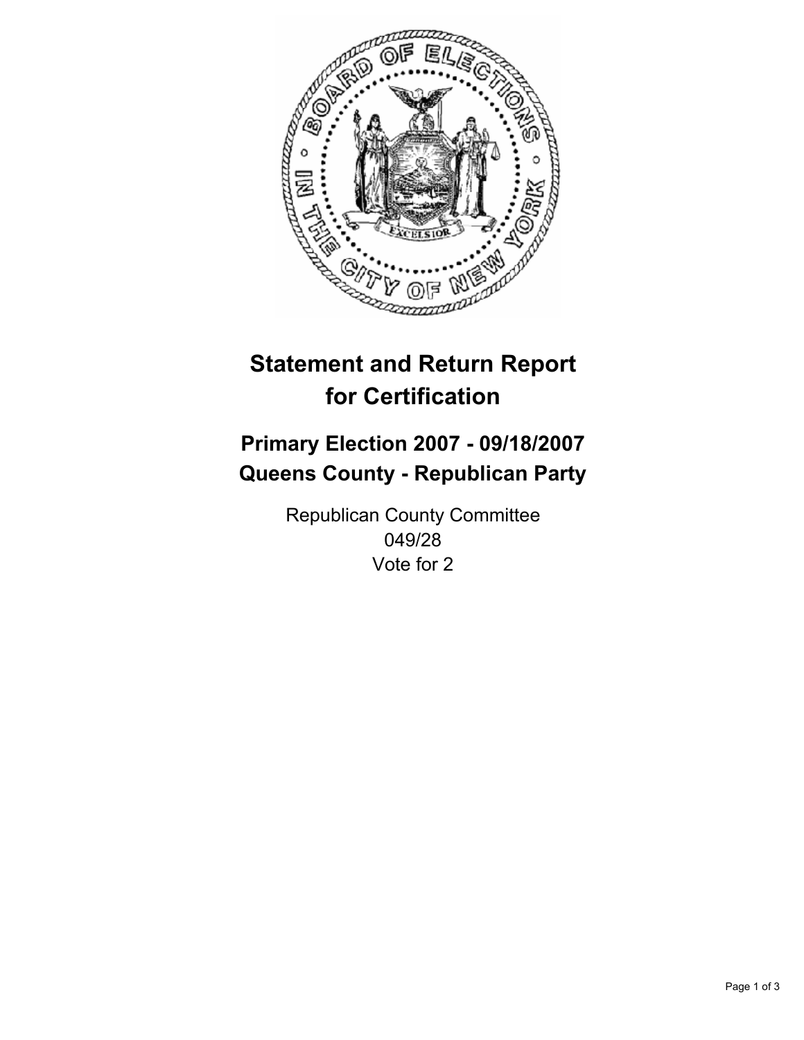# Statement and Return Report for Certification

## Primary Election 2007 - 09/18/2007
## Queens County - Republican Party

Republican County Committee
049/28
Vote for 2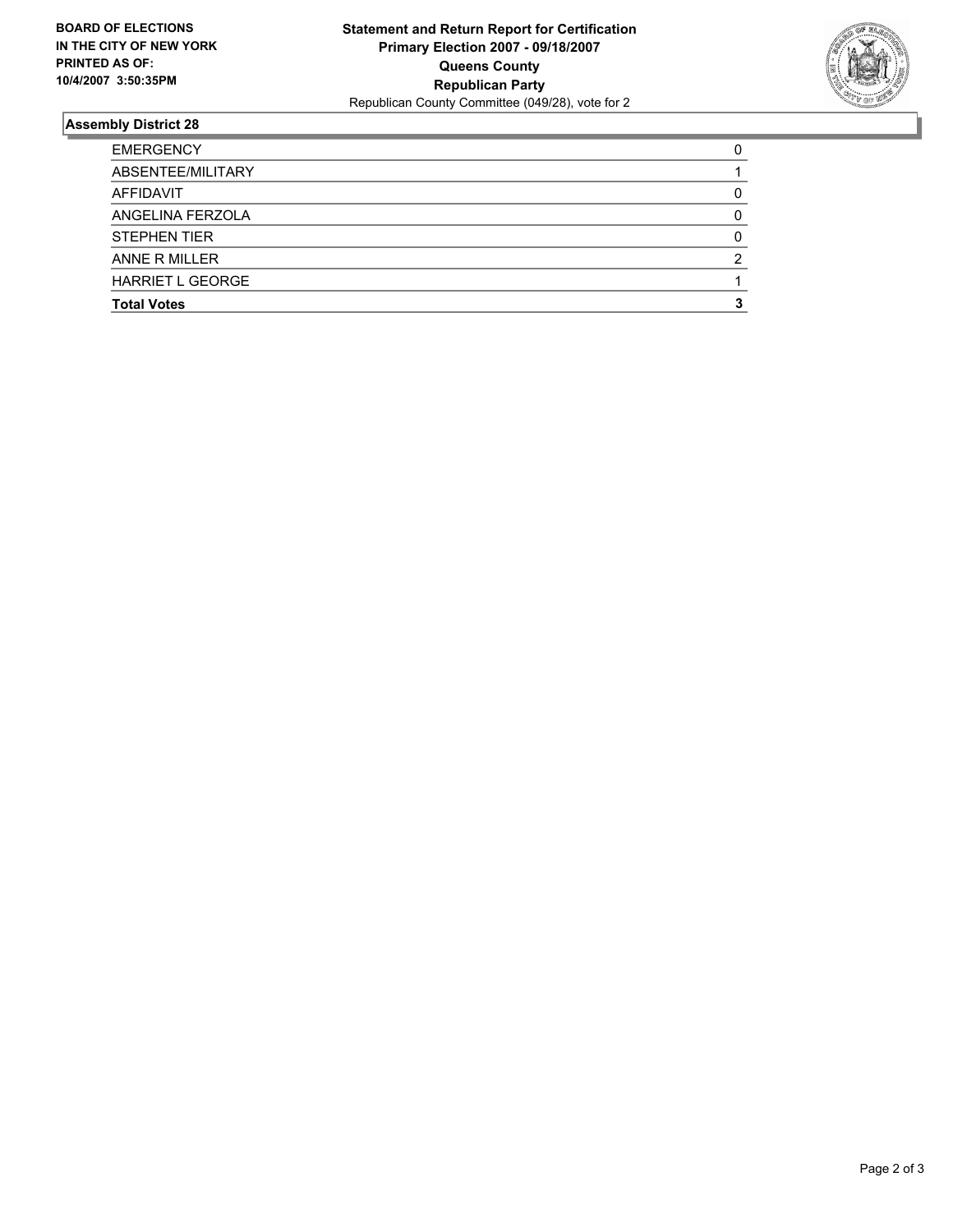**BOARD OF ELECTIONS IN THE CITY OF NEW YORK PRINTED AS OF: 10/4/2007 3:50:35PM**

**Statement and Return Report for Certification**
**Primary Election 2007 - 09/18/2007**
**Queens County**
**Republican Party**
Republican County Committee (049/28), vote for 2

## Assembly District 28

| | |
|---|---|
| EMERGENCY | 0 |
| ABSENTEE/MILITARY | 1 |
| AFFIDAVIT | 0 |
| ANGELINA FERZOLA | 0 |
| STEPHEN TIER | 0 |
| ANNE R MILLER | 2 |
| HARRIET L GEORGE | 1 |
| **Total Votes** | **3** |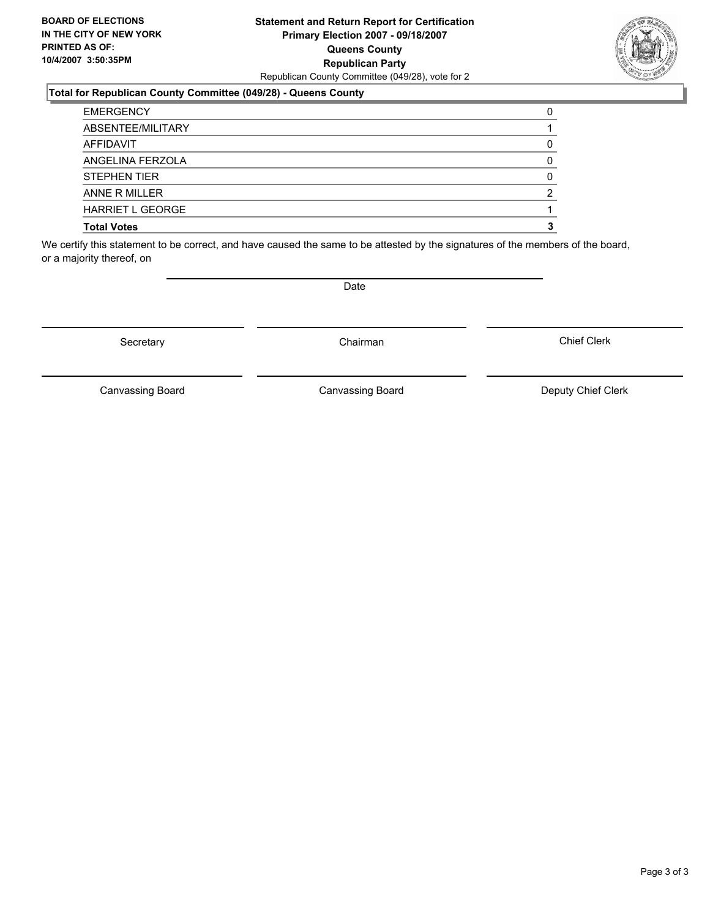**BOARD OF ELECTIONS IN THE CITY OF NEW YORK PRINTED AS OF: 10/4/2007 3:50:35PM**

**Statement and Return Report for Certification**
**Primary Election 2007 - 09/18/2007**
**Queens County**
**Republican Party**
Republican County Committee (049/28), vote for 2

**Total for Republican County Committee (049/28) - Queens County**

| | |
|---|---|
| EMERGENCY | 0 |
| ABSENTEE/MILITARY | 1 |
| AFFIDAVIT | 0 |
| ANGELINA FERZOLA | 0 |
| STEPHEN TIER | 0 |
| ANNE R MILLER | 2 |
| HARRIET L GEORGE | 1 |
| **Total Votes** | **3** |

We certify this statement to be correct, and have caused the same to be attested by the signatures of the members of the board, or a majority thereof, on

Date

Secretary | Chairman | Chief Clerk

Canvassing Board | Canvassing Board | Deputy Chief Clerk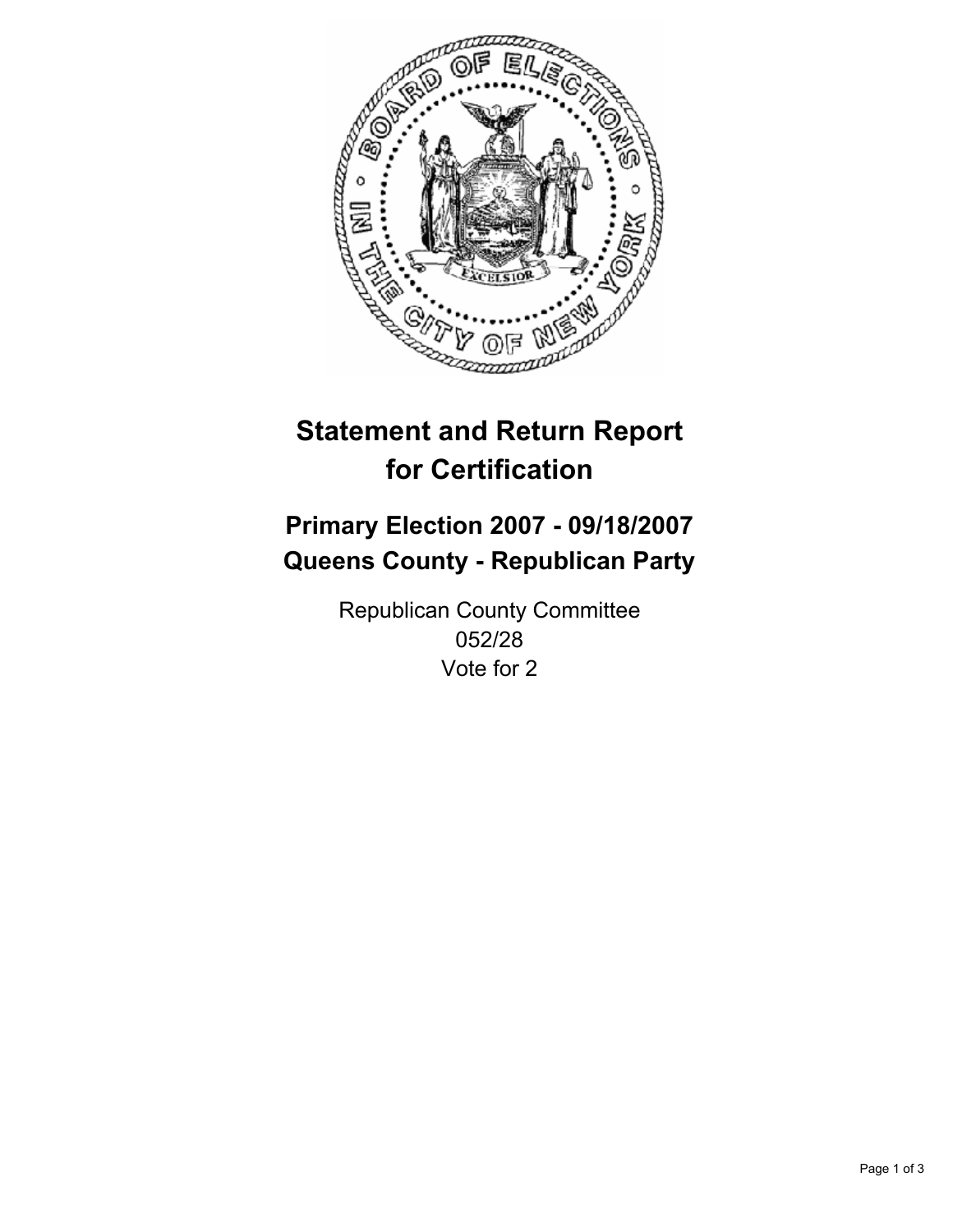# Statement and Return Report for Certification

## Primary Election 2007 - 09/18/2007
## Queens County - Republican Party

Republican County Committee
052/28
Vote for 2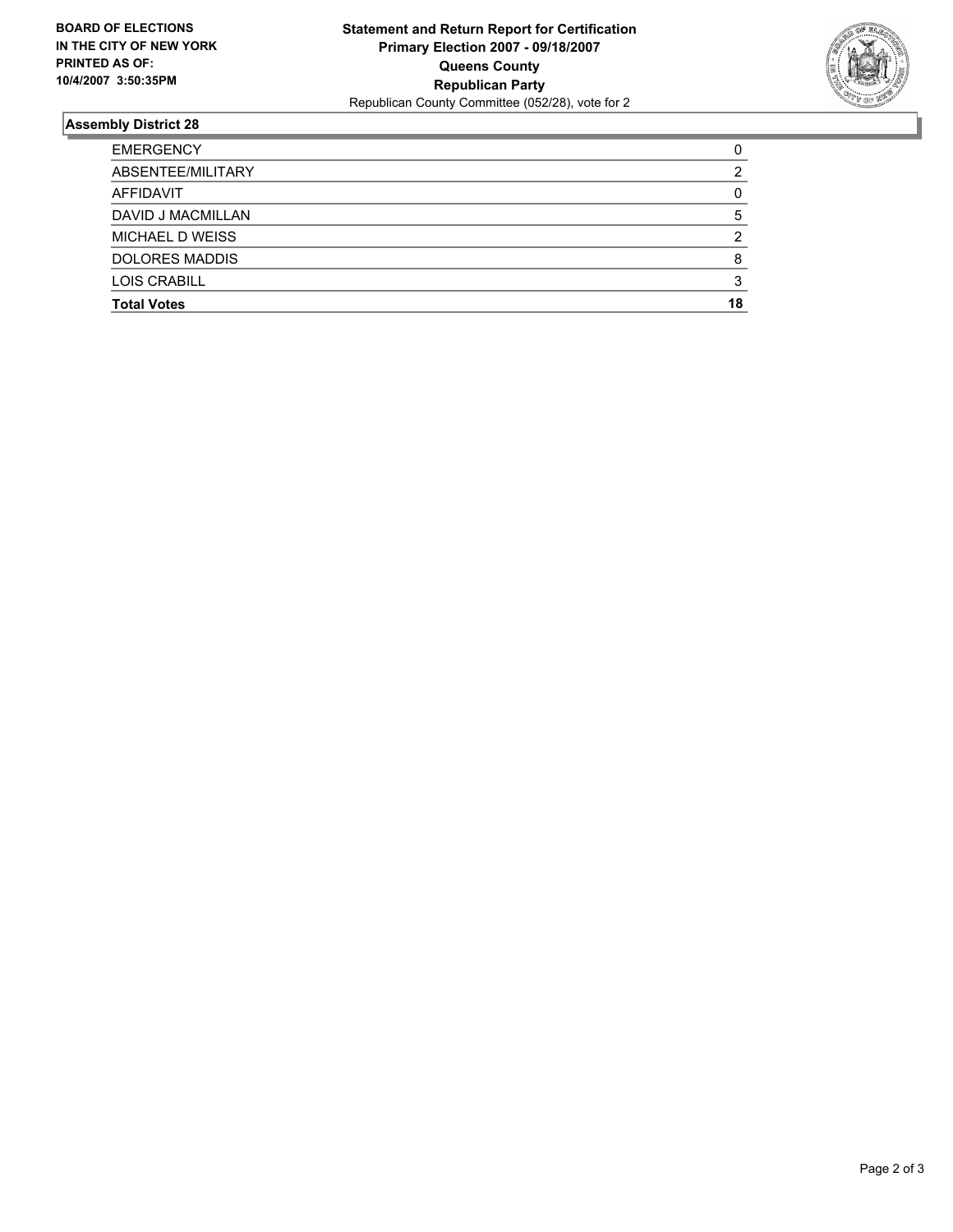**BOARD OF ELECTIONS IN THE CITY OF NEW YORK PRINTED AS OF: 10/4/2007 3:50:35PM**

**Statement and Return Report for Certification**
**Primary Election 2007 - 09/18/2007**
**Queens County**
**Republican Party**
Republican County Committee (052/28), vote for 2

### Assembly District 28

| | |
|---|---|
| EMERGENCY | 0 |
| ABSENTEE/MILITARY | 2 |
| AFFIDAVIT | 0 |
| DAVID J MACMILLAN | 5 |
| MICHAEL D WEISS | 2 |
| DOLORES MADDIS | 8 |
| LOIS CRABILL | 3 |
| **Total Votes** | **18** |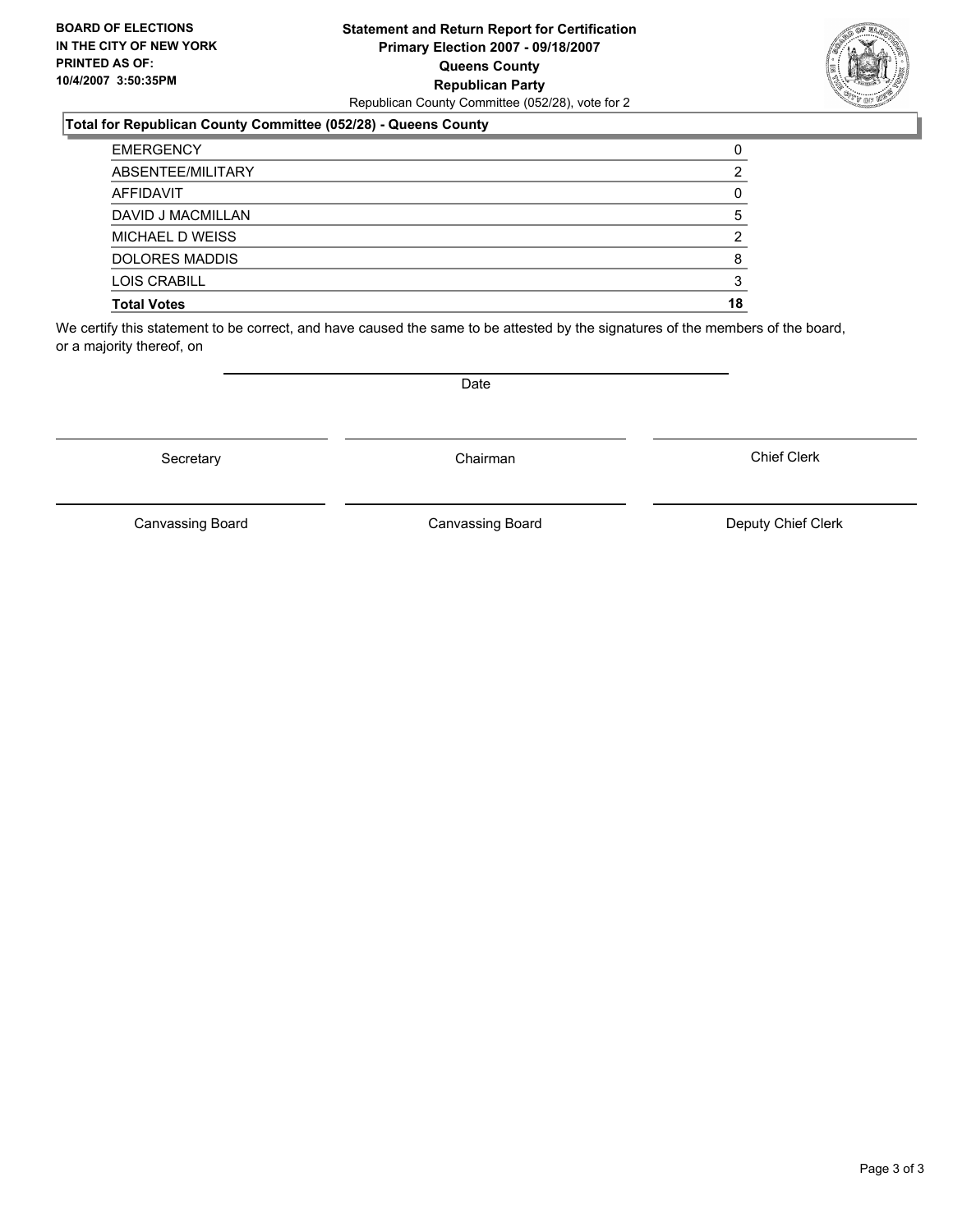**BOARD OF ELECTIONS IN THE CITY OF NEW YORK PRINTED AS OF: 10/4/2007 3:50:35PM**

**Statement and Return Report for Certification**
**Primary Election 2007 - 09/18/2007**
**Queens County**
**Republican Party**
Republican County Committee (052/28), vote for 2

**Total for Republican County Committee (052/28) - Queens County**

| | |
|---|---|
| EMERGENCY | 0 |
| ABSENTEE/MILITARY | 2 |
| AFFIDAVIT | 0 |
| DAVID J MACMILLAN | 5 |
| MICHAEL D WEISS | 2 |
| DOLORES MADDIS | 8 |
| LOIS CRABILL | 3 |
| **Total Votes** | **18** |

We certify this statement to be correct, and have caused the same to be attested by the signatures of the members of the board, or a majority thereof, on

Date

Secretary | Chairman | Chief Clerk

Canvassing Board | Canvassing Board | Deputy Chief Clerk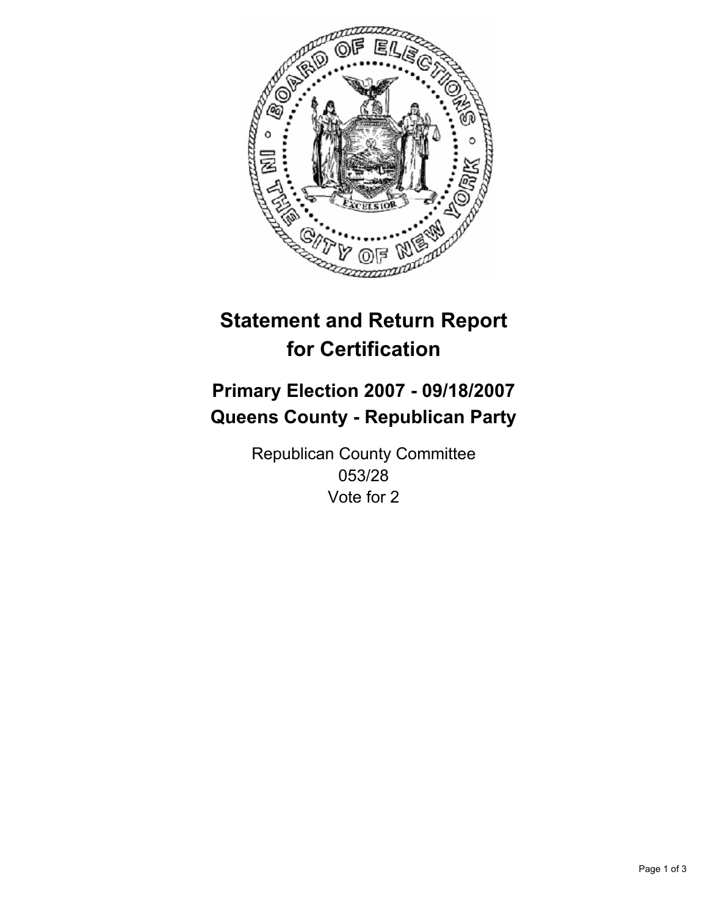# Statement and Return Report for Certification

## Primary Election 2007 - 09/18/2007
## Queens County - Republican Party

Republican County Committee
053/28
Vote for 2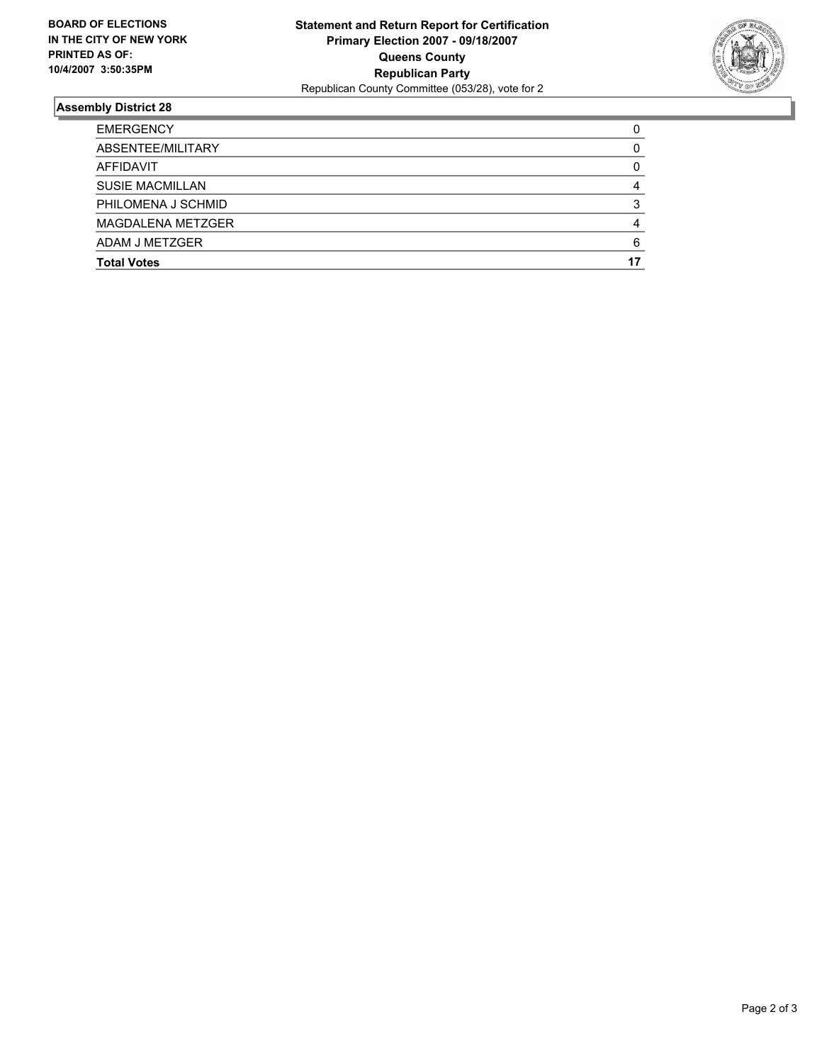**BOARD OF ELECTIONS IN THE CITY OF NEW YORK PRINTED AS OF: 10/4/2007 3:50:35PM**

**Statement and Return Report for Certification**
**Primary Election 2007 - 09/18/2007**
**Queens County**
**Republican Party**
Republican County Committee (053/28), vote for 2

## Assembly District 28

| | |
|---|---|
| EMERGENCY | 0 |
| ABSENTEE/MILITARY | 0 |
| AFFIDAVIT | 0 |
| SUSIE MACMILLAN | 4 |
| PHILOMENA J SCHMID | 3 |
| MAGDALENA METZGER | 4 |
| ADAM J METZGER | 6 |
| **Total Votes** | **17** |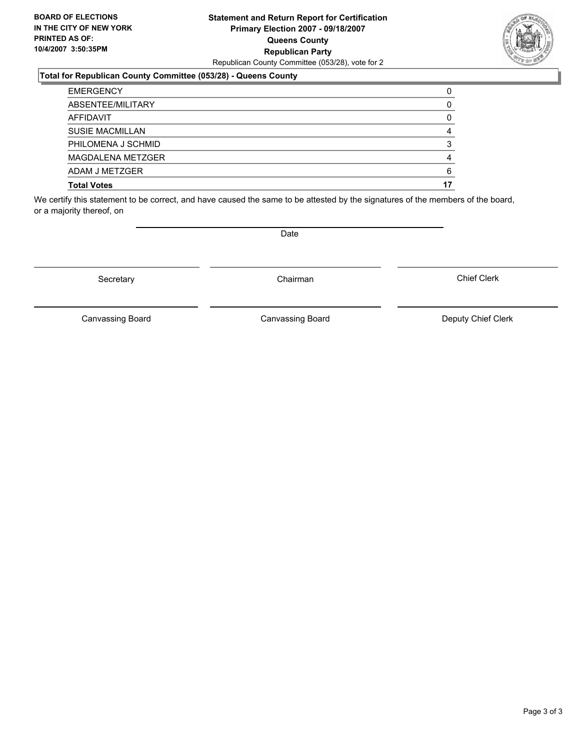**BOARD OF ELECTIONS IN THE CITY OF NEW YORK PRINTED AS OF: 10/4/2007 3:50:35PM**

**Statement and Return Report for Certification**
**Primary Election 2007 - 09/18/2007**
**Queens County**
**Republican Party**
Republican County Committee (053/28), vote for 2

**Total for Republican County Committee (053/28) - Queens County**

| | |
|---|---|
| EMERGENCY | 0 |
| ABSENTEE/MILITARY | 0 |
| AFFIDAVIT | 0 |
| SUSIE MACMILLAN | 4 |
| PHILOMENA J SCHMID | 3 |
| MAGDALENA METZGER | 4 |
| ADAM J METZGER | 6 |
| **Total Votes** | **17** |

We certify this statement to be correct, and have caused the same to be attested by the signatures of the members of the board, or a majority thereof, on

Date

Secretary | Chairman | Chief Clerk

Canvassing Board | Canvassing Board | Deputy Chief Clerk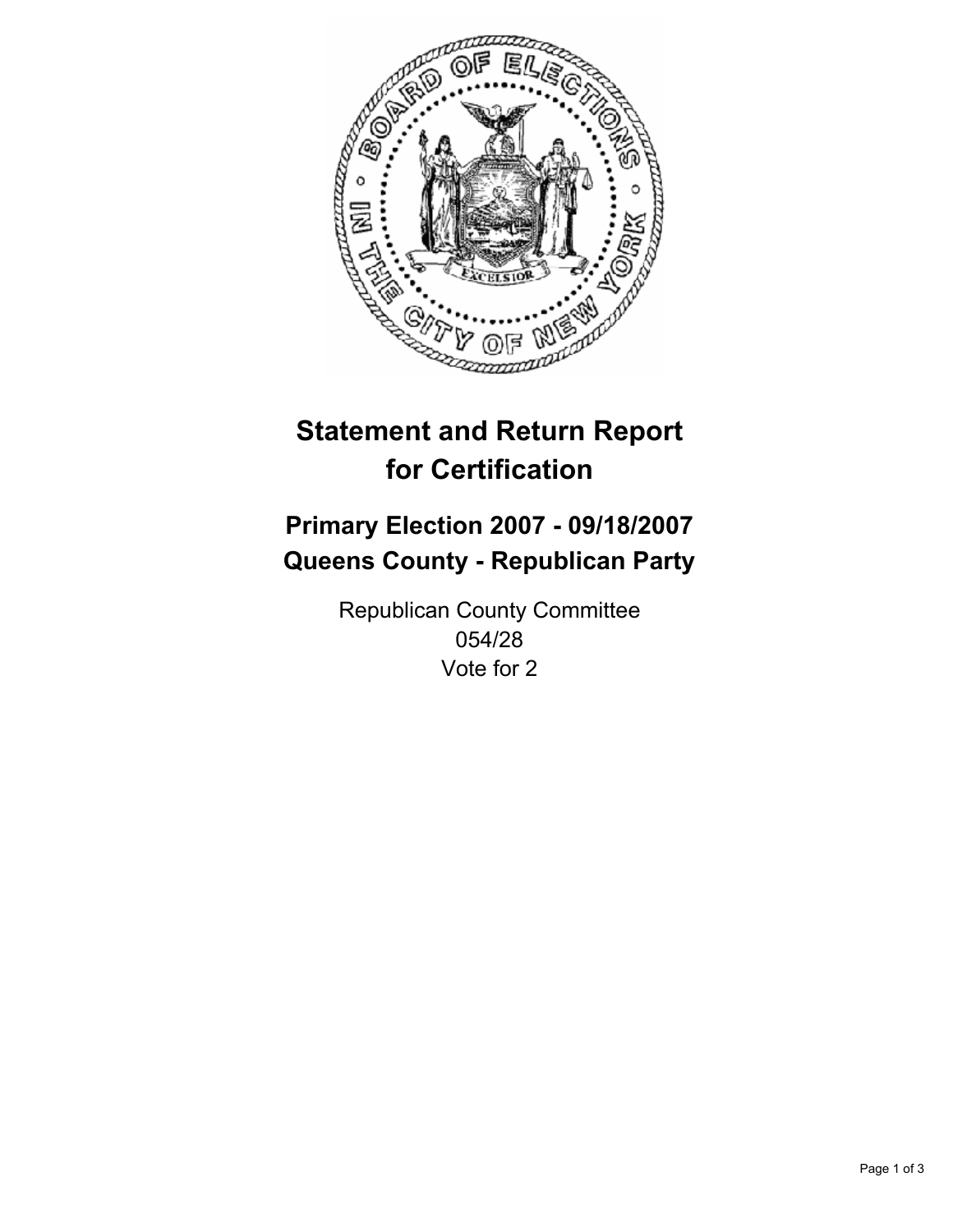# Statement and Return Report for Certification

## Primary Election 2007 - 09/18/2007
## Queens County - Republican Party

Republican County Committee
054/28
Vote for 2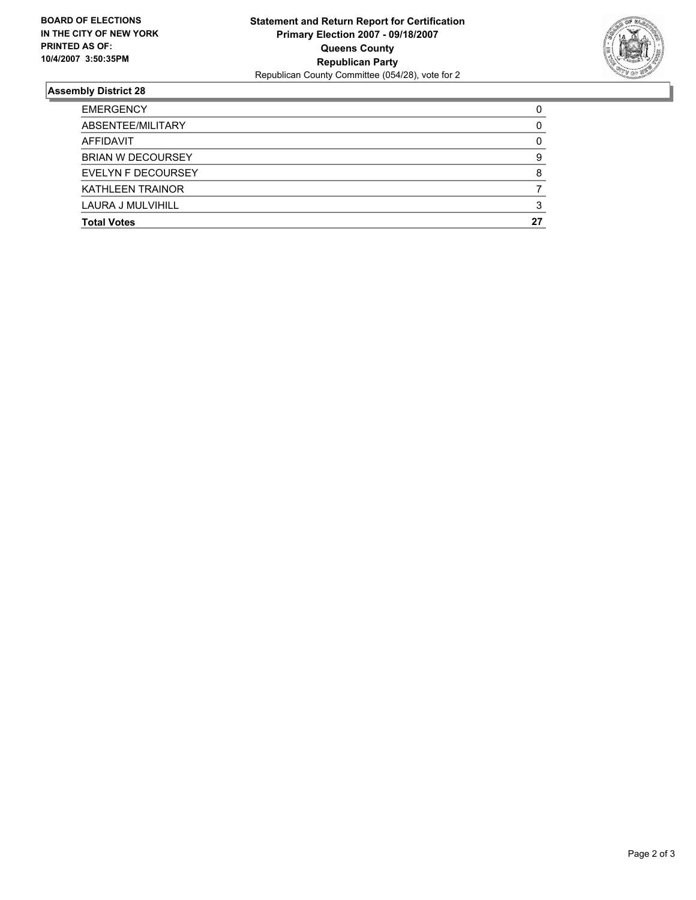**BOARD OF ELECTIONS IN THE CITY OF NEW YORK PRINTED AS OF: 10/4/2007 3:50:35PM**

**Statement and Return Report for Certification**
**Primary Election 2007 - 09/18/2007**
**Queens County**
**Republican Party**
Republican County Committee (054/28), vote for 2

## Assembly District 28

| | |
|---|---|
| EMERGENCY | 0 |
| ABSENTEE/MILITARY | 0 |
| AFFIDAVIT | 0 |
| BRIAN W DECOURSEY | 9 |
| EVELYN F DECOURSEY | 8 |
| KATHLEEN TRAINOR | 7 |
| LAURA J MULVIHILL | 3 |
| **Total Votes** | **27** |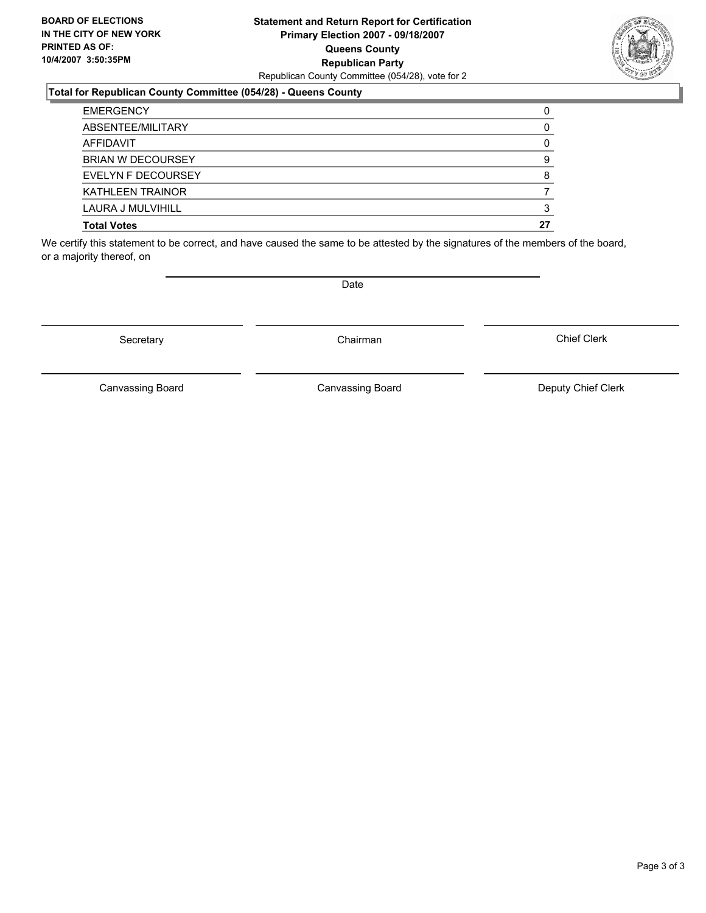**BOARD OF ELECTIONS IN THE CITY OF NEW YORK PRINTED AS OF: 10/4/2007 3:50:35PM**

**Statement and Return Report for Certification**
**Primary Election 2007 - 09/18/2007**
**Queens County**
**Republican Party**
Republican County Committee (054/28), vote for 2

### Total for Republican County Committee (054/28) - Queens County

| | |
|---|---|
| EMERGENCY | 0 |
| ABSENTEE/MILITARY | 0 |
| AFFIDAVIT | 0 |
| BRIAN W DECOURSEY | 9 |
| EVELYN F DECOURSEY | 8 |
| KATHLEEN TRAINOR | 7 |
| LAURA J MULVIHILL | 3 |
| **Total Votes** | **27** |

We certify this statement to be correct, and have caused the same to be attested by the signatures of the members of the board, or a majority thereof, on

Date

Secretary

Chairman

Chief Clerk

Canvassing Board

Canvassing Board

Deputy Chief Clerk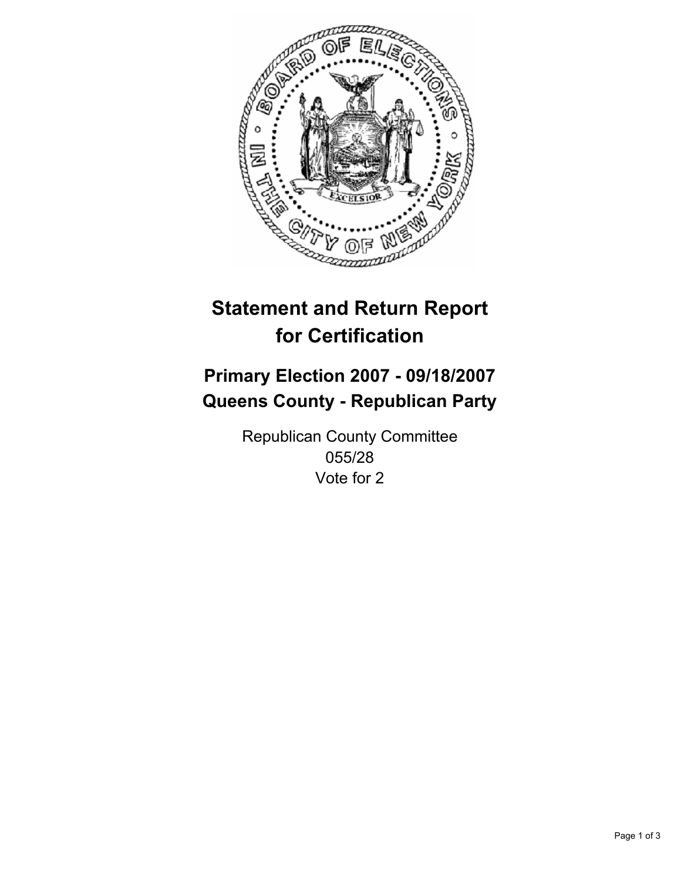# Statement and Return Report for Certification

## Primary Election 2007 - 09/18/2007
## Queens County - Republican Party

Republican County Committee
055/28
Vote for 2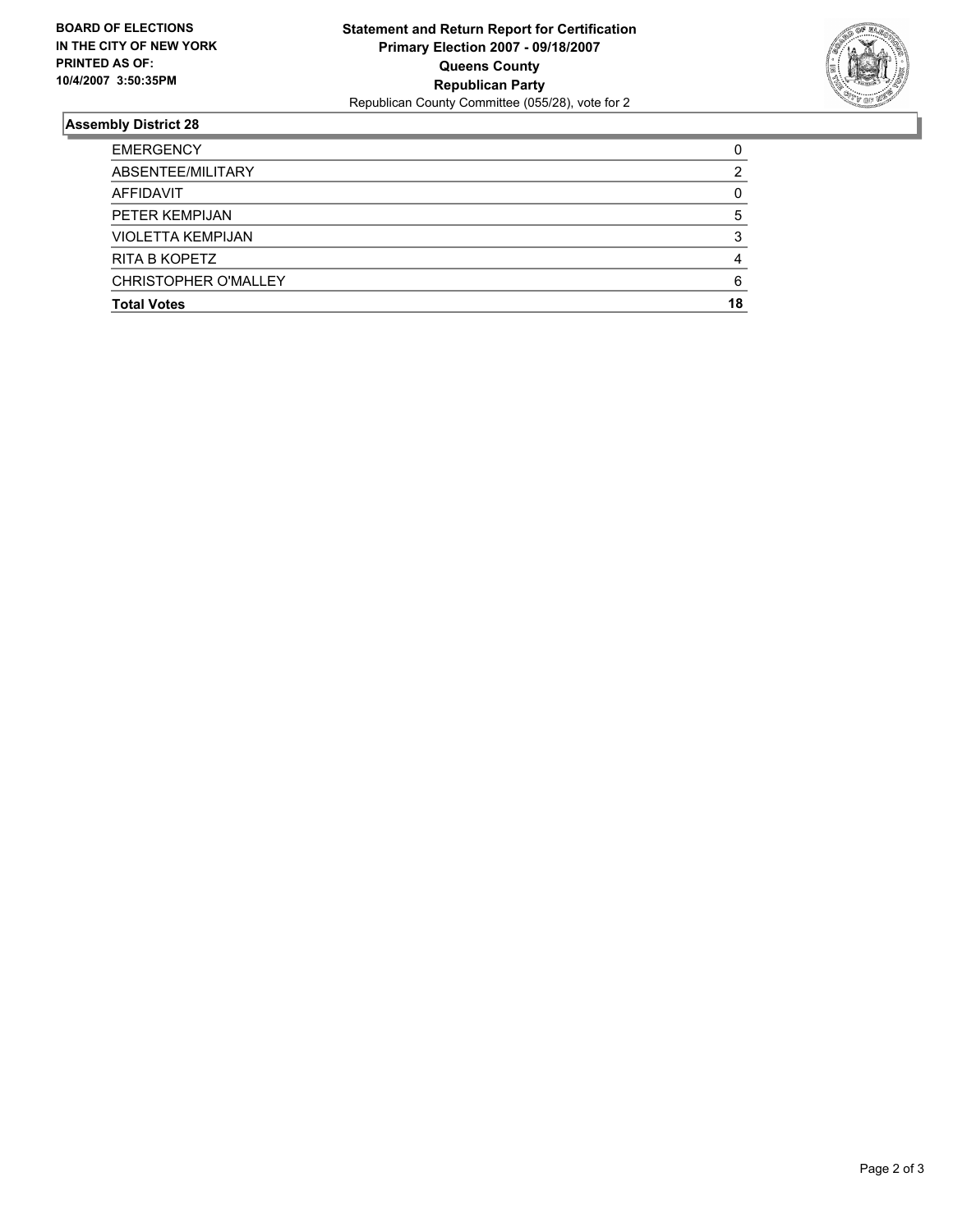**BOARD OF ELECTIONS IN THE CITY OF NEW YORK PRINTED AS OF: 10/4/2007 3:50:35PM**

**Statement and Return Report for Certification**
**Primary Election 2007 - 09/18/2007**
**Queens County**
**Republican Party**
Republican County Committee (055/28), vote for 2

## Assembly District 28

| | |
|---|---|
| EMERGENCY | 0 |
| ABSENTEE/MILITARY | 2 |
| AFFIDAVIT | 0 |
| PETER KEMPIJAN | 5 |
| VIOLETTA KEMPIJAN | 3 |
| RITA B KOPETZ | 4 |
| CHRISTOPHER O'MALLEY | 6 |
| **Total Votes** | **18** |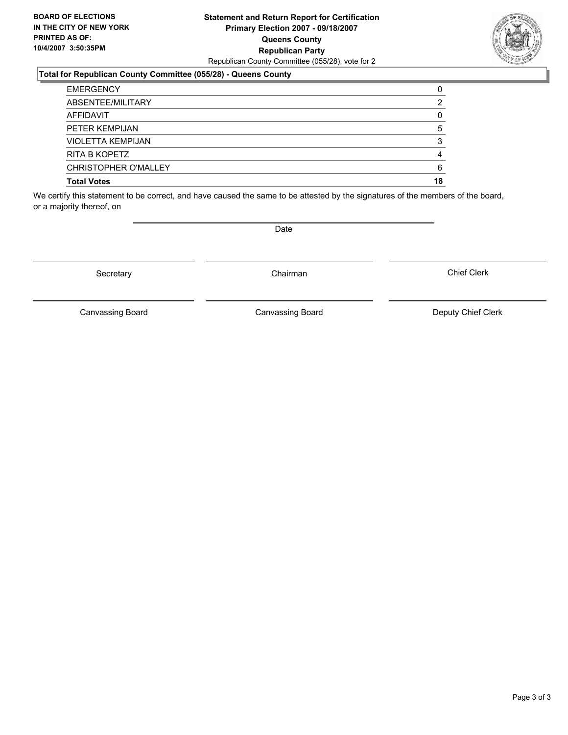**BOARD OF ELECTIONS IN THE CITY OF NEW YORK PRINTED AS OF: 10/4/2007 3:50:35PM**

**Statement and Return Report for Certification**
**Primary Election 2007 - 09/18/2007**
**Queens County**
**Republican Party**
Republican County Committee (055/28), vote for 2

**Total for Republican County Committee (055/28) - Queens County**

| | |
|---|---|
| EMERGENCY | 0 |
| ABSENTEE/MILITARY | 2 |
| AFFIDAVIT | 0 |
| PETER KEMPIJAN | 5 |
| VIOLETTA KEMPIJAN | 3 |
| RITA B KOPETZ | 4 |
| CHRISTOPHER O'MALLEY | 6 |
| **Total Votes** | **18** |

We certify this statement to be correct, and have caused the same to be attested by the signatures of the members of the board, or a majority thereof, on

Date

Secretary | Chairman | Chief Clerk

Canvassing Board | Canvassing Board | Deputy Chief Clerk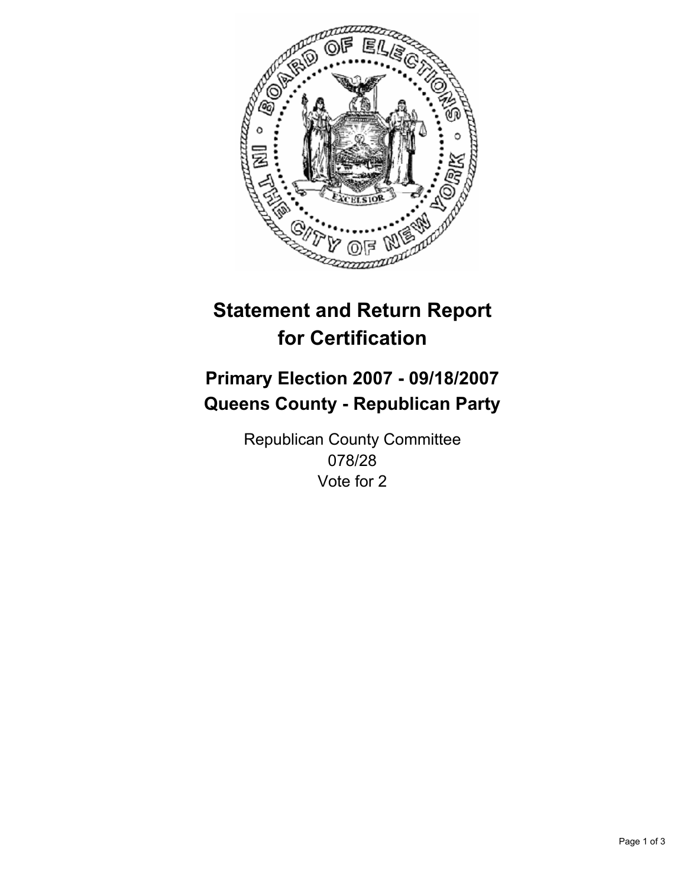# Statement and Return Report for Certification

## Primary Election 2007 - 09/18/2007
## Queens County - Republican Party

Republican County Committee
078/28
Vote for 2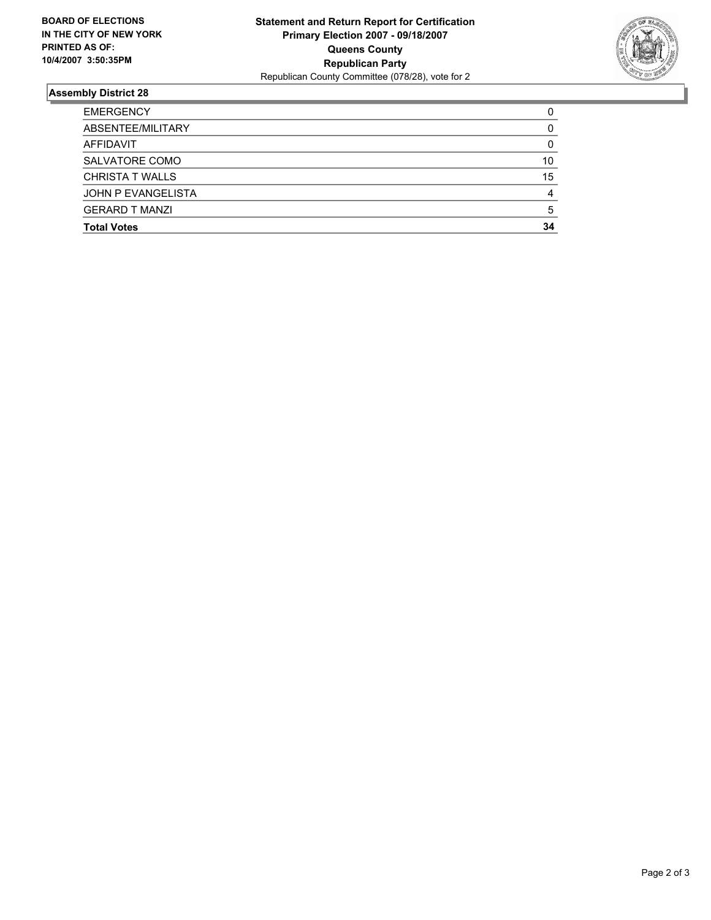**BOARD OF ELECTIONS IN THE CITY OF NEW YORK PRINTED AS OF: 10/4/2007 3:50:35PM**

**Statement and Return Report for Certification**
**Primary Election 2007 - 09/18/2007**
**Queens County**
**Republican Party**
Republican County Committee (078/28), vote for 2

### Assembly District 28

| | |
|---|---|
| EMERGENCY | 0 |
| ABSENTEE/MILITARY | 0 |
| AFFIDAVIT | 0 |
| SALVATORE COMO | 10 |
| CHRISTA T WALLS | 15 |
| JOHN P EVANGELISTA | 4 |
| GERARD T MANZI | 5 |
| **Total Votes** | **34** |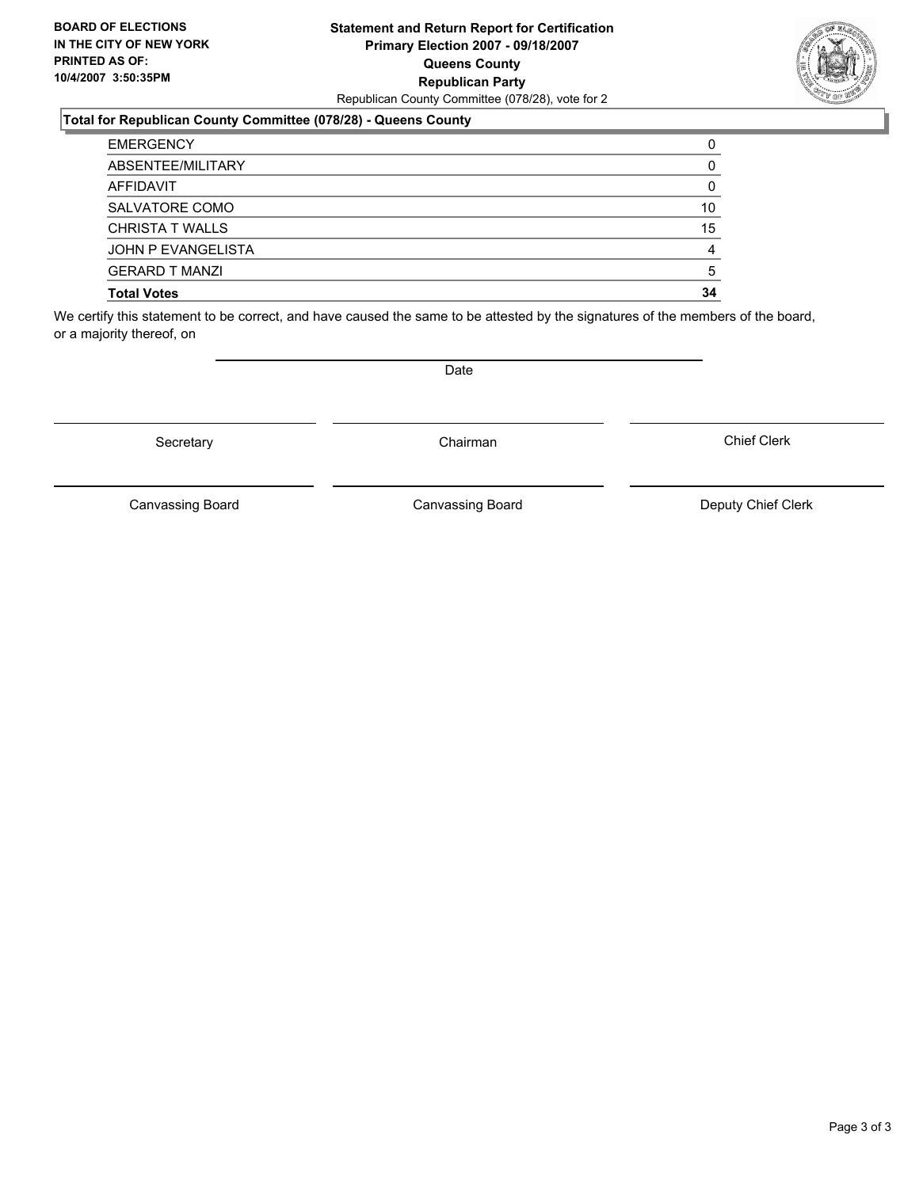**BOARD OF ELECTIONS IN THE CITY OF NEW YORK PRINTED AS OF: 10/4/2007 3:50:35PM**

**Statement and Return Report for Certification**
**Primary Election 2007 - 09/18/2007**
**Queens County**
**Republican Party**
Republican County Committee (078/28), vote for 2

**Total for Republican County Committee (078/28) - Queens County**

| | |
|---|---|
| EMERGENCY | 0 |
| ABSENTEE/MILITARY | 0 |
| AFFIDAVIT | 0 |
| SALVATORE COMO | 10 |
| CHRISTA T WALLS | 15 |
| JOHN P EVANGELISTA | 4 |
| GERARD T MANZI | 5 |
| **Total Votes** | **34** |

We certify this statement to be correct, and have caused the same to be attested by the signatures of the members of the board, or a majority thereof, on

Date

Secretary

Chairman

Chief Clerk

Canvassing Board

Canvassing Board

Deputy Chief Clerk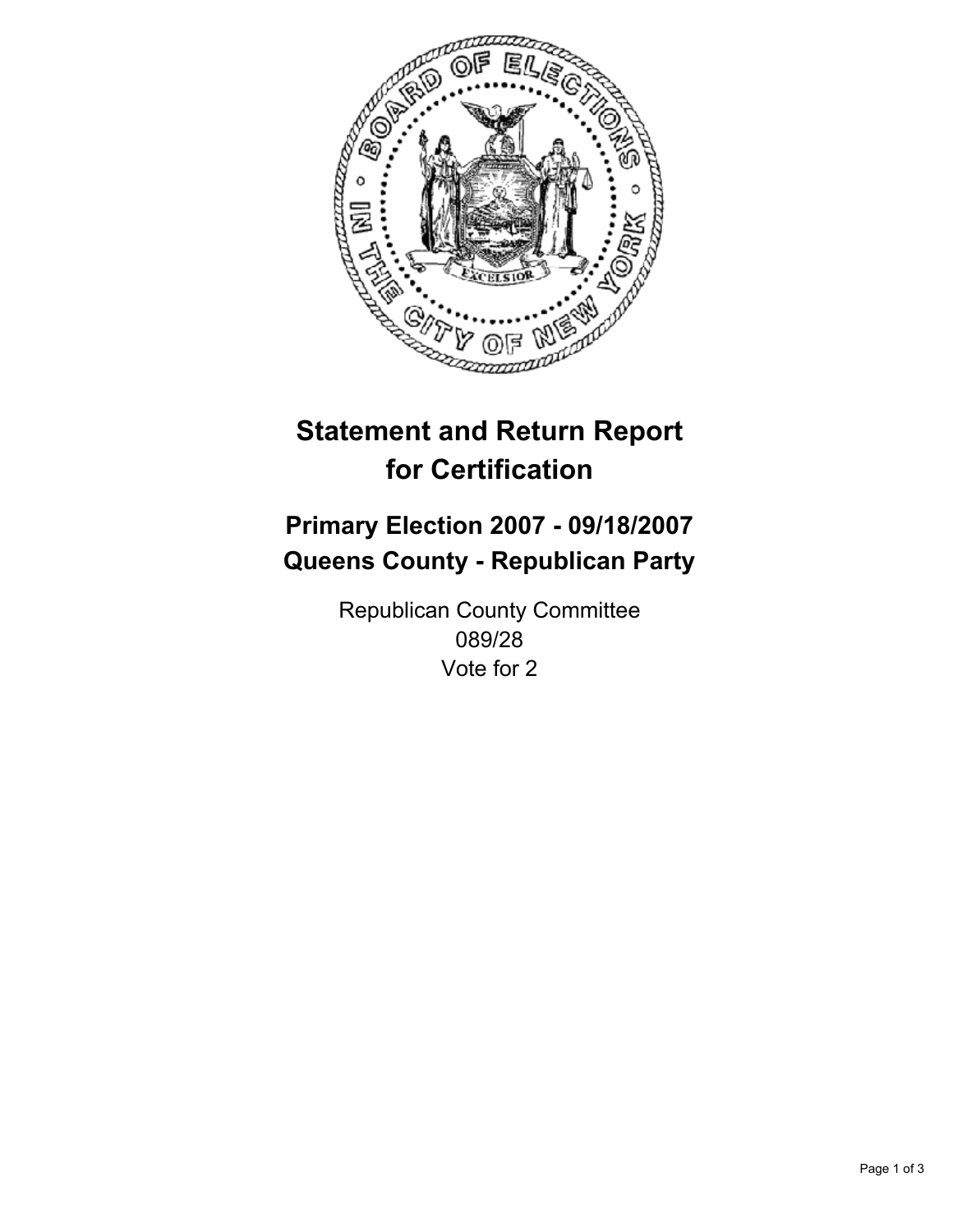# Statement and Return Report for Certification

## Primary Election 2007 - 09/18/2007
## Queens County - Republican Party

Republican County Committee
089/28
Vote for 2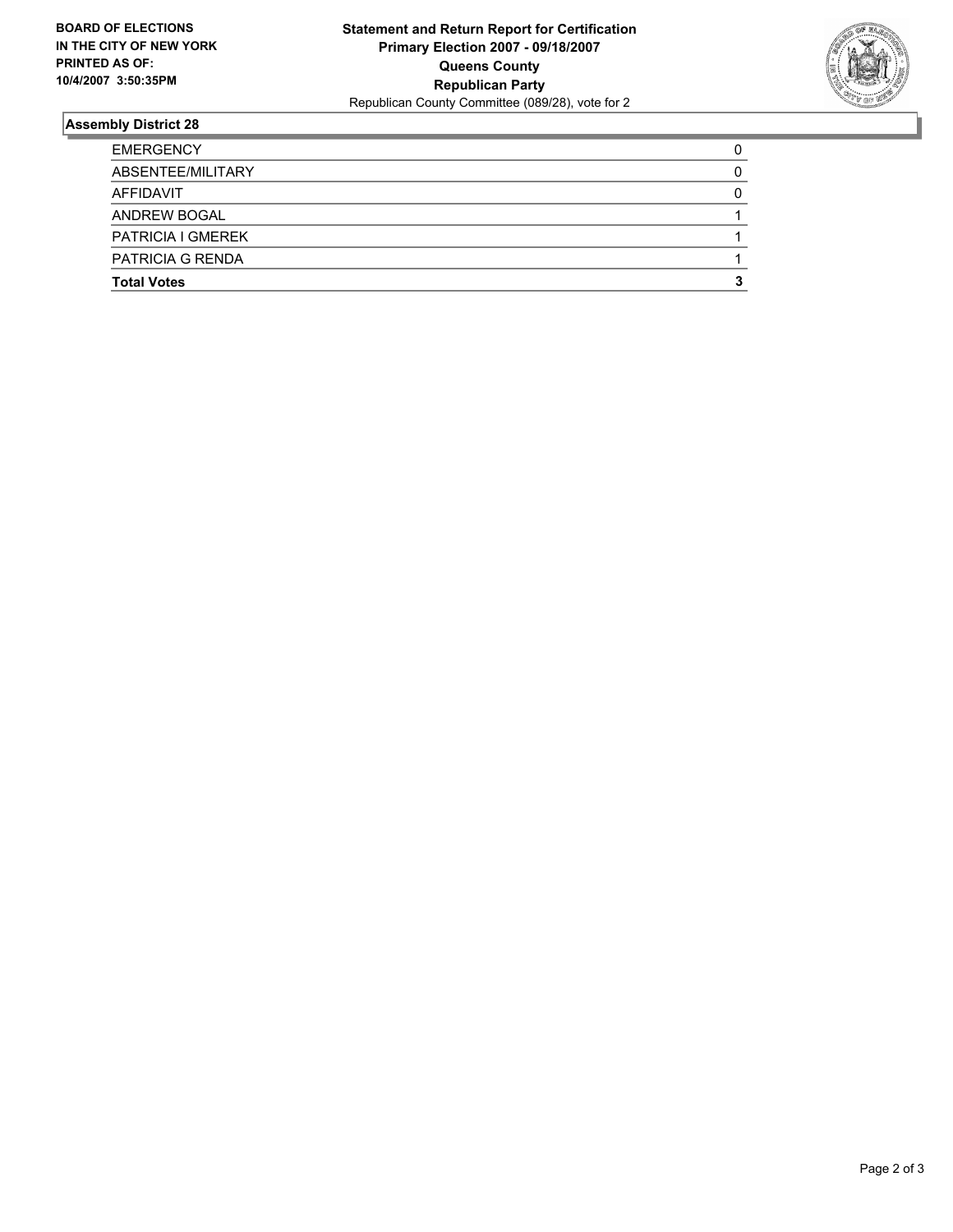**BOARD OF ELECTIONS IN THE CITY OF NEW YORK PRINTED AS OF: 10/4/2007 3:50:35PM**

**Statement and Return Report for Certification**
**Primary Election 2007 - 09/18/2007**
**Queens County**
**Republican Party**
Republican County Committee (089/28), vote for 2

## Assembly District 28

| | |
|---|---|
| EMERGENCY | 0 |
| ABSENTEE/MILITARY | 0 |
| AFFIDAVIT | 0 |
| ANDREW BOGAL | 1 |
| PATRICIA I GMEREK | 1 |
| PATRICIA G RENDA | 1 |
| **Total Votes** | **3** |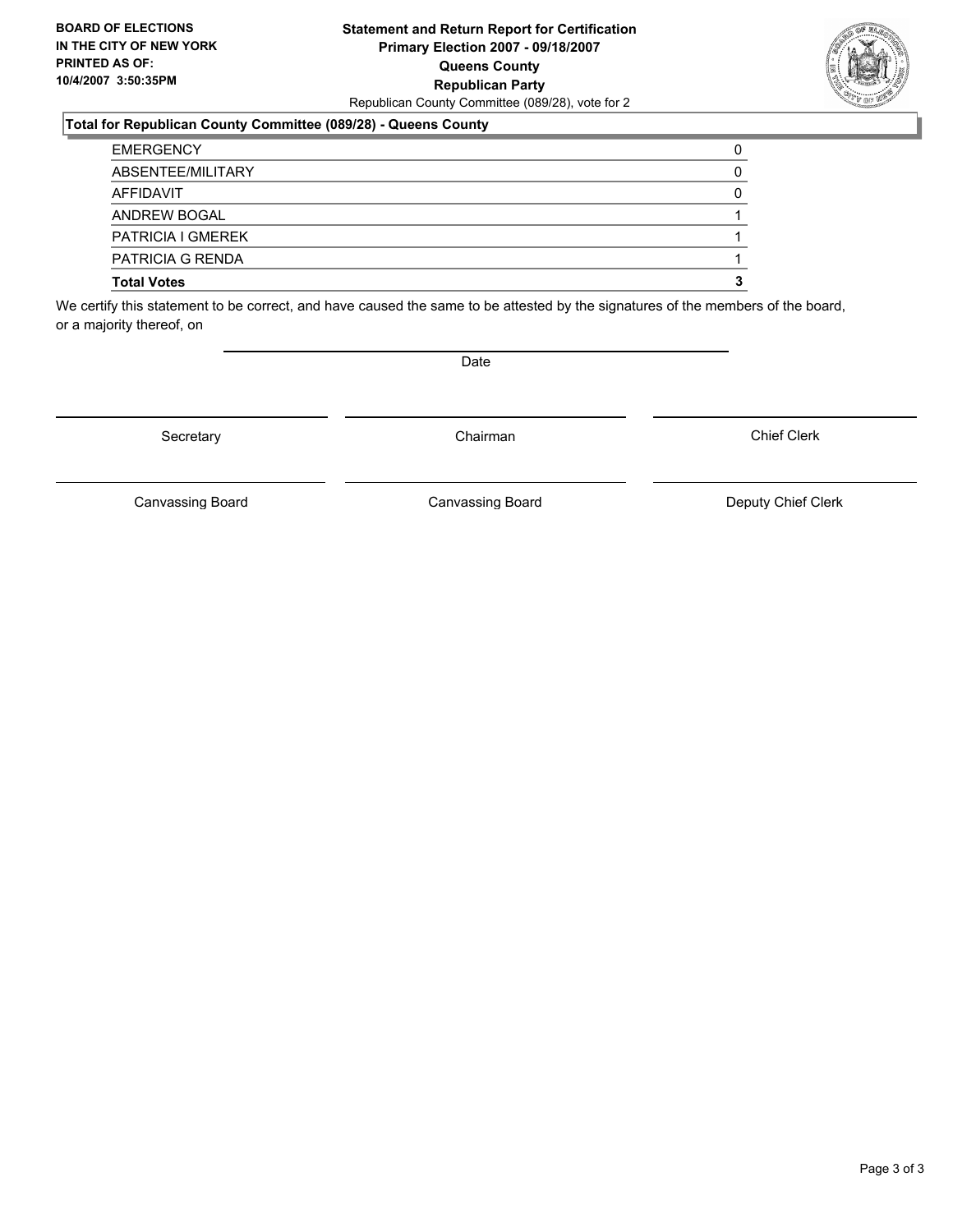**BOARD OF ELECTIONS IN THE CITY OF NEW YORK PRINTED AS OF: 10/4/2007 3:50:35PM**

**Statement and Return Report for Certification**
**Primary Election 2007 - 09/18/2007**
**Queens County**
**Republican Party**
Republican County Committee (089/28), vote for 2

### Total for Republican County Committee (089/28) - Queens County

| | |
|---|---|
| EMERGENCY | 0 |
| ABSENTEE/MILITARY | 0 |
| AFFIDAVIT | 0 |
| ANDREW BOGAL | 1 |
| PATRICIA I GMEREK | 1 |
| PATRICIA G RENDA | 1 |
| **Total Votes** | **3** |

We certify this statement to be correct, and have caused the same to be attested by the signatures of the members of the board, or a majority thereof, on

Date

Secretary | Chairman | Chief Clerk

Canvassing Board | Canvassing Board | Deputy Chief Clerk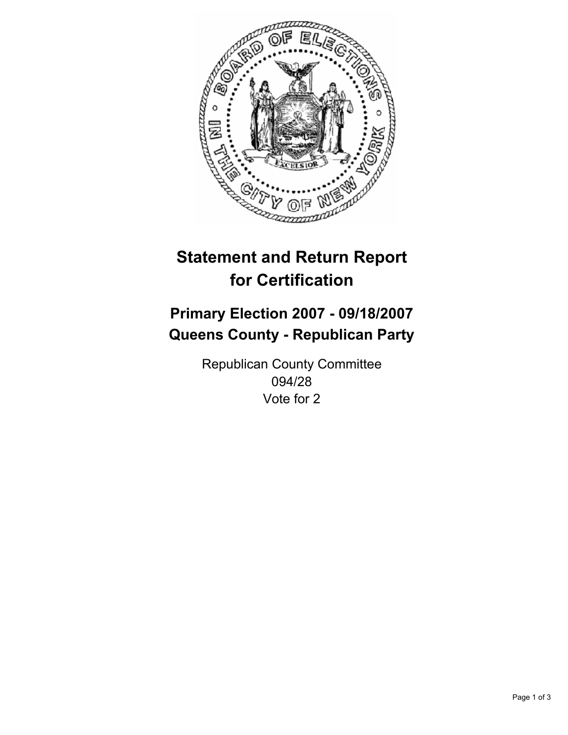# Statement and Return Report for Certification

## Primary Election 2007 - 09/18/2007
## Queens County - Republican Party

Republican County Committee
094/28
Vote for 2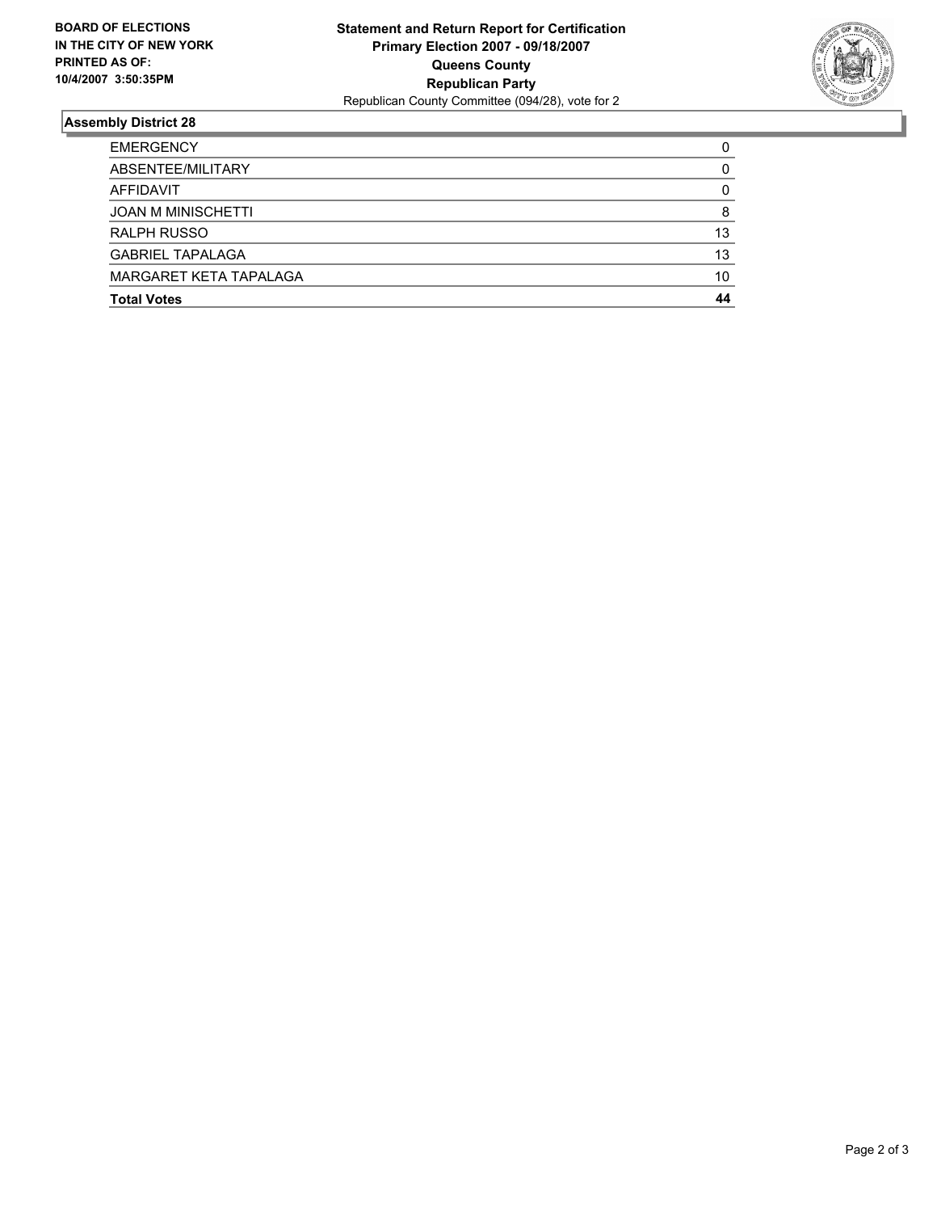**BOARD OF ELECTIONS IN THE CITY OF NEW YORK PRINTED AS OF: 10/4/2007 3:50:35PM**

**Statement and Return Report for Certification**
**Primary Election 2007 - 09/18/2007**
**Queens County**
**Republican Party**
Republican County Committee (094/28), vote for 2

## Assembly District 28

| | |
|---|---|
| EMERGENCY | 0 |
| ABSENTEE/MILITARY | 0 |
| AFFIDAVIT | 0 |
| JOAN M MINISCHETTI | 8 |
| RALPH RUSSO | 13 |
| GABRIEL TAPALAGA | 13 |
| MARGARET KETA TAPALAGA | 10 |
| **Total Votes** | **44** |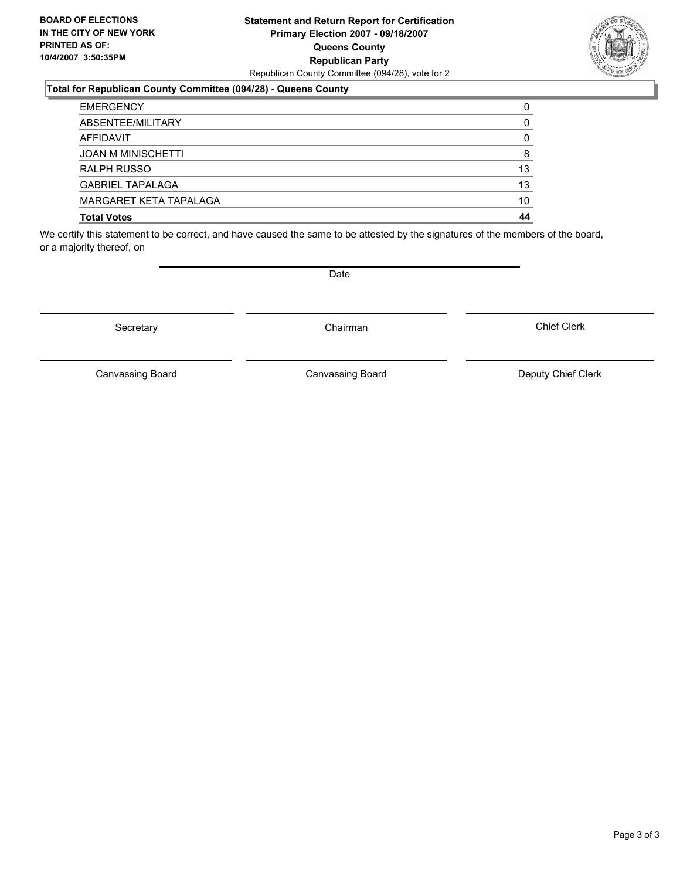**BOARD OF ELECTIONS IN THE CITY OF NEW YORK PRINTED AS OF: 10/4/2007 3:50:35PM**

**Statement and Return Report for Certification**
**Primary Election 2007 - 09/18/2007**
**Queens County**
**Republican Party**
Republican County Committee (094/28), vote for 2

**Total for Republican County Committee (094/28) - Queens County**

| | |
|---|---|
| EMERGENCY | 0 |
| ABSENTEE/MILITARY | 0 |
| AFFIDAVIT | 0 |
| JOAN M MINISCHETTI | 8 |
| RALPH RUSSO | 13 |
| GABRIEL TAPALAGA | 13 |
| MARGARET KETA TAPALAGA | 10 |
| **Total Votes** | **44** |

We certify this statement to be correct, and have caused the same to be attested by the signatures of the members of the board, or a majority thereof, on

Date

Secretary — Chairman — Chief Clerk

Canvassing Board — Canvassing Board — Deputy Chief Clerk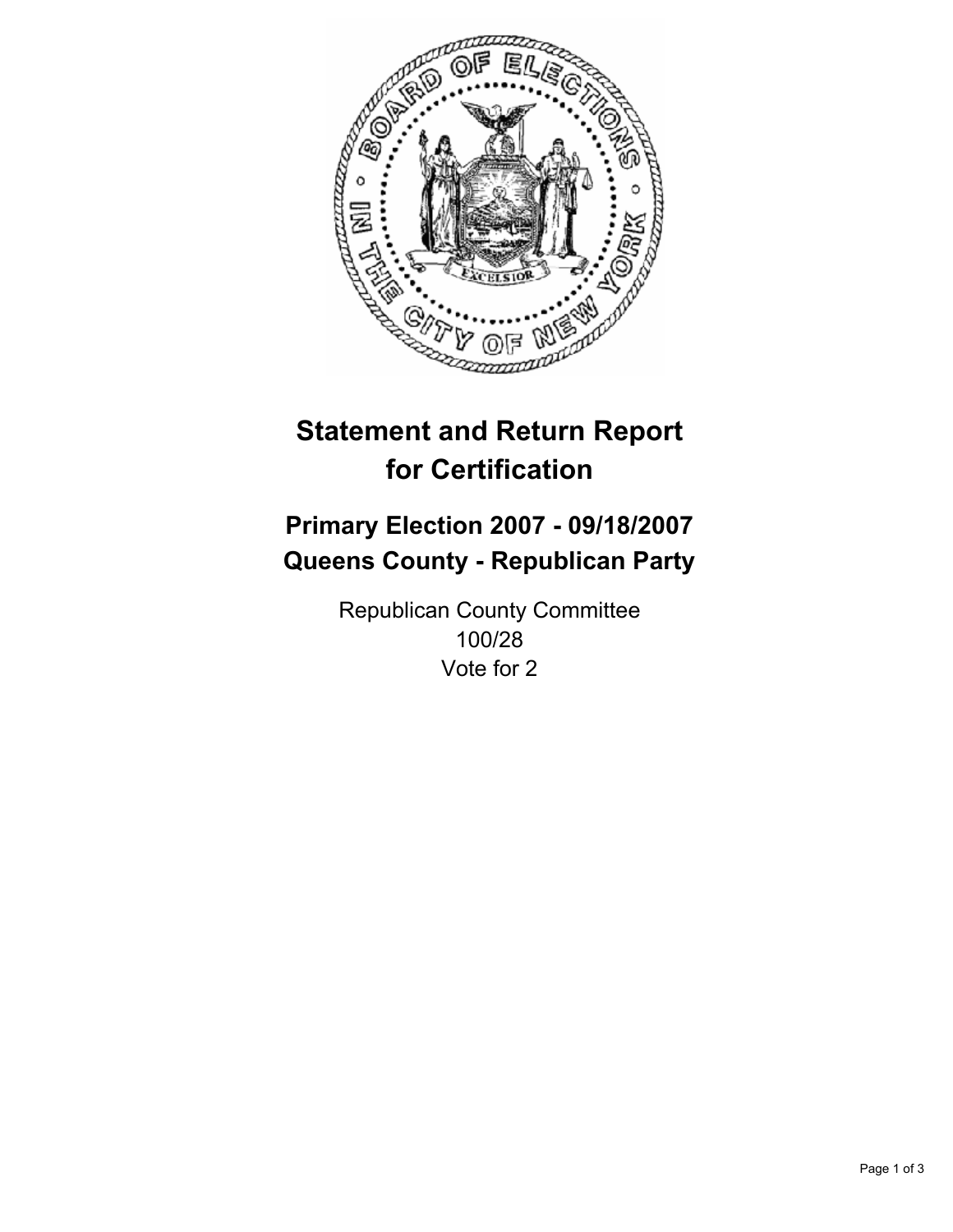# Statement and Return Report for Certification

## Primary Election 2007 - 09/18/2007
## Queens County - Republican Party

Republican County Committee
100/28
Vote for 2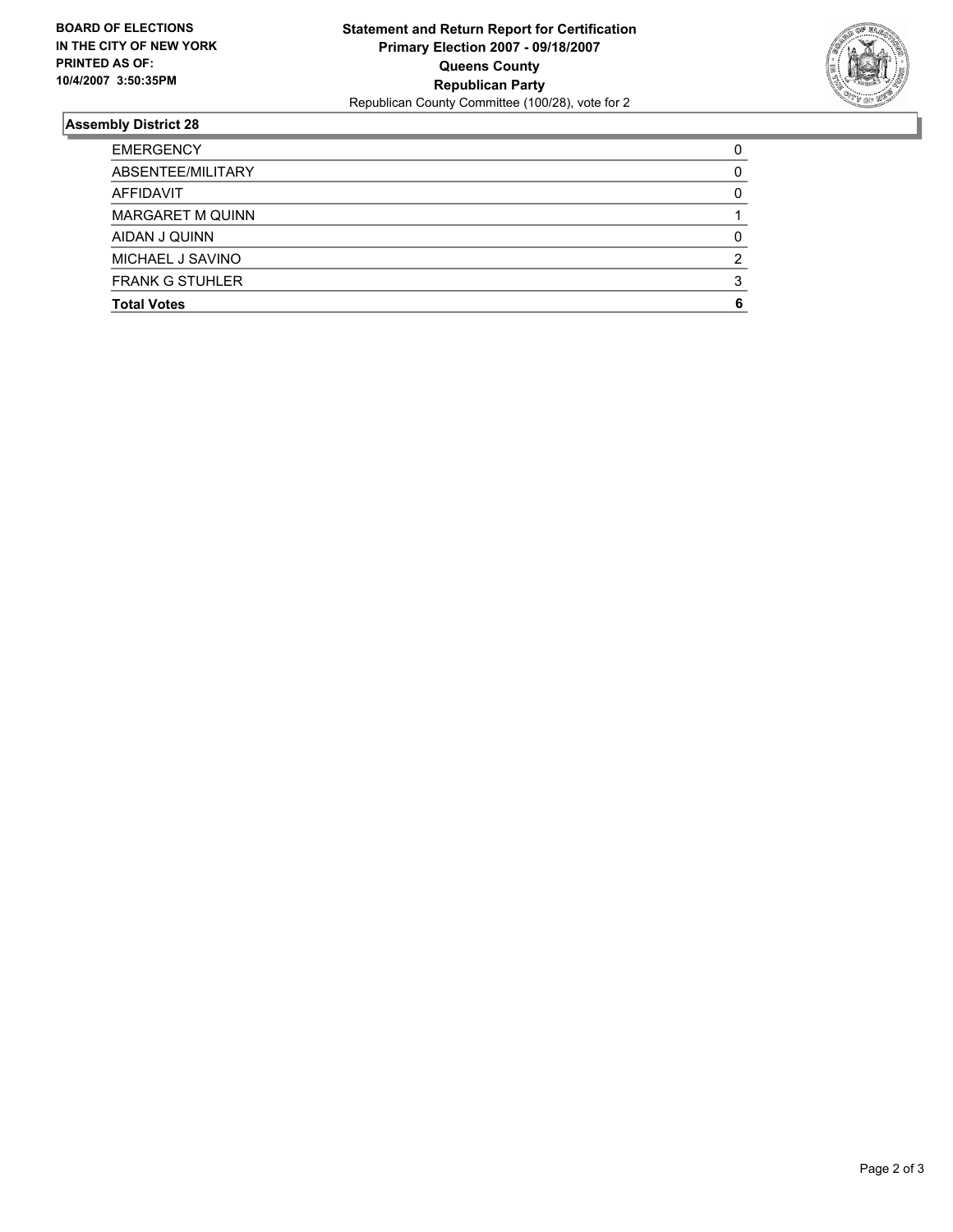**BOARD OF ELECTIONS IN THE CITY OF NEW YORK PRINTED AS OF: 10/4/2007 3:50:35PM**

**Statement and Return Report for Certification**
**Primary Election 2007 - 09/18/2007**
**Queens County**
**Republican Party**
Republican County Committee (100/28), vote for 2

## Assembly District 28

| | |
|---|---|
| EMERGENCY | 0 |
| ABSENTEE/MILITARY | 0 |
| AFFIDAVIT | 0 |
| MARGARET M QUINN | 1 |
| AIDAN J QUINN | 0 |
| MICHAEL J SAVINO | 2 |
| FRANK G STUHLER | 3 |
| **Total Votes** | **6** |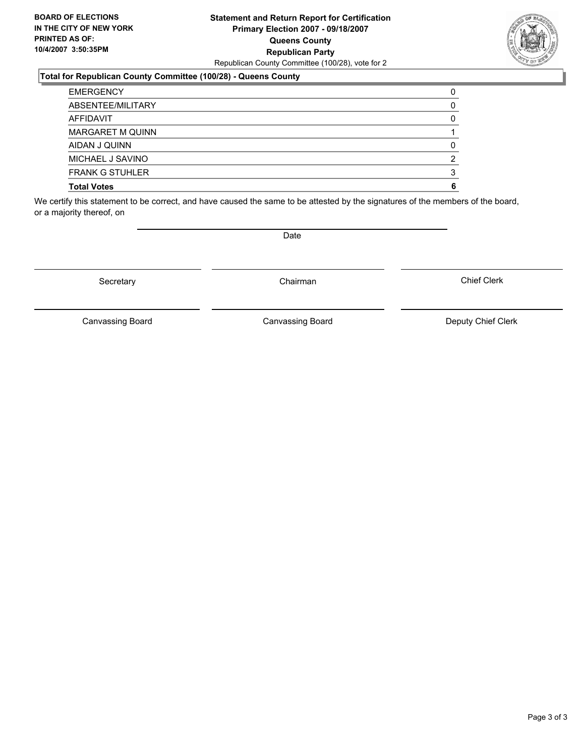**BOARD OF ELECTIONS IN THE CITY OF NEW YORK PRINTED AS OF: 10/4/2007 3:50:35PM**

**Statement and Return Report for Certification**
**Primary Election 2007 - 09/18/2007**
**Queens County**
**Republican Party**
Republican County Committee (100/28), vote for 2

### Total for Republican County Committee (100/28) - Queens County

| | |
|---|---|
| EMERGENCY | 0 |
| ABSENTEE/MILITARY | 0 |
| AFFIDAVIT | 0 |
| MARGARET M QUINN | 1 |
| AIDAN J QUINN | 0 |
| MICHAEL J SAVINO | 2 |
| FRANK G STUHLER | 3 |
| **Total Votes** | **6** |

We certify this statement to be correct, and have caused the same to be attested by the signatures of the members of the board, or a majority thereof, on

Date

| | | |
|---|---|---|
| Secretary | Chairman | Chief Clerk |
| Canvassing Board | Canvassing Board | Deputy Chief Clerk |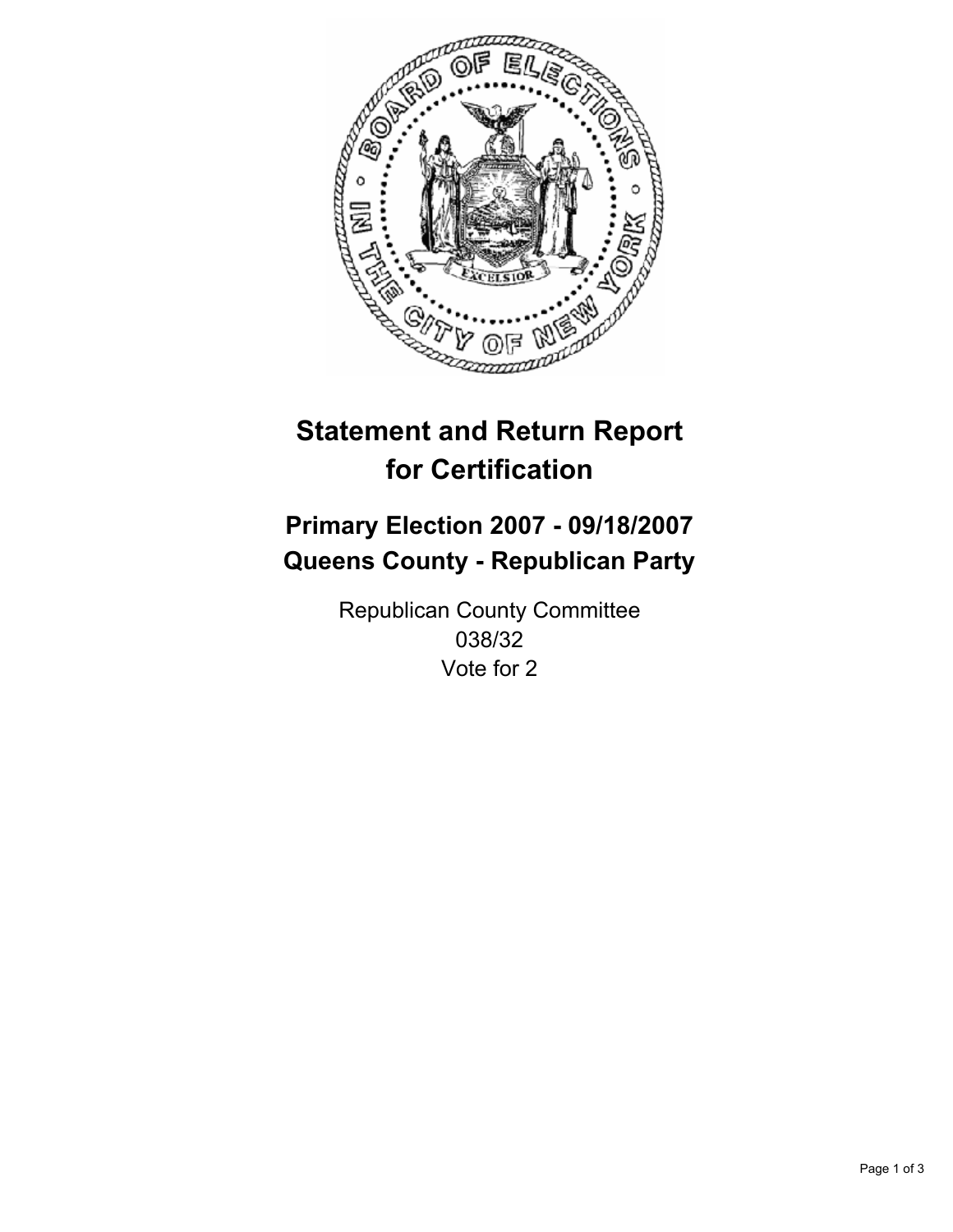# Statement and Return Report for Certification

## Primary Election 2007 - 09/18/2007
## Queens County - Republican Party

Republican County Committee
038/32
Vote for 2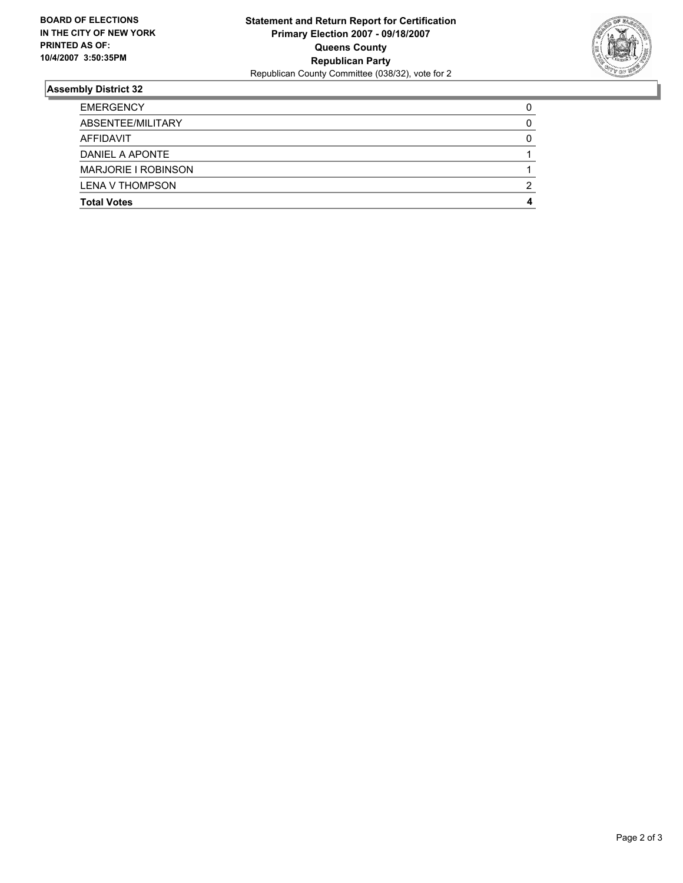**BOARD OF ELECTIONS IN THE CITY OF NEW YORK PRINTED AS OF: 10/4/2007 3:50:35PM**

**Statement and Return Report for Certification**
**Primary Election 2007 - 09/18/2007**
**Queens County**
**Republican Party**
Republican County Committee (038/32), vote for 2

## Assembly District 32

| | |
|---|---|
| EMERGENCY | 0 |
| ABSENTEE/MILITARY | 0 |
| AFFIDAVIT | 0 |
| DANIEL A APONTE | 1 |
| MARJORIE I ROBINSON | 1 |
| LENA V THOMPSON | 2 |
| **Total Votes** | **4** |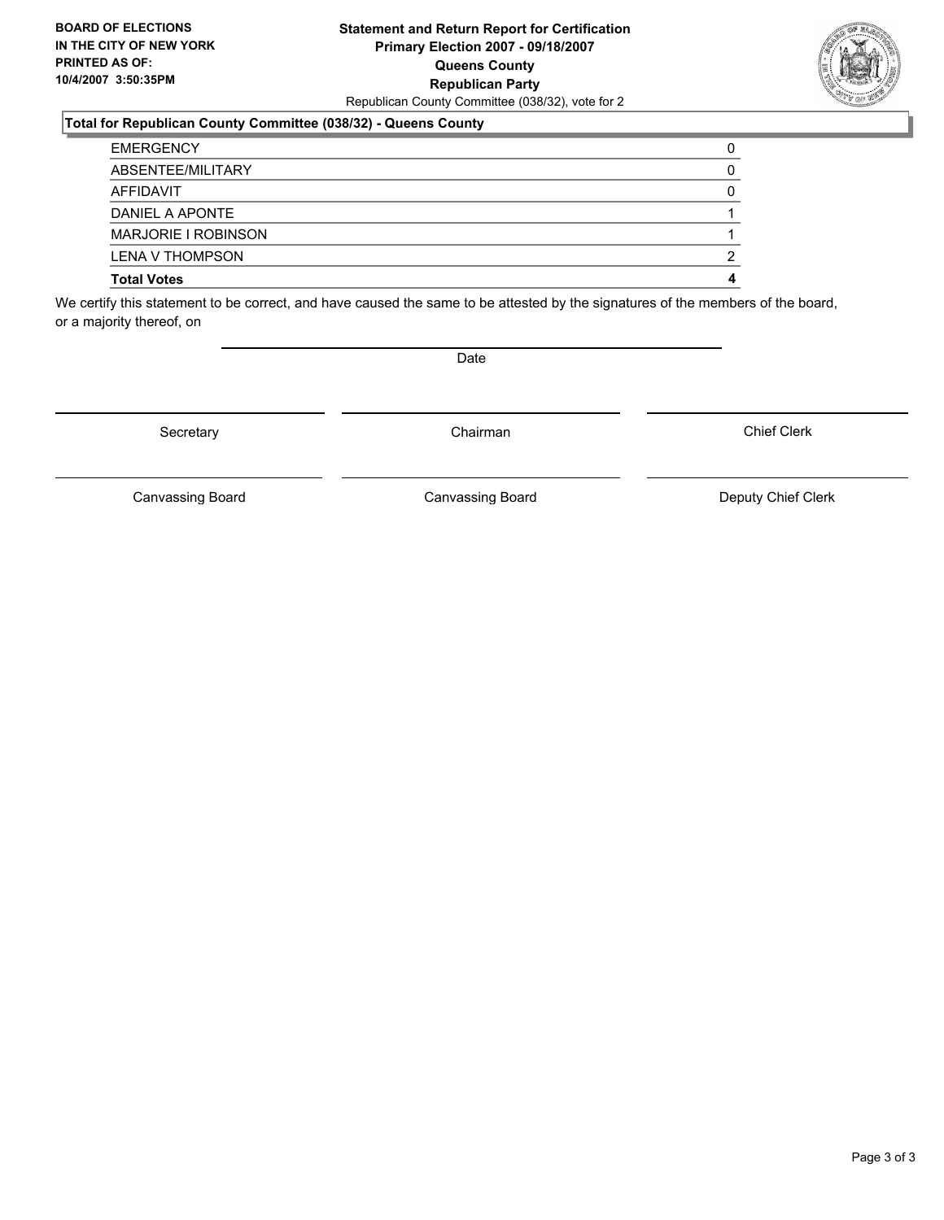**BOARD OF ELECTIONS IN THE CITY OF NEW YORK PRINTED AS OF: 10/4/2007 3:50:35PM**

**Statement and Return Report for Certification Primary Election 2007 - 09/18/2007 Queens County Republican Party**

Republican County Committee (038/32), vote for 2

## Total for Republican County Committee (038/32) - Queens County

| | |
|---|---|
| EMERGENCY | 0 |
| ABSENTEE/MILITARY | 0 |
| AFFIDAVIT | 0 |
| DANIEL A APONTE | 1 |
| MARJORIE I ROBINSON | 1 |
| LENA V THOMPSON | 2 |
| **Total Votes** | **4** |

We certify this statement to be correct, and have caused the same to be attested by the signatures of the members of the board, or a majority thereof, on

Date

Secretary | Chairman | Chief Clerk

Canvassing Board | Canvassing Board | Deputy Chief Clerk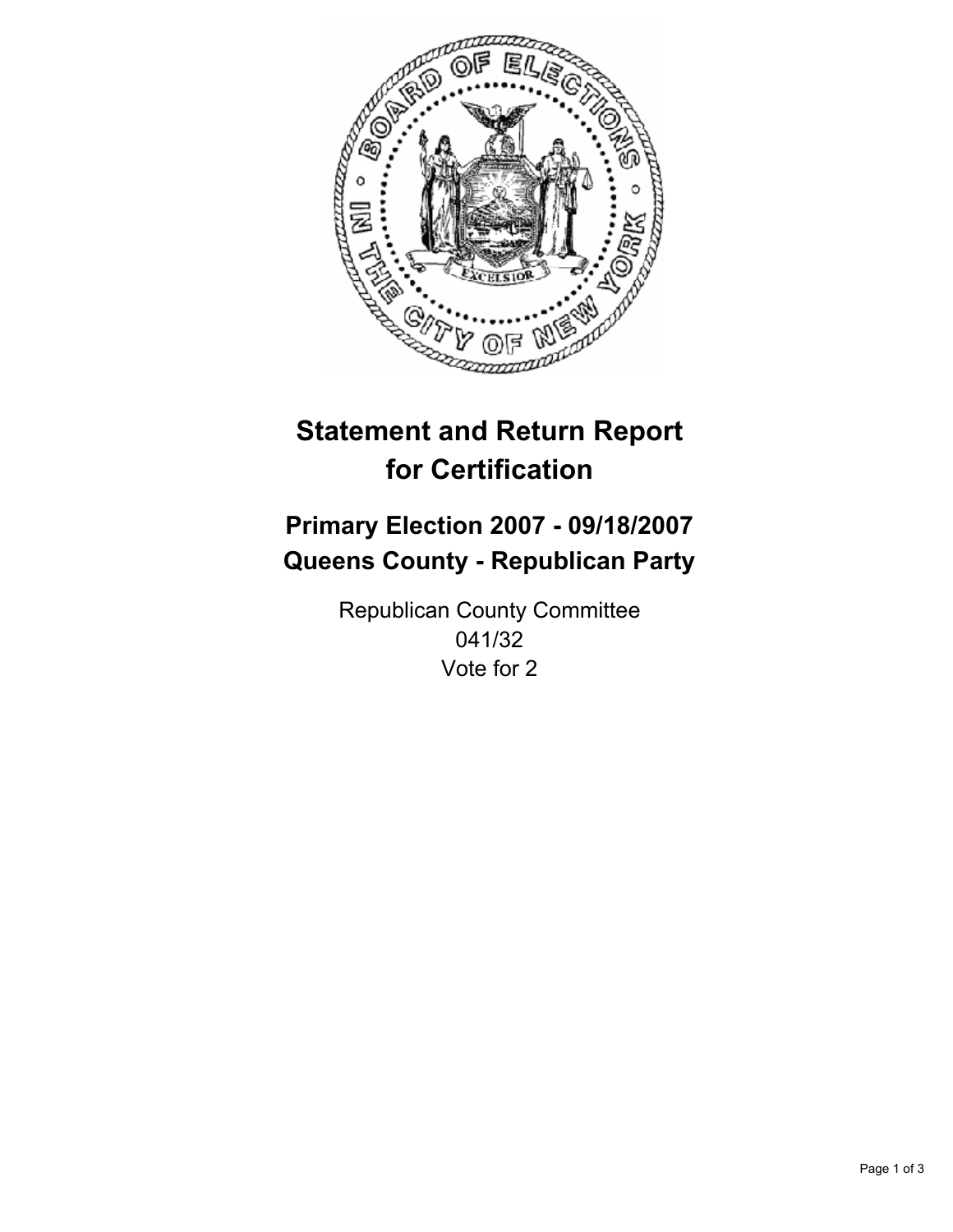# Statement and Return Report for Certification

## Primary Election 2007 - 09/18/2007
## Queens County - Republican Party

Republican County Committee
041/32
Vote for 2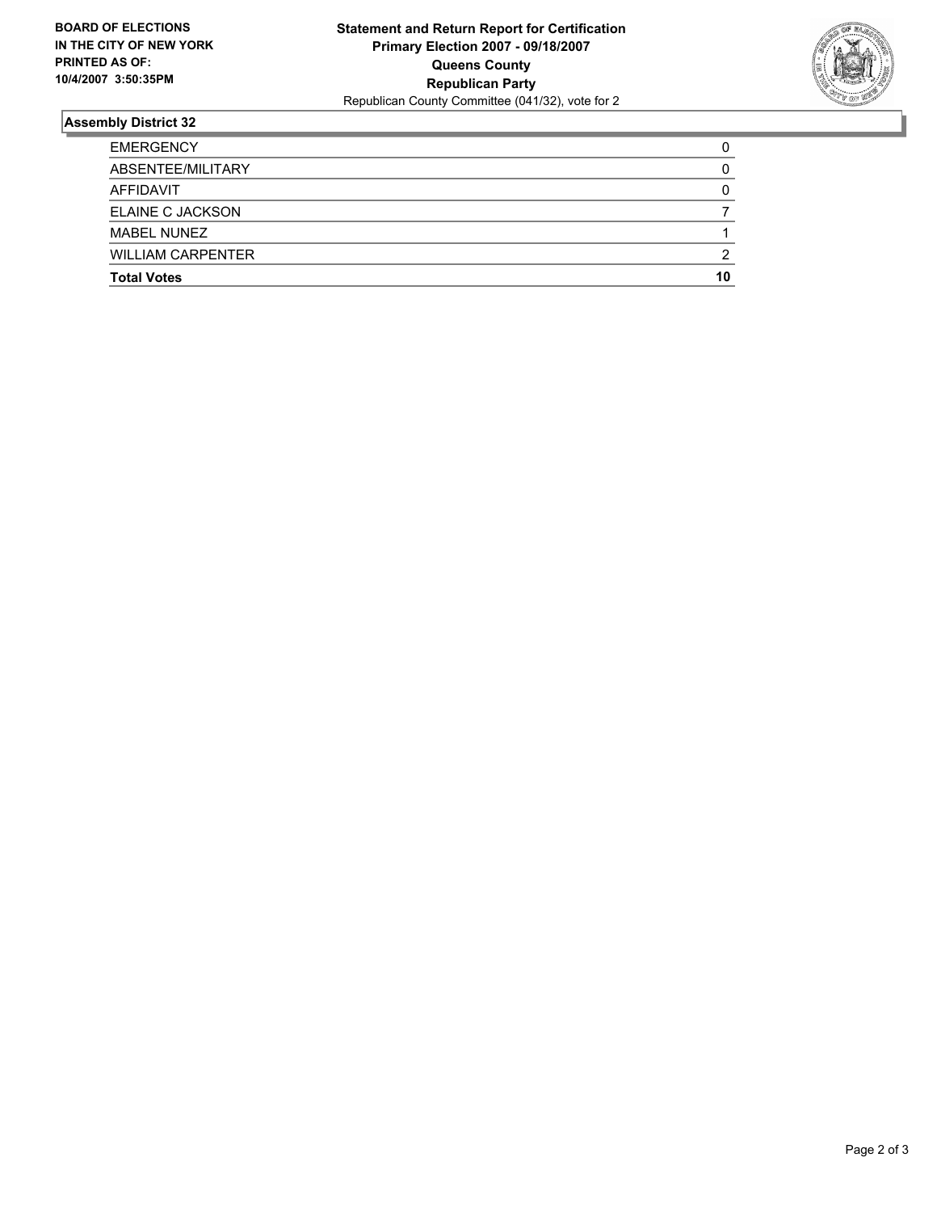**BOARD OF ELECTIONS IN THE CITY OF NEW YORK PRINTED AS OF: 10/4/2007 3:50:35PM**

**Statement and Return Report for Certification**
**Primary Election 2007 - 09/18/2007**
**Queens County**
**Republican Party**
Republican County Committee (041/32), vote for 2

## Assembly District 32

| | |
|---|---|
| EMERGENCY | 0 |
| ABSENTEE/MILITARY | 0 |
| AFFIDAVIT | 0 |
| ELAINE C JACKSON | 7 |
| MABEL NUNEZ | 1 |
| WILLIAM CARPENTER | 2 |
| **Total Votes** | **10** |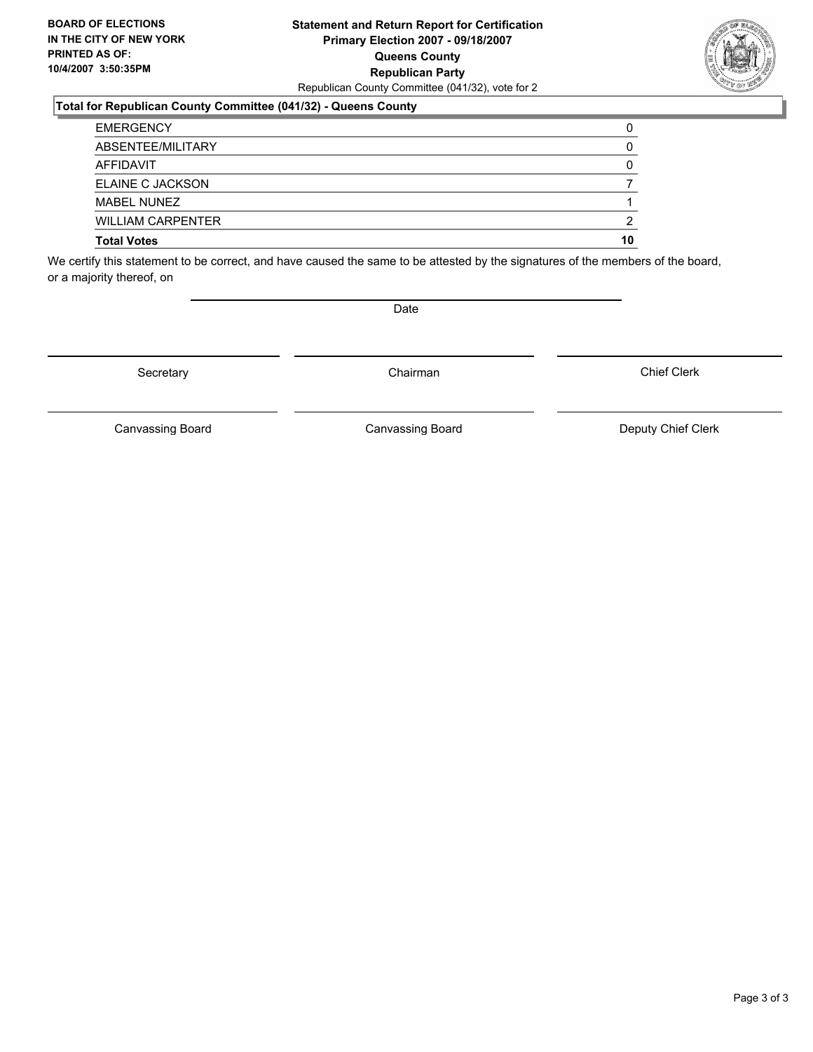**BOARD OF ELECTIONS IN THE CITY OF NEW YORK PRINTED AS OF: 10/4/2007 3:50:35PM**

**Statement and Return Report for Certification**
**Primary Election 2007 - 09/18/2007**
**Queens County**
**Republican Party**
Republican County Committee (041/32), vote for 2

### Total for Republican County Committee (041/32) - Queens County

| | |
|---|---|
| EMERGENCY | 0 |
| ABSENTEE/MILITARY | 0 |
| AFFIDAVIT | 0 |
| ELAINE C JACKSON | 7 |
| MABEL NUNEZ | 1 |
| WILLIAM CARPENTER | 2 |
| **Total Votes** | **10** |

We certify this statement to be correct, and have caused the same to be attested by the signatures of the members of the board, or a majority thereof, on

Date

Secretary | Chairman | Chief Clerk

Canvassing Board | Canvassing Board | Deputy Chief Clerk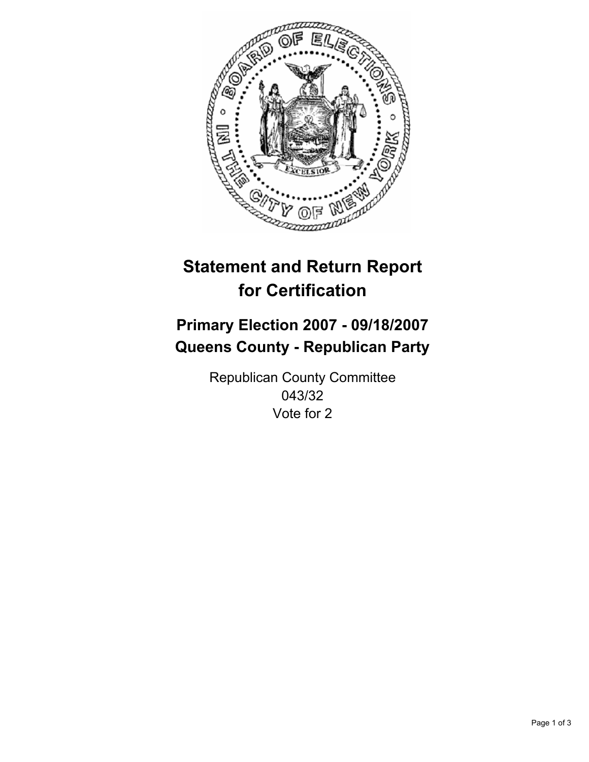# Statement and Return Report for Certification

## Primary Election 2007 - 09/18/2007
## Queens County - Republican Party

Republican County Committee
043/32
Vote for 2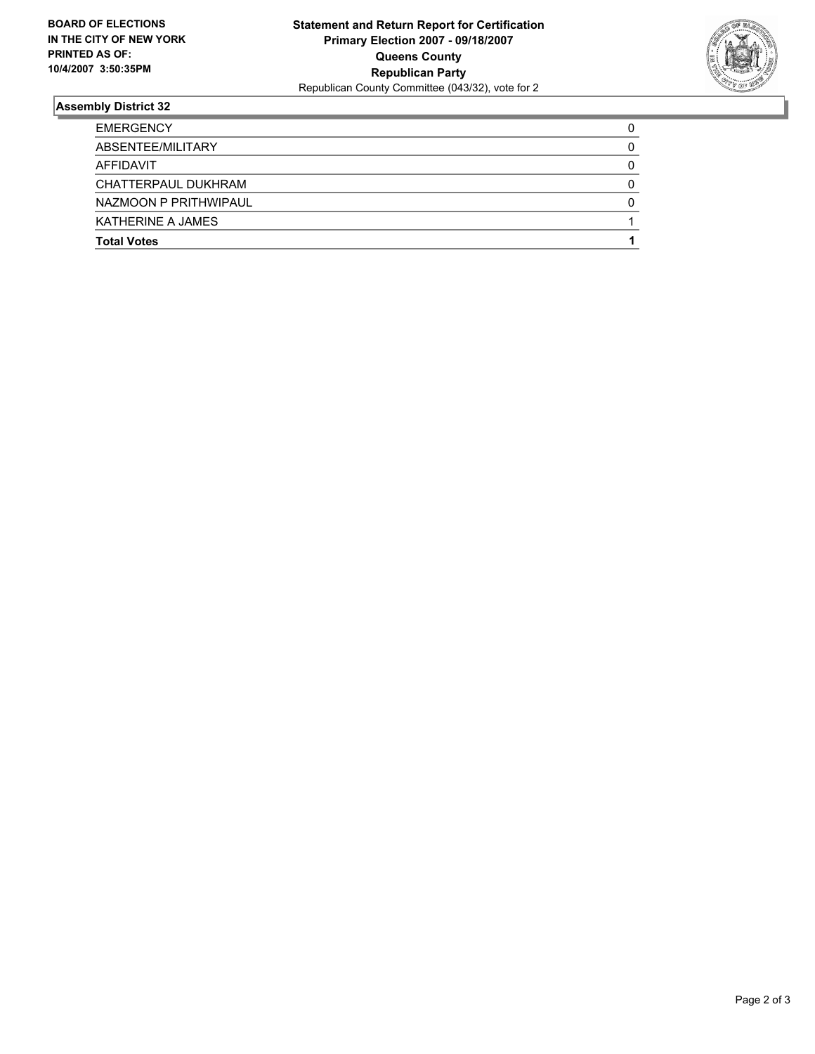**BOARD OF ELECTIONS IN THE CITY OF NEW YORK PRINTED AS OF: 10/4/2007 3:50:35PM**

**Statement and Return Report for Certification**
**Primary Election 2007 - 09/18/2007**
**Queens County**
**Republican Party**
Republican County Committee (043/32), vote for 2

## Assembly District 32

| | |
|---|---|
| EMERGENCY | 0 |
| ABSENTEE/MILITARY | 0 |
| AFFIDAVIT | 0 |
| CHATTERPAUL DUKHRAM | 0 |
| NAZMOON P PRITHWIPAUL | 0 |
| KATHERINE A JAMES | 1 |
| **Total Votes** | **1** |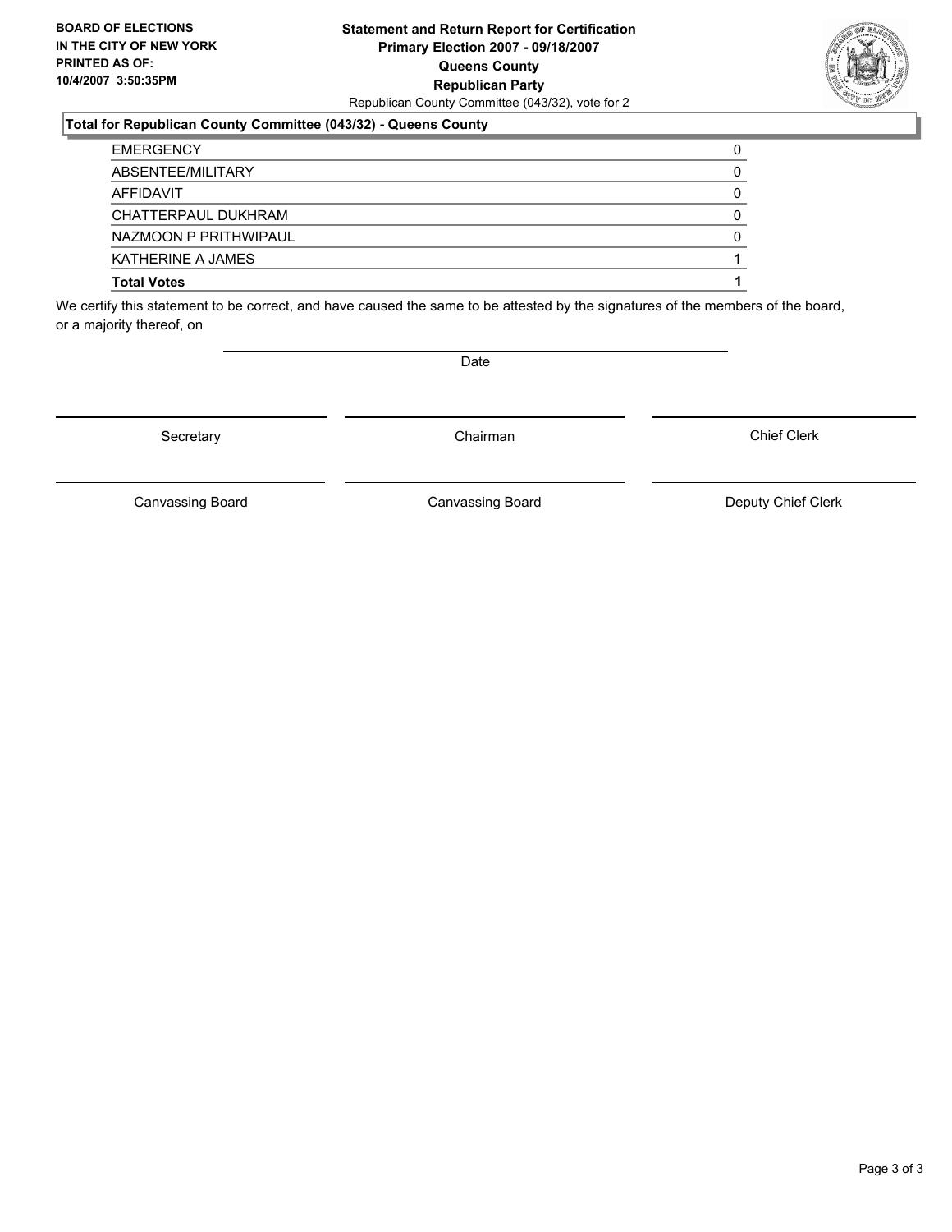**BOARD OF ELECTIONS IN THE CITY OF NEW YORK PRINTED AS OF: 10/4/2007 3:50:35PM**

**Statement and Return Report for Certification**
**Primary Election 2007 - 09/18/2007**
**Queens County**
**Republican Party**
Republican County Committee (043/32), vote for 2

### Total for Republican County Committee (043/32) - Queens County

| | |
|---|---|
| EMERGENCY | 0 |
| ABSENTEE/MILITARY | 0 |
| AFFIDAVIT | 0 |
| CHATTERPAUL DUKHRAM | 0 |
| NAZMOON P PRITHWIPAUL | 0 |
| KATHERINE A JAMES | 1 |
| **Total Votes** | **1** |

We certify this statement to be correct, and have caused the same to be attested by the signatures of the members of the board, or a majority thereof, on

Date

Secretary | Chairman | Chief Clerk

Canvassing Board | Canvassing Board | Deputy Chief Clerk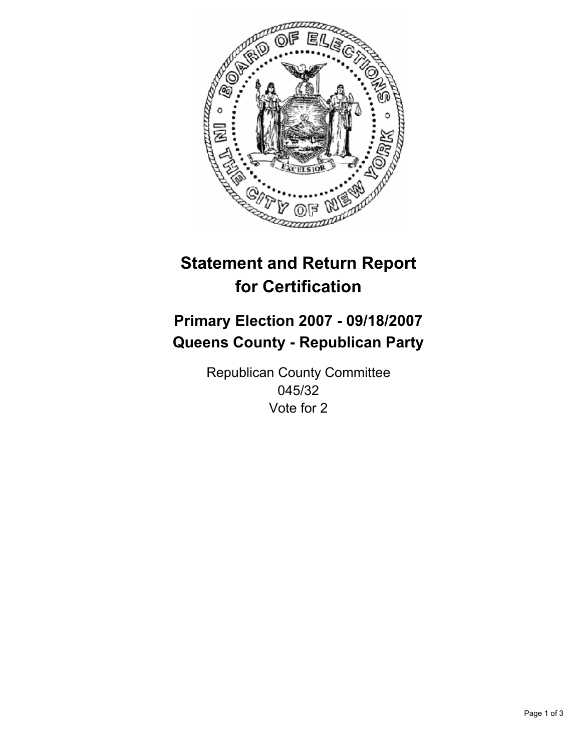# Statement and Return Report for Certification

## Primary Election 2007 - 09/18/2007
## Queens County - Republican Party

Republican County Committee
045/32
Vote for 2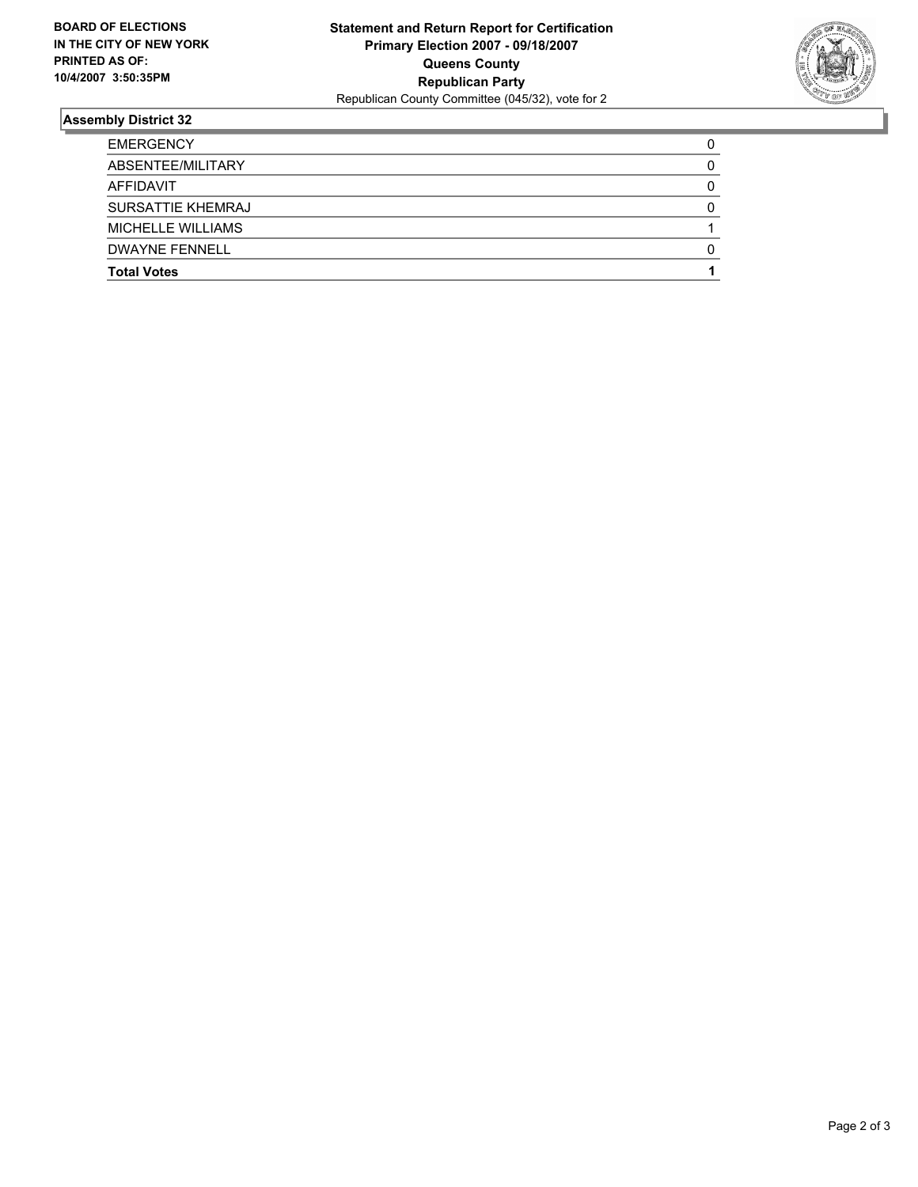**BOARD OF ELECTIONS IN THE CITY OF NEW YORK PRINTED AS OF: 10/4/2007 3:50:35PM**

**Statement and Return Report for Certification**
**Primary Election 2007 - 09/18/2007**
**Queens County**
**Republican Party**
Republican County Committee (045/32), vote for 2

### Assembly District 32

| | |
|---|---|
| EMERGENCY | 0 |
| ABSENTEE/MILITARY | 0 |
| AFFIDAVIT | 0 |
| SURSATTIE KHEMRAJ | 0 |
| MICHELLE WILLIAMS | 1 |
| DWAYNE FENNELL | 0 |
| **Total Votes** | **1** |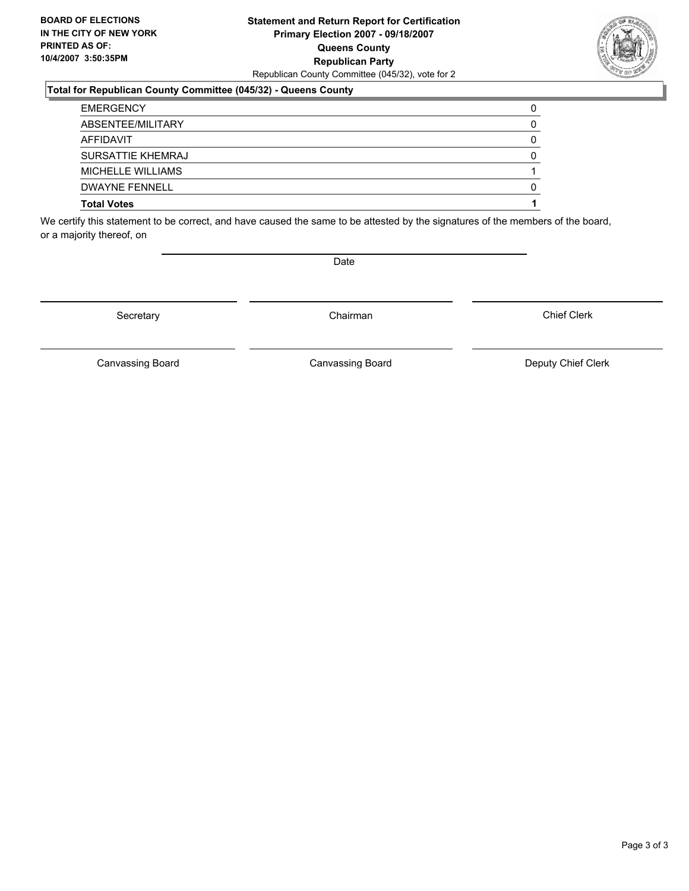**BOARD OF ELECTIONS IN THE CITY OF NEW YORK PRINTED AS OF: 10/4/2007 3:50:35PM**

**Statement and Return Report for Certification**
**Primary Election 2007 - 09/18/2007**
**Queens County**
**Republican Party**
Republican County Committee (045/32), vote for 2

### Total for Republican County Committee (045/32) - Queens County

| | |
|---|---|
| EMERGENCY | 0 |
| ABSENTEE/MILITARY | 0 |
| AFFIDAVIT | 0 |
| SURSATTIE KHEMRAJ | 0 |
| MICHELLE WILLIAMS | 1 |
| DWAYNE FENNELL | 0 |
| **Total Votes** | **1** |

We certify this statement to be correct, and have caused the same to be attested by the signatures of the members of the board, or a majority thereof, on

Date

Secretary | Chairman | Chief Clerk

Canvassing Board | Canvassing Board | Deputy Chief Clerk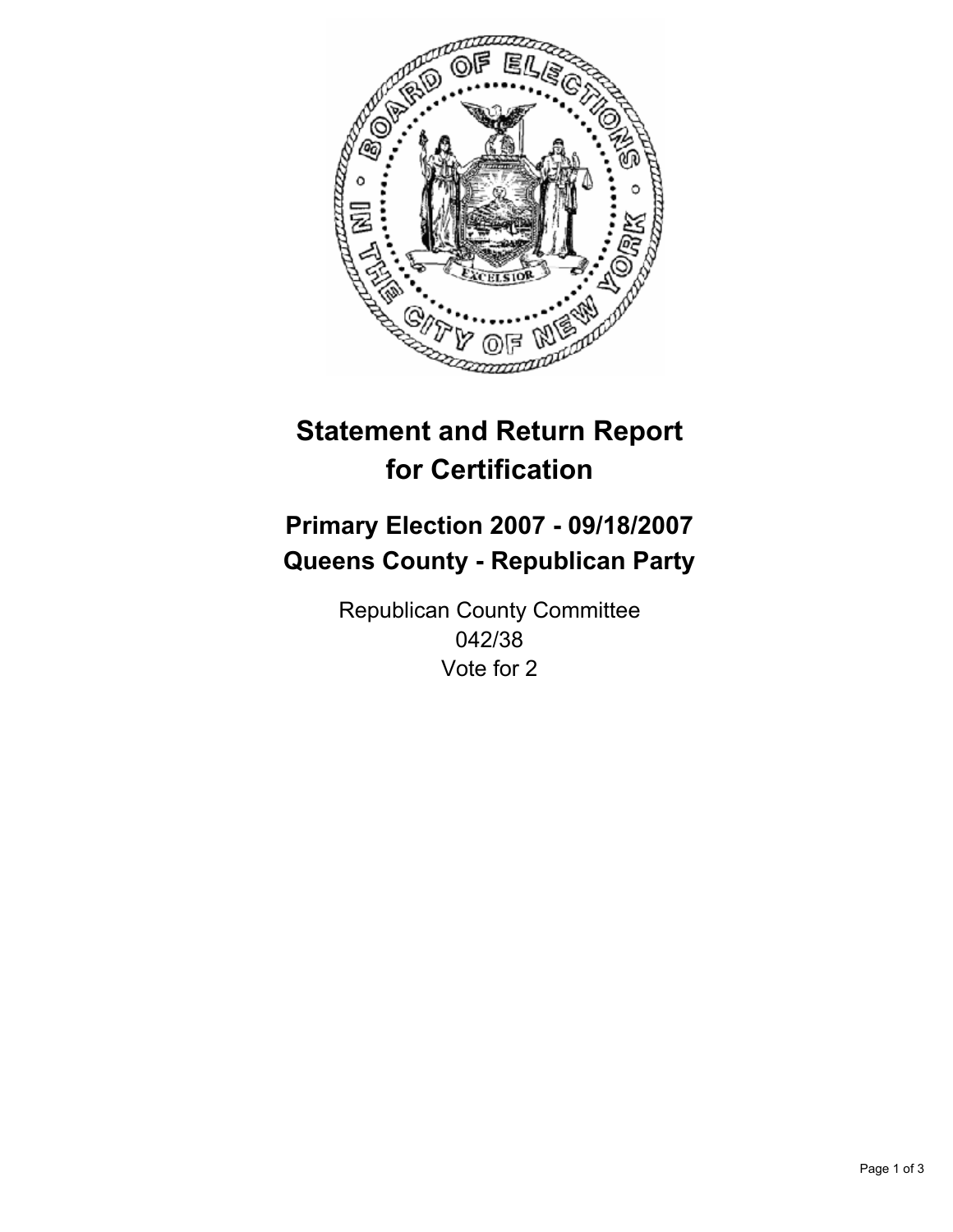# Statement and Return Report for Certification

## Primary Election 2007 - 09/18/2007
## Queens County - Republican Party

Republican County Committee
042/38
Vote for 2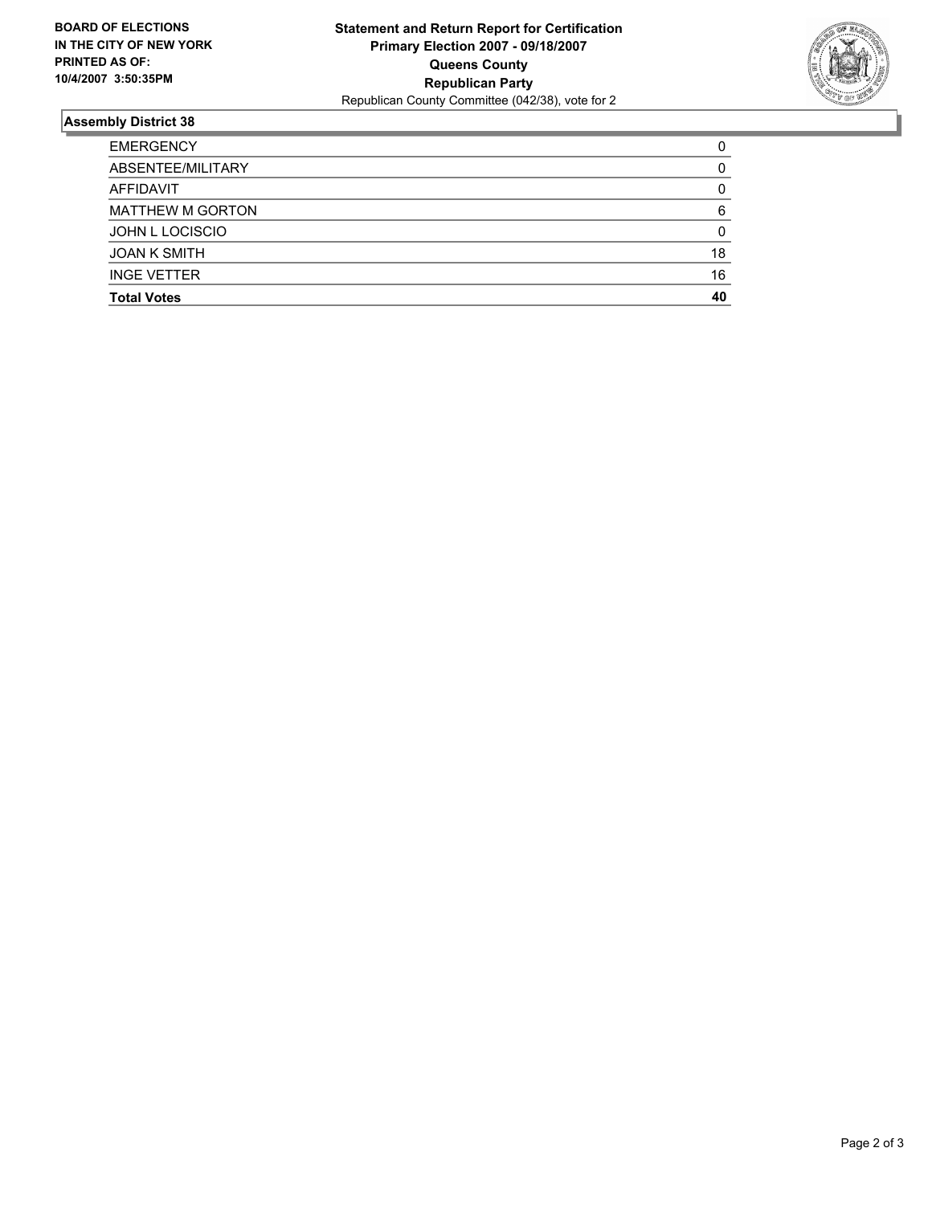**BOARD OF ELECTIONS IN THE CITY OF NEW YORK PRINTED AS OF: 10/4/2007 3:50:35PM**

**Statement and Return Report for Certification**
**Primary Election 2007 - 09/18/2007**
**Queens County**
**Republican Party**
Republican County Committee (042/38), vote for 2

### Assembly District 38

| | |
|---|---|
| EMERGENCY | 0 |
| ABSENTEE/MILITARY | 0 |
| AFFIDAVIT | 0 |
| MATTHEW M GORTON | 6 |
| JOHN L LOCISCIO | 0 |
| JOAN K SMITH | 18 |
| INGE VETTER | 16 |
| **Total Votes** | **40** |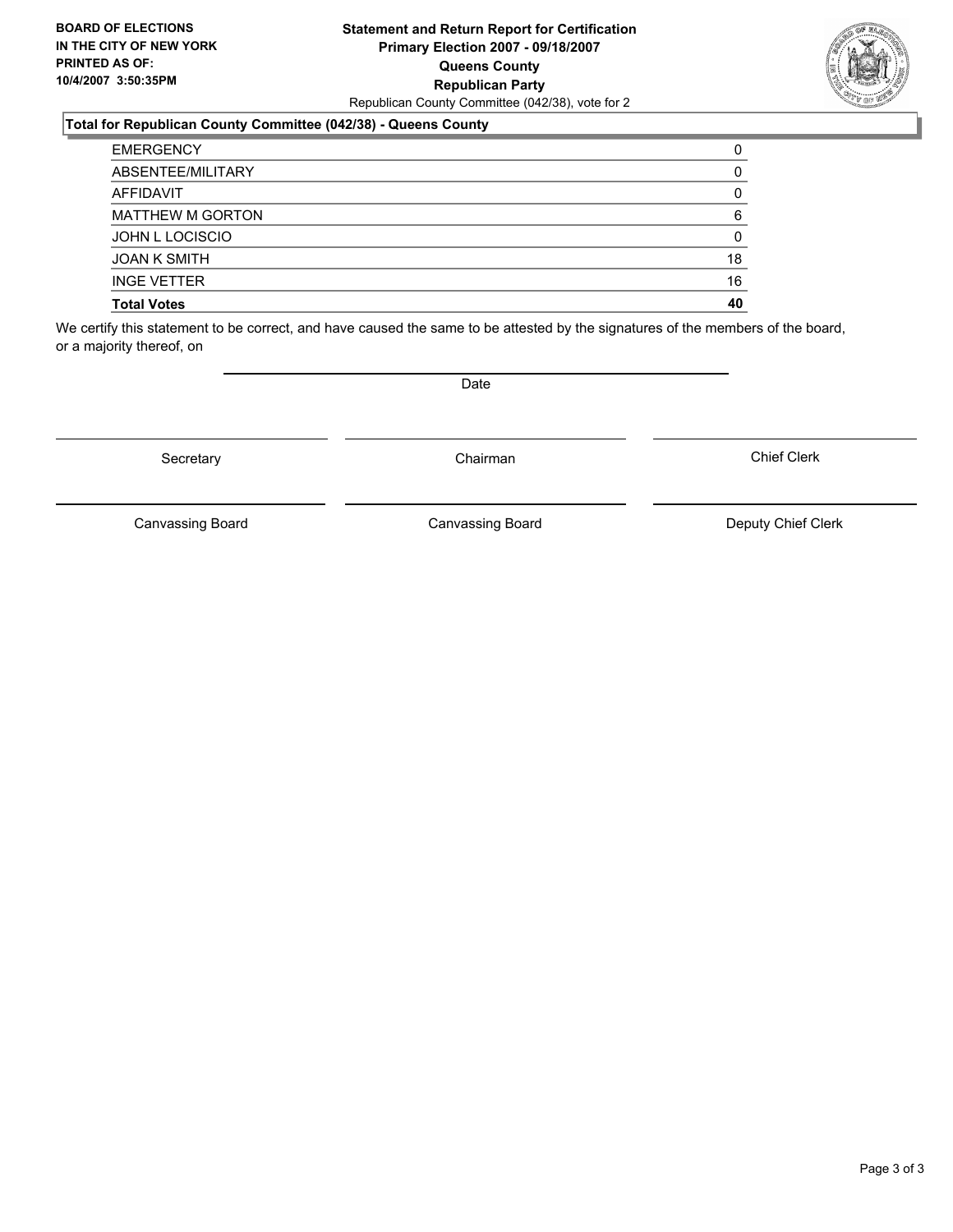**BOARD OF ELECTIONS IN THE CITY OF NEW YORK PRINTED AS OF: 10/4/2007 3:50:35PM**

**Statement and Return Report for Certification**
**Primary Election 2007 - 09/18/2007**
**Queens County**
**Republican Party**
Republican County Committee (042/38), vote for 2

### Total for Republican County Committee (042/38) - Queens County

| | |
|---|---|
| EMERGENCY | 0 |
| ABSENTEE/MILITARY | 0 |
| AFFIDAVIT | 0 |
| MATTHEW M GORTON | 6 |
| JOHN L LOCISCIO | 0 |
| JOAN K SMITH | 18 |
| INGE VETTER | 16 |
| **Total Votes** | **40** |

We certify this statement to be correct, and have caused the same to be attested by the signatures of the members of the board, or a majority thereof, on

Date

Secretary

Chairman

Chief Clerk

Canvassing Board

Canvassing Board

Deputy Chief Clerk